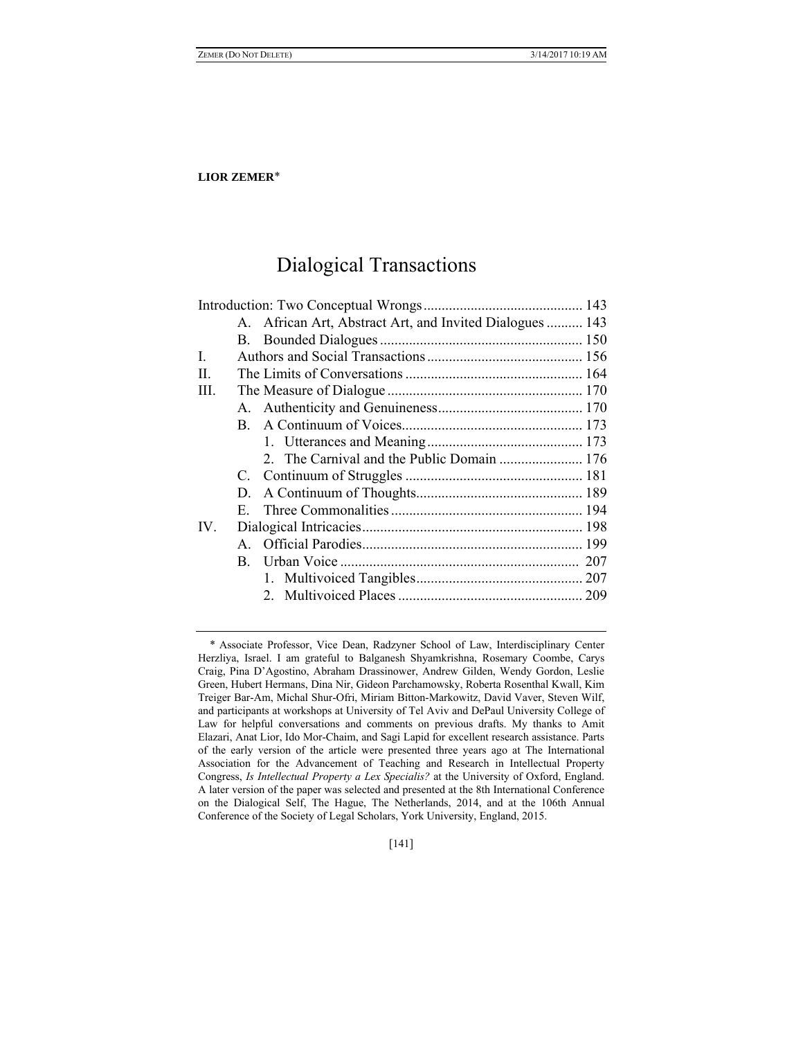**LIOR ZEMER***

# Dialogical Transactions

Introduction: Two Conceptual Wrongs ........................................... 143
- A. African Art, Abstract Art, and Invited Dialogues .......... 143
- B. Bounded Dialogues ....................................................... 150

I. Authors and Social Transactions ........................................... 156

II. The Limits of Conversations ................................................ 164

III. The Measure of Dialogue ..................................................... 170
- A. Authenticity and Genuineness........................................ 170
- B. A Continuum of Voices.................................................. 173
  - 1. Utterances and Meaning ........................................... 173
  - 2. The Carnival and the Public Domain ....................... 176
- C. Continuum of Struggles ................................................. 181
- D. A Continuum of Thoughts.............................................. 189
- E. Three Commonalities ..................................................... 194

IV. Dialogical Intricacies............................................................ 198
- A. Official Parodies............................................................ 199
- B. Urban Voice ................................................................. 207
  - 1. Multivoiced Tangibles............................................. 207
  - 2. Multivoiced Places .................................................. 209

---

* Associate Professor, Vice Dean, Radzyner School of Law, Interdisciplinary Center Herzliya, Israel. I am grateful to Balganesh Shyamkrishna, Rosemary Coombe, Carys Craig, Pina D'Agostino, Abraham Drassinower, Andrew Gilden, Wendy Gordon, Leslie Green, Hubert Hermans, Dina Nir, Gideon Parchamowsky, Roberta Rosenthal Kwall, Kim Treiger Bar-Am, Michal Shur-Ofri, Miriam Bitton-Markowitz, David Vaver, Steven Wilf, and participants at workshops at University of Tel Aviv and DePaul University College of Law for helpful conversations and comments on previous drafts. My thanks to Amit Elazari, Anat Lior, Ido Mor-Chaim, and Sagi Lapid for excellent research assistance. Parts of the early version of the article were presented three years ago at The International Association for the Advancement of Teaching and Research in Intellectual Property Congress, *Is Intellectual Property a Lex Specialis?* at the University of Oxford, England. A later version of the paper was selected and presented at the 8th International Conference on the Dialogical Self, The Hague, The Netherlands, 2014, and at the 106th Annual Conference of the Society of Legal Scholars, York University, England, 2015.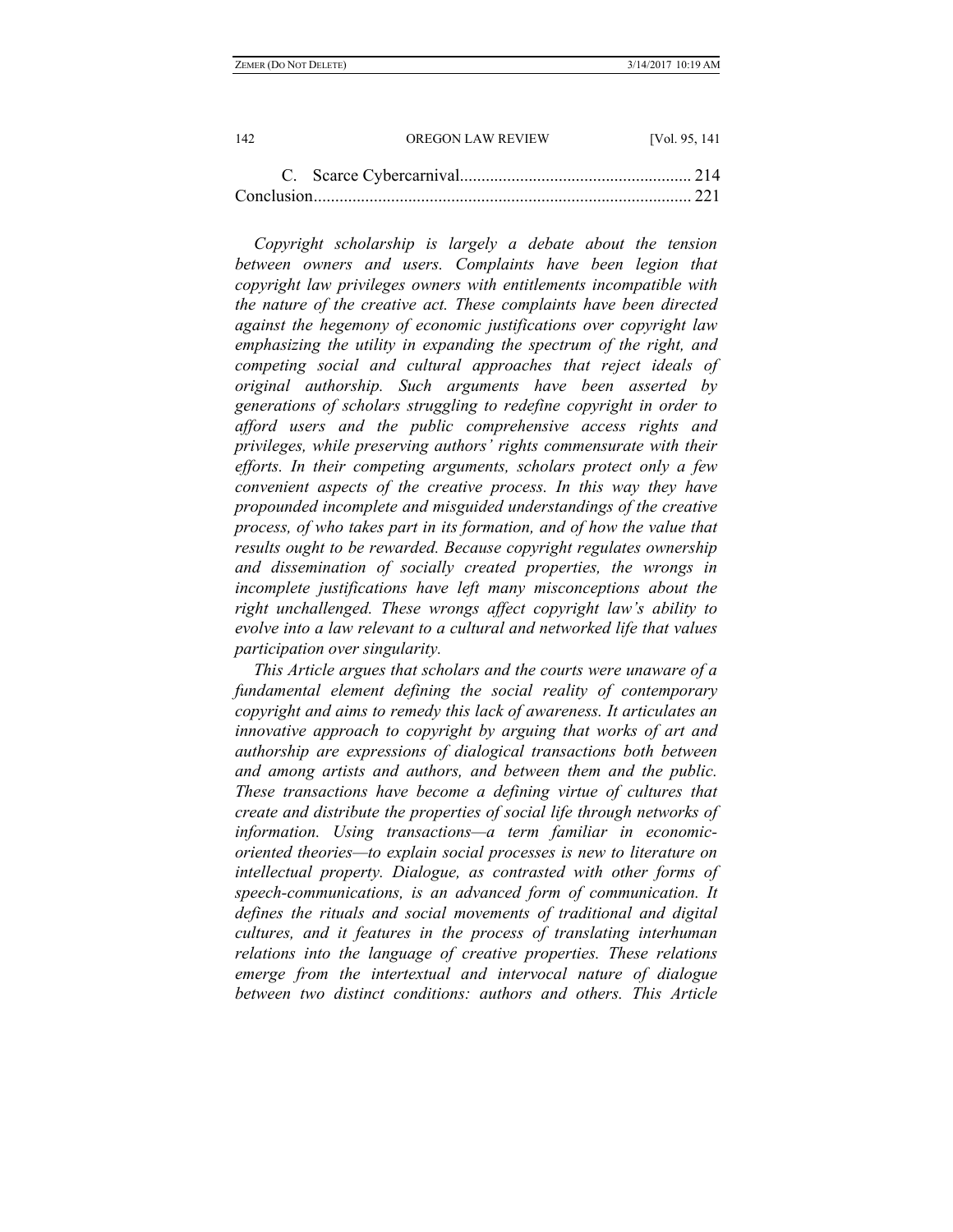C. Scarce Cybercarnival...................................................... 214

Conclusion....................................................................................... 221

*Copyright scholarship is largely a debate about the tension between owners and users. Complaints have been legion that copyright law privileges owners with entitlements incompatible with the nature of the creative act. These complaints have been directed against the hegemony of economic justifications over copyright law emphasizing the utility in expanding the spectrum of the right, and competing social and cultural approaches that reject ideals of original authorship. Such arguments have been asserted by generations of scholars struggling to redefine copyright in order to afford users and the public comprehensive access rights and privileges, while preserving authors' rights commensurate with their efforts. In their competing arguments, scholars protect only a few convenient aspects of the creative process. In this way they have propounded incomplete and misguided understandings of the creative process, of who takes part in its formation, and of how the value that results ought to be rewarded. Because copyright regulates ownership and dissemination of socially created properties, the wrongs in incomplete justifications have left many misconceptions about the right unchallenged. These wrongs affect copyright law's ability to evolve into a law relevant to a cultural and networked life that values participation over singularity.*

*This Article argues that scholars and the courts were unaware of a fundamental element defining the social reality of contemporary copyright and aims to remedy this lack of awareness. It articulates an innovative approach to copyright by arguing that works of art and authorship are expressions of dialogical transactions both between and among artists and authors, and between them and the public. These transactions have become a defining virtue of cultures that create and distribute the properties of social life through networks of information. Using transactions—a term familiar in economic-oriented theories—to explain social processes is new to literature on intellectual property. Dialogue, as contrasted with other forms of speech-communications, is an advanced form of communication. It defines the rituals and social movements of traditional and digital cultures, and it features in the process of translating interhuman relations into the language of creative properties. These relations emerge from the intertextual and intervocal nature of dialogue between two distinct conditions: authors and others. This Article*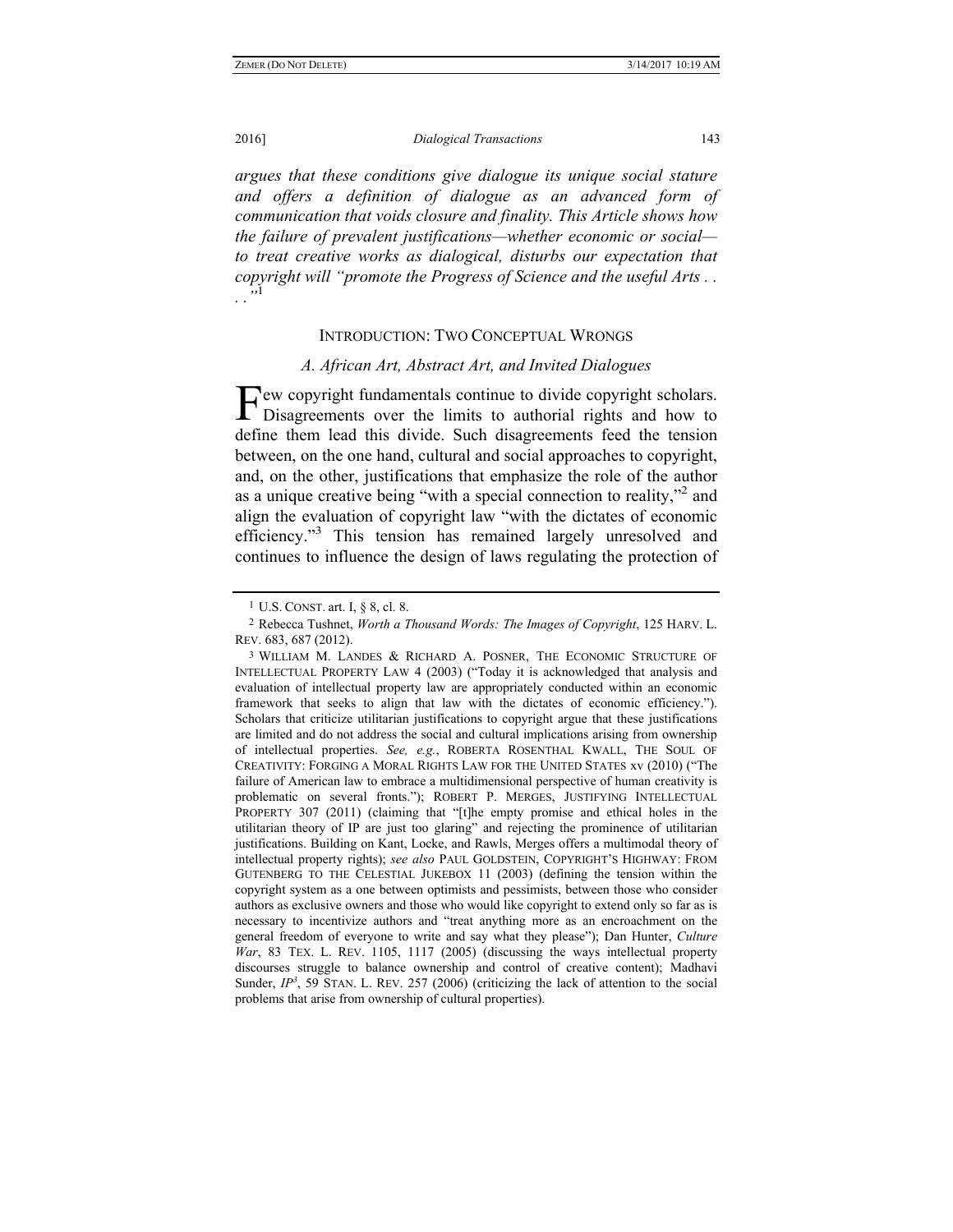*argues that these conditions give dialogue its unique social stature and offers a definition of dialogue as an advanced form of communication that voids closure and finality. This Article shows how the failure of prevalent justifications—whether economic or social—to treat creative works as dialogical, disturbs our expectation that copyright will "promote the Progress of Science and the useful Arts . . . ."*[1]

## INTRODUCTION: TWO CONCEPTUAL WRONGS

### *A. African Art, Abstract Art, and Invited Dialogues*

Few copyright fundamentals continue to divide copyright scholars. Disagreements over the limits to authorial rights and how to define them lead this divide. Such disagreements feed the tension between, on the one hand, cultural and social approaches to copyright, and, on the other, justifications that emphasize the role of the author as a unique creative being "with a special connection to reality,"[2] and align the evaluation of copyright law "with the dictates of economic efficiency."[3] This tension has remained largely unresolved and continues to influence the design of laws regulating the protection of

---

[1] U.S. CONST. art. I, § 8, cl. 8.

[2] Rebecca Tushnet, *Worth a Thousand Words: The Images of Copyright*, 125 HARV. L. REV. 683, 687 (2012).

[3] WILLIAM M. LANDES & RICHARD A. POSNER, THE ECONOMIC STRUCTURE OF INTELLECTUAL PROPERTY LAW 4 (2003) ("Today it is acknowledged that analysis and evaluation of intellectual property law are appropriately conducted within an economic framework that seeks to align that law with the dictates of economic efficiency."). Scholars that criticize utilitarian justifications to copyright argue that these justifications are limited and do not address the social and cultural implications arising from ownership of intellectual properties. *See, e.g.*, ROBERTA ROSENTHAL KWALL, THE SOUL OF CREATIVITY: FORGING A MORAL RIGHTS LAW FOR THE UNITED STATES xv (2010) ("The failure of American law to embrace a multidimensional perspective of human creativity is problematic on several fronts."); ROBERT P. MERGES, JUSTIFYING INTELLECTUAL PROPERTY 307 (2011) (claiming that "[t]he empty promise and ethical holes in the utilitarian theory of IP are just too glaring" and rejecting the prominence of utilitarian justifications. Building on Kant, Locke, and Rawls, Merges offers a multimodal theory of intellectual property rights); *see also* PAUL GOLDSTEIN, COPYRIGHT'S HIGHWAY: FROM GUTENBERG TO THE CELESTIAL JUKEBOX 11 (2003) (defining the tension within the copyright system as a one between optimists and pessimists, between those who consider authors as exclusive owners and those who would like copyright to extend only so far as is necessary to incentivize authors and "treat anything more as an encroachment on the general freedom of everyone to write and say what they please"); Dan Hunter, *Culture War*, 83 TEX. L. REV. 1105, 1117 (2005) (discussing the ways intellectual property discourses struggle to balance ownership and control of creative content); Madhavi Sunder, *IP*$^3$, 59 STAN. L. REV. 257 (2006) (criticizing the lack of attention to the social problems that arise from ownership of cultural properties).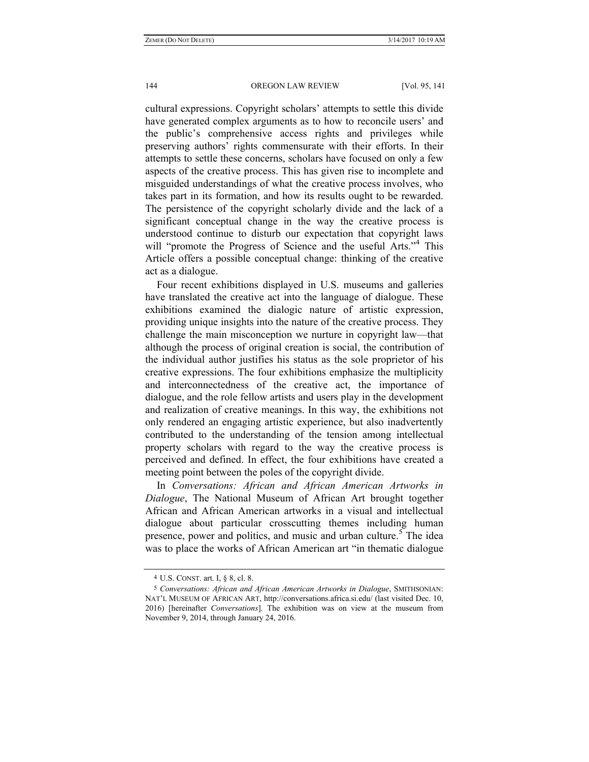cultural expressions. Copyright scholars' attempts to settle this divide have generated complex arguments as to how to reconcile users' and the public's comprehensive access rights and privileges while preserving authors' rights commensurate with their efforts. In their attempts to settle these concerns, scholars have focused on only a few aspects of the creative process. This has given rise to incomplete and misguided understandings of what the creative process involves, who takes part in its formation, and how its results ought to be rewarded. The persistence of the copyright scholarly divide and the lack of a significant conceptual change in the way the creative process is understood continue to disturb our expectation that copyright laws will "promote the Progress of Science and the useful Arts."[4] This Article offers a possible conceptual change: thinking of the creative act as a dialogue.

Four recent exhibitions displayed in U.S. museums and galleries have translated the creative act into the language of dialogue. These exhibitions examined the dialogic nature of artistic expression, providing unique insights into the nature of the creative process. They challenge the main misconception we nurture in copyright law—that although the process of original creation is social, the contribution of the individual author justifies his status as the sole proprietor of his creative expressions. The four exhibitions emphasize the multiplicity and interconnectedness of the creative act, the importance of dialogue, and the role fellow artists and users play in the development and realization of creative meanings. In this way, the exhibitions not only rendered an engaging artistic experience, but also inadvertently contributed to the understanding of the tension among intellectual property scholars with regard to the way the creative process is perceived and defined. In effect, the four exhibitions have created a meeting point between the poles of the copyright divide.

In *Conversations: African and African American Artworks in Dialogue*, The National Museum of African Art brought together African and African American artworks in a visual and intellectual dialogue about particular crosscutting themes including human presence, power and politics, and music and urban culture.[5] The idea was to place the works of African American art "in thematic dialogue

---

4 U.S. CONST. art. I, § 8, cl. 8.

5 *Conversations: African and African American Artworks in Dialogue*, SMITHSONIAN: NAT'L MUSEUM OF AFRICAN ART, http://conversations.africa.si.edu/ (last visited Dec. 10, 2016) [hereinafter *Conversations*]. The exhibition was on view at the museum from November 9, 2014, through January 24, 2016.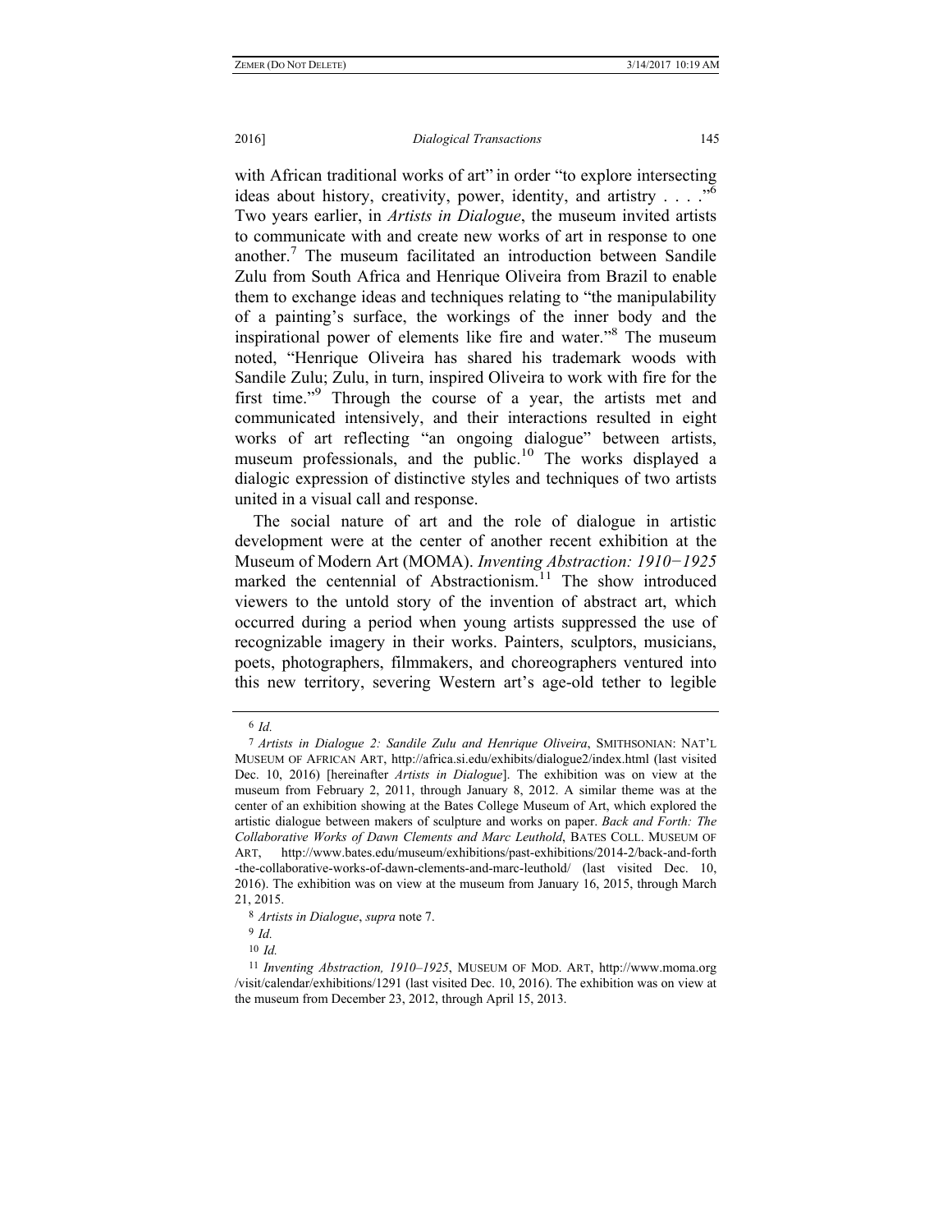with African traditional works of art" in order "to explore intersecting ideas about history, creativity, power, identity, and artistry . . . ."[6] Two years earlier, in *Artists in Dialogue*, the museum invited artists to communicate with and create new works of art in response to one another.[7] The museum facilitated an introduction between Sandile Zulu from South Africa and Henrique Oliveira from Brazil to enable them to exchange ideas and techniques relating to "the manipulability of a painting's surface, the workings of the inner body and the inspirational power of elements like fire and water."[8] The museum noted, "Henrique Oliveira has shared his trademark woods with Sandile Zulu; Zulu, in turn, inspired Oliveira to work with fire for the first time."[9] Through the course of a year, the artists met and communicated intensively, and their interactions resulted in eight works of art reflecting "an ongoing dialogue" between artists, museum professionals, and the public.[10] The works displayed a dialogic expression of distinctive styles and techniques of two artists united in a visual call and response.

The social nature of art and the role of dialogue in artistic development were at the center of another recent exhibition at the Museum of Modern Art (MOMA). *Inventing Abstraction: 1910−1925* marked the centennial of Abstractionism.[11] The show introduced viewers to the untold story of the invention of abstract art, which occurred during a period when young artists suppressed the use of recognizable imagery in their works. Painters, sculptors, musicians, poets, photographers, filmmakers, and choreographers ventured into this new territory, severing Western art's age-old tether to legible

---

[6] *Id.*

[7] *Artists in Dialogue 2: Sandile Zulu and Henrique Oliveira*, SMITHSONIAN: NAT'L MUSEUM OF AFRICAN ART, http://africa.si.edu/exhibits/dialogue2/index.html (last visited Dec. 10, 2016) [hereinafter *Artists in Dialogue*]. The exhibition was on view at the museum from February 2, 2011, through January 8, 2012. A similar theme was at the center of an exhibition showing at the Bates College Museum of Art, which explored the artistic dialogue between makers of sculpture and works on paper. *Back and Forth: The Collaborative Works of Dawn Clements and Marc Leuthold*, BATES COLL. MUSEUM OF ART, http://www.bates.edu/museum/exhibitions/past-exhibitions/2014-2/back-and-forth-the-collaborative-works-of-dawn-clements-and-marc-leuthold/ (last visited Dec. 10, 2016). The exhibition was on view at the museum from January 16, 2015, through March 21, 2015.

[8] *Artists in Dialogue*, *supra* note 7.

[9] *Id.*

[10] *Id.*

[11] *Inventing Abstraction, 1910–1925*, MUSEUM OF MOD. ART, http://www.moma.org/visit/calendar/exhibitions/1291 (last visited Dec. 10, 2016). The exhibition was on view at the museum from December 23, 2012, through April 15, 2013.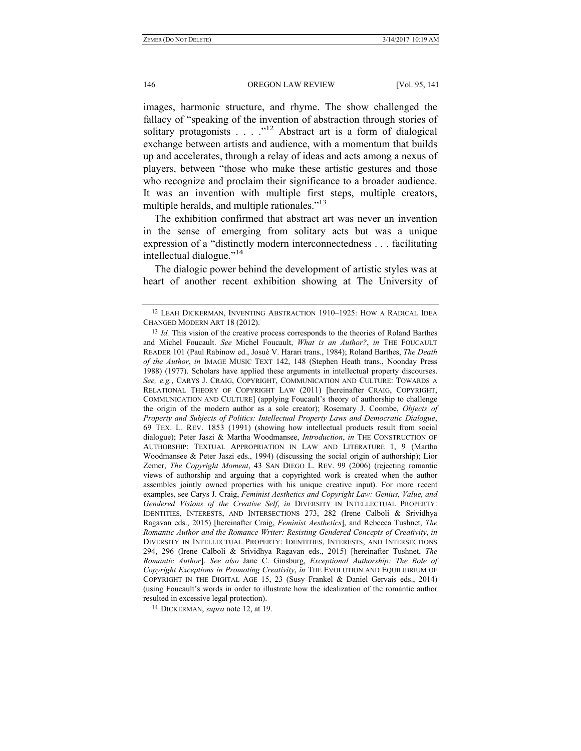images, harmonic structure, and rhyme. The show challenged the fallacy of "speaking of the invention of abstraction through stories of solitary protagonists . . . ."[12] Abstract art is a form of dialogical exchange between artists and audience, with a momentum that builds up and accelerates, through a relay of ideas and acts among a nexus of players, between "those who make these artistic gestures and those who recognize and proclaim their significance to a broader audience. It was an invention with multiple first steps, multiple creators, multiple heralds, and multiple rationales."[13]

The exhibition confirmed that abstract art was never an invention in the sense of emerging from solitary acts but was a unique expression of a "distinctly modern interconnectedness . . . facilitating intellectual dialogue."[14]

The dialogic power behind the development of artistic styles was at heart of another recent exhibition showing at The University of

---

[12] LEAH DICKERMAN, INVENTING ABSTRACTION 1910–1925: HOW A RADICAL IDEA CHANGED MODERN ART 18 (2012).

[13] *Id.* This vision of the creative process corresponds to the theories of Roland Barthes and Michel Foucault. *See* Michel Foucault, *What is an Author?*, *in* THE FOUCAULT READER 101 (Paul Rabinow ed., Josué V. Harari trans., 1984); Roland Barthes, *The Death of the Author*, *in* IMAGE MUSIC TEXT 142, 148 (Stephen Heath trans., Noonday Press 1988) (1977). Scholars have applied these arguments in intellectual property discourses. *See, e.g.*, CARYS J. CRAIG, COPYRIGHT, COMMUNICATION AND CULTURE: TOWARDS A RELATIONAL THEORY OF COPYRIGHT LAW (2011) [hereinafter CRAIG, COPYRIGHT, COMMUNICATION AND CULTURE] (applying Foucault's theory of authorship to challenge the origin of the modern author as a sole creator); Rosemary J. Coombe, *Objects of Property and Subjects of Politics: Intellectual Property Laws and Democratic Dialogue*, 69 TEX. L. REV. 1853 (1991) (showing how intellectual products result from social dialogue); Peter Jaszi & Martha Woodmansee, *Introduction*, *in* THE CONSTRUCTION OF AUTHORSHIP: TEXTUAL APPROPRIATION IN LAW AND LITERATURE 1, 9 (Martha Woodmansee & Peter Jaszi eds., 1994) (discussing the social origin of authorship); Lior Zemer, *The Copyright Moment*, 43 SAN DIEGO L. REV. 99 (2006) (rejecting romantic views of authorship and arguing that a copyrighted work is created when the author assembles jointly owned properties with his unique creative input). For more recent examples, see Carys J. Craig, *Feminist Aesthetics and Copyright Law: Genius, Value, and Gendered Visions of the Creative Self*, *in* DIVERSITY IN INTELLECTUAL PROPERTY: IDENTITIES, INTERESTS, AND INTERSECTIONS 273, 282 (Irene Calboli & Srividhya Ragavan eds., 2015) [hereinafter Craig, *Feminist Aesthetics*], and Rebecca Tushnet, *The Romantic Author and the Romance Writer: Resisting Gendered Concepts of Creativity*, *in* DIVERSITY IN INTELLECTUAL PROPERTY: IDENTITIES, INTERESTS, AND INTERSECTIONS 294, 296 (Irene Calboli & Srividhya Ragavan eds., 2015) [hereinafter Tushnet, *The Romantic Author*]. *See also* Jane C. Ginsburg, *Exceptional Authorship: The Role of Copyright Exceptions in Promoting Creativity*, *in* THE EVOLUTION AND EQUILIBRIUM OF COPYRIGHT IN THE DIGITAL AGE 15, 23 (Susy Frankel & Daniel Gervais eds., 2014) (using Foucault's words in order to illustrate how the idealization of the romantic author resulted in excessive legal protection).

[14] DICKERMAN, *supra* note 12, at 19.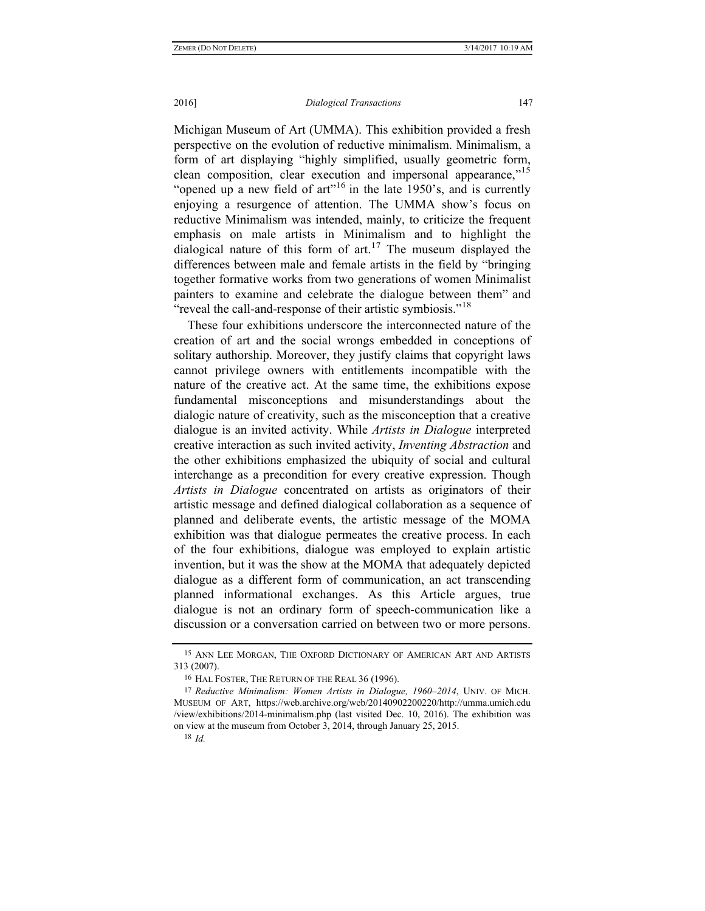Michigan Museum of Art (UMMA). This exhibition provided a fresh perspective on the evolution of reductive minimalism. Minimalism, a form of art displaying "highly simplified, usually geometric form, clean composition, clear execution and impersonal appearance,"[15] "opened up a new field of art"[16] in the late 1950's, and is currently enjoying a resurgence of attention. The UMMA show's focus on reductive Minimalism was intended, mainly, to criticize the frequent emphasis on male artists in Minimalism and to highlight the dialogical nature of this form of art.[17] The museum displayed the differences between male and female artists in the field by "bringing together formative works from two generations of women Minimalist painters to examine and celebrate the dialogue between them" and "reveal the call-and-response of their artistic symbiosis."[18]

These four exhibitions underscore the interconnected nature of the creation of art and the social wrongs embedded in conceptions of solitary authorship. Moreover, they justify claims that copyright laws cannot privilege owners with entitlements incompatible with the nature of the creative act. At the same time, the exhibitions expose fundamental misconceptions and misunderstandings about the dialogic nature of creativity, such as the misconception that a creative dialogue is an invited activity. While *Artists in Dialogue* interpreted creative interaction as such invited activity, *Inventing Abstraction* and the other exhibitions emphasized the ubiquity of social and cultural interchange as a precondition for every creative expression. Though *Artists in Dialogue* concentrated on artists as originators of their artistic message and defined dialogical collaboration as a sequence of planned and deliberate events, the artistic message of the MOMA exhibition was that dialogue permeates the creative process. In each of the four exhibitions, dialogue was employed to explain artistic invention, but it was the show at the MOMA that adequately depicted dialogue as a different form of communication, an act transcending planned informational exchanges. As this Article argues, true dialogue is not an ordinary form of speech-communication like a discussion or a conversation carried on between two or more persons.

---

15 ANN LEE MORGAN, THE OXFORD DICTIONARY OF AMERICAN ART AND ARTISTS 313 (2007).

16 HAL FOSTER, THE RETURN OF THE REAL 36 (1996).

17 *Reductive Minimalism: Women Artists in Dialogue, 1960–2014*, UNIV. OF MICH. MUSEUM OF ART, https://web.archive.org/web/20140902200220/http://umma.umich.edu/view/exhibitions/2014-minimalism.php (last visited Dec. 10, 2016). The exhibition was on view at the museum from October 3, 2014, through January 25, 2015.

18 *Id.*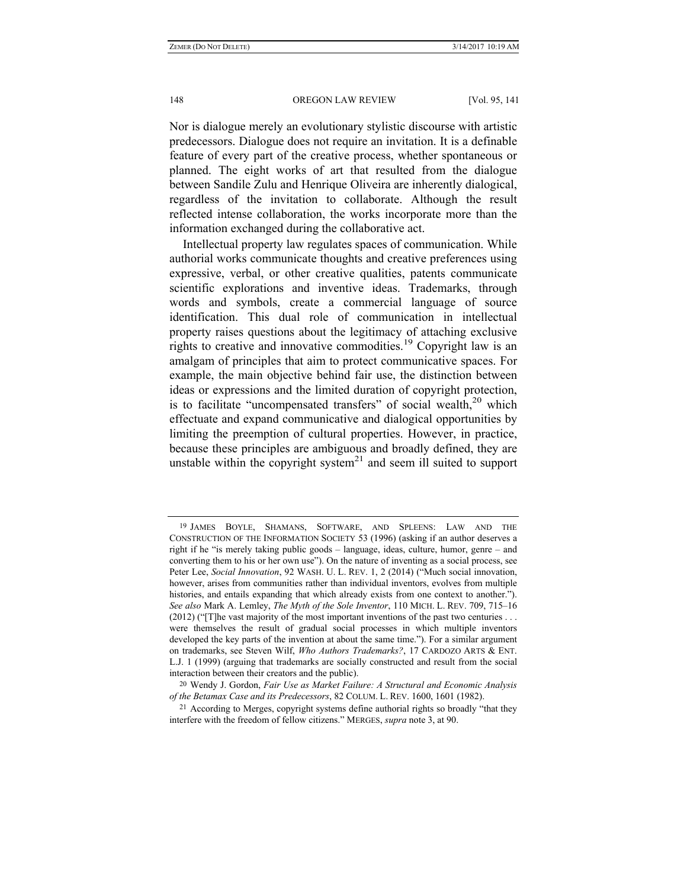Nor is dialogue merely an evolutionary stylistic discourse with artistic predecessors. Dialogue does not require an invitation. It is a definable feature of every part of the creative process, whether spontaneous or planned. The eight works of art that resulted from the dialogue between Sandile Zulu and Henrique Oliveira are inherently dialogical, regardless of the invitation to collaborate. Although the result reflected intense collaboration, the works incorporate more than the information exchanged during the collaborative act.

Intellectual property law regulates spaces of communication. While authorial works communicate thoughts and creative preferences using expressive, verbal, or other creative qualities, patents communicate scientific explorations and inventive ideas. Trademarks, through words and symbols, create a commercial language of source identification. This dual role of communication in intellectual property raises questions about the legitimacy of attaching exclusive rights to creative and innovative commodities.[19] Copyright law is an amalgam of principles that aim to protect communicative spaces. For example, the main objective behind fair use, the distinction between ideas or expressions and the limited duration of copyright protection, is to facilitate "uncompensated transfers" of social wealth,[20] which effectuate and expand communicative and dialogical opportunities by limiting the preemption of cultural properties. However, in practice, because these principles are ambiguous and broadly defined, they are unstable within the copyright system[21] and seem ill suited to support

---

19 JAMES BOYLE, SHAMANS, SOFTWARE, AND SPLEENS: LAW AND THE CONSTRUCTION OF THE INFORMATION SOCIETY 53 (1996) (asking if an author deserves a right if he "is merely taking public goods – language, ideas, culture, humor, genre – and converting them to his or her own use"). On the nature of inventing as a social process, see Peter Lee, *Social Innovation*, 92 WASH. U. L. REV. 1, 2 (2014) ("Much social innovation, however, arises from communities rather than individual inventors, evolves from multiple histories, and entails expanding that which already exists from one context to another."). *See also* Mark A. Lemley, *The Myth of the Sole Inventor*, 110 MICH. L. REV. 709, 715–16 (2012) ("[T]he vast majority of the most important inventions of the past two centuries . . . were themselves the result of gradual social processes in which multiple inventors developed the key parts of the invention at about the same time."). For a similar argument on trademarks, see Steven Wilf, *Who Authors Trademarks?*, 17 CARDOZO ARTS & ENT. L.J. 1 (1999) (arguing that trademarks are socially constructed and result from the social interaction between their creators and the public).

20 Wendy J. Gordon, *Fair Use as Market Failure: A Structural and Economic Analysis of the Betamax Case and its Predecessors*, 82 COLUM. L. REV. 1600, 1601 (1982).

21 According to Merges, copyright systems define authorial rights so broadly "that they interfere with the freedom of fellow citizens." MERGES, *supra* note 3, at 90.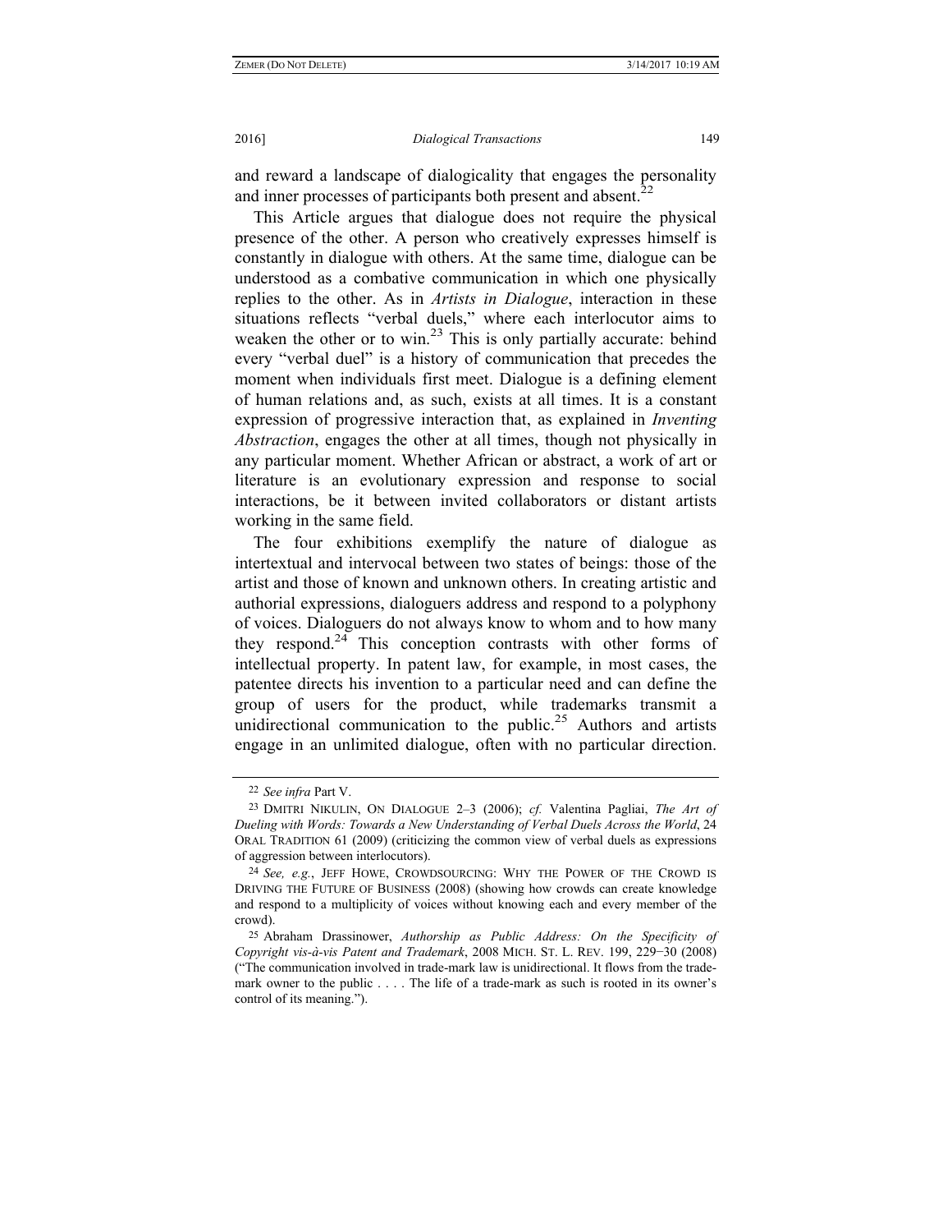and reward a landscape of dialogicality that engages the personality and inner processes of participants both present and absent.[22]

This Article argues that dialogue does not require the physical presence of the other. A person who creatively expresses himself is constantly in dialogue with others. At the same time, dialogue can be understood as a combative communication in which one physically replies to the other. As in *Artists in Dialogue*, interaction in these situations reflects "verbal duels," where each interlocutor aims to weaken the other or to win.[23] This is only partially accurate: behind every "verbal duel" is a history of communication that precedes the moment when individuals first meet. Dialogue is a defining element of human relations and, as such, exists at all times. It is a constant expression of progressive interaction that, as explained in *Inventing Abstraction*, engages the other at all times, though not physically in any particular moment. Whether African or abstract, a work of art or literature is an evolutionary expression and response to social interactions, be it between invited collaborators or distant artists working in the same field.

The four exhibitions exemplify the nature of dialogue as intertextual and intervocal between two states of beings: those of the artist and those of known and unknown others. In creating artistic and authorial expressions, dialoguers address and respond to a polyphony of voices. Dialoguers do not always know to whom and to how many they respond.[24] This conception contrasts with other forms of intellectual property. In patent law, for example, in most cases, the patentee directs his invention to a particular need and can define the group of users for the product, while trademarks transmit a unidirectional communication to the public.[25] Authors and artists engage in an unlimited dialogue, often with no particular direction.

---

22 *See infra* Part V.

23 DMITRI NIKULIN, ON DIALOGUE 2–3 (2006); *cf.* Valentina Pagliai, *The Art of Dueling with Words: Towards a New Understanding of Verbal Duels Across the World*, 24 ORAL TRADITION 61 (2009) (criticizing the common view of verbal duels as expressions of aggression between interlocutors).

24 *See, e.g.*, JEFF HOWE, CROWDSOURCING: WHY THE POWER OF THE CROWD IS DRIVING THE FUTURE OF BUSINESS (2008) (showing how crowds can create knowledge and respond to a multiplicity of voices without knowing each and every member of the crowd).

25 Abraham Drassinower, *Authorship as Public Address: On the Specificity of Copyright vis-à-vis Patent and Trademark*, 2008 MICH. ST. L. REV. 199, 229−30 (2008) ("The communication involved in trade-mark law is unidirectional. It flows from the trade-mark owner to the public . . . . The life of a trade-mark as such is rooted in its owner's control of its meaning.").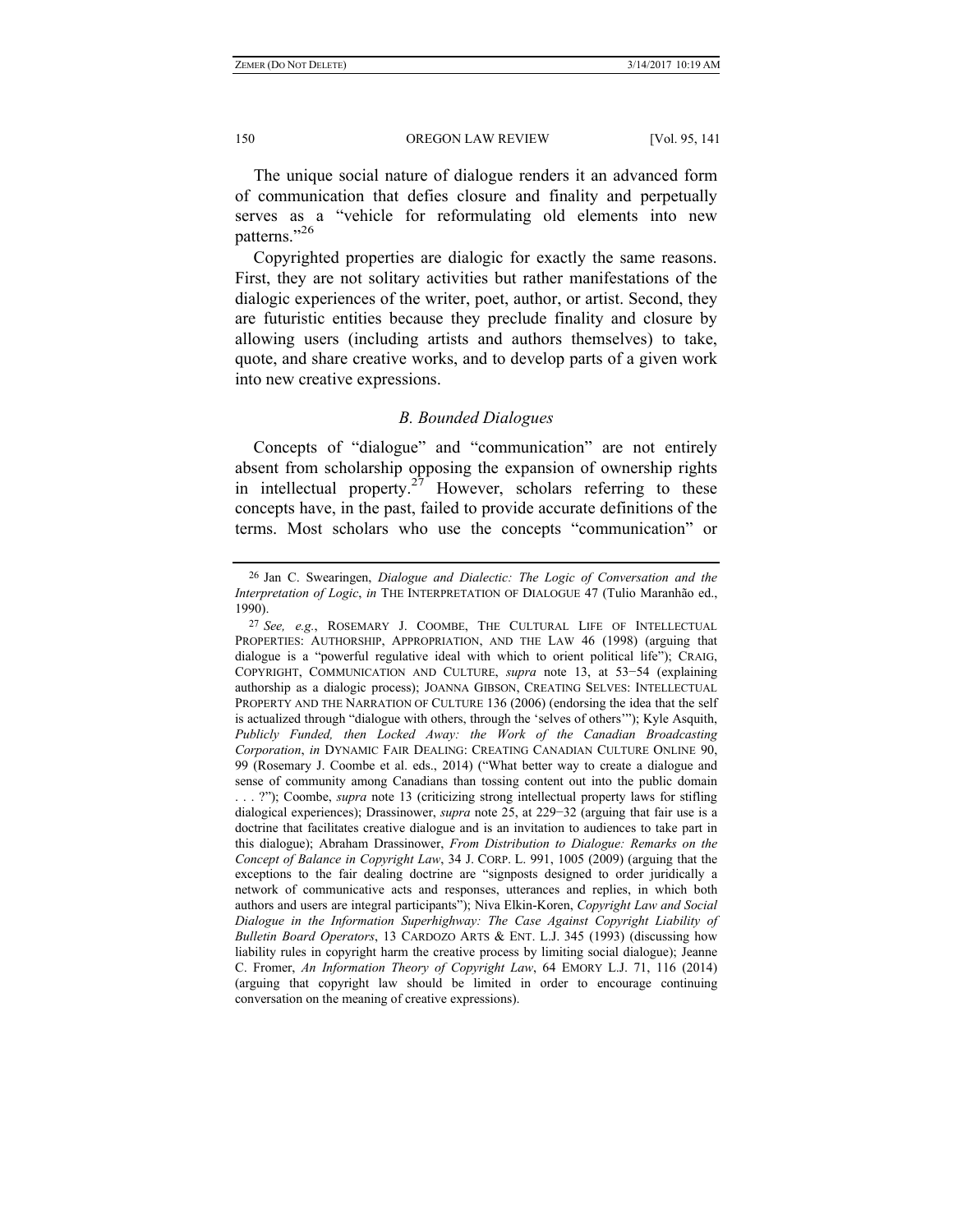The unique social nature of dialogue renders it an advanced form of communication that defies closure and finality and perpetually serves as a "vehicle for reformulating old elements into new patterns."[26]

Copyrighted properties are dialogic for exactly the same reasons. First, they are not solitary activities but rather manifestations of the dialogic experiences of the writer, poet, author, or artist. Second, they are futuristic entities because they preclude finality and closure by allowing users (including artists and authors themselves) to take, quote, and share creative works, and to develop parts of a given work into new creative expressions.

### *B. Bounded Dialogues*

Concepts of "dialogue" and "communication" are not entirely absent from scholarship opposing the expansion of ownership rights in intellectual property.[27] However, scholars referring to these concepts have, in the past, failed to provide accurate definitions of the terms. Most scholars who use the concepts "communication" or

---

[26] Jan C. Swearingen, *Dialogue and Dialectic: The Logic of Conversation and the Interpretation of Logic*, *in* THE INTERPRETATION OF DIALOGUE 47 (Tulio Maranhão ed., 1990).

[27] *See, e.g.*, ROSEMARY J. COOMBE, THE CULTURAL LIFE OF INTELLECTUAL PROPERTIES: AUTHORSHIP, APPROPRIATION, AND THE LAW 46 (1998) (arguing that dialogue is a "powerful regulative ideal with which to orient political life"); CRAIG, COPYRIGHT, COMMUNICATION AND CULTURE, *supra* note 13, at 53−54 (explaining authorship as a dialogic process); JOANNA GIBSON, CREATING SELVES: INTELLECTUAL PROPERTY AND THE NARRATION OF CULTURE 136 (2006) (endorsing the idea that the self is actualized through "dialogue with others, through the 'selves of others'"); Kyle Asquith, *Publicly Funded, then Locked Away: the Work of the Canadian Broadcasting Corporation*, *in* DYNAMIC FAIR DEALING: CREATING CANADIAN CULTURE ONLINE 90, 99 (Rosemary J. Coombe et al. eds., 2014) ("What better way to create a dialogue and sense of community among Canadians than tossing content out into the public domain . . . ?"); Coombe, *supra* note 13 (criticizing strong intellectual property laws for stifling dialogical experiences); Drassinower, *supra* note 25, at 229−32 (arguing that fair use is a doctrine that facilitates creative dialogue and is an invitation to audiences to take part in this dialogue); Abraham Drassinower, *From Distribution to Dialogue: Remarks on the Concept of Balance in Copyright Law*, 34 J. CORP. L. 991, 1005 (2009) (arguing that the exceptions to the fair dealing doctrine are "signposts designed to order juridically a network of communicative acts and responses, utterances and replies, in which both authors and users are integral participants"); Niva Elkin-Koren, *Copyright Law and Social Dialogue in the Information Superhighway: The Case Against Copyright Liability of Bulletin Board Operators*, 13 CARDOZO ARTS & ENT. L.J. 345 (1993) (discussing how liability rules in copyright harm the creative process by limiting social dialogue); Jeanne C. Fromer, *An Information Theory of Copyright Law*, 64 EMORY L.J. 71, 116 (2014) (arguing that copyright law should be limited in order to encourage continuing conversation on the meaning of creative expressions).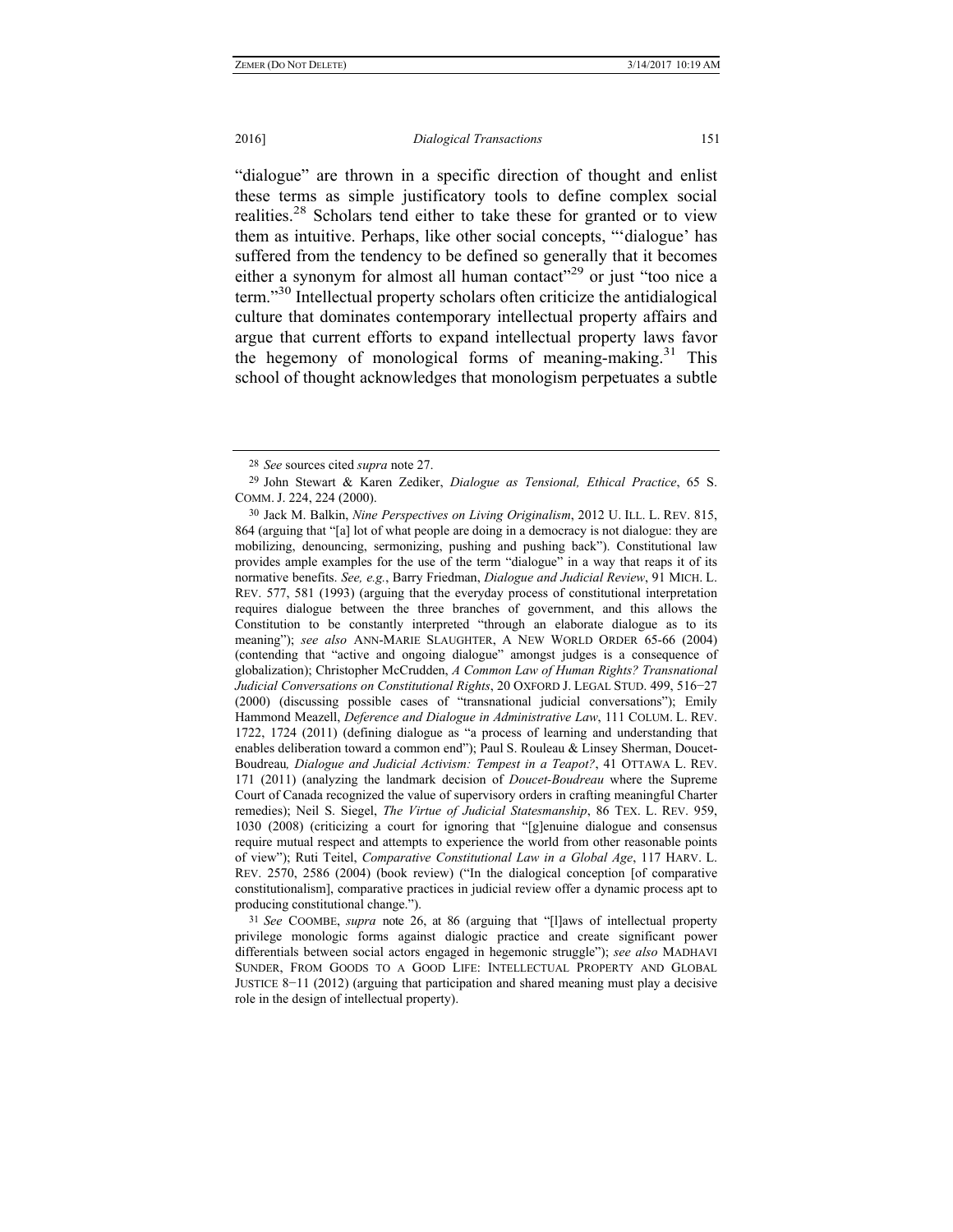"dialogue" are thrown in a specific direction of thought and enlist these terms as simple justificatory tools to define complex social realities.[28] Scholars tend either to take these for granted or to view them as intuitive. Perhaps, like other social concepts, "'dialogue' has suffered from the tendency to be defined so generally that it becomes either a synonym for almost all human contact"[29] or just "too nice a term."[30] Intellectual property scholars often criticize the antidialogical culture that dominates contemporary intellectual property affairs and argue that current efforts to expand intellectual property laws favor the hegemony of monological forms of meaning-making.[31] This school of thought acknowledges that monologism perpetuates a subtle

---

[28] *See* sources cited *supra* note 27.

[29] John Stewart & Karen Zediker, *Dialogue as Tensional, Ethical Practice*, 65 S. COMM. J. 224, 224 (2000).

[30] Jack M. Balkin, *Nine Perspectives on Living Originalism*, 2012 U. ILL. L. REV. 815, 864 (arguing that "[a] lot of what people are doing in a democracy is not dialogue: they are mobilizing, denouncing, sermonizing, pushing and pushing back"). Constitutional law provides ample examples for the use of the term "dialogue" in a way that reaps it of its normative benefits. *See, e.g.*, Barry Friedman, *Dialogue and Judicial Review*, 91 MICH. L. REV. 577, 581 (1993) (arguing that the everyday process of constitutional interpretation requires dialogue between the three branches of government, and this allows the Constitution to be constantly interpreted "through an elaborate dialogue as to its meaning"); *see also* ANN-MARIE SLAUGHTER, A NEW WORLD ORDER 65-66 (2004) (contending that "active and ongoing dialogue" amongst judges is a consequence of globalization); Christopher McCrudden, *A Common Law of Human Rights? Transnational Judicial Conversations on Constitutional Rights*, 20 OXFORD J. LEGAL STUD. 499, 516−27 (2000) (discussing possible cases of "transnational judicial conversations"); Emily Hammond Meazell, *Deference and Dialogue in Administrative Law*, 111 COLUM. L. REV. 1722, 1724 (2011) (defining dialogue as "a process of learning and understanding that enables deliberation toward a common end"); Paul S. Rouleau & Linsey Sherman, Doucet-Boudreau*, Dialogue and Judicial Activism: Tempest in a Teapot?*, 41 OTTAWA L. REV. 171 (2011) (analyzing the landmark decision of *Doucet-Boudreau* where the Supreme Court of Canada recognized the value of supervisory orders in crafting meaningful Charter remedies); Neil S. Siegel, *The Virtue of Judicial Statesmanship*, 86 TEX. L. REV. 959, 1030 (2008) (criticizing a court for ignoring that "[g]enuine dialogue and consensus require mutual respect and attempts to experience the world from other reasonable points of view"); Ruti Teitel, *Comparative Constitutional Law in a Global Age*, 117 HARV. L. REV. 2570, 2586 (2004) (book review) ("In the dialogical conception [of comparative constitutionalism], comparative practices in judicial review offer a dynamic process apt to producing constitutional change.").

[31] *See* COOMBE, *supra* note 26, at 86 (arguing that "[l]aws of intellectual property privilege monologic forms against dialogic practice and create significant power differentials between social actors engaged in hegemonic struggle"); *see also* MADHAVI SUNDER, FROM GOODS TO A GOOD LIFE: INTELLECTUAL PROPERTY AND GLOBAL JUSTICE 8−11 (2012) (arguing that participation and shared meaning must play a decisive role in the design of intellectual property).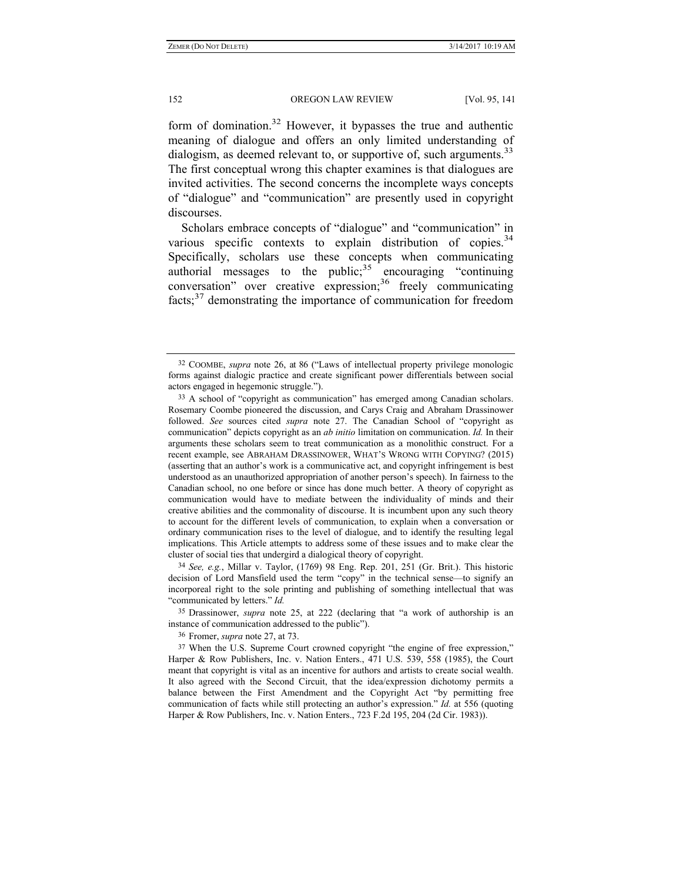form of domination.[32] However, it bypasses the true and authentic meaning of dialogue and offers an only limited understanding of dialogism, as deemed relevant to, or supportive of, such arguments.[33] The first conceptual wrong this chapter examines is that dialogues are invited activities. The second concerns the incomplete ways concepts of "dialogue" and "communication" are presently used in copyright discourses.

Scholars embrace concepts of "dialogue" and "communication" in various specific contexts to explain distribution of copies.[34] Specifically, scholars use these concepts when communicating authorial messages to the public;[35] encouraging "continuing conversation" over creative expression;[36] freely communicating facts;[37] demonstrating the importance of communication for freedom

---

[32] COOMBE, *supra* note 26, at 86 ("Laws of intellectual property privilege monologic forms against dialogic practice and create significant power differentials between social actors engaged in hegemonic struggle.").

[33] A school of "copyright as communication" has emerged among Canadian scholars. Rosemary Coombe pioneered the discussion, and Carys Craig and Abraham Drassinower followed. *See* sources cited *supra* note 27. The Canadian School of "copyright as communication" depicts copyright as an *ab initio* limitation on communication. *Id.* In their arguments these scholars seem to treat communication as a monolithic construct. For a recent example, see ABRAHAM DRASSINOWER, WHAT'S WRONG WITH COPYING? (2015) (asserting that an author's work is a communicative act, and copyright infringement is best understood as an unauthorized appropriation of another person's speech). In fairness to the Canadian school, no one before or since has done much better. A theory of copyright as communication would have to mediate between the individuality of minds and their creative abilities and the commonality of discourse. It is incumbent upon any such theory to account for the different levels of communication, to explain when a conversation or ordinary communication rises to the level of dialogue, and to identify the resulting legal implications. This Article attempts to address some of these issues and to make clear the cluster of social ties that undergird a dialogical theory of copyright.

[34] *See, e.g.*, Millar v. Taylor, (1769) 98 Eng. Rep. 201, 251 (Gr. Brit.). This historic decision of Lord Mansfield used the term "copy" in the technical sense—to signify an incorporeal right to the sole printing and publishing of something intellectual that was "communicated by letters." *Id.*

[35] Drassinower, *supra* note 25, at 222 (declaring that "a work of authorship is an instance of communication addressed to the public").

[36] Fromer, *supra* note 27, at 73.

[37] When the U.S. Supreme Court crowned copyright "the engine of free expression," Harper & Row Publishers, Inc. v. Nation Enters., 471 U.S. 539, 558 (1985), the Court meant that copyright is vital as an incentive for authors and artists to create social wealth. It also agreed with the Second Circuit, that the idea/expression dichotomy permits a balance between the First Amendment and the Copyright Act "by permitting free communication of facts while still protecting an author's expression." *Id.* at 556 (quoting Harper & Row Publishers, Inc. v. Nation Enters., 723 F.2d 195, 204 (2d Cir. 1983)).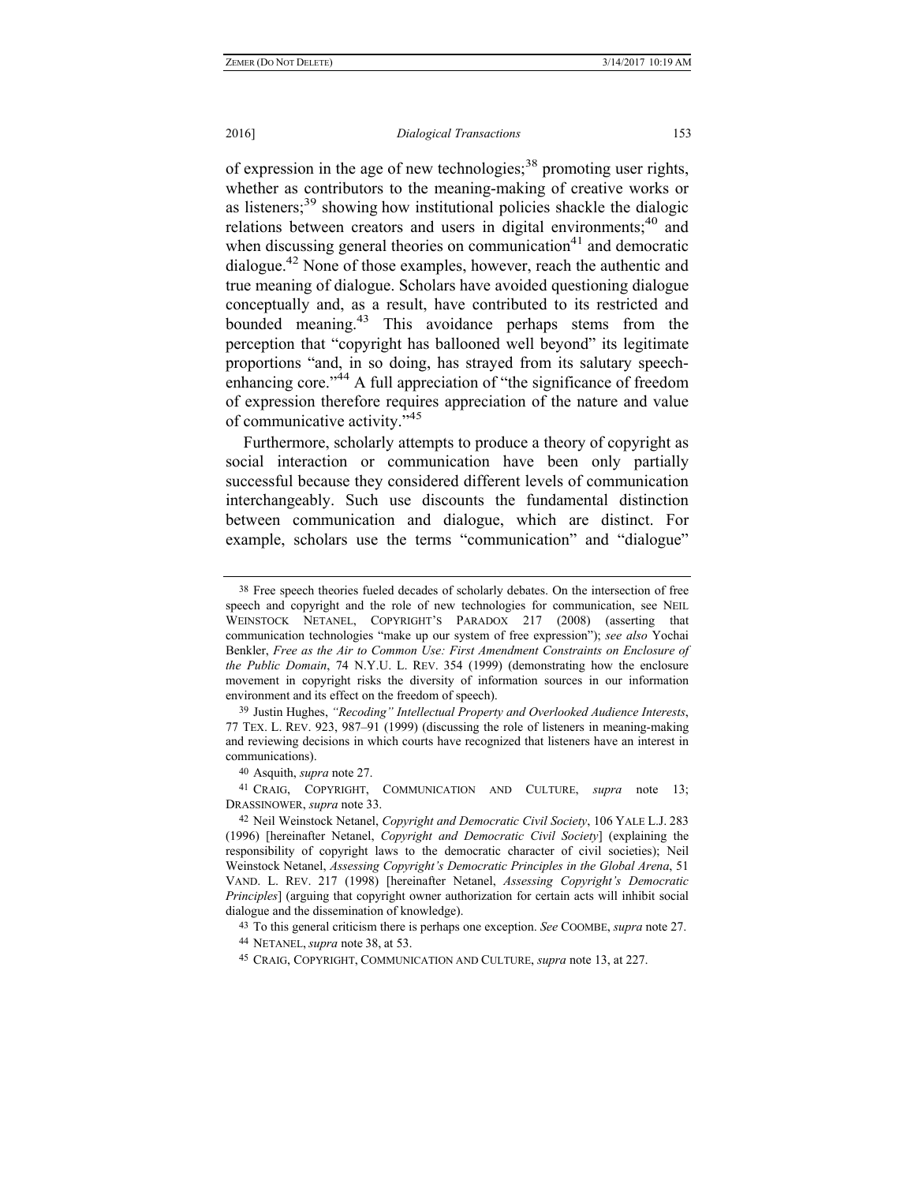of expression in the age of new technologies;[38] promoting user rights, whether as contributors to the meaning-making of creative works or as listeners;[39] showing how institutional policies shackle the dialogic relations between creators and users in digital environments;[40] and when discussing general theories on communication[41] and democratic dialogue.[42] None of those examples, however, reach the authentic and true meaning of dialogue. Scholars have avoided questioning dialogue conceptually and, as a result, have contributed to its restricted and bounded meaning.[43] This avoidance perhaps stems from the perception that "copyright has ballooned well beyond" its legitimate proportions "and, in so doing, has strayed from its salutary speech-enhancing core."[44] A full appreciation of "the significance of freedom of expression therefore requires appreciation of the nature and value of communicative activity."[45]

Furthermore, scholarly attempts to produce a theory of copyright as social interaction or communication have been only partially successful because they considered different levels of communication interchangeably. Such use discounts the fundamental distinction between communication and dialogue, which are distinct. For example, scholars use the terms "communication" and "dialogue"

---

38 Free speech theories fueled decades of scholarly debates. On the intersection of free speech and copyright and the role of new technologies for communication, see NEIL WEINSTOCK NETANEL, COPYRIGHT'S PARADOX 217 (2008) (asserting that communication technologies "make up our system of free expression"); *see also* Yochai Benkler, *Free as the Air to Common Use: First Amendment Constraints on Enclosure of the Public Domain*, 74 N.Y.U. L. REV. 354 (1999) (demonstrating how the enclosure movement in copyright risks the diversity of information sources in our information environment and its effect on the freedom of speech).

39 Justin Hughes, *"Recoding" Intellectual Property and Overlooked Audience Interests*, 77 TEX. L. REV. 923, 987–91 (1999) (discussing the role of listeners in meaning-making and reviewing decisions in which courts have recognized that listeners have an interest in communications).

40 Asquith, *supra* note 27.

41 CRAIG, COPYRIGHT, COMMUNICATION AND CULTURE, *supra* note 13; DRASSINOWER, *supra* note 33.

42 Neil Weinstock Netanel, *Copyright and Democratic Civil Society*, 106 YALE L.J. 283 (1996) [hereinafter Netanel, *Copyright and Democratic Civil Society*] (explaining the responsibility of copyright laws to the democratic character of civil societies); Neil Weinstock Netanel, *Assessing Copyright's Democratic Principles in the Global Arena*, 51 VAND. L. REV. 217 (1998) [hereinafter Netanel, *Assessing Copyright's Democratic Principles*] (arguing that copyright owner authorization for certain acts will inhibit social dialogue and the dissemination of knowledge).

43 To this general criticism there is perhaps one exception. *See* COOMBE, *supra* note 27.

44 NETANEL, *supra* note 38, at 53.

45 CRAIG, COPYRIGHT, COMMUNICATION AND CULTURE, *supra* note 13, at 227.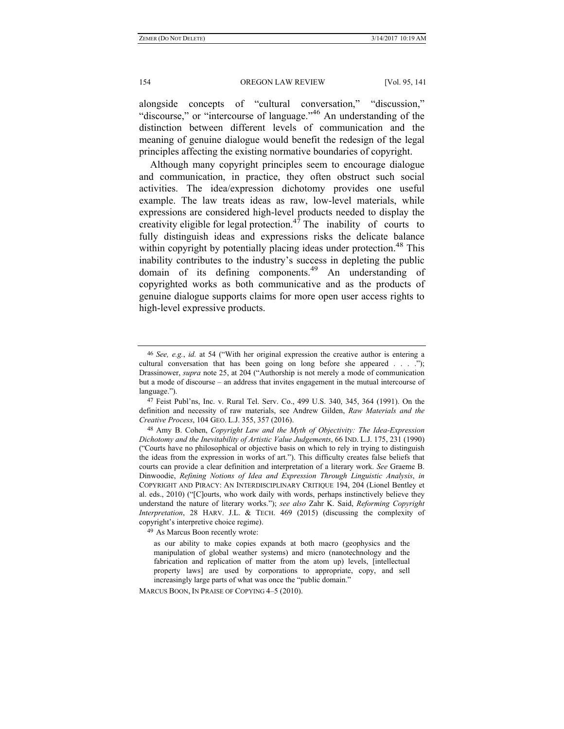alongside concepts of "cultural conversation," "discussion," "discourse," or "intercourse of language."[46] An understanding of the distinction between different levels of communication and the meaning of genuine dialogue would benefit the redesign of the legal principles affecting the existing normative boundaries of copyright.

Although many copyright principles seem to encourage dialogue and communication, in practice, they often obstruct such social activities. The idea/expression dichotomy provides one useful example. The law treats ideas as raw, low-level materials, while expressions are considered high-level products needed to display the creativity eligible for legal protection.[47] The inability of courts to fully distinguish ideas and expressions risks the delicate balance within copyright by potentially placing ideas under protection.[48] This inability contributes to the industry's success in depleting the public domain of its defining components.[49] An understanding of copyrighted works as both communicative and as the products of genuine dialogue supports claims for more open user access rights to high-level expressive products.

---

[46] *See, e.g.*, *id.* at 54 ("With her original expression the creative author is entering a cultural conversation that has been going on long before she appeared . . . ."); Drassinower, *supra* note 25, at 204 ("Authorship is not merely a mode of communication but a mode of discourse – an address that invites engagement in the mutual intercourse of language.").

[47] Feist Publ'ns, Inc. v. Rural Tel. Serv. Co., 499 U.S. 340, 345, 364 (1991). On the definition and necessity of raw materials, see Andrew Gilden, *Raw Materials and the Creative Process*, 104 GEO. L.J. 355, 357 (2016).

[48] Amy B. Cohen, *Copyright Law and the Myth of Objectivity: The Idea-Expression Dichotomy and the Inevitability of Artistic Value Judgements*, 66 IND. L.J. 175, 231 (1990) ("Courts have no philosophical or objective basis on which to rely in trying to distinguish the ideas from the expression in works of art."). This difficulty creates false beliefs that courts can provide a clear definition and interpretation of a literary work. *See* Graeme B. Dinwoodie, *Refining Notions of Idea and Expression Through Linguistic Analysis*, *in* COPYRIGHT AND PIRACY: AN INTERDISCIPLINARY CRITIQUE 194, 204 (Lionel Bentley et al. eds., 2010) ("[C]ourts, who work daily with words, perhaps instinctively believe they understand the nature of literary works."); *see also* Zahr K. Said, *Reforming Copyright Interpretation*, 28 HARV. J.L. & TECH. 469 (2015) (discussing the complexity of copyright's interpretive choice regime).

[49] As Marcus Boon recently wrote:

> as our ability to make copies expands at both macro (geophysics and the manipulation of global weather systems) and micro (nanotechnology and the fabrication and replication of matter from the atom up) levels, [intellectual property laws] are used by corporations to appropriate, copy, and sell increasingly large parts of what was once the "public domain."

MARCUS BOON, IN PRAISE OF COPYING 4–5 (2010).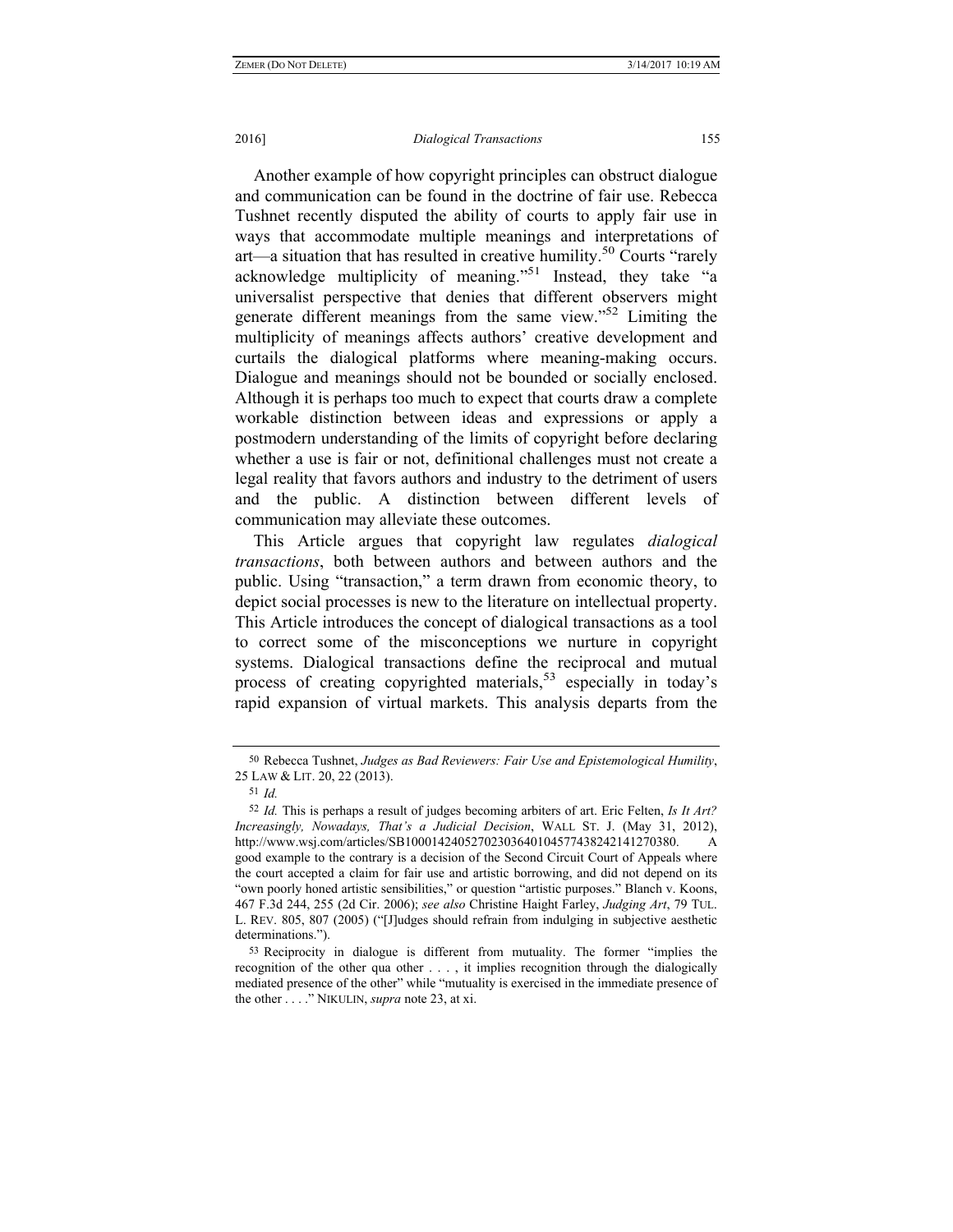Another example of how copyright principles can obstruct dialogue and communication can be found in the doctrine of fair use. Rebecca Tushnet recently disputed the ability of courts to apply fair use in ways that accommodate multiple meanings and interpretations of art—a situation that has resulted in creative humility.[50] Courts "rarely acknowledge multiplicity of meaning."[51] Instead, they take "a universalist perspective that denies that different observers might generate different meanings from the same view."[52] Limiting the multiplicity of meanings affects authors' creative development and curtails the dialogical platforms where meaning-making occurs. Dialogue and meanings should not be bounded or socially enclosed. Although it is perhaps too much to expect that courts draw a complete workable distinction between ideas and expressions or apply a postmodern understanding of the limits of copyright before declaring whether a use is fair or not, definitional challenges must not create a legal reality that favors authors and industry to the detriment of users and the public. A distinction between different levels of communication may alleviate these outcomes.

This Article argues that copyright law regulates *dialogical transactions*, both between authors and between authors and the public. Using "transaction," a term drawn from economic theory, to depict social processes is new to the literature on intellectual property. This Article introduces the concept of dialogical transactions as a tool to correct some of the misconceptions we nurture in copyright systems. Dialogical transactions define the reciprocal and mutual process of creating copyrighted materials,[53] especially in today's rapid expansion of virtual markets. This analysis departs from the

---

50 Rebecca Tushnet, *Judges as Bad Reviewers: Fair Use and Epistemological Humility*, 25 LAW & LIT. 20, 22 (2013).

51 *Id.*

52 *Id.* This is perhaps a result of judges becoming arbiters of art. Eric Felten, *Is It Art? Increasingly, Nowadays, That's a Judicial Decision*, WALL ST. J. (May 31, 2012), http://www.wsj.com/articles/SB10001424052702303640104577438242141270380. A good example to the contrary is a decision of the Second Circuit Court of Appeals where the court accepted a claim for fair use and artistic borrowing, and did not depend on its "own poorly honed artistic sensibilities," or question "artistic purposes." Blanch v. Koons, 467 F.3d 244, 255 (2d Cir. 2006); *see also* Christine Haight Farley, *Judging Art*, 79 TUL. L. REV. 805, 807 (2005) ("[J]udges should refrain from indulging in subjective aesthetic determinations.").

53 Reciprocity in dialogue is different from mutuality. The former "implies the recognition of the other qua other . . . , it implies recognition through the dialogically mediated presence of the other" while "mutuality is exercised in the immediate presence of the other . . . ." NIKULIN, *supra* note 23, at xi.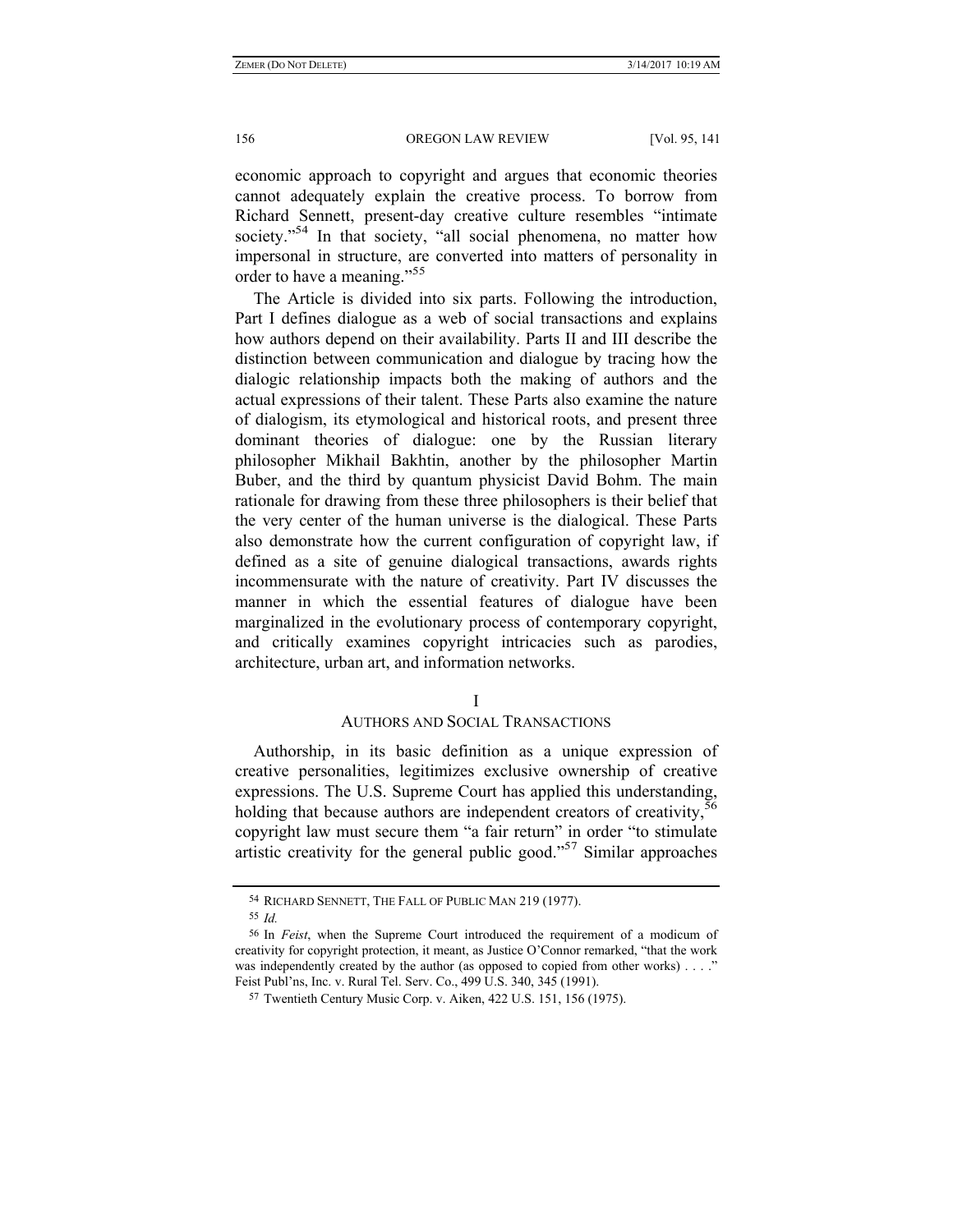economic approach to copyright and argues that economic theories cannot adequately explain the creative process. To borrow from Richard Sennett, present-day creative culture resembles "intimate society."[54] In that society, "all social phenomena, no matter how impersonal in structure, are converted into matters of personality in order to have a meaning."[55]

The Article is divided into six parts. Following the introduction, Part I defines dialogue as a web of social transactions and explains how authors depend on their availability. Parts II and III describe the distinction between communication and dialogue by tracing how the dialogic relationship impacts both the making of authors and the actual expressions of their talent. These Parts also examine the nature of dialogism, its etymological and historical roots, and present three dominant theories of dialogue: one by the Russian literary philosopher Mikhail Bakhtin, another by the philosopher Martin Buber, and the third by quantum physicist David Bohm. The main rationale for drawing from these three philosophers is their belief that the very center of the human universe is the dialogical. These Parts also demonstrate how the current configuration of copyright law, if defined as a site of genuine dialogical transactions, awards rights incommensurate with the nature of creativity. Part IV discusses the manner in which the essential features of dialogue have been marginalized in the evolutionary process of contemporary copyright, and critically examines copyright intricacies such as parodies, architecture, urban art, and information networks.

## I
## AUTHORS AND SOCIAL TRANSACTIONS

Authorship, in its basic definition as a unique expression of creative personalities, legitimizes exclusive ownership of creative expressions. The U.S. Supreme Court has applied this understanding, holding that because authors are independent creators of creativity,[56] copyright law must secure them "a fair return" in order "to stimulate artistic creativity for the general public good."[57] Similar approaches

---

[54] RICHARD SENNETT, THE FALL OF PUBLIC MAN 219 (1977).

[55] *Id.*

[56] In *Feist*, when the Supreme Court introduced the requirement of a modicum of creativity for copyright protection, it meant, as Justice O'Connor remarked, "that the work was independently created by the author (as opposed to copied from other works) . . . ." Feist Publ'ns, Inc. v. Rural Tel. Serv. Co., 499 U.S. 340, 345 (1991).

[57] Twentieth Century Music Corp. v. Aiken, 422 U.S. 151, 156 (1975).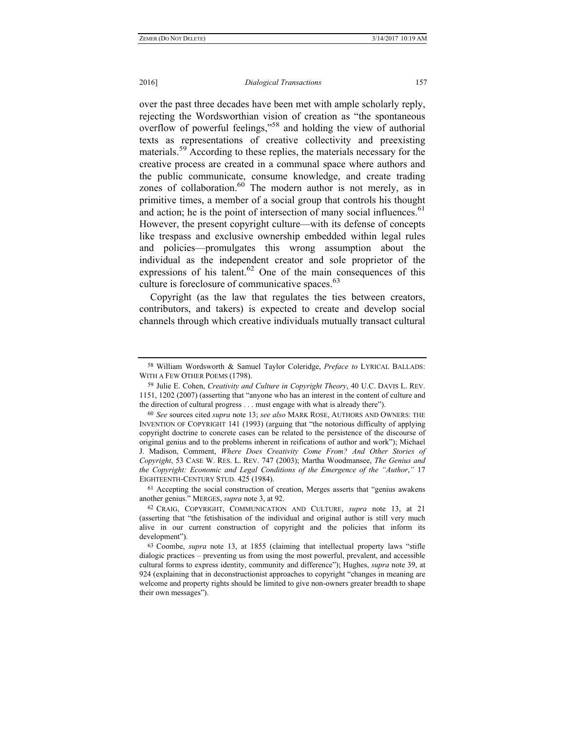over the past three decades have been met with ample scholarly reply, rejecting the Wordsworthian vision of creation as "the spontaneous overflow of powerful feelings,"[58] and holding the view of authorial texts as representations of creative collectivity and preexisting materials.[59] According to these replies, the materials necessary for the creative process are created in a communal space where authors and the public communicate, consume knowledge, and create trading zones of collaboration.[60] The modern author is not merely, as in primitive times, a member of a social group that controls his thought and action; he is the point of intersection of many social influences.[61] However, the present copyright culture—with its defense of concepts like trespass and exclusive ownership embedded within legal rules and policies—promulgates this wrong assumption about the individual as the independent creator and sole proprietor of the expressions of his talent.[62] One of the main consequences of this culture is foreclosure of communicative spaces.[63]

Copyright (as the law that regulates the ties between creators, contributors, and takers) is expected to create and develop social channels through which creative individuals mutually transact cultural

---

58 William Wordsworth & Samuel Taylor Coleridge, *Preface to* LYRICAL BALLADS: WITH A FEW OTHER POEMS (1798).

59 Julie E. Cohen, *Creativity and Culture in Copyright Theory*, 40 U.C. DAVIS L. REV. 1151, 1202 (2007) (asserting that "anyone who has an interest in the content of culture and the direction of cultural progress . . . must engage with what is already there").

60 *See* sources cited *supra* note 13; *see also* MARK ROSE, AUTHORS AND OWNERS: THE INVENTION OF COPYRIGHT 141 (1993) (arguing that "the notorious difficulty of applying copyright doctrine to concrete cases can be related to the persistence of the discourse of original genius and to the problems inherent in reifications of author and work"); Michael J. Madison, Comment, *Where Does Creativity Come From? And Other Stories of Copyright*, 53 CASE W. RES. L. REV. 747 (2003); Martha Woodmansee, *The Genius and the Copyright: Economic and Legal Conditions of the Emergence of the "Author*,*"* 17 EIGHTEENTH-CENTURY STUD. 425 (1984).

61 Accepting the social construction of creation, Merges asserts that "genius awakens another genius." MERGES, *supra* note 3, at 92.

62 CRAIG, COPYRIGHT, COMMUNICATION AND CULTURE, *supra* note 13, at 21 (asserting that "the fetishisation of the individual and original author is still very much alive in our current construction of copyright and the policies that inform its development").

63 Coombe, *supra* note 13, at 1855 (claiming that intellectual property laws "stifle dialogic practices – preventing us from using the most powerful, prevalent, and accessible cultural forms to express identity, community and difference"); Hughes, *supra* note 39, at 924 (explaining that in deconstructionist approaches to copyright "changes in meaning are welcome and property rights should be limited to give non-owners greater breadth to shape their own messages").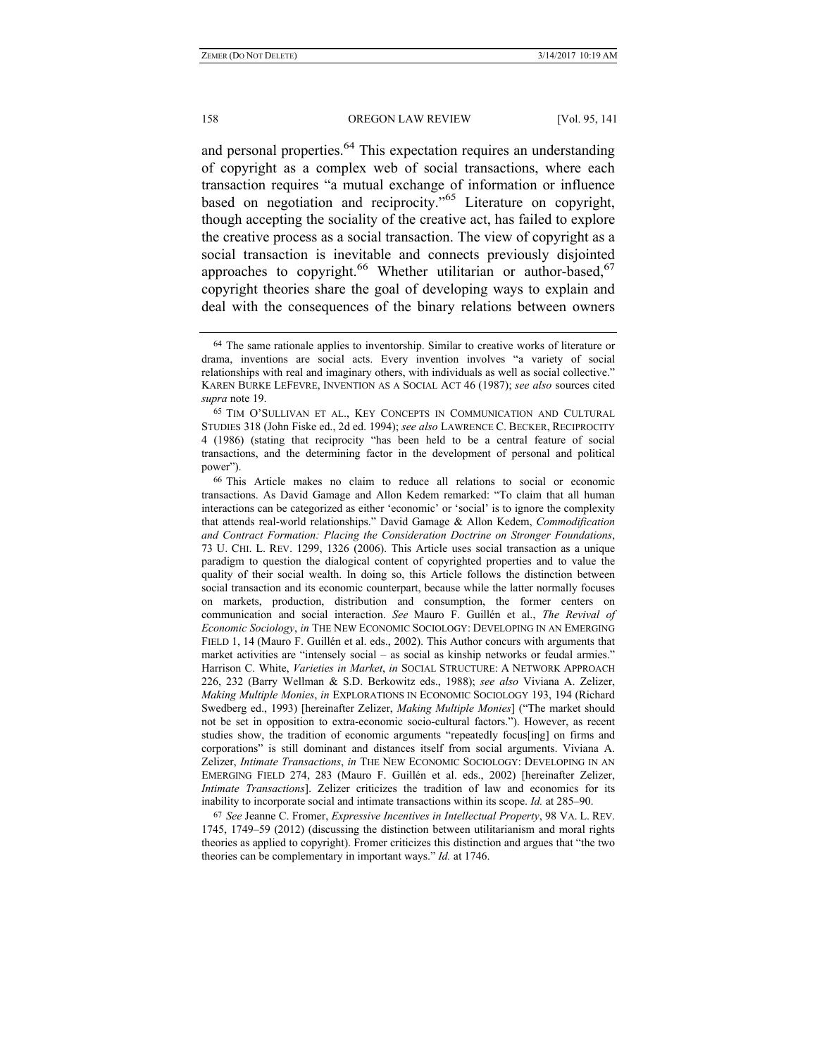and personal properties.[64] This expectation requires an understanding of copyright as a complex web of social transactions, where each transaction requires "a mutual exchange of information or influence based on negotiation and reciprocity."[65] Literature on copyright, though accepting the sociality of the creative act, has failed to explore the creative process as a social transaction. The view of copyright as a social transaction is inevitable and connects previously disjointed approaches to copyright.[66] Whether utilitarian or author-based,[67] copyright theories share the goal of developing ways to explain and deal with the consequences of the binary relations between owners

---

[64] The same rationale applies to inventorship. Similar to creative works of literature or drama, inventions are social acts. Every invention involves "a variety of social relationships with real and imaginary others, with individuals as well as social collective." KAREN BURKE LEFEVRE, INVENTION AS A SOCIAL ACT 46 (1987); *see also* sources cited *supra* note 19.

[65] TIM O'SULLIVAN ET AL., KEY CONCEPTS IN COMMUNICATION AND CULTURAL STUDIES 318 (John Fiske ed., 2d ed. 1994); *see also* LAWRENCE C. BECKER, RECIPROCITY 4 (1986) (stating that reciprocity "has been held to be a central feature of social transactions, and the determining factor in the development of personal and political power").

[66] This Article makes no claim to reduce all relations to social or economic transactions. As David Gamage and Allon Kedem remarked: "To claim that all human interactions can be categorized as either 'economic' or 'social' is to ignore the complexity that attends real-world relationships." David Gamage & Allon Kedem, *Commodification and Contract Formation: Placing the Consideration Doctrine on Stronger Foundations*, 73 U. CHI. L. REV. 1299, 1326 (2006). This Article uses social transaction as a unique paradigm to question the dialogical content of copyrighted properties and to value the quality of their social wealth. In doing so, this Article follows the distinction between social transaction and its economic counterpart, because while the latter normally focuses on markets, production, distribution and consumption, the former centers on communication and social interaction. *See* Mauro F. Guillén et al., *The Revival of Economic Sociology*, *in* THE NEW ECONOMIC SOCIOLOGY: DEVELOPING IN AN EMERGING FIELD 1, 14 (Mauro F. Guillén et al. eds., 2002). This Author concurs with arguments that market activities are "intensely social – as social as kinship networks or feudal armies." Harrison C. White, *Varieties in Market*, *in* SOCIAL STRUCTURE: A NETWORK APPROACH 226, 232 (Barry Wellman & S.D. Berkowitz eds., 1988); *see also* Viviana A. Zelizer, *Making Multiple Monies*, *in* EXPLORATIONS IN ECONOMIC SOCIOLOGY 193, 194 (Richard Swedberg ed., 1993) [hereinafter Zelizer, *Making Multiple Monies*] ("The market should not be set in opposition to extra-economic socio-cultural factors."). However, as recent studies show, the tradition of economic arguments "repeatedly focus[ing] on firms and corporations" is still dominant and distances itself from social arguments. Viviana A. Zelizer, *Intimate Transactions*, *in* THE NEW ECONOMIC SOCIOLOGY: DEVELOPING IN AN EMERGING FIELD 274, 283 (Mauro F. Guillén et al. eds., 2002) [hereinafter Zelizer, *Intimate Transactions*]. Zelizer criticizes the tradition of law and economics for its inability to incorporate social and intimate transactions within its scope. *Id.* at 285–90.

[67] *See* Jeanne C. Fromer, *Expressive Incentives in Intellectual Property*, 98 VA. L. REV. 1745, 1749–59 (2012) (discussing the distinction between utilitarianism and moral rights theories as applied to copyright). Fromer criticizes this distinction and argues that "the two theories can be complementary in important ways." *Id.* at 1746.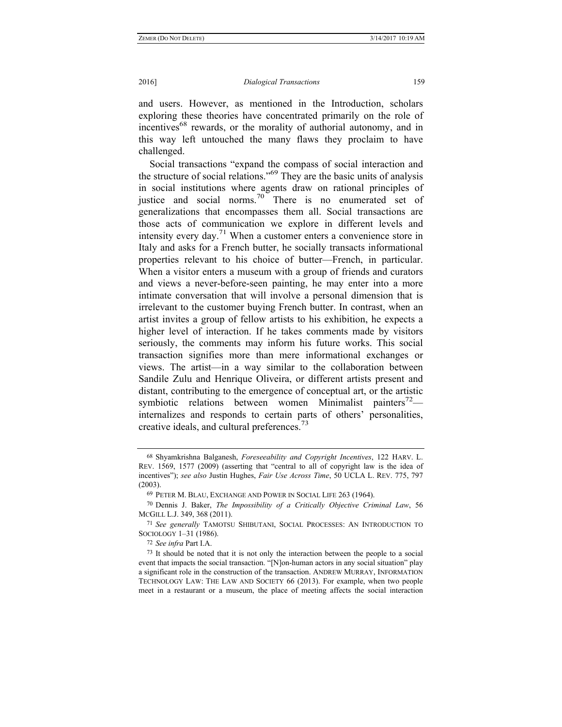and users. However, as mentioned in the Introduction, scholars exploring these theories have concentrated primarily on the role of incentives[68] rewards, or the morality of authorial autonomy, and in this way left untouched the many flaws they proclaim to have challenged.

Social transactions "expand the compass of social interaction and the structure of social relations."[69] They are the basic units of analysis in social institutions where agents draw on rational principles of justice and social norms.[70] There is no enumerated set of generalizations that encompasses them all. Social transactions are those acts of communication we explore in different levels and intensity every day.[71] When a customer enters a convenience store in Italy and asks for a French butter, he socially transacts informational properties relevant to his choice of butter—French, in particular. When a visitor enters a museum with a group of friends and curators and views a never-before-seen painting, he may enter into a more intimate conversation that will involve a personal dimension that is irrelevant to the customer buying French butter. In contrast, when an artist invites a group of fellow artists to his exhibition, he expects a higher level of interaction. If he takes comments made by visitors seriously, the comments may inform his future works. This social transaction signifies more than mere informational exchanges or views. The artist—in a way similar to the collaboration between Sandile Zulu and Henrique Oliveira, or different artists present and distant, contributing to the emergence of conceptual art, or the artistic symbiotic relations between women Minimalist painters[72]—internalizes and responds to certain parts of others' personalities, creative ideals, and cultural preferences.[73]

---

68 Shyamkrishna Balganesh, *Foreseeability and Copyright Incentives*, 122 HARV. L. REV. 1569, 1577 (2009) (asserting that "central to all of copyright law is the idea of incentives"); *see also* Justin Hughes, *Fair Use Across Time*, 50 UCLA L. REV. 775, 797 (2003).

69 PETER M. BLAU, EXCHANGE AND POWER IN SOCIAL LIFE 263 (1964).

70 Dennis J. Baker, *The Impossibility of a Critically Objective Criminal Law*, 56 MCGILL L.J. 349, 368 (2011).

71 *See generally* TAMOTSU SHIBUTANI, SOCIAL PROCESSES: AN INTRODUCTION TO SOCIOLOGY 1–31 (1986).

72 *See infra* Part I.A.

73 It should be noted that it is not only the interaction between the people to a social event that impacts the social transaction. "[N]on-human actors in any social situation" play a significant role in the construction of the transaction. ANDREW MURRAY, INFORMATION TECHNOLOGY LAW: THE LAW AND SOCIETY 66 (2013). For example, when two people meet in a restaurant or a museum, the place of meeting affects the social interaction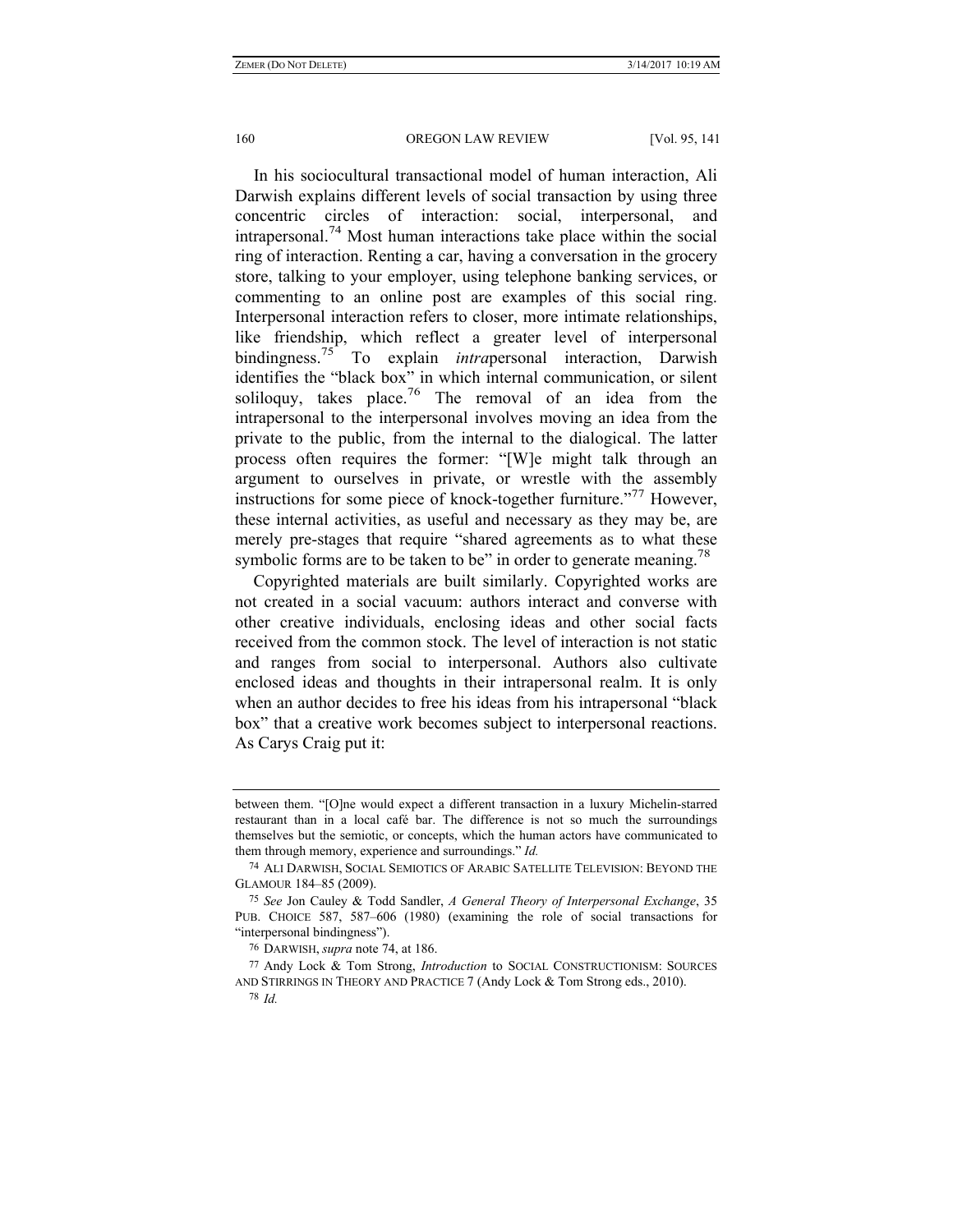In his sociocultural transactional model of human interaction, Ali Darwish explains different levels of social transaction by using three concentric circles of interaction: social, interpersonal, and intrapersonal.[74] Most human interactions take place within the social ring of interaction. Renting a car, having a conversation in the grocery store, talking to your employer, using telephone banking services, or commenting to an online post are examples of this social ring. Interpersonal interaction refers to closer, more intimate relationships, like friendship, which reflect a greater level of interpersonal bindingness.[75] To explain *intra*personal interaction, Darwish identifies the "black box" in which internal communication, or silent soliloquy, takes place.[76] The removal of an idea from the intrapersonal to the interpersonal involves moving an idea from the private to the public, from the internal to the dialogical. The latter process often requires the former: "[W]e might talk through an argument to ourselves in private, or wrestle with the assembly instructions for some piece of knock-together furniture."[77] However, these internal activities, as useful and necessary as they may be, are merely pre-stages that require "shared agreements as to what these symbolic forms are to be taken to be" in order to generate meaning.[78]

Copyrighted materials are built similarly. Copyrighted works are not created in a social vacuum: authors interact and converse with other creative individuals, enclosing ideas and other social facts received from the common stock. The level of interaction is not static and ranges from social to interpersonal. Authors also cultivate enclosed ideas and thoughts in their intrapersonal realm. It is only when an author decides to free his ideas from his intrapersonal "black box" that a creative work becomes subject to interpersonal reactions. As Carys Craig put it:

---

between them. "[O]ne would expect a different transaction in a luxury Michelin-starred restaurant than in a local café bar. The difference is not so much the surroundings themselves but the semiotic, or concepts, which the human actors have communicated to them through memory, experience and surroundings." *Id.*

74 ALI DARWISH, SOCIAL SEMIOTICS OF ARABIC SATELLITE TELEVISION: BEYOND THE GLAMOUR 184–85 (2009).

75 *See* Jon Cauley & Todd Sandler, *A General Theory of Interpersonal Exchange*, 35 PUB. CHOICE 587, 587–606 (1980) (examining the role of social transactions for "interpersonal bindingness").

76 DARWISH, *supra* note 74, at 186.

77 Andy Lock & Tom Strong, *Introduction* to SOCIAL CONSTRUCTIONISM: SOURCES AND STIRRINGS IN THEORY AND PRACTICE 7 (Andy Lock & Tom Strong eds., 2010).

78 *Id.*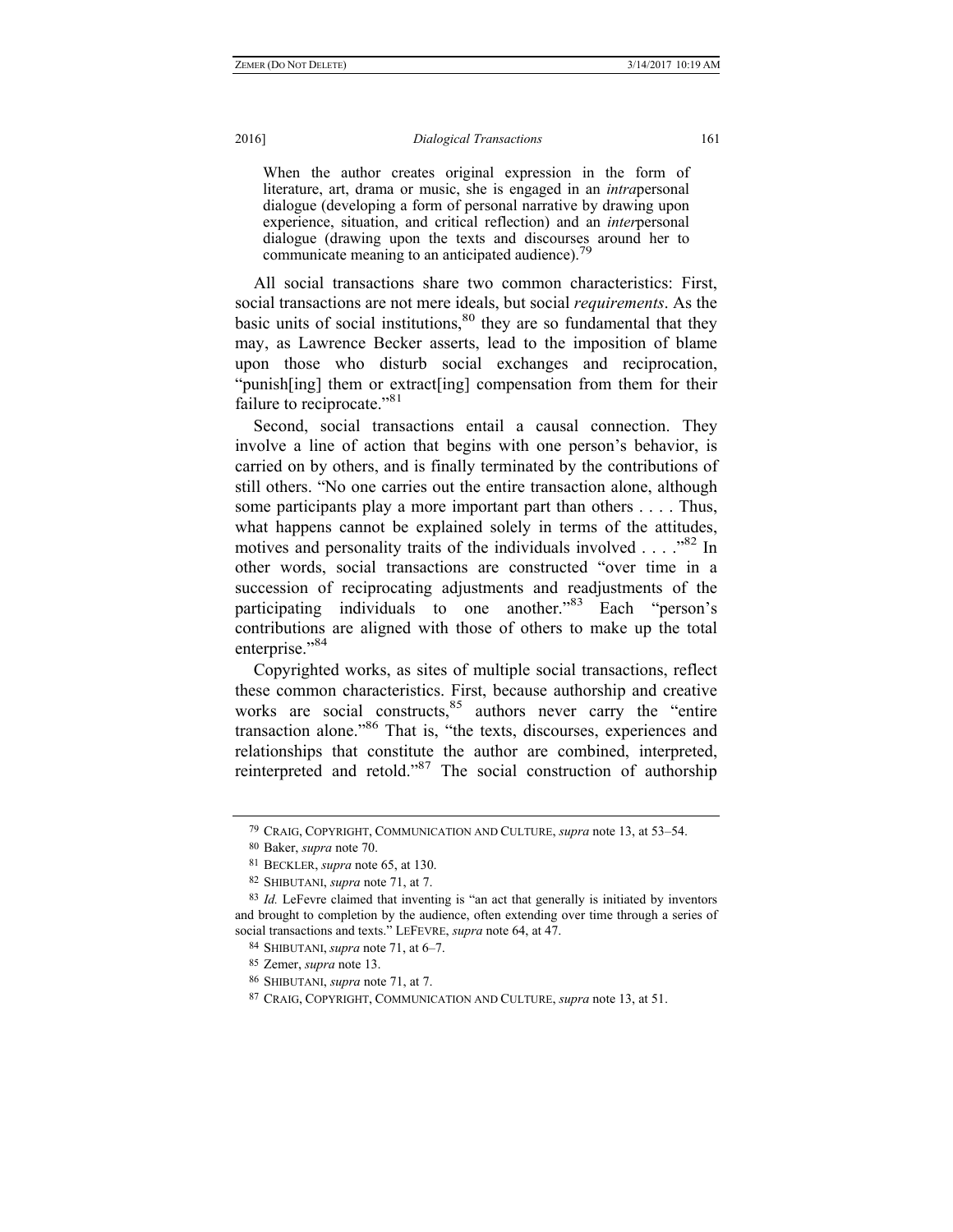> When the author creates original expression in the form of literature, art, drama or music, she is engaged in an *intra*personal dialogue (developing a form of personal narrative by drawing upon experience, situation, and critical reflection) and an *inter*personal dialogue (drawing upon the texts and discourses around her to communicate meaning to an anticipated audience).[79]

All social transactions share two common characteristics: First, social transactions are not mere ideals, but social *requirements*. As the basic units of social institutions,[80] they are so fundamental that they may, as Lawrence Becker asserts, lead to the imposition of blame upon those who disturb social exchanges and reciprocation, "punish[ing] them or extract[ing] compensation from them for their failure to reciprocate."[81]

Second, social transactions entail a causal connection. They involve a line of action that begins with one person's behavior, is carried on by others, and is finally terminated by the contributions of still others. "No one carries out the entire transaction alone, although some participants play a more important part than others . . . . Thus, what happens cannot be explained solely in terms of the attitudes, motives and personality traits of the individuals involved . . . ."[82] In other words, social transactions are constructed "over time in a succession of reciprocating adjustments and readjustments of the participating individuals to one another."[83] Each "person's contributions are aligned with those of others to make up the total enterprise."[84]

Copyrighted works, as sites of multiple social transactions, reflect these common characteristics. First, because authorship and creative works are social constructs,[85] authors never carry the "entire transaction alone."[86] That is, "the texts, discourses, experiences and relationships that constitute the author are combined, interpreted, reinterpreted and retold."[87] The social construction of authorship

---

79 CRAIG, COPYRIGHT, COMMUNICATION AND CULTURE, *supra* note 13, at 53–54.

80 Baker, *supra* note 70.

81 BECKLER, *supra* note 65, at 130.

82 SHIBUTANI, *supra* note 71, at 7.

83 *Id.* LeFevre claimed that inventing is "an act that generally is initiated by inventors and brought to completion by the audience, often extending over time through a series of social transactions and texts." LEFEVRE, *supra* note 64, at 47.

84 SHIBUTANI, *supra* note 71, at 6–7.

85 Zemer, *supra* note 13.

86 SHIBUTANI, *supra* note 71, at 7.

87 CRAIG, COPYRIGHT, COMMUNICATION AND CULTURE, *supra* note 13, at 51.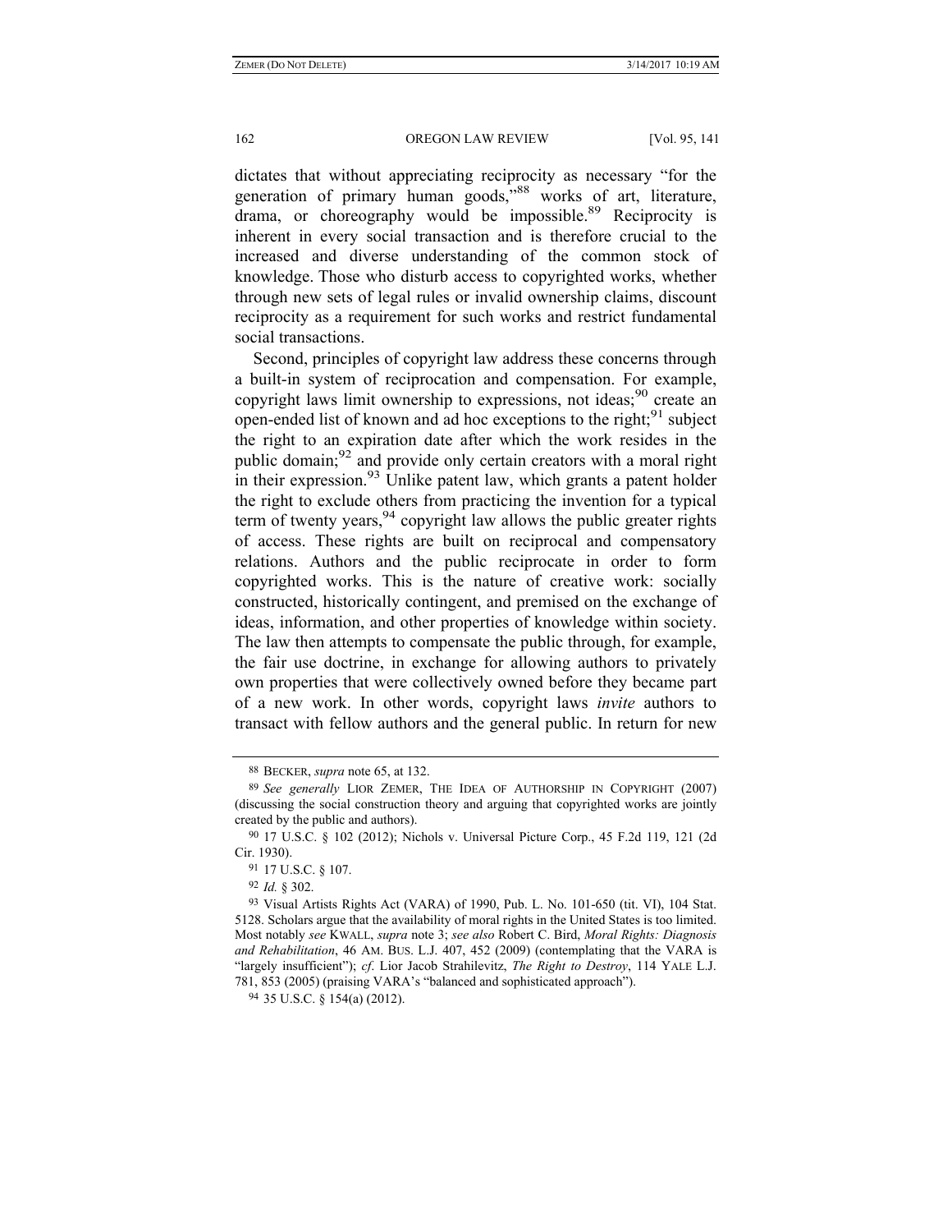dictates that without appreciating reciprocity as necessary "for the generation of primary human goods,"[88] works of art, literature, drama, or choreography would be impossible.[89] Reciprocity is inherent in every social transaction and is therefore crucial to the increased and diverse understanding of the common stock of knowledge. Those who disturb access to copyrighted works, whether through new sets of legal rules or invalid ownership claims, discount reciprocity as a requirement for such works and restrict fundamental social transactions.

Second, principles of copyright law address these concerns through a built-in system of reciprocation and compensation. For example, copyright laws limit ownership to expressions, not ideas;[90] create an open-ended list of known and ad hoc exceptions to the right;[91] subject the right to an expiration date after which the work resides in the public domain;[92] and provide only certain creators with a moral right in their expression.[93] Unlike patent law, which grants a patent holder the right to exclude others from practicing the invention for a typical term of twenty years,[94] copyright law allows the public greater rights of access. These rights are built on reciprocal and compensatory relations. Authors and the public reciprocate in order to form copyrighted works. This is the nature of creative work: socially constructed, historically contingent, and premised on the exchange of ideas, information, and other properties of knowledge within society. The law then attempts to compensate the public through, for example, the fair use doctrine, in exchange for allowing authors to privately own properties that were collectively owned before they became part of a new work. In other words, copyright laws *invite* authors to transact with fellow authors and the general public. In return for new

---

88 BECKER, *supra* note 65, at 132.

89 *See generally* LIOR ZEMER, THE IDEA OF AUTHORSHIP IN COPYRIGHT (2007) (discussing the social construction theory and arguing that copyrighted works are jointly created by the public and authors).

90 17 U.S.C. § 102 (2012); Nichols v. Universal Picture Corp., 45 F.2d 119, 121 (2d Cir. 1930).

91 17 U.S.C. § 107.

92 *Id.* § 302.

93 Visual Artists Rights Act (VARA) of 1990, Pub. L. No. 101-650 (tit. VI), 104 Stat. 5128. Scholars argue that the availability of moral rights in the United States is too limited. Most notably *see* KWALL, *supra* note 3; *see also* Robert C. Bird, *Moral Rights: Diagnosis and Rehabilitation*, 46 AM. BUS. L.J. 407, 452 (2009) (contemplating that the VARA is "largely insufficient"); *cf*. Lior Jacob Strahilevitz, *The Right to Destroy*, 114 YALE L.J. 781, 853 (2005) (praising VARA's "balanced and sophisticated approach").

94 35 U.S.C. § 154(a) (2012).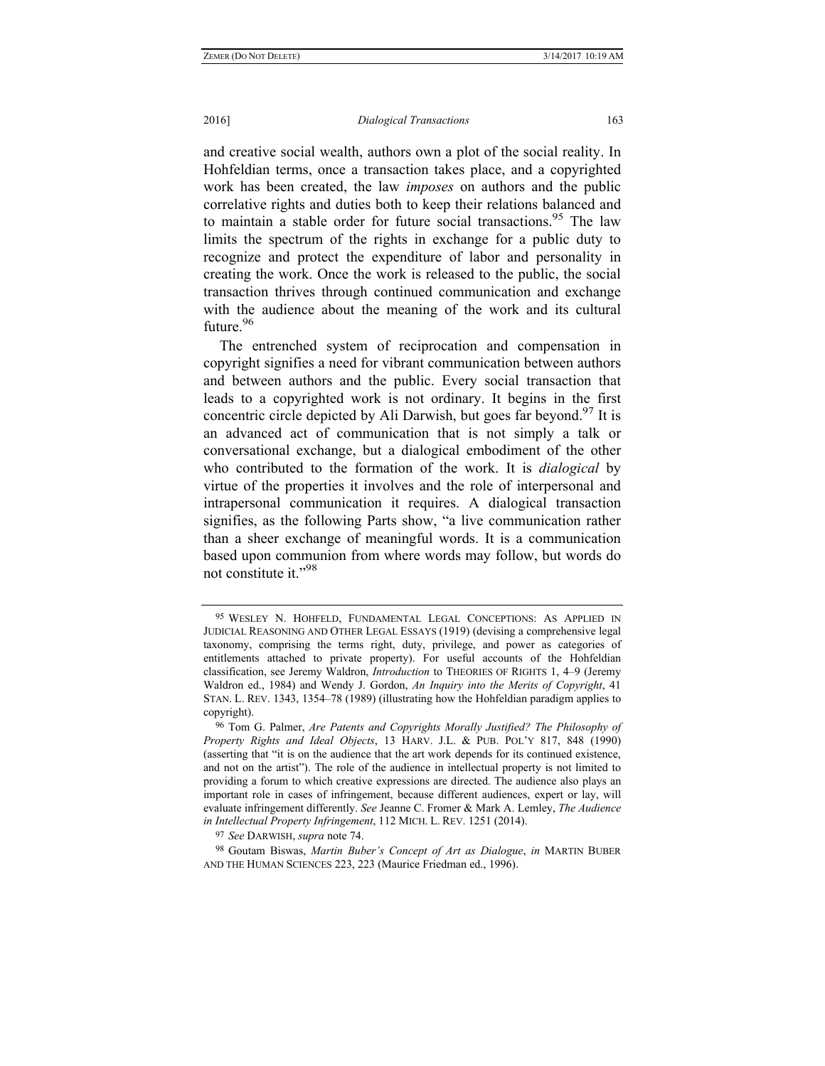and creative social wealth, authors own a plot of the social reality. In Hohfeldian terms, once a transaction takes place, and a copyrighted work has been created, the law *imposes* on authors and the public correlative rights and duties both to keep their relations balanced and to maintain a stable order for future social transactions.[95] The law limits the spectrum of the rights in exchange for a public duty to recognize and protect the expenditure of labor and personality in creating the work. Once the work is released to the public, the social transaction thrives through continued communication and exchange with the audience about the meaning of the work and its cultural future.[96]

The entrenched system of reciprocation and compensation in copyright signifies a need for vibrant communication between authors and between authors and the public. Every social transaction that leads to a copyrighted work is not ordinary. It begins in the first concentric circle depicted by Ali Darwish, but goes far beyond.[97] It is an advanced act of communication that is not simply a talk or conversational exchange, but a dialogical embodiment of the other who contributed to the formation of the work. It is *dialogical* by virtue of the properties it involves and the role of interpersonal and intrapersonal communication it requires. A dialogical transaction signifies, as the following Parts show, "a live communication rather than a sheer exchange of meaningful words. It is a communication based upon communion from where words may follow, but words do not constitute it."[98]

---

[95] WESLEY N. HOHFELD, FUNDAMENTAL LEGAL CONCEPTIONS: AS APPLIED IN JUDICIAL REASONING AND OTHER LEGAL ESSAYS (1919) (devising a comprehensive legal taxonomy, comprising the terms right, duty, privilege, and power as categories of entitlements attached to private property). For useful accounts of the Hohfeldian classification, see Jeremy Waldron, *Introduction* to THEORIES OF RIGHTS 1, 4–9 (Jeremy Waldron ed., 1984) and Wendy J. Gordon, *An Inquiry into the Merits of Copyright*, 41 STAN. L. REV. 1343, 1354–78 (1989) (illustrating how the Hohfeldian paradigm applies to copyright).

[96] Tom G. Palmer, *Are Patents and Copyrights Morally Justified? The Philosophy of Property Rights and Ideal Objects*, 13 HARV. J.L. & PUB. POL'Y 817, 848 (1990) (asserting that "it is on the audience that the art work depends for its continued existence, and not on the artist"). The role of the audience in intellectual property is not limited to providing a forum to which creative expressions are directed. The audience also plays an important role in cases of infringement, because different audiences, expert or lay, will evaluate infringement differently. *See* Jeanne C. Fromer & Mark A. Lemley, *The Audience in Intellectual Property Infringement*, 112 MICH. L. REV. 1251 (2014).

[97] *See* DARWISH, *supra* note 74.

[98] Goutam Biswas, *Martin Buber's Concept of Art as Dialogue*, *in* MARTIN BUBER AND THE HUMAN SCIENCES 223, 223 (Maurice Friedman ed., 1996).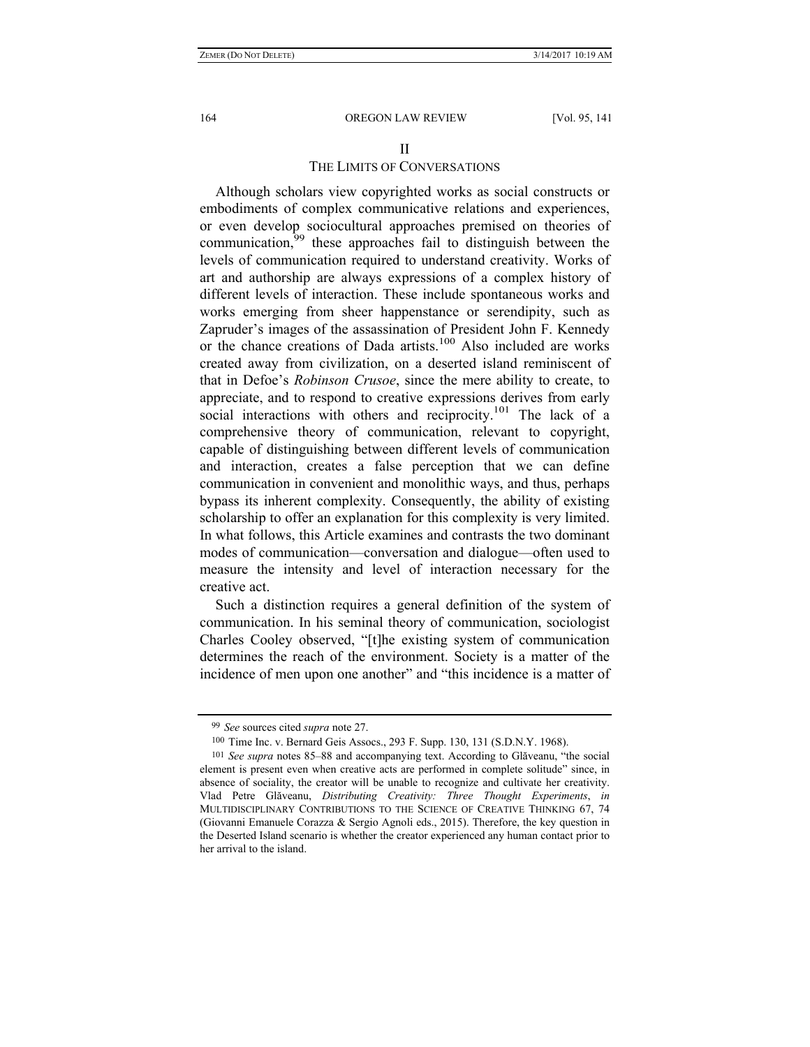## II
## THE LIMITS OF CONVERSATIONS

Although scholars view copyrighted works as social constructs or embodiments of complex communicative relations and experiences, or even develop sociocultural approaches premised on theories of communication,[99] these approaches fail to distinguish between the levels of communication required to understand creativity. Works of art and authorship are always expressions of a complex history of different levels of interaction. These include spontaneous works and works emerging from sheer happenstance or serendipity, such as Zapruder's images of the assassination of President John F. Kennedy or the chance creations of Dada artists.[100] Also included are works created away from civilization, on a deserted island reminiscent of that in Defoe's *Robinson Crusoe*, since the mere ability to create, to appreciate, and to respond to creative expressions derives from early social interactions with others and reciprocity.[101] The lack of a comprehensive theory of communication, relevant to copyright, capable of distinguishing between different levels of communication and interaction, creates a false perception that we can define communication in convenient and monolithic ways, and thus, perhaps bypass its inherent complexity. Consequently, the ability of existing scholarship to offer an explanation for this complexity is very limited. In what follows, this Article examines and contrasts the two dominant modes of communication—conversation and dialogue—often used to measure the intensity and level of interaction necessary for the creative act.

Such a distinction requires a general definition of the system of communication. In his seminal theory of communication, sociologist Charles Cooley observed, "[t]he existing system of communication determines the reach of the environment. Society is a matter of the incidence of men upon one another" and "this incidence is a matter of

---

[99] *See* sources cited *supra* note 27.

[100] Time Inc. v. Bernard Geis Assocs., 293 F. Supp. 130, 131 (S.D.N.Y. 1968).

[101] *See supra* notes 85–88 and accompanying text. According to Glăveanu, "the social element is present even when creative acts are performed in complete solitude" since, in absence of sociality, the creator will be unable to recognize and cultivate her creativity. Vlad Petre Glăveanu, *Distributing Creativity: Three Thought Experiments*, *in* MULTIDISCIPLINARY CONTRIBUTIONS TO THE SCIENCE OF CREATIVE THINKING 67, 74 (Giovanni Emanuele Corazza & Sergio Agnoli eds., 2015). Therefore, the key question in the Deserted Island scenario is whether the creator experienced any human contact prior to her arrival to the island.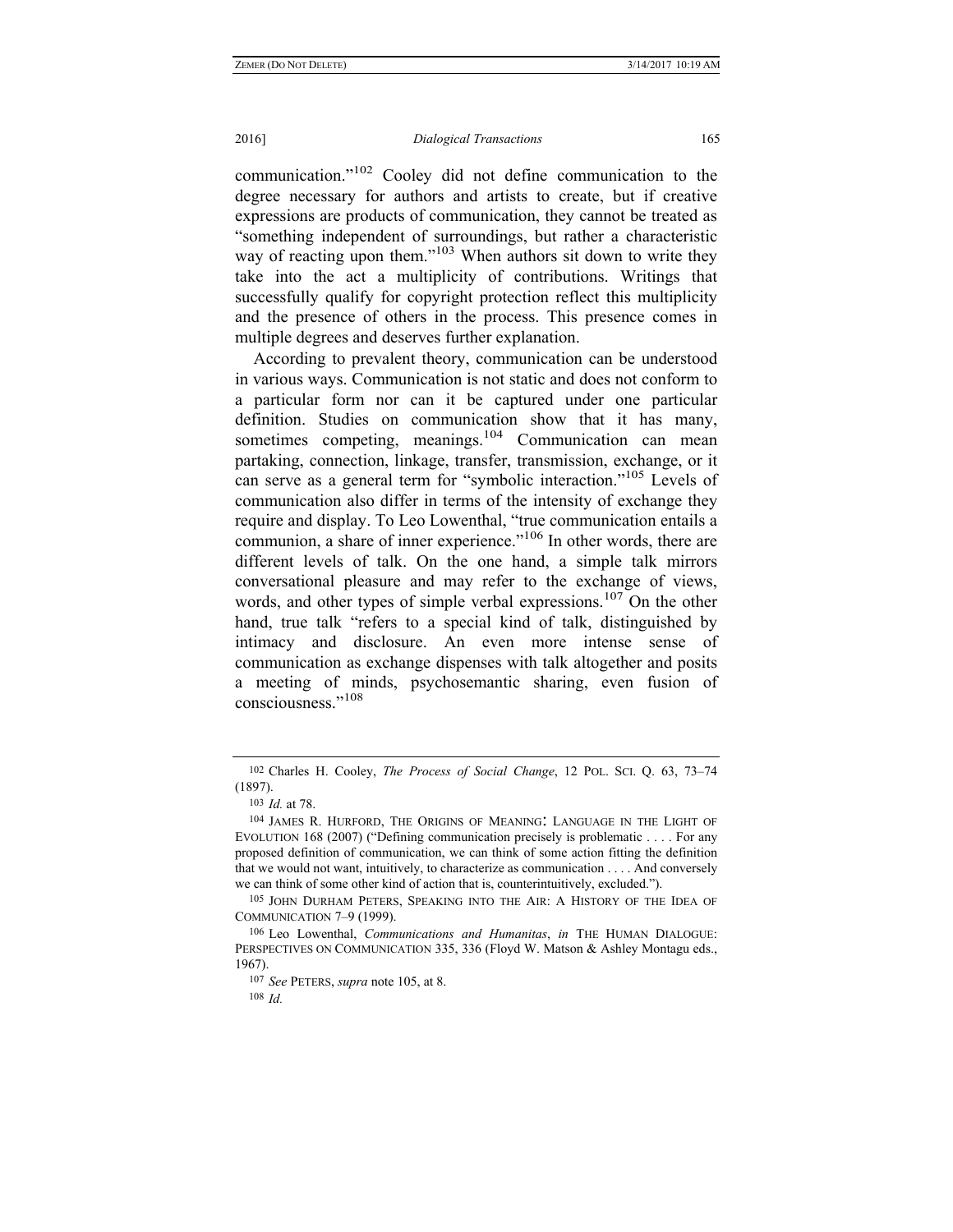communication."[102] Cooley did not define communication to the degree necessary for authors and artists to create, but if creative expressions are products of communication, they cannot be treated as "something independent of surroundings, but rather a characteristic way of reacting upon them."[103] When authors sit down to write they take into the act a multiplicity of contributions. Writings that successfully qualify for copyright protection reflect this multiplicity and the presence of others in the process. This presence comes in multiple degrees and deserves further explanation.

According to prevalent theory, communication can be understood in various ways. Communication is not static and does not conform to a particular form nor can it be captured under one particular definition. Studies on communication show that it has many, sometimes competing, meanings.[104] Communication can mean partaking, connection, linkage, transfer, transmission, exchange, or it can serve as a general term for "symbolic interaction."[105] Levels of communication also differ in terms of the intensity of exchange they require and display. To Leo Lowenthal, "true communication entails a communion, a share of inner experience."[106] In other words, there are different levels of talk. On the one hand, a simple talk mirrors conversational pleasure and may refer to the exchange of views, words, and other types of simple verbal expressions.[107] On the other hand, true talk "refers to a special kind of talk, distinguished by intimacy and disclosure. An even more intense sense of communication as exchange dispenses with talk altogether and posits a meeting of minds, psychosemantic sharing, even fusion of consciousness."[108]

---

102 Charles H. Cooley, *The Process of Social Change*, 12 POL. SCI. Q. 63, 73–74 (1897).

103 *Id.* at 78.

104 JAMES R. HURFORD, THE ORIGINS OF MEANING: LANGUAGE IN THE LIGHT OF EVOLUTION 168 (2007) ("Defining communication precisely is problematic . . . . For any proposed definition of communication, we can think of some action fitting the definition that we would not want, intuitively, to characterize as communication . . . . And conversely we can think of some other kind of action that is, counterintuitively, excluded.").

105 JOHN DURHAM PETERS, SPEAKING INTO THE AIR: A HISTORY OF THE IDEA OF COMMUNICATION 7–9 (1999).

106 Leo Lowenthal, *Communications and Humanitas*, *in* THE HUMAN DIALOGUE: PERSPECTIVES ON COMMUNICATION 335, 336 (Floyd W. Matson & Ashley Montagu eds., 1967).

107 *See* PETERS, *supra* note 105, at 8.

108 *Id.*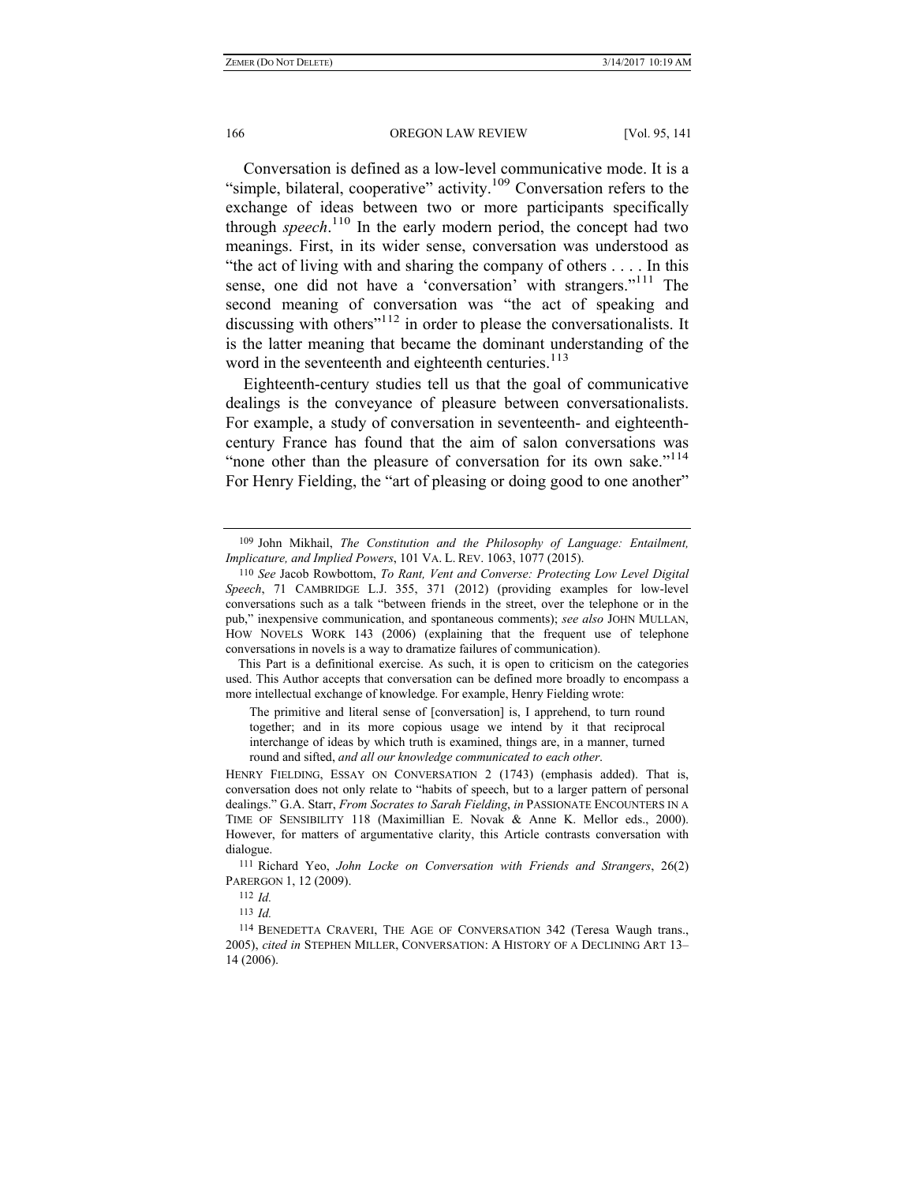Conversation is defined as a low-level communicative mode. It is a "simple, bilateral, cooperative" activity.[109] Conversation refers to the exchange of ideas between two or more participants specifically through *speech*.[110] In the early modern period, the concept had two meanings. First, in its wider sense, conversation was understood as "the act of living with and sharing the company of others . . . . In this sense, one did not have a 'conversation' with strangers."[111] The second meaning of conversation was "the act of speaking and discussing with others"[112] in order to please the conversationalists. It is the latter meaning that became the dominant understanding of the word in the seventeenth and eighteenth centuries.[113]

Eighteenth-century studies tell us that the goal of communicative dealings is the conveyance of pleasure between conversationalists. For example, a study of conversation in seventeenth- and eighteenth-century France has found that the aim of salon conversations was "none other than the pleasure of conversation for its own sake."[114] For Henry Fielding, the "art of pleasing or doing good to one another"

---

[109] John Mikhail, *The Constitution and the Philosophy of Language: Entailment, Implicature, and Implied Powers*, 101 VA. L. REV. 1063, 1077 (2015).

[110] *See* Jacob Rowbottom, *To Rant, Vent and Converse: Protecting Low Level Digital Speech*, 71 CAMBRIDGE L.J. 355, 371 (2012) (providing examples for low-level conversations such as a talk "between friends in the street, over the telephone or in the pub," inexpensive communication, and spontaneous comments); *see also* JOHN MULLAN, HOW NOVELS WORK 143 (2006) (explaining that the frequent use of telephone conversations in novels is a way to dramatize failures of communication).

This Part is a definitional exercise. As such, it is open to criticism on the categories used. This Author accepts that conversation can be defined more broadly to encompass a more intellectual exchange of knowledge. For example, Henry Fielding wrote:

> The primitive and literal sense of [conversation] is, I apprehend, to turn round together; and in its more copious usage we intend by it that reciprocal interchange of ideas by which truth is examined, things are, in a manner, turned round and sifted, *and all our knowledge communicated to each other*.

HENRY FIELDING, ESSAY ON CONVERSATION 2 (1743) (emphasis added). That is, conversation does not only relate to "habits of speech, but to a larger pattern of personal dealings." G.A. Starr, *From Socrates to Sarah Fielding*, *in* PASSIONATE ENCOUNTERS IN A TIME OF SENSIBILITY 118 (Maximillian E. Novak & Anne K. Mellor eds., 2000). However, for matters of argumentative clarity, this Article contrasts conversation with dialogue.

[111] Richard Yeo, *John Locke on Conversation with Friends and Strangers*, 26(2) PARERGON 1, 12 (2009).

[112] *Id.*

[113] *Id.*

[114] BENEDETTA CRAVERI, THE AGE OF CONVERSATION 342 (Teresa Waugh trans., 2005), *cited in* STEPHEN MILLER, CONVERSATION: A HISTORY OF A DECLINING ART 13–14 (2006).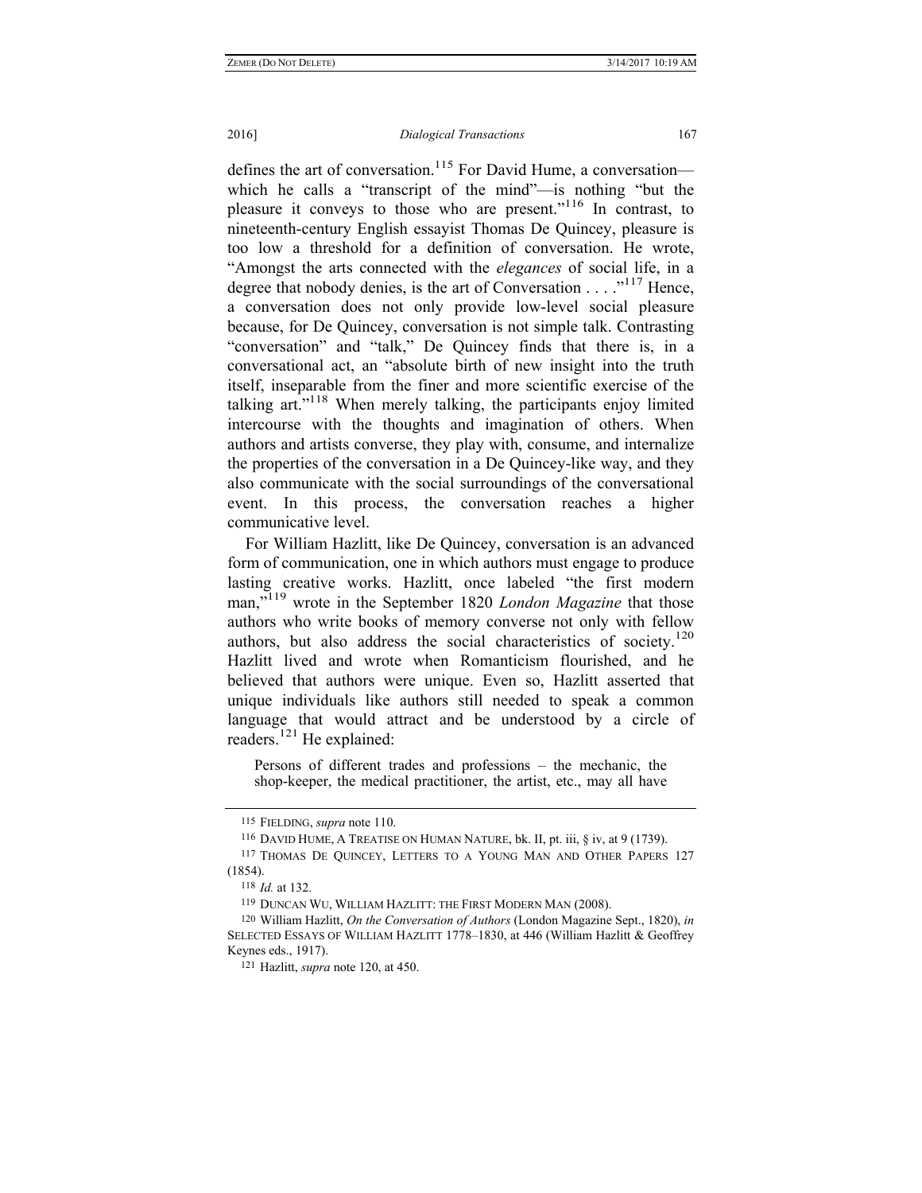defines the art of conversation.[115] For David Hume, a conversation—which he calls a "transcript of the mind"—is nothing "but the pleasure it conveys to those who are present."[116] In contrast, to nineteenth-century English essayist Thomas De Quincey, pleasure is too low a threshold for a definition of conversation. He wrote, "Amongst the arts connected with the *elegances* of social life, in a degree that nobody denies, is the art of Conversation . . . ."[117] Hence, a conversation does not only provide low-level social pleasure because, for De Quincey, conversation is not simple talk. Contrasting "conversation" and "talk," De Quincey finds that there is, in a conversational act, an "absolute birth of new insight into the truth itself, inseparable from the finer and more scientific exercise of the talking art."[118] When merely talking, the participants enjoy limited intercourse with the thoughts and imagination of others. When authors and artists converse, they play with, consume, and internalize the properties of the conversation in a De Quincey-like way, and they also communicate with the social surroundings of the conversational event. In this process, the conversation reaches a higher communicative level.

For William Hazlitt, like De Quincey, conversation is an advanced form of communication, one in which authors must engage to produce lasting creative works. Hazlitt, once labeled "the first modern man,"[119] wrote in the September 1820 *London Magazine* that those authors who write books of memory converse not only with fellow authors, but also address the social characteristics of society.[120] Hazlitt lived and wrote when Romanticism flourished, and he believed that authors were unique. Even so, Hazlitt asserted that unique individuals like authors still needed to speak a common language that would attract and be understood by a circle of readers.[121] He explained:

> Persons of different trades and professions – the mechanic, the shop-keeper, the medical practitioner, the artist, etc., may all have

---

[115] FIELDING, *supra* note 110.

[116] DAVID HUME, A TREATISE ON HUMAN NATURE, bk. II, pt. iii, § iv, at 9 (1739).

[117] THOMAS DE QUINCEY, LETTERS TO A YOUNG MAN AND OTHER PAPERS 127 (1854).

[118] *Id.* at 132.

[119] DUNCAN WU, WILLIAM HAZLITT: THE FIRST MODERN MAN (2008).

[120] William Hazlitt, *On the Conversation of Authors* (London Magazine Sept., 1820), *in* SELECTED ESSAYS OF WILLIAM HAZLITT 1778–1830, at 446 (William Hazlitt & Geoffrey Keynes eds., 1917).

[121] Hazlitt, *supra* note 120, at 450.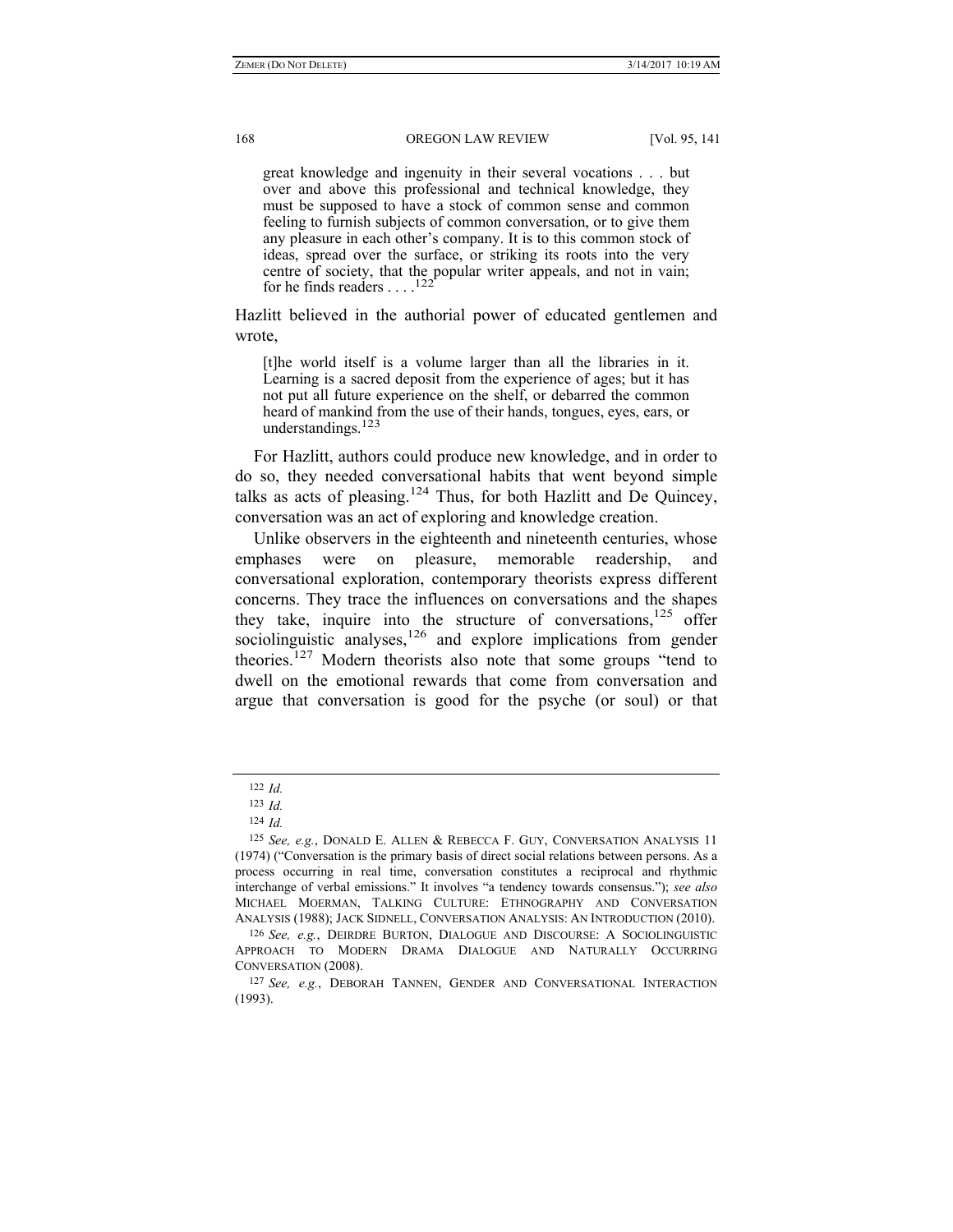> great knowledge and ingenuity in their several vocations . . . but over and above this professional and technical knowledge, they must be supposed to have a stock of common sense and common feeling to furnish subjects of common conversation, or to give them any pleasure in each other's company. It is to this common stock of ideas, spread over the surface, or striking its roots into the very centre of society, that the popular writer appeals, and not in vain; for he finds readers . . . .[122]

Hazlitt believed in the authorial power of educated gentlemen and wrote,

> [t]he world itself is a volume larger than all the libraries in it. Learning is a sacred deposit from the experience of ages; but it has not put all future experience on the shelf, or debarred the common heard of mankind from the use of their hands, tongues, eyes, ears, or understandings.[123]

For Hazlitt, authors could produce new knowledge, and in order to do so, they needed conversational habits that went beyond simple talks as acts of pleasing.[124] Thus, for both Hazlitt and De Quincey, conversation was an act of exploring and knowledge creation.

Unlike observers in the eighteenth and nineteenth centuries, whose emphases were on pleasure, memorable readership, and conversational exploration, contemporary theorists express different concerns. They trace the influences on conversations and the shapes they take, inquire into the structure of conversations,[125] offer sociolinguistic analyses,[126] and explore implications from gender theories.[127] Modern theorists also note that some groups "tend to dwell on the emotional rewards that come from conversation and argue that conversation is good for the psyche (or soul) or that

---

[122] *Id.*

[123] *Id.*

[124] *Id.*

[125] *See, e.g.*, DONALD E. ALLEN & REBECCA F. GUY, CONVERSATION ANALYSIS 11 (1974) ("Conversation is the primary basis of direct social relations between persons. As a process occurring in real time, conversation constitutes a reciprocal and rhythmic interchange of verbal emissions." It involves "a tendency towards consensus."); *see also* MICHAEL MOERMAN, TALKING CULTURE: ETHNOGRAPHY AND CONVERSATION ANALYSIS (1988); JACK SIDNELL, CONVERSATION ANALYSIS: AN INTRODUCTION (2010).

[126] *See, e.g.*, DEIRDRE BURTON, DIALOGUE AND DISCOURSE: A SOCIOLINGUISTIC APPROACH TO MODERN DRAMA DIALOGUE AND NATURALLY OCCURRING CONVERSATION (2008).

[127] *See, e.g.*, DEBORAH TANNEN, GENDER AND CONVERSATIONAL INTERACTION (1993).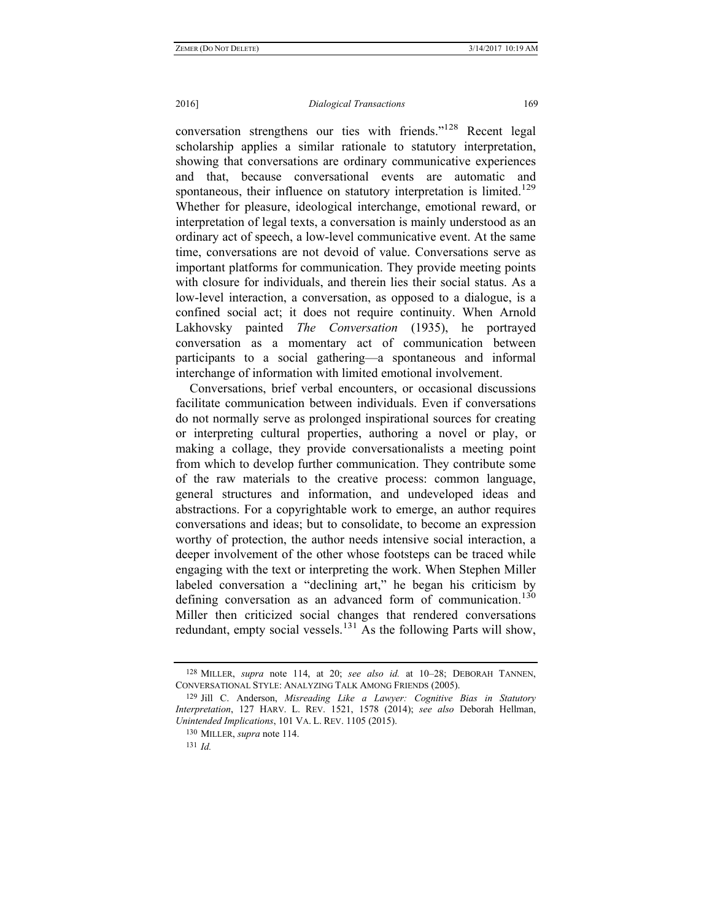conversation strengthens our ties with friends."[128] Recent legal scholarship applies a similar rationale to statutory interpretation, showing that conversations are ordinary communicative experiences and that, because conversational events are automatic and spontaneous, their influence on statutory interpretation is limited.[129] Whether for pleasure, ideological interchange, emotional reward, or interpretation of legal texts, a conversation is mainly understood as an ordinary act of speech, a low-level communicative event. At the same time, conversations are not devoid of value. Conversations serve as important platforms for communication. They provide meeting points with closure for individuals, and therein lies their social status. As a low-level interaction, a conversation, as opposed to a dialogue, is a confined social act; it does not require continuity. When Arnold Lakhovsky painted *The Conversation* (1935), he portrayed conversation as a momentary act of communication between participants to a social gathering—a spontaneous and informal interchange of information with limited emotional involvement.

Conversations, brief verbal encounters, or occasional discussions facilitate communication between individuals. Even if conversations do not normally serve as prolonged inspirational sources for creating or interpreting cultural properties, authoring a novel or play, or making a collage, they provide conversationalists a meeting point from which to develop further communication. They contribute some of the raw materials to the creative process: common language, general structures and information, and undeveloped ideas and abstractions. For a copyrightable work to emerge, an author requires conversations and ideas; but to consolidate, to become an expression worthy of protection, the author needs intensive social interaction, a deeper involvement of the other whose footsteps can be traced while engaging with the text or interpreting the work. When Stephen Miller labeled conversation a "declining art," he began his criticism by defining conversation as an advanced form of communication.[130] Miller then criticized social changes that rendered conversations redundant, empty social vessels.[131] As the following Parts will show,

---

[128] MILLER, *supra* note 114, at 20; *see also id.* at 10–28; DEBORAH TANNEN, CONVERSATIONAL STYLE: ANALYZING TALK AMONG FRIENDS (2005).

[129] Jill C. Anderson, *Misreading Like a Lawyer: Cognitive Bias in Statutory Interpretation*, 127 HARV. L. REV. 1521, 1578 (2014); *see also* Deborah Hellman, *Unintended Implications*, 101 VA. L. REV. 1105 (2015).

[130] MILLER, *supra* note 114.

[131] *Id.*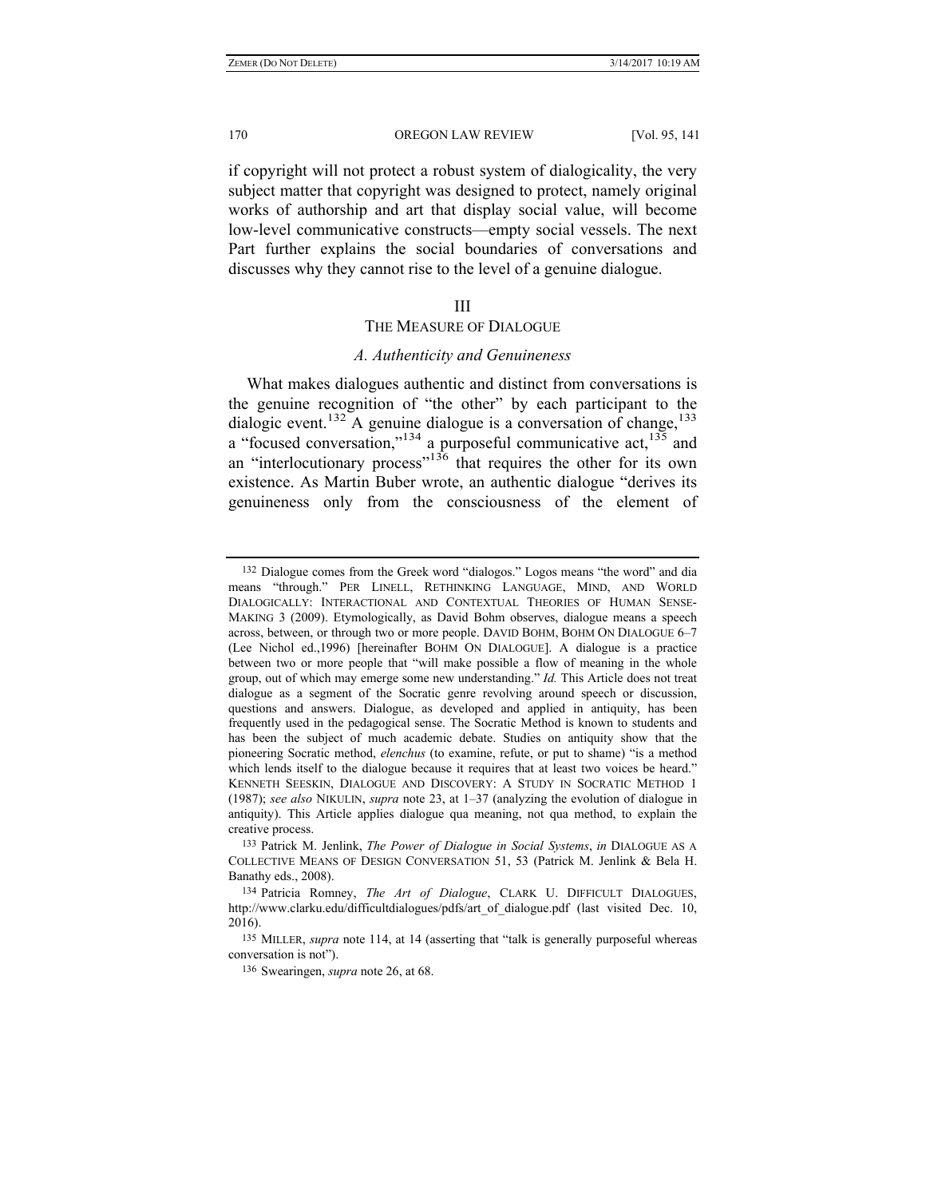if copyright will not protect a robust system of dialogicality, the very subject matter that copyright was designed to protect, namely original works of authorship and art that display social value, will become low-level communicative constructs—empty social vessels. The next Part further explains the social boundaries of conversations and discusses why they cannot rise to the level of a genuine dialogue.

## III
## THE MEASURE OF DIALOGUE

### *A. Authenticity and Genuineness*

What makes dialogues authentic and distinct from conversations is the genuine recognition of "the other" by each participant to the dialogic event.[132] A genuine dialogue is a conversation of change,[133] a "focused conversation,"[134] a purposeful communicative act,[135] and an "interlocutionary process"[136] that requires the other for its own existence. As Martin Buber wrote, an authentic dialogue "derives its genuineness only from the consciousness of the element of

---

132 Dialogue comes from the Greek word "dialogos." Logos means "the word" and dia means "through." PER LINELL, RETHINKING LANGUAGE, MIND, AND WORLD DIALOGICALLY: INTERACTIONAL AND CONTEXTUAL THEORIES OF HUMAN SENSE-MAKING 3 (2009). Etymologically, as David Bohm observes, dialogue means a speech across, between, or through two or more people. DAVID BOHM, BOHM ON DIALOGUE 6–7 (Lee Nichol ed.,1996) [hereinafter BOHM ON DIALOGUE]. A dialogue is a practice between two or more people that "will make possible a flow of meaning in the whole group, out of which may emerge some new understanding." *Id.* This Article does not treat dialogue as a segment of the Socratic genre revolving around speech or discussion, questions and answers. Dialogue, as developed and applied in antiquity, has been frequently used in the pedagogical sense. The Socratic Method is known to students and has been the subject of much academic debate. Studies on antiquity show that the pioneering Socratic method, *elenchus* (to examine, refute, or put to shame) "is a method which lends itself to the dialogue because it requires that at least two voices be heard." KENNETH SEESKIN, DIALOGUE AND DISCOVERY: A STUDY IN SOCRATIC METHOD 1 (1987); *see also* NIKULIN, *supra* note 23, at 1–37 (analyzing the evolution of dialogue in antiquity). This Article applies dialogue qua meaning, not qua method, to explain the creative process.

133 Patrick M. Jenlink, *The Power of Dialogue in Social Systems*, *in* DIALOGUE AS A COLLECTIVE MEANS OF DESIGN CONVERSATION 51, 53 (Patrick M. Jenlink & Bela H. Banathy eds., 2008).

134 Patricia Romney, *The Art of Dialogue*, CLARK U. DIFFICULT DIALOGUES, http://www.clarku.edu/difficultdialogues/pdfs/art_of_dialogue.pdf (last visited Dec. 10, 2016).

135 MILLER, *supra* note 114, at 14 (asserting that "talk is generally purposeful whereas conversation is not").

136 Swearingen, *supra* note 26, at 68.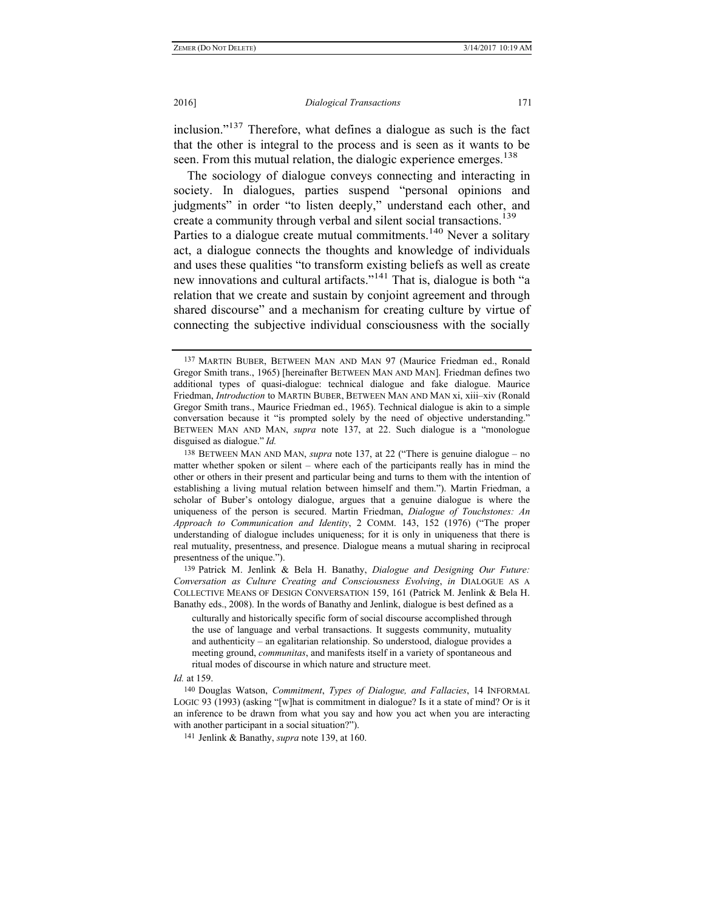inclusion."[137] Therefore, what defines a dialogue as such is the fact that the other is integral to the process and is seen as it wants to be seen. From this mutual relation, the dialogic experience emerges.[138]

The sociology of dialogue conveys connecting and interacting in society. In dialogues, parties suspend "personal opinions and judgments" in order "to listen deeply," understand each other, and create a community through verbal and silent social transactions.[139] Parties to a dialogue create mutual commitments.[140] Never a solitary act, a dialogue connects the thoughts and knowledge of individuals and uses these qualities "to transform existing beliefs as well as create new innovations and cultural artifacts."[141] That is, dialogue is both "a relation that we create and sustain by conjoint agreement and through shared discourse" and a mechanism for creating culture by virtue of connecting the subjective individual consciousness with the socially

---

[137] MARTIN BUBER, BETWEEN MAN AND MAN 97 (Maurice Friedman ed., Ronald Gregor Smith trans., 1965) [hereinafter BETWEEN MAN AND MAN]. Friedman defines two additional types of quasi-dialogue: technical dialogue and fake dialogue. Maurice Friedman, *Introduction* to MARTIN BUBER, BETWEEN MAN AND MAN xi, xiii–xiv (Ronald Gregor Smith trans., Maurice Friedman ed., 1965). Technical dialogue is akin to a simple conversation because it "is prompted solely by the need of objective understanding." BETWEEN MAN AND MAN, *supra* note 137, at 22. Such dialogue is a "monologue disguised as dialogue." *Id.*

[138] BETWEEN MAN AND MAN, *supra* note 137, at 22 ("There is genuine dialogue – no matter whether spoken or silent – where each of the participants really has in mind the other or others in their present and particular being and turns to them with the intention of establishing a living mutual relation between himself and them."). Martin Friedman, a scholar of Buber's ontology dialogue, argues that a genuine dialogue is where the uniqueness of the person is secured. Martin Friedman, *Dialogue of Touchstones: An Approach to Communication and Identity*, 2 COMM. 143, 152 (1976) ("The proper understanding of dialogue includes uniqueness; for it is only in uniqueness that there is real mutuality, presentness, and presence. Dialogue means a mutual sharing in reciprocal presentness of the unique.").

[139] Patrick M. Jenlink & Bela H. Banathy, *Dialogue and Designing Our Future: Conversation as Culture Creating and Consciousness Evolving*, *in* DIALOGUE AS A COLLECTIVE MEANS OF DESIGN CONVERSATION 159, 161 (Patrick M. Jenlink & Bela H. Banathy eds., 2008). In the words of Banathy and Jenlink, dialogue is best defined as a

> culturally and historically specific form of social discourse accomplished through the use of language and verbal transactions. It suggests community, mutuality and authenticity – an egalitarian relationship. So understood, dialogue provides a meeting ground, *communitas*, and manifests itself in a variety of spontaneous and ritual modes of discourse in which nature and structure meet.

*Id.* at 159.

[140] Douglas Watson, *Commitment*, *Types of Dialogue, and Fallacies*, 14 INFORMAL LOGIC 93 (1993) (asking "[w]hat is commitment in dialogue? Is it a state of mind? Or is it an inference to be drawn from what you say and how you act when you are interacting with another participant in a social situation?").

[141] Jenlink & Banathy, *supra* note 139, at 160.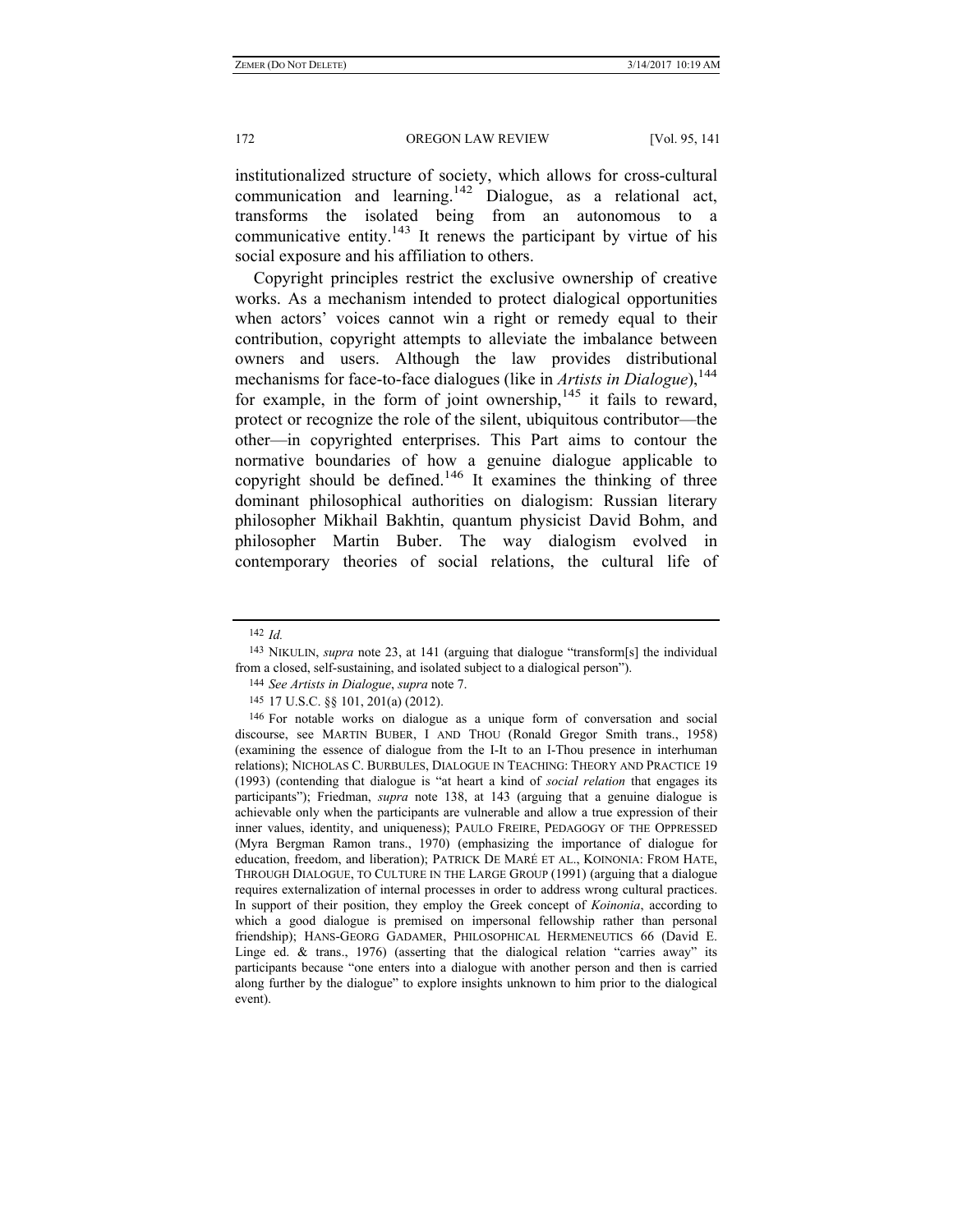institutionalized structure of society, which allows for cross-cultural communication and learning.[142] Dialogue, as a relational act, transforms the isolated being from an autonomous to a communicative entity.[143] It renews the participant by virtue of his social exposure and his affiliation to others.

Copyright principles restrict the exclusive ownership of creative works. As a mechanism intended to protect dialogical opportunities when actors' voices cannot win a right or remedy equal to their contribution, copyright attempts to alleviate the imbalance between owners and users. Although the law provides distributional mechanisms for face-to-face dialogues (like in *Artists in Dialogue*),[144] for example, in the form of joint ownership,[145] it fails to reward, protect or recognize the role of the silent, ubiquitous contributor—the other—in copyrighted enterprises. This Part aims to contour the normative boundaries of how a genuine dialogue applicable to copyright should be defined.[146] It examines the thinking of three dominant philosophical authorities on dialogism: Russian literary philosopher Mikhail Bakhtin, quantum physicist David Bohm, and philosopher Martin Buber. The way dialogism evolved in contemporary theories of social relations, the cultural life of

---

142 *Id.*

143 NIKULIN, *supra* note 23, at 141 (arguing that dialogue "transform[s] the individual from a closed, self-sustaining, and isolated subject to a dialogical person").

144 *See Artists in Dialogue*, *supra* note 7.

145 17 U.S.C. §§ 101, 201(a) (2012).

146 For notable works on dialogue as a unique form of conversation and social discourse, see MARTIN BUBER, I AND THOU (Ronald Gregor Smith trans., 1958) (examining the essence of dialogue from the I-It to an I-Thou presence in interhuman relations); NICHOLAS C. BURBULES, DIALOGUE IN TEACHING: THEORY AND PRACTICE 19 (1993) (contending that dialogue is "at heart a kind of *social relation* that engages its participants"); Friedman, *supra* note 138, at 143 (arguing that a genuine dialogue is achievable only when the participants are vulnerable and allow a true expression of their inner values, identity, and uniqueness); PAULO FREIRE, PEDAGOGY OF THE OPPRESSED (Myra Bergman Ramon trans., 1970) (emphasizing the importance of dialogue for education, freedom, and liberation); PATRICK DE MARÉ ET AL., KOINONIA: FROM HATE, THROUGH DIALOGUE, TO CULTURE IN THE LARGE GROUP (1991) (arguing that a dialogue requires externalization of internal processes in order to address wrong cultural practices. In support of their position, they employ the Greek concept of *Koinonia*, according to which a good dialogue is premised on impersonal fellowship rather than personal friendship); HANS-GEORG GADAMER, PHILOSOPHICAL HERMENEUTICS 66 (David E. Linge ed. & trans., 1976) (asserting that the dialogical relation "carries away" its participants because "one enters into a dialogue with another person and then is carried along further by the dialogue" to explore insights unknown to him prior to the dialogical event).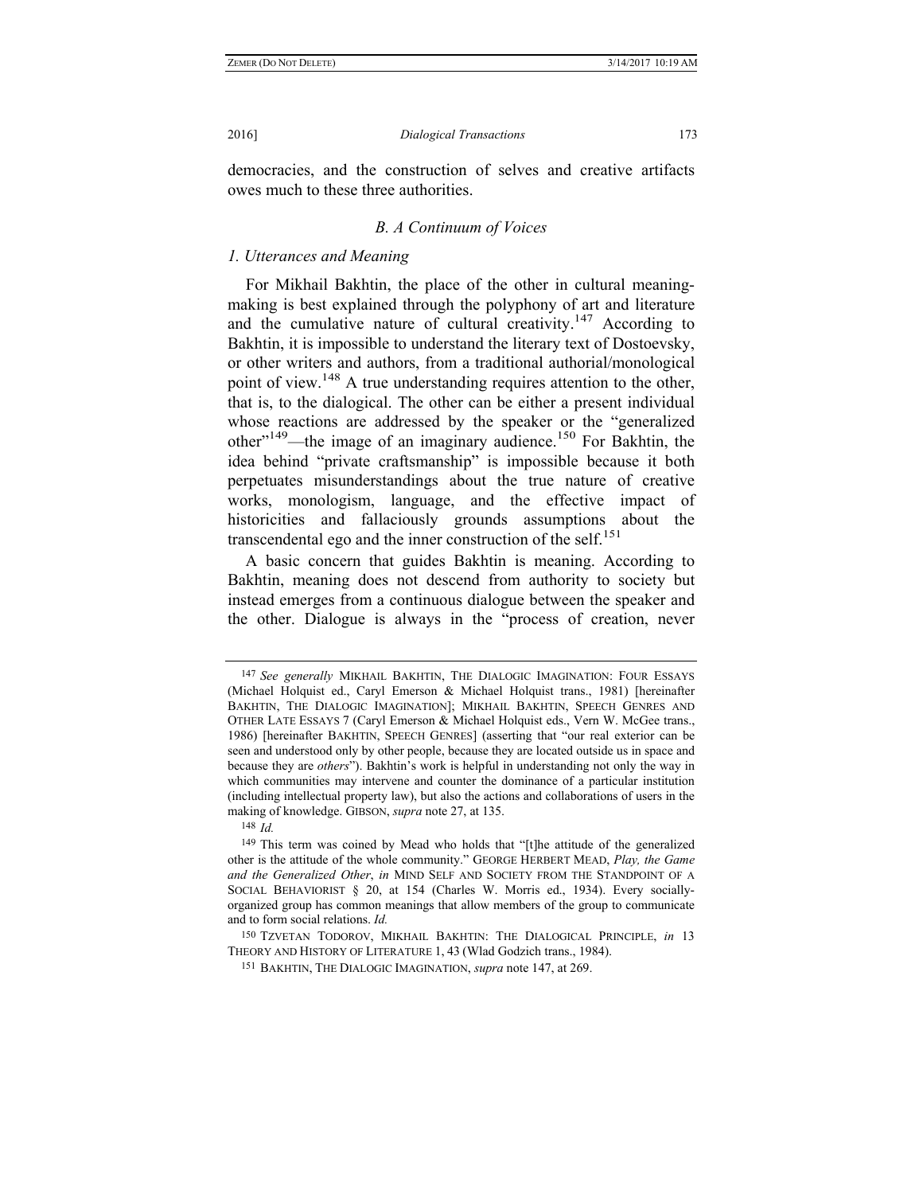democracies, and the construction of selves and creative artifacts owes much to these three authorities.

### *B. A Continuum of Voices*

#### *1. Utterances and Meaning*

For Mikhail Bakhtin, the place of the other in cultural meaning-making is best explained through the polyphony of art and literature and the cumulative nature of cultural creativity.[147] According to Bakhtin, it is impossible to understand the literary text of Dostoevsky, or other writers and authors, from a traditional authorial/monological point of view.[148] A true understanding requires attention to the other, that is, to the dialogical. The other can be either a present individual whose reactions are addressed by the speaker or the "generalized other"[149]—the image of an imaginary audience.[150] For Bakhtin, the idea behind "private craftsmanship" is impossible because it both perpetuates misunderstandings about the true nature of creative works, monologism, language, and the effective impact of historicities and fallaciously grounds assumptions about the transcendental ego and the inner construction of the self.[151]

A basic concern that guides Bakhtin is meaning. According to Bakhtin, meaning does not descend from authority to society but instead emerges from a continuous dialogue between the speaker and the other. Dialogue is always in the "process of creation, never

---

[147] *See generally* MIKHAIL BAKHTIN, THE DIALOGIC IMAGINATION: FOUR ESSAYS (Michael Holquist ed., Caryl Emerson & Michael Holquist trans., 1981) [hereinafter BAKHTIN, THE DIALOGIC IMAGINATION]; MIKHAIL BAKHTIN, SPEECH GENRES AND OTHER LATE ESSAYS 7 (Caryl Emerson & Michael Holquist eds., Vern W. McGee trans., 1986) [hereinafter BAKHTIN, SPEECH GENRES] (asserting that "our real exterior can be seen and understood only by other people, because they are located outside us in space and because they are *others*"). Bakhtin's work is helpful in understanding not only the way in which communities may intervene and counter the dominance of a particular institution (including intellectual property law), but also the actions and collaborations of users in the making of knowledge. GIBSON, *supra* note 27, at 135.

[148] *Id.*

[149] This term was coined by Mead who holds that "[t]he attitude of the generalized other is the attitude of the whole community." GEORGE HERBERT MEAD, *Play, the Game and the Generalized Other*, *in* MIND SELF AND SOCIETY FROM THE STANDPOINT OF A SOCIAL BEHAVIORIST § 20, at 154 (Charles W. Morris ed., 1934). Every socially-organized group has common meanings that allow members of the group to communicate and to form social relations. *Id.*

[150] TZVETAN TODOROV, MIKHAIL BAKHTIN: THE DIALOGICAL PRINCIPLE, *in* 13 THEORY AND HISTORY OF LITERATURE 1, 43 (Wlad Godzich trans., 1984).

[151] BAKHTIN, THE DIALOGIC IMAGINATION, *supra* note 147, at 269.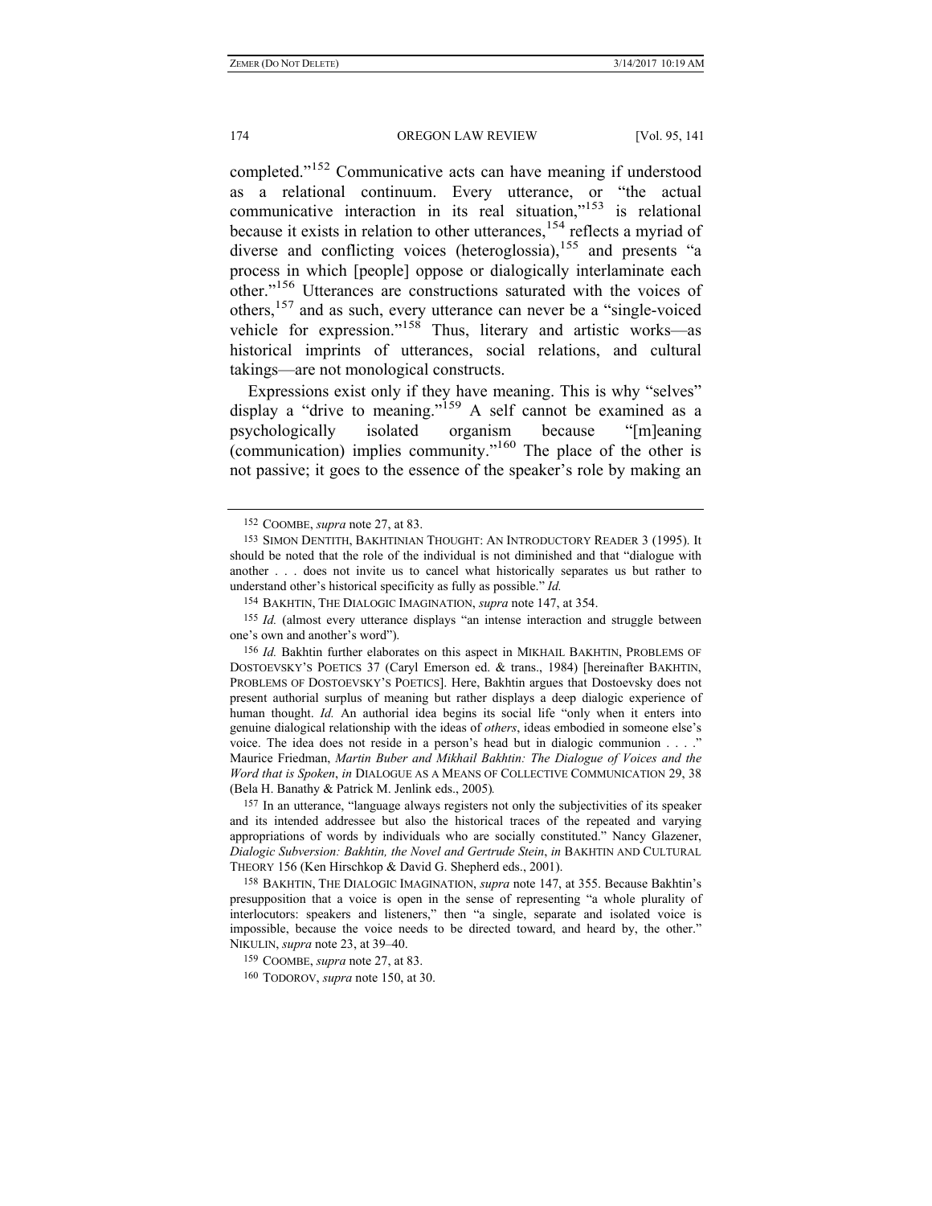completed."[152] Communicative acts can have meaning if understood as a relational continuum. Every utterance, or "the actual communicative interaction in its real situation,"[153] is relational because it exists in relation to other utterances,[154] reflects a myriad of diverse and conflicting voices (heteroglossia),[155] and presents "a process in which [people] oppose or dialogically interlaminate each other."[156] Utterances are constructions saturated with the voices of others,[157] and as such, every utterance can never be a "single-voiced vehicle for expression."[158] Thus, literary and artistic works—as historical imprints of utterances, social relations, and cultural takings—are not monological constructs.

Expressions exist only if they have meaning. This is why "selves" display a "drive to meaning."[159] A self cannot be examined as a psychologically isolated organism because "[m]eaning (communication) implies community."[160] The place of the other is not passive; it goes to the essence of the speaker's role by making an

---

152 COOMBE, *supra* note 27, at 83.

153 SIMON DENTITH, BAKHTINIAN THOUGHT: AN INTRODUCTORY READER 3 (1995). It should be noted that the role of the individual is not diminished and that "dialogue with another . . . does not invite us to cancel what historically separates us but rather to understand other's historical specificity as fully as possible." *Id.*

154 BAKHTIN, THE DIALOGIC IMAGINATION, *supra* note 147, at 354.

155 *Id.* (almost every utterance displays "an intense interaction and struggle between one's own and another's word").

156 *Id.* Bakhtin further elaborates on this aspect in MIKHAIL BAKHTIN, PROBLEMS OF DOSTOEVSKY'S POETICS 37 (Caryl Emerson ed. & trans., 1984) [hereinafter BAKHTIN, PROBLEMS OF DOSTOEVSKY'S POETICS]. Here, Bakhtin argues that Dostoevsky does not present authorial surplus of meaning but rather displays a deep dialogic experience of human thought. *Id.* An authorial idea begins its social life "only when it enters into genuine dialogical relationship with the ideas of *others*, ideas embodied in someone else's voice. The idea does not reside in a person's head but in dialogic communion . . . ." Maurice Friedman, *Martin Buber and Mikhail Bakhtin: The Dialogue of Voices and the Word that is Spoken*, *in* DIALOGUE AS A MEANS OF COLLECTIVE COMMUNICATION 29, 38 (Bela H. Banathy & Patrick M. Jenlink eds., 2005).

157 In an utterance, "language always registers not only the subjectivities of its speaker and its intended addressee but also the historical traces of the repeated and varying appropriations of words by individuals who are socially constituted." Nancy Glazener, *Dialogic Subversion: Bakhtin, the Novel and Gertrude Stein*, *in* BAKHTIN AND CULTURAL THEORY 156 (Ken Hirschkop & David G. Shepherd eds., 2001).

158 BAKHTIN, THE DIALOGIC IMAGINATION, *supra* note 147, at 355. Because Bakhtin's presupposition that a voice is open in the sense of representing "a whole plurality of interlocutors: speakers and listeners," then "a single, separate and isolated voice is impossible, because the voice needs to be directed toward, and heard by, the other." NIKULIN, *supra* note 23, at 39–40.

159 COOMBE, *supra* note 27, at 83.

160 TODOROV, *supra* note 150, at 30.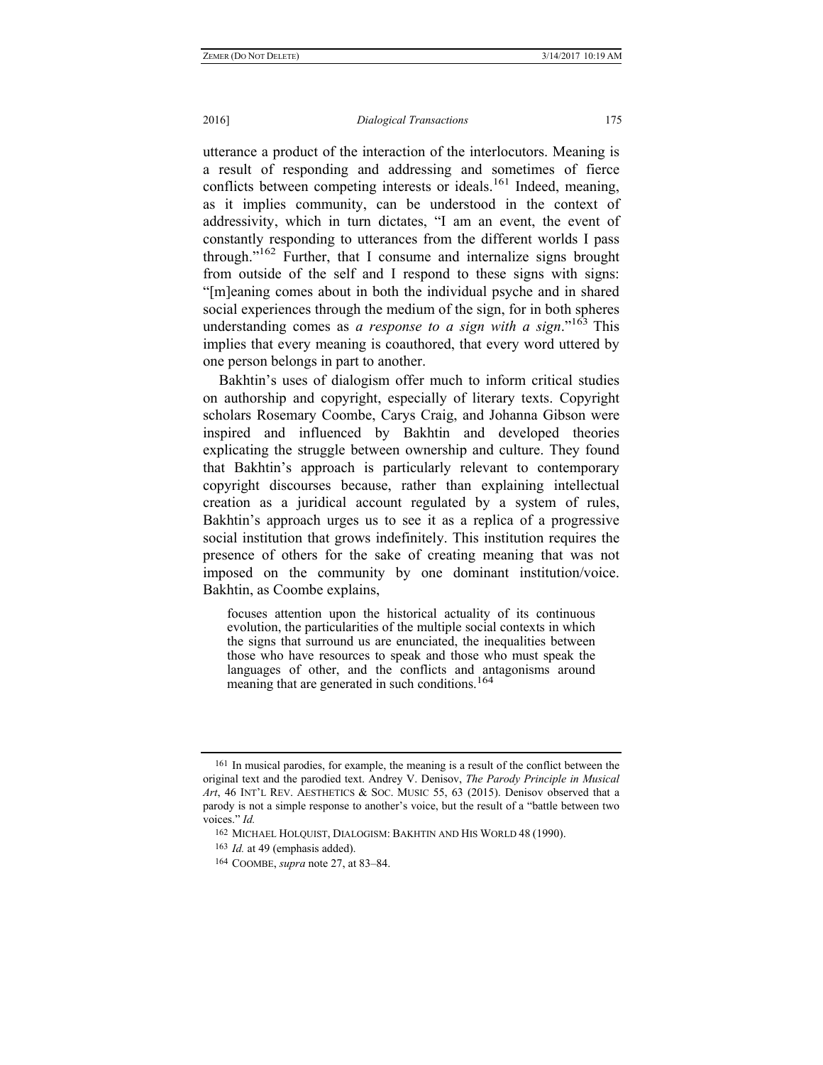utterance a product of the interaction of the interlocutors. Meaning is a result of responding and addressing and sometimes of fierce conflicts between competing interests or ideals.[161] Indeed, meaning, as it implies community, can be understood in the context of addressivity, which in turn dictates, "I am an event, the event of constantly responding to utterances from the different worlds I pass through."[162] Further, that I consume and internalize signs brought from outside of the self and I respond to these signs with signs: "[m]eaning comes about in both the individual psyche and in shared social experiences through the medium of the sign, for in both spheres understanding comes as *a response to a sign with a sign*."[163] This implies that every meaning is coauthored, that every word uttered by one person belongs in part to another.

Bakhtin's uses of dialogism offer much to inform critical studies on authorship and copyright, especially of literary texts. Copyright scholars Rosemary Coombe, Carys Craig, and Johanna Gibson were inspired and influenced by Bakhtin and developed theories explicating the struggle between ownership and culture. They found that Bakhtin's approach is particularly relevant to contemporary copyright discourses because, rather than explaining intellectual creation as a juridical account regulated by a system of rules, Bakhtin's approach urges us to see it as a replica of a progressive social institution that grows indefinitely. This institution requires the presence of others for the sake of creating meaning that was not imposed on the community by one dominant institution/voice. Bakhtin, as Coombe explains,

> focuses attention upon the historical actuality of its continuous evolution, the particularities of the multiple social contexts in which the signs that surround us are enunciated, the inequalities between those who have resources to speak and those who must speak the languages of other, and the conflicts and antagonisms around meaning that are generated in such conditions.[164]

---

[161] In musical parodies, for example, the meaning is a result of the conflict between the original text and the parodied text. Andrey V. Denisov, *The Parody Principle in Musical Art*, 46 INT'L REV. AESTHETICS & SOC. MUSIC 55, 63 (2015). Denisov observed that a parody is not a simple response to another's voice, but the result of a "battle between two voices." *Id.*

[162] MICHAEL HOLQUIST, DIALOGISM: BAKHTIN AND HIS WORLD 48 (1990).

[163] *Id.* at 49 (emphasis added).

[164] COOMBE, *supra* note 27, at 83–84.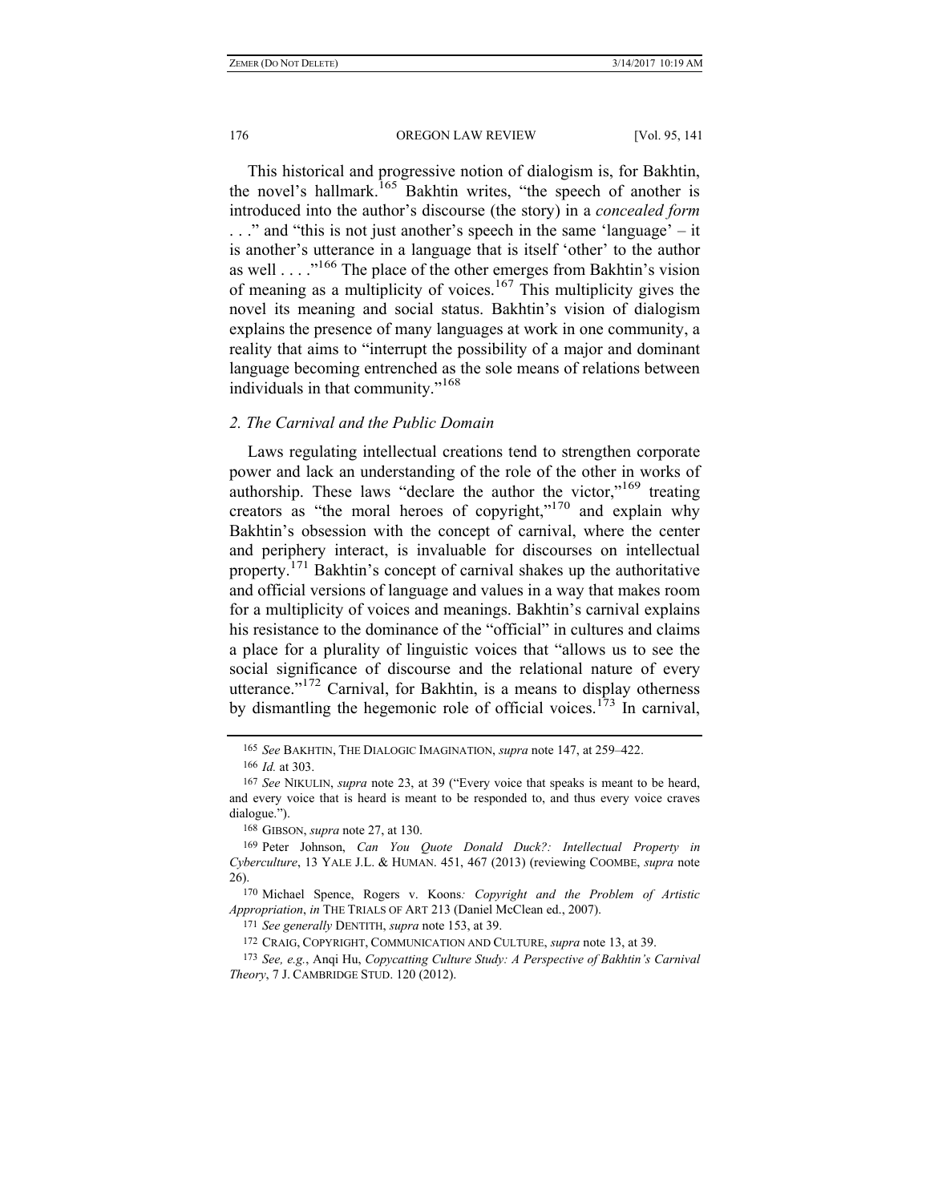This historical and progressive notion of dialogism is, for Bakhtin, the novel's hallmark.[165] Bakhtin writes, "the speech of another is introduced into the author's discourse (the story) in a *concealed form* . . ." and "this is not just another's speech in the same 'language' – it is another's utterance in a language that is itself 'other' to the author as well . . . ."[166] The place of the other emerges from Bakhtin's vision of meaning as a multiplicity of voices.[167] This multiplicity gives the novel its meaning and social status. Bakhtin's vision of dialogism explains the presence of many languages at work in one community, a reality that aims to "interrupt the possibility of a major and dominant language becoming entrenched as the sole means of relations between individuals in that community."[168]

### *2. The Carnival and the Public Domain*

Laws regulating intellectual creations tend to strengthen corporate power and lack an understanding of the role of the other in works of authorship. These laws "declare the author the victor,"[169] treating creators as "the moral heroes of copyright,"[170] and explain why Bakhtin's obsession with the concept of carnival, where the center and periphery interact, is invaluable for discourses on intellectual property.[171] Bakhtin's concept of carnival shakes up the authoritative and official versions of language and values in a way that makes room for a multiplicity of voices and meanings. Bakhtin's carnival explains his resistance to the dominance of the "official" in cultures and claims a place for a plurality of linguistic voices that "allows us to see the social significance of discourse and the relational nature of every utterance."[172] Carnival, for Bakhtin, is a means to display otherness by dismantling the hegemonic role of official voices.[173] In carnival,

---

165 *See* BAKHTIN, THE DIALOGIC IMAGINATION, *supra* note 147, at 259–422.

166 *Id.* at 303.

167 *See* NIKULIN, *supra* note 23, at 39 ("Every voice that speaks is meant to be heard, and every voice that is heard is meant to be responded to, and thus every voice craves dialogue.").

168 GIBSON, *supra* note 27, at 130.

169 Peter Johnson, *Can You Quote Donald Duck?: Intellectual Property in Cyberculture*, 13 YALE J.L. & HUMAN. 451, 467 (2013) (reviewing COOMBE, *supra* note 26).

170 Michael Spence, Rogers v. Koons*: Copyright and the Problem of Artistic Appropriation*, *in* THE TRIALS OF ART 213 (Daniel McClean ed., 2007).

171 *See generally* DENTITH, *supra* note 153, at 39.

172 CRAIG, COPYRIGHT, COMMUNICATION AND CULTURE, *supra* note 13, at 39.

173 *See, e.g.*, Anqi Hu, *Copycatting Culture Study: A Perspective of Bakhtin's Carnival Theory*, 7 J. CAMBRIDGE STUD. 120 (2012).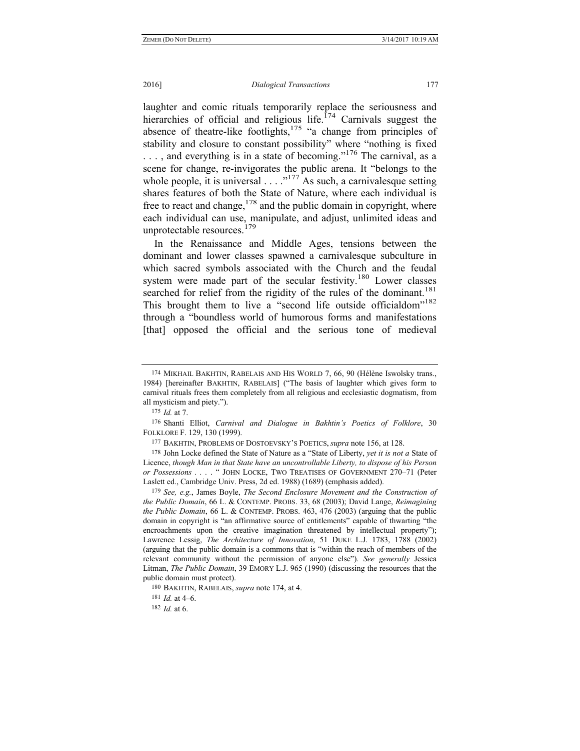laughter and comic rituals temporarily replace the seriousness and hierarchies of official and religious life.[174] Carnivals suggest the absence of theatre-like footlights,[175] "a change from principles of stability and closure to constant possibility" where "nothing is fixed . . . , and everything is in a state of becoming."[176] The carnival, as a scene for change, re-invigorates the public arena. It "belongs to the whole people, it is universal . . . ."[177] As such, a carnivalesque setting shares features of both the State of Nature, where each individual is free to react and change,[178] and the public domain in copyright, where each individual can use, manipulate, and adjust, unlimited ideas and unprotectable resources.[179]

In the Renaissance and Middle Ages, tensions between the dominant and lower classes spawned a carnivalesque subculture in which sacred symbols associated with the Church and the feudal system were made part of the secular festivity.[180] Lower classes searched for relief from the rigidity of the rules of the dominant.[181] This brought them to live a "second life outside officialdom"[182] through a "boundless world of humorous forms and manifestations [that] opposed the official and the serious tone of medieval

---

174 MIKHAIL BAKHTIN, RABELAIS AND HIS WORLD 7, 66, 90 (Hélène Iswolsky trans., 1984) [hereinafter BAKHTIN, RABELAIS] ("The basis of laughter which gives form to carnival rituals frees them completely from all religious and ecclesiastic dogmatism, from all mysticism and piety.").

175 *Id.* at 7.

176 Shanti Elliot, *Carnival and Dialogue in Bakhtin's Poetics of Folklore*, 30 FOLKLORE F. 129, 130 (1999).

177 BAKHTIN, PROBLEMS OF DOSTOEVSKY'S POETICS, *supra* note 156, at 128.

178 John Locke defined the State of Nature as a "State of Liberty, *yet it is not a* State of Licence, *though Man in that State have an uncontrollable Liberty, to dispose of his Person or Possessions* . . . . " JOHN LOCKE, TWO TREATISES OF GOVERNMENT 270–71 (Peter Laslett ed., Cambridge Univ. Press, 2d ed. 1988) (1689) (emphasis added).

179 *See, e.g.*, James Boyle, *The Second Enclosure Movement and the Construction of the Public Domain*, 66 L. & CONTEMP. PROBS. 33, 68 (2003); David Lange, *Reimagining the Public Domain*, 66 L. & CONTEMP. PROBS. 463, 476 (2003) (arguing that the public domain in copyright is "an affirmative source of entitlements" capable of thwarting "the encroachments upon the creative imagination threatened by intellectual property"); Lawrence Lessig, *The Architecture of Innovation*, 51 DUKE L.J. 1783, 1788 (2002) (arguing that the public domain is a commons that is "within the reach of members of the relevant community without the permission of anyone else"). *See generally* Jessica Litman, *The Public Domain*, 39 EMORY L.J. 965 (1990) (discussing the resources that the public domain must protect).

180 BAKHTIN, RABELAIS, *supra* note 174, at 4.

181 *Id.* at 4–6.

182 *Id.* at 6.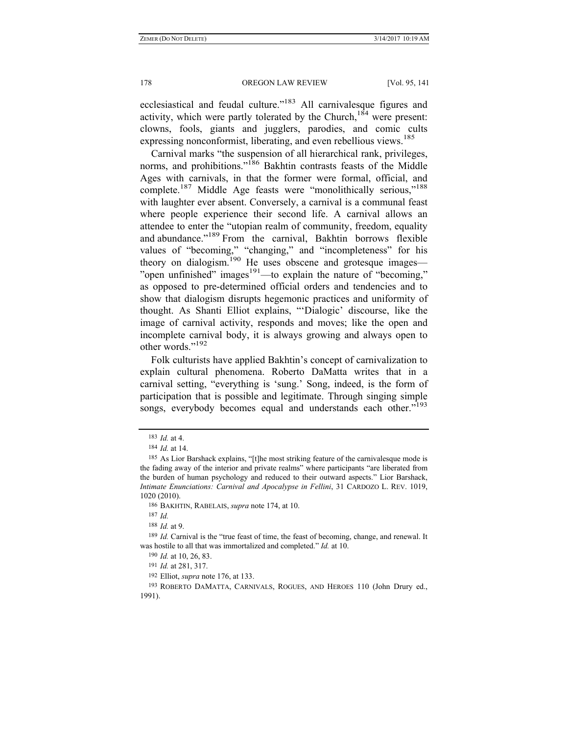ecclesiastical and feudal culture."[183] All carnivalesque figures and activity, which were partly tolerated by the Church,[184] were present: clowns, fools, giants and jugglers, parodies, and comic cults expressing nonconformist, liberating, and even rebellious views.[185]

Carnival marks "the suspension of all hierarchical rank, privileges, norms, and prohibitions."[186] Bakhtin contrasts feasts of the Middle Ages with carnivals, in that the former were formal, official, and complete.[187] Middle Age feasts were "monolithically serious,"[188] with laughter ever absent. Conversely, a carnival is a communal feast where people experience their second life. A carnival allows an attendee to enter the "utopian realm of community, freedom, equality and abundance."[189] From the carnival, Bakhtin borrows flexible values of "becoming," "changing," and "incompleteness" for his theory on dialogism.[190] He uses obscene and grotesque images—"open unfinished" images[191]—to explain the nature of "becoming," as opposed to pre-determined official orders and tendencies and to show that dialogism disrupts hegemonic practices and uniformity of thought. As Shanti Elliot explains, "'Dialogic' discourse, like the image of carnival activity, responds and moves; like the open and incomplete carnival body, it is always growing and always open to other words."[192]

Folk culturists have applied Bakhtin's concept of carnivalization to explain cultural phenomena. Roberto DaMatta writes that in a carnival setting, "everything is 'sung.' Song, indeed, is the form of participation that is possible and legitimate. Through singing simple songs, everybody becomes equal and understands each other."[193]

---

183 *Id.* at 4.

184 *Id.* at 14.

185 As Lior Barshack explains, "[t]he most striking feature of the carnivalesque mode is the fading away of the interior and private realms" where participants "are liberated from the burden of human psychology and reduced to their outward aspects." Lior Barshack, *Intimate Enunciations: Carnival and Apocalypse in Fellini*, 31 CARDOZO L. REV. 1019, 1020 (2010).

186 BAKHTIN, RABELAIS, *supra* note 174, at 10.

187 *Id.*

188 *Id.* at 9.

189 *Id.* Carnival is the "true feast of time, the feast of becoming, change, and renewal. It was hostile to all that was immortalized and completed." *Id.* at 10.

190 *Id.* at 10, 26, 83.

191 *Id.* at 281, 317.

192 Elliot, *supra* note 176, at 133.

193 ROBERTO DAMATTA, CARNIVALS, ROGUES, AND HEROES 110 (John Drury ed., 1991).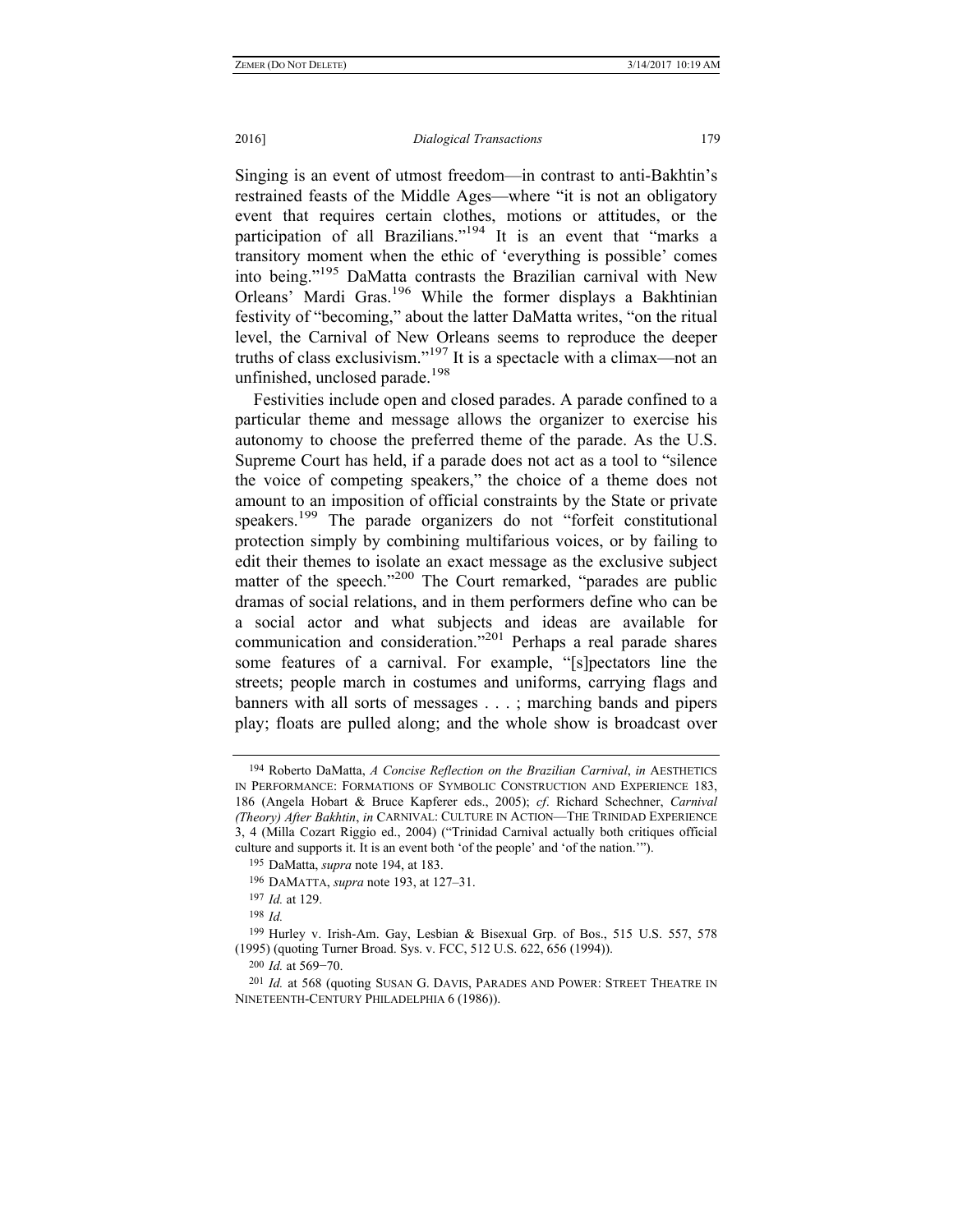Singing is an event of utmost freedom—in contrast to anti-Bakhtin's restrained feasts of the Middle Ages—where "it is not an obligatory event that requires certain clothes, motions or attitudes, or the participation of all Brazilians."[194] It is an event that "marks a transitory moment when the ethic of 'everything is possible' comes into being."[195] DaMatta contrasts the Brazilian carnival with New Orleans' Mardi Gras.[196] While the former displays a Bakhtinian festivity of "becoming," about the latter DaMatta writes, "on the ritual level, the Carnival of New Orleans seems to reproduce the deeper truths of class exclusivism."[197] It is a spectacle with a climax—not an unfinished, unclosed parade.[198]

Festivities include open and closed parades. A parade confined to a particular theme and message allows the organizer to exercise his autonomy to choose the preferred theme of the parade. As the U.S. Supreme Court has held, if a parade does not act as a tool to "silence the voice of competing speakers," the choice of a theme does not amount to an imposition of official constraints by the State or private speakers.[199] The parade organizers do not "forfeit constitutional protection simply by combining multifarious voices, or by failing to edit their themes to isolate an exact message as the exclusive subject matter of the speech."[200] The Court remarked, "parades are public dramas of social relations, and in them performers define who can be a social actor and what subjects and ideas are available for communication and consideration."[201] Perhaps a real parade shares some features of a carnival. For example, "[s]pectators line the streets; people march in costumes and uniforms, carrying flags and banners with all sorts of messages . . . ; marching bands and pipers play; floats are pulled along; and the whole show is broadcast over

---

[194] Roberto DaMatta, *A Concise Reflection on the Brazilian Carnival*, *in* AESTHETICS IN PERFORMANCE: FORMATIONS OF SYMBOLIC CONSTRUCTION AND EXPERIENCE 183, 186 (Angela Hobart & Bruce Kapferer eds., 2005); *cf*. Richard Schechner, *Carnival (Theory) After Bakhtin*, *in* CARNIVAL: CULTURE IN ACTION—THE TRINIDAD EXPERIENCE 3, 4 (Milla Cozart Riggio ed., 2004) ("Trinidad Carnival actually both critiques official culture and supports it. It is an event both 'of the people' and 'of the nation.'").

[195] DaMatta, *supra* note 194, at 183.

[196] DAMATTA, *supra* note 193, at 127–31.

[197] *Id.* at 129.

[198] *Id.*

[199] Hurley v. Irish-Am. Gay, Lesbian & Bisexual Grp. of Bos., 515 U.S. 557, 578 (1995) (quoting Turner Broad. Sys. v. FCC, 512 U.S. 622, 656 (1994)).

[200] *Id.* at 569−70.

[201] *Id.* at 568 (quoting SUSAN G. DAVIS, PARADES AND POWER: STREET THEATRE IN NINETEENTH-CENTURY PHILADELPHIA 6 (1986)).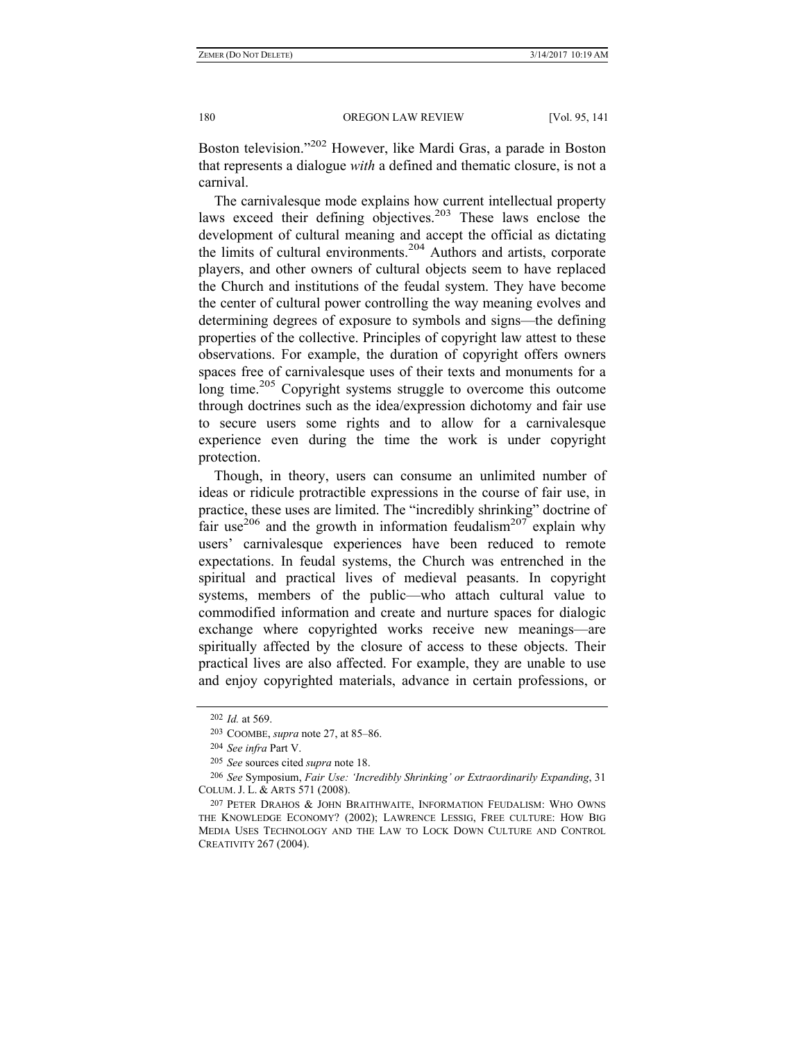Boston television."[202] However, like Mardi Gras, a parade in Boston that represents a dialogue *with* a defined and thematic closure, is not a carnival.

The carnivalesque mode explains how current intellectual property laws exceed their defining objectives.[203] These laws enclose the development of cultural meaning and accept the official as dictating the limits of cultural environments.[204] Authors and artists, corporate players, and other owners of cultural objects seem to have replaced the Church and institutions of the feudal system. They have become the center of cultural power controlling the way meaning evolves and determining degrees of exposure to symbols and signs—the defining properties of the collective. Principles of copyright law attest to these observations. For example, the duration of copyright offers owners spaces free of carnivalesque uses of their texts and monuments for a long time.[205] Copyright systems struggle to overcome this outcome through doctrines such as the idea/expression dichotomy and fair use to secure users some rights and to allow for a carnivalesque experience even during the time the work is under copyright protection.

Though, in theory, users can consume an unlimited number of ideas or ridicule protractible expressions in the course of fair use, in practice, these uses are limited. The "incredibly shrinking" doctrine of fair use[206] and the growth in information feudalism[207] explain why users' carnivalesque experiences have been reduced to remote expectations. In feudal systems, the Church was entrenched in the spiritual and practical lives of medieval peasants. In copyright systems, members of the public—who attach cultural value to commodified information and create and nurture spaces for dialogic exchange where copyrighted works receive new meanings—are spiritually affected by the closure of access to these objects. Their practical lives are also affected. For example, they are unable to use and enjoy copyrighted materials, advance in certain professions, or

---

202 *Id.* at 569.

203 COOMBE, *supra* note 27, at 85–86.

204 *See infra* Part V.

205 *See* sources cited *supra* note 18.

206 *See* Symposium, *Fair Use: 'Incredibly Shrinking' or Extraordinarily Expanding*, 31 COLUM. J. L. & ARTS 571 (2008).

207 PETER DRAHOS & JOHN BRAITHWAITE, INFORMATION FEUDALISM: WHO OWNS THE KNOWLEDGE ECONOMY? (2002); LAWRENCE LESSIG, FREE CULTURE: HOW BIG MEDIA USES TECHNOLOGY AND THE LAW TO LOCK DOWN CULTURE AND CONTROL CREATIVITY 267 (2004).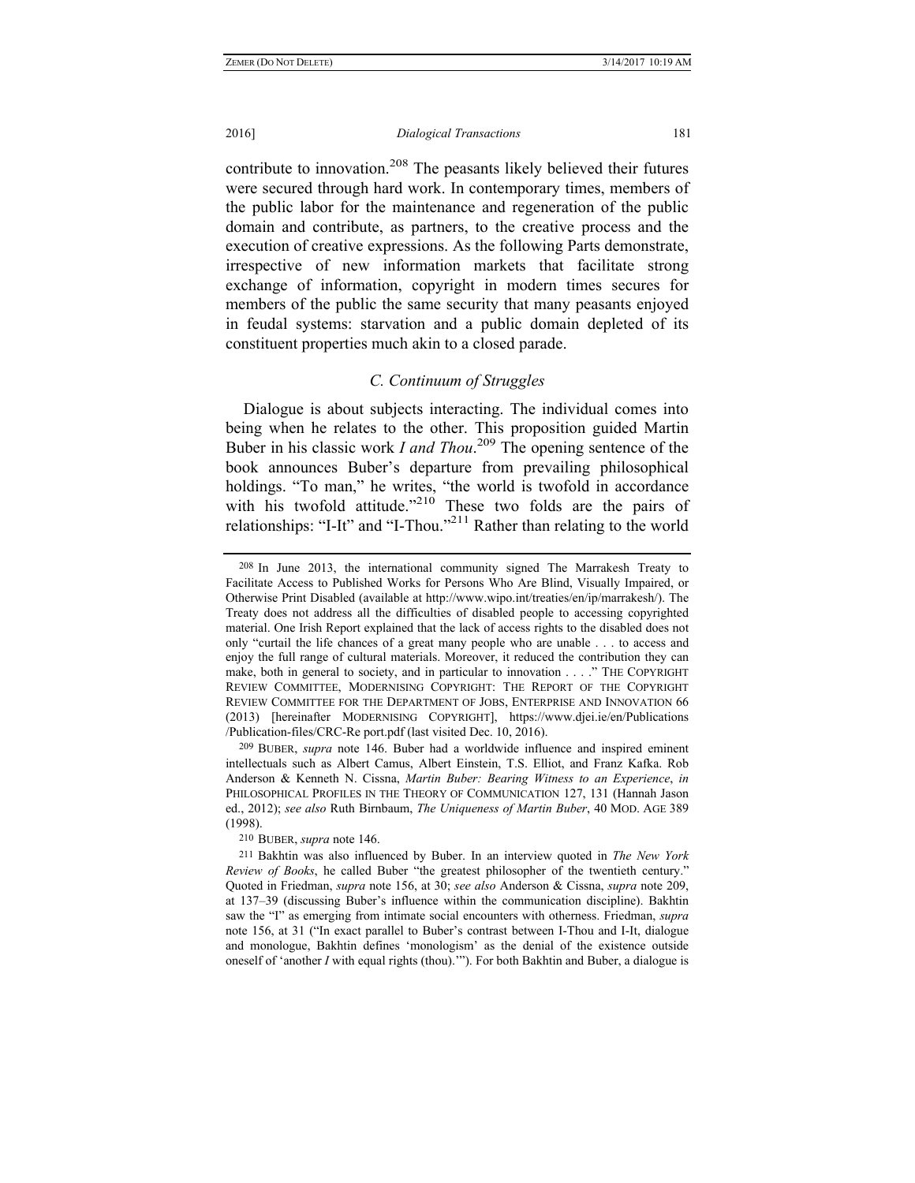contribute to innovation.[208] The peasants likely believed their futures were secured through hard work. In contemporary times, members of the public labor for the maintenance and regeneration of the public domain and contribute, as partners, to the creative process and the execution of creative expressions. As the following Parts demonstrate, irrespective of new information markets that facilitate strong exchange of information, copyright in modern times secures for members of the public the same security that many peasants enjoyed in feudal systems: starvation and a public domain depleted of its constituent properties much akin to a closed parade.

### *C. Continuum of Struggles*

Dialogue is about subjects interacting. The individual comes into being when he relates to the other. This proposition guided Martin Buber in his classic work *I and Thou*.[209] The opening sentence of the book announces Buber's departure from prevailing philosophical holdings. "To man," he writes, "the world is twofold in accordance with his twofold attitude."[210] These two folds are the pairs of relationships: "I-It" and "I-Thou."[211] Rather than relating to the world

---

208 In June 2013, the international community signed The Marrakesh Treaty to Facilitate Access to Published Works for Persons Who Are Blind, Visually Impaired, or Otherwise Print Disabled (available at http://www.wipo.int/treaties/en/ip/marrakesh/). The Treaty does not address all the difficulties of disabled people to accessing copyrighted material. One Irish Report explained that the lack of access rights to the disabled does not only "curtail the life chances of a great many people who are unable . . . to access and enjoy the full range of cultural materials. Moreover, it reduced the contribution they can make, both in general to society, and in particular to innovation . . . ." THE COPYRIGHT REVIEW COMMITTEE, MODERNISING COPYRIGHT: THE REPORT OF THE COPYRIGHT REVIEW COMMITTEE FOR THE DEPARTMENT OF JOBS, ENTERPRISE AND INNOVATION 66 (2013) [hereinafter MODERNISING COPYRIGHT], https://www.djei.ie/en/Publications/Publication-files/CRC-Re port.pdf (last visited Dec. 10, 2016).

209 BUBER, *supra* note 146. Buber had a worldwide influence and inspired eminent intellectuals such as Albert Camus, Albert Einstein, T.S. Elliot, and Franz Kafka. Rob Anderson & Kenneth N. Cissna, *Martin Buber: Bearing Witness to an Experience*, *in* PHILOSOPHICAL PROFILES IN THE THEORY OF COMMUNICATION 127, 131 (Hannah Jason ed., 2012); *see also* Ruth Birnbaum, *The Uniqueness of Martin Buber*, 40 MOD. AGE 389 (1998).

210 BUBER, *supra* note 146.

211 Bakhtin was also influenced by Buber. In an interview quoted in *The New York Review of Books*, he called Buber "the greatest philosopher of the twentieth century." Quoted in Friedman, *supra* note 156, at 30; *see also* Anderson & Cissna, *supra* note 209, at 137–39 (discussing Buber's influence within the communication discipline). Bakhtin saw the "I" as emerging from intimate social encounters with otherness. Friedman, *supra* note 156, at 31 ("In exact parallel to Buber's contrast between I-Thou and I-It, dialogue and monologue, Bakhtin defines 'monologism' as the denial of the existence outside oneself of 'another *I* with equal rights (thou).'"). For both Bakhtin and Buber, a dialogue is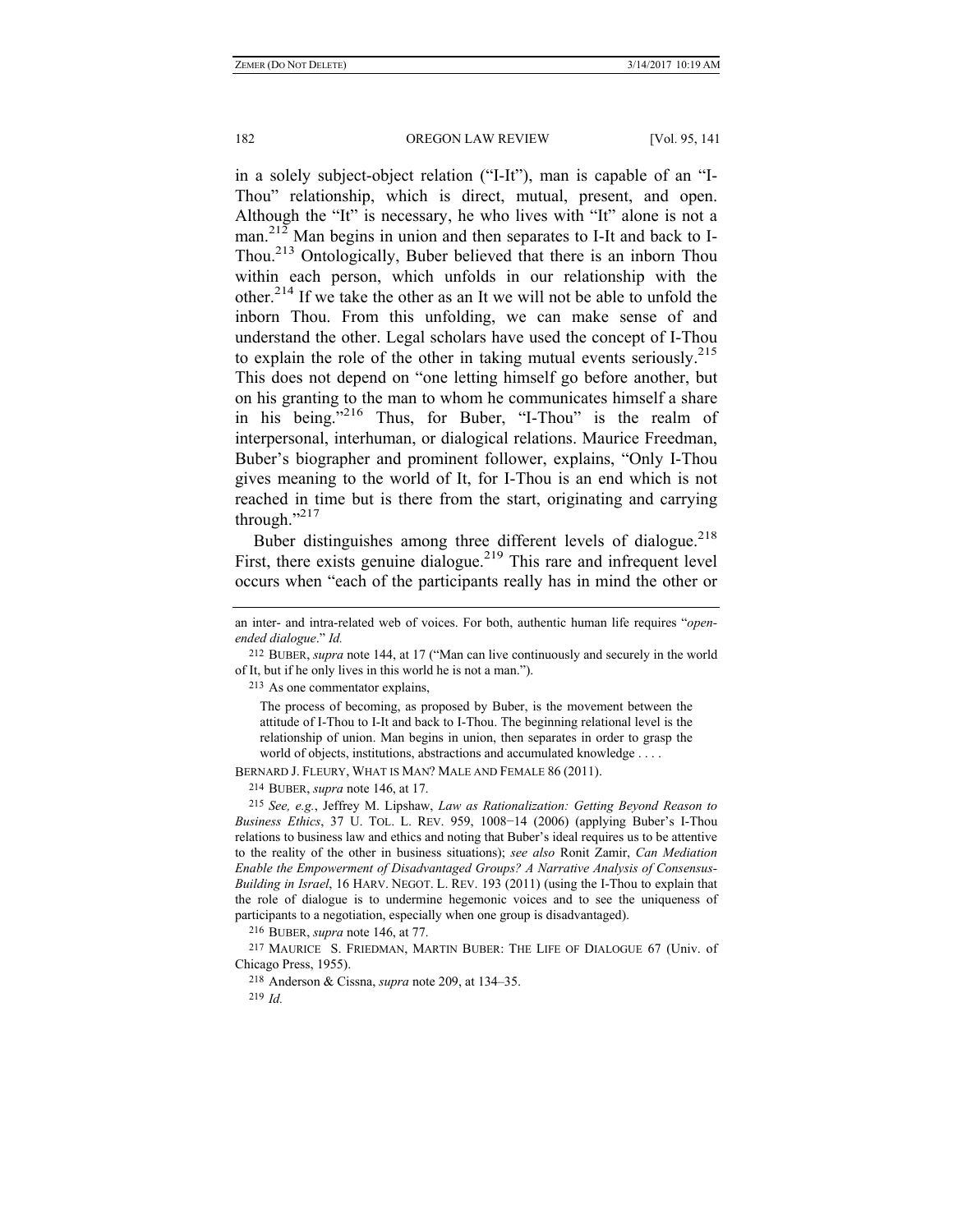in a solely subject-object relation ("I-It"), man is capable of an "I-Thou" relationship, which is direct, mutual, present, and open. Although the "It" is necessary, he who lives with "It" alone is not a man.[212] Man begins in union and then separates to I-It and back to I-Thou.[213] Ontologically, Buber believed that there is an inborn Thou within each person, which unfolds in our relationship with the other.[214] If we take the other as an It we will not be able to unfold the inborn Thou. From this unfolding, we can make sense of and understand the other. Legal scholars have used the concept of I-Thou to explain the role of the other in taking mutual events seriously.[215] This does not depend on "one letting himself go before another, but on his granting to the man to whom he communicates himself a share in his being."[216] Thus, for Buber, "I-Thou" is the realm of interpersonal, interhuman, or dialogical relations. Maurice Freedman, Buber's biographer and prominent follower, explains, "Only I-Thou gives meaning to the world of It, for I-Thou is an end which is not reached in time but is there from the start, originating and carrying through."[217]

Buber distinguishes among three different levels of dialogue.[218] First, there exists genuine dialogue.[219] This rare and infrequent level occurs when "each of the participants really has in mind the other or

---

an inter- and intra-related web of voices. For both, authentic human life requires "*open-ended dialogue*." *Id.*

212 BUBER, *supra* note 144, at 17 ("Man can live continuously and securely in the world of It, but if he only lives in this world he is not a man.").

213 As one commentator explains,

> The process of becoming, as proposed by Buber, is the movement between the attitude of I-Thou to I-It and back to I-Thou. The beginning relational level is the relationship of union. Man begins in union, then separates in order to grasp the world of objects, institutions, abstractions and accumulated knowledge . . . .

BERNARD J. FLEURY, WHAT IS MAN? MALE AND FEMALE 86 (2011).

214 BUBER, *supra* note 146, at 17.

215 *See, e.g.*, Jeffrey M. Lipshaw, *Law as Rationalization: Getting Beyond Reason to Business Ethics*, 37 U. TOL. L. REV. 959, 1008−14 (2006) (applying Buber's I-Thou relations to business law and ethics and noting that Buber's ideal requires us to be attentive to the reality of the other in business situations); *see also* Ronit Zamir, *Can Mediation Enable the Empowerment of Disadvantaged Groups? A Narrative Analysis of Consensus-Building in Israel*, 16 HARV. NEGOT. L. REV. 193 (2011) (using the I-Thou to explain that the role of dialogue is to undermine hegemonic voices and to see the uniqueness of participants to a negotiation, especially when one group is disadvantaged).

216 BUBER, *supra* note 146, at 77.

217 MAURICE S. FRIEDMAN, MARTIN BUBER: THE LIFE OF DIALOGUE 67 (Univ. of Chicago Press, 1955).

218 Anderson & Cissna, *supra* note 209, at 134–35.

219 *Id.*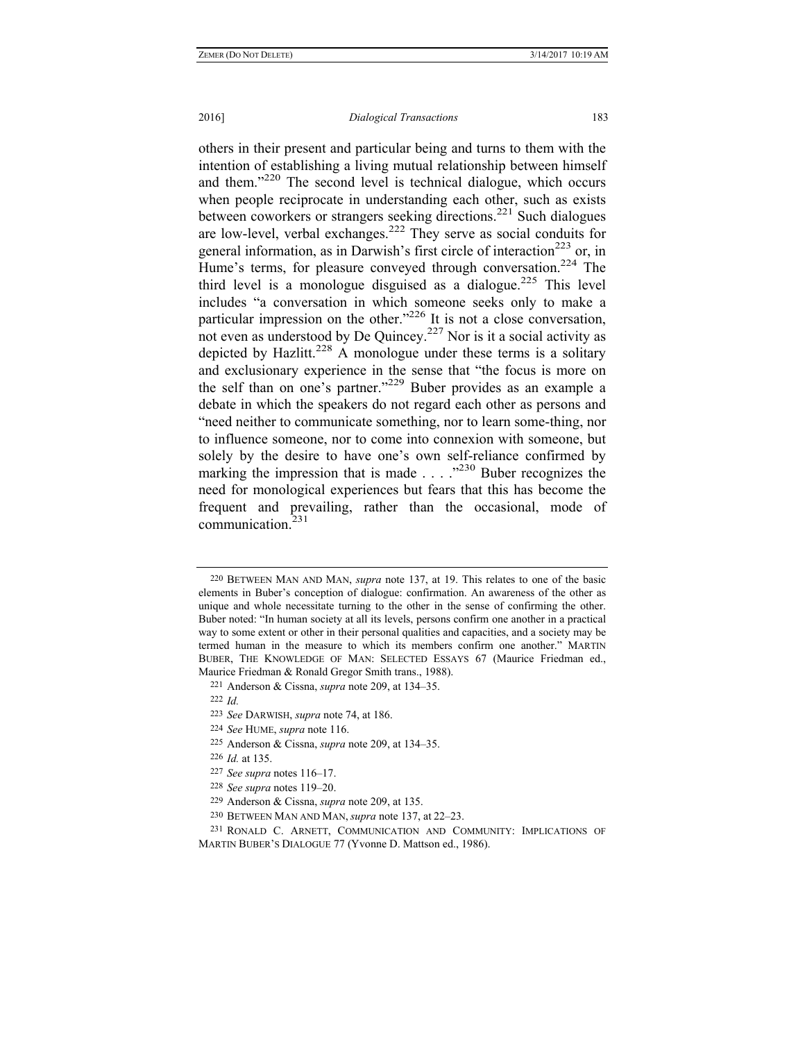others in their present and particular being and turns to them with the intention of establishing a living mutual relationship between himself and them."[220] The second level is technical dialogue, which occurs when people reciprocate in understanding each other, such as exists between coworkers or strangers seeking directions.[221] Such dialogues are low-level, verbal exchanges.[222] They serve as social conduits for general information, as in Darwish's first circle of interaction[223] or, in Hume's terms, for pleasure conveyed through conversation.[224] The third level is a monologue disguised as a dialogue.[225] This level includes "a conversation in which someone seeks only to make a particular impression on the other."[226] It is not a close conversation, not even as understood by De Quincey.[227] Nor is it a social activity as depicted by Hazlitt.[228] A monologue under these terms is a solitary and exclusionary experience in the sense that "the focus is more on the self than on one's partner."[229] Buber provides as an example a debate in which the speakers do not regard each other as persons and "need neither to communicate something, nor to learn some-thing, nor to influence someone, nor to come into connexion with someone, but solely by the desire to have one's own self-reliance confirmed by marking the impression that is made . . . ."[230] Buber recognizes the need for monological experiences but fears that this has become the frequent and prevailing, rather than the occasional, mode of communication.[231]

---

220 BETWEEN MAN AND MAN, *supra* note 137, at 19. This relates to one of the basic elements in Buber's conception of dialogue: confirmation. An awareness of the other as unique and whole necessitate turning to the other in the sense of confirming the other. Buber noted: "In human society at all its levels, persons confirm one another in a practical way to some extent or other in their personal qualities and capacities, and a society may be termed human in the measure to which its members confirm one another." MARTIN BUBER, THE KNOWLEDGE OF MAN: SELECTED ESSAYS 67 (Maurice Friedman ed., Maurice Friedman & Ronald Gregor Smith trans., 1988).

221 Anderson & Cissna, *supra* note 209, at 134–35.

222 *Id.*

223 *See* DARWISH, *supra* note 74, at 186.

224 *See* HUME, *supra* note 116.

225 Anderson & Cissna, *supra* note 209, at 134–35.

226 *Id.* at 135.

227 *See supra* notes 116–17.

228 *See supra* notes 119–20.

229 Anderson & Cissna, *supra* note 209, at 135.

230 BETWEEN MAN AND MAN, *supra* note 137, at 22–23.

231 RONALD C. ARNETT, COMMUNICATION AND COMMUNITY: IMPLICATIONS OF MARTIN BUBER'S DIALOGUE 77 (Yvonne D. Mattson ed., 1986).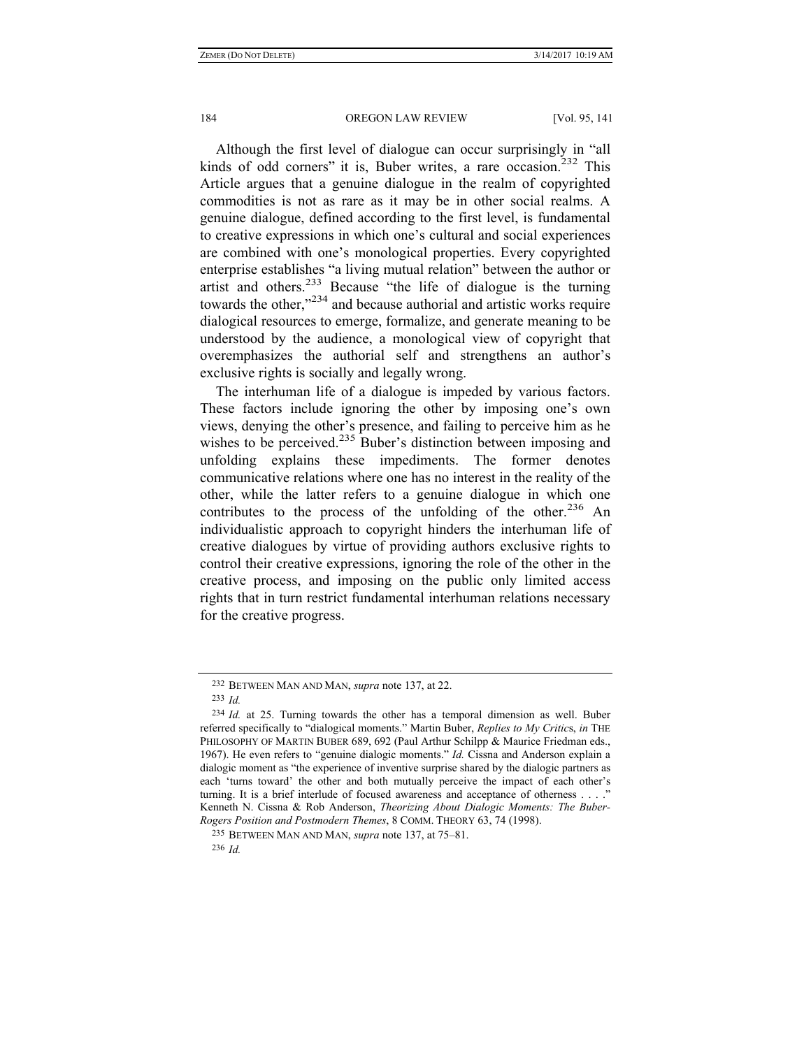Although the first level of dialogue can occur surprisingly in "all kinds of odd corners" it is, Buber writes, a rare occasion.[232] This Article argues that a genuine dialogue in the realm of copyrighted commodities is not as rare as it may be in other social realms. A genuine dialogue, defined according to the first level, is fundamental to creative expressions in which one's cultural and social experiences are combined with one's monological properties. Every copyrighted enterprise establishes "a living mutual relation" between the author or artist and others.[233] Because "the life of dialogue is the turning towards the other,"[234] and because authorial and artistic works require dialogical resources to emerge, formalize, and generate meaning to be understood by the audience, a monological view of copyright that overemphasizes the authorial self and strengthens an author's exclusive rights is socially and legally wrong.

The interhuman life of a dialogue is impeded by various factors. These factors include ignoring the other by imposing one's own views, denying the other's presence, and failing to perceive him as he wishes to be perceived.[235] Buber's distinction between imposing and unfolding explains these impediments. The former denotes communicative relations where one has no interest in the reality of the other, while the latter refers to a genuine dialogue in which one contributes to the process of the unfolding of the other.[236] An individualistic approach to copyright hinders the interhuman life of creative dialogues by virtue of providing authors exclusive rights to control their creative expressions, ignoring the role of the other in the creative process, and imposing on the public only limited access rights that in turn restrict fundamental interhuman relations necessary for the creative progress.

---

232 BETWEEN MAN AND MAN, *supra* note 137, at 22.

233 *Id.*

234 *Id.* at 25. Turning towards the other has a temporal dimension as well. Buber referred specifically to "dialogical moments." Martin Buber, *Replies to My Critics*, *in* THE PHILOSOPHY OF MARTIN BUBER 689, 692 (Paul Arthur Schilpp & Maurice Friedman eds., 1967). He even refers to "genuine dialogic moments." *Id.* Cissna and Anderson explain a dialogic moment as "the experience of inventive surprise shared by the dialogic partners as each 'turns toward' the other and both mutually perceive the impact of each other's turning. It is a brief interlude of focused awareness and acceptance of otherness . . . ." Kenneth N. Cissna & Rob Anderson, *Theorizing About Dialogic Moments: The Buber-Rogers Position and Postmodern Themes*, 8 COMM. THEORY 63, 74 (1998).

235 BETWEEN MAN AND MAN, *supra* note 137, at 75–81.

236 *Id.*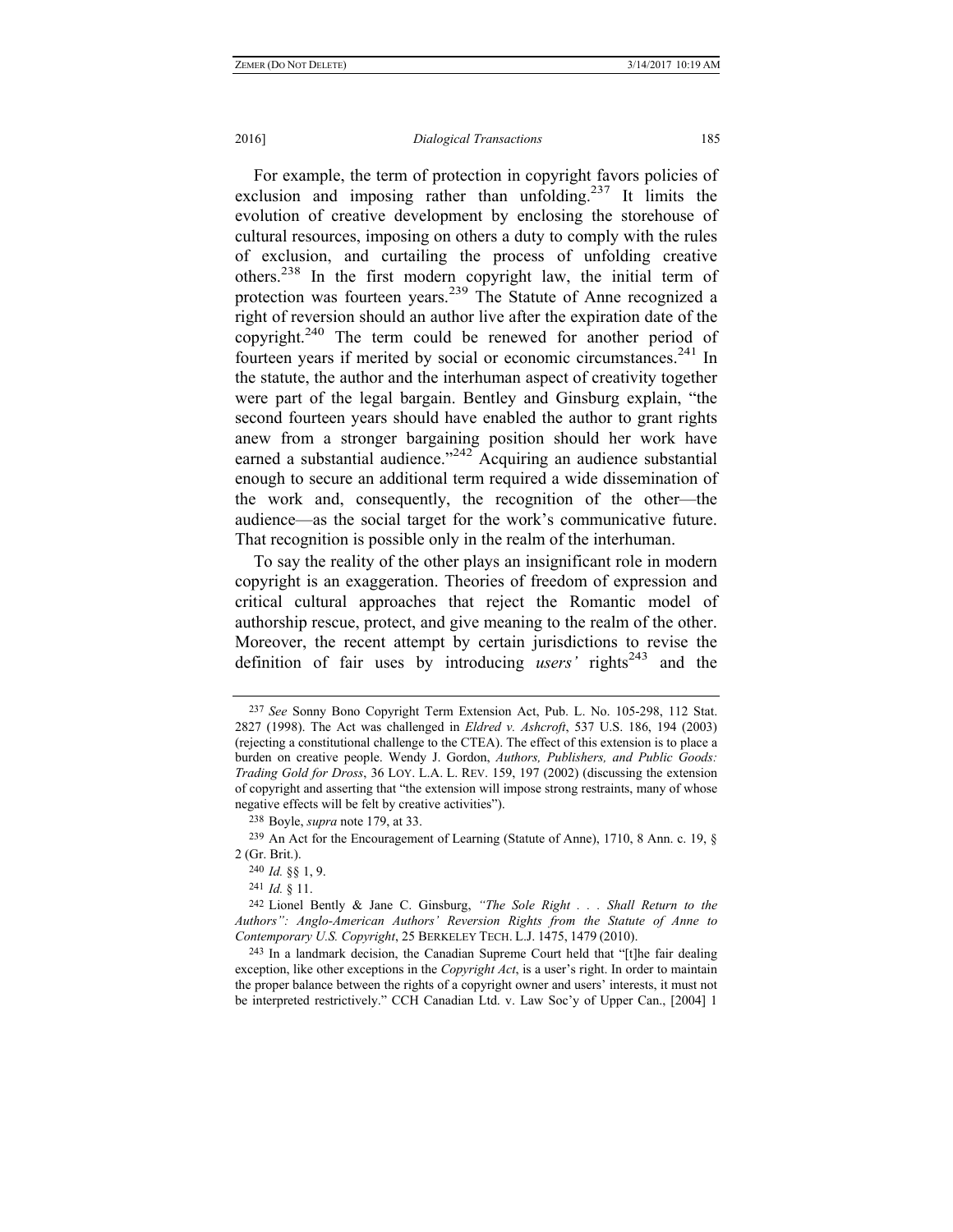For example, the term of protection in copyright favors policies of exclusion and imposing rather than unfolding.[237] It limits the evolution of creative development by enclosing the storehouse of cultural resources, imposing on others a duty to comply with the rules of exclusion, and curtailing the process of unfolding creative others.[238] In the first modern copyright law, the initial term of protection was fourteen years.[239] The Statute of Anne recognized a right of reversion should an author live after the expiration date of the copyright.[240] The term could be renewed for another period of fourteen years if merited by social or economic circumstances.[241] In the statute, the author and the interhuman aspect of creativity together were part of the legal bargain. Bentley and Ginsburg explain, "the second fourteen years should have enabled the author to grant rights anew from a stronger bargaining position should her work have earned a substantial audience."[242] Acquiring an audience substantial enough to secure an additional term required a wide dissemination of the work and, consequently, the recognition of the other—the audience—as the social target for the work's communicative future. That recognition is possible only in the realm of the interhuman.

To say the reality of the other plays an insignificant role in modern copyright is an exaggeration. Theories of freedom of expression and critical cultural approaches that reject the Romantic model of authorship rescue, protect, and give meaning to the realm of the other. Moreover, the recent attempt by certain jurisdictions to revise the definition of fair uses by introducing *users'* rights[243] and the

---

237 *See* Sonny Bono Copyright Term Extension Act, Pub. L. No. 105-298, 112 Stat. 2827 (1998). The Act was challenged in *Eldred v. Ashcroft*, 537 U.S. 186, 194 (2003) (rejecting a constitutional challenge to the CTEA). The effect of this extension is to place a burden on creative people. Wendy J. Gordon, *Authors, Publishers, and Public Goods: Trading Gold for Dross*, 36 LOY. L.A. L. REV. 159, 197 (2002) (discussing the extension of copyright and asserting that "the extension will impose strong restraints, many of whose negative effects will be felt by creative activities").

238 Boyle, *supra* note 179, at 33.

239 An Act for the Encouragement of Learning (Statute of Anne), 1710, 8 Ann. c. 19, § 2 (Gr. Brit.).

240 *Id.* §§ 1, 9.

241 *Id.* § 11.

242 Lionel Bently & Jane C. Ginsburg, *"The Sole Right . . . Shall Return to the Authors": Anglo-American Authors' Reversion Rights from the Statute of Anne to Contemporary U.S. Copyright*, 25 BERKELEY TECH. L.J. 1475, 1479 (2010).

243 In a landmark decision, the Canadian Supreme Court held that "[t]he fair dealing exception, like other exceptions in the *Copyright Act*, is a user's right. In order to maintain the proper balance between the rights of a copyright owner and users' interests, it must not be interpreted restrictively." CCH Canadian Ltd. v. Law Soc'y of Upper Can., [2004] 1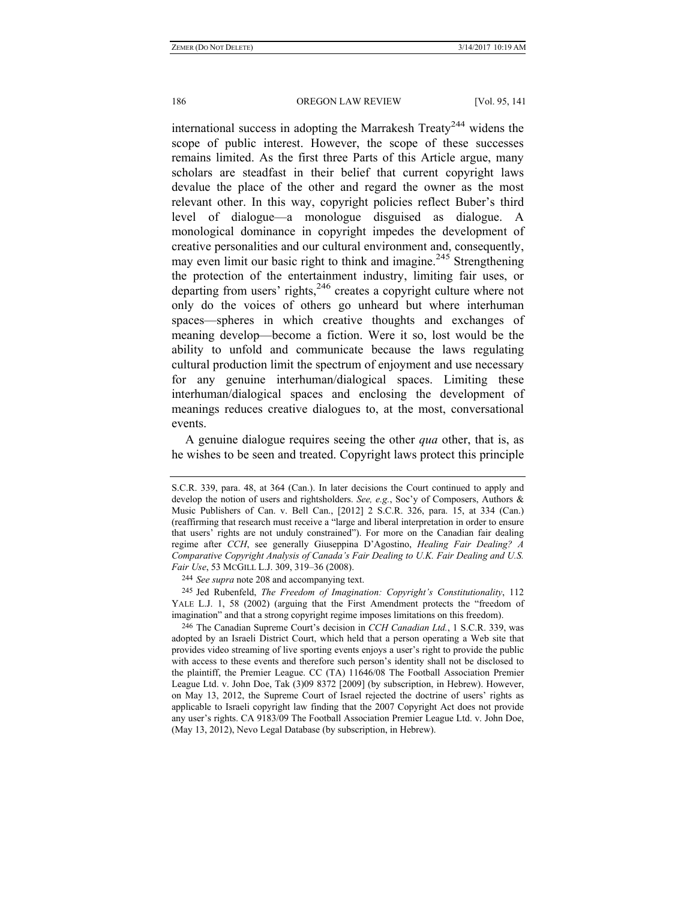international success in adopting the Marrakesh Treaty[244] widens the scope of public interest. However, the scope of these successes remains limited. As the first three Parts of this Article argue, many scholars are steadfast in their belief that current copyright laws devalue the place of the other and regard the owner as the most relevant other. In this way, copyright policies reflect Buber's third level of dialogue—a monologue disguised as dialogue. A monological dominance in copyright impedes the development of creative personalities and our cultural environment and, consequently, may even limit our basic right to think and imagine.[245] Strengthening the protection of the entertainment industry, limiting fair uses, or departing from users' rights,[246] creates a copyright culture where not only do the voices of others go unheard but where interhuman spaces—spheres in which creative thoughts and exchanges of meaning develop—become a fiction. Were it so, lost would be the ability to unfold and communicate because the laws regulating cultural production limit the spectrum of enjoyment and use necessary for any genuine interhuman/dialogical spaces. Limiting these interhuman/dialogical spaces and enclosing the development of meanings reduces creative dialogues to, at the most, conversational events.

A genuine dialogue requires seeing the other *qua* other, that is, as he wishes to be seen and treated. Copyright laws protect this principle

---

S.C.R. 339, para. 48, at 364 (Can.). In later decisions the Court continued to apply and develop the notion of users and rightsholders. *See, e.g.*, Soc'y of Composers, Authors & Music Publishers of Can. v. Bell Can., [2012] 2 S.C.R. 326, para. 15, at 334 (Can.) (reaffirming that research must receive a "large and liberal interpretation in order to ensure that users' rights are not unduly constrained"). For more on the Canadian fair dealing regime after *CCH*, see generally Giuseppina D'Agostino, *Healing Fair Dealing? A Comparative Copyright Analysis of Canada's Fair Dealing to U.K. Fair Dealing and U.S. Fair Use*, 53 MCGILL L.J. 309, 319–36 (2008).

244 *See supra* note 208 and accompanying text.

245 Jed Rubenfeld, *The Freedom of Imagination: Copyright's Constitutionality*, 112 YALE L.J. 1, 58 (2002) (arguing that the First Amendment protects the "freedom of imagination" and that a strong copyright regime imposes limitations on this freedom).

246 The Canadian Supreme Court's decision in *CCH Canadian Ltd.*, 1 S.C.R. 339, was adopted by an Israeli District Court, which held that a person operating a Web site that provides video streaming of live sporting events enjoys a user's right to provide the public with access to these events and therefore such person's identity shall not be disclosed to the plaintiff, the Premier League. CC (TA) 11646/08 The Football Association Premier League Ltd. v. John Doe, Tak (3)09 8372 [2009] (by subscription, in Hebrew). However, on May 13, 2012, the Supreme Court of Israel rejected the doctrine of users' rights as applicable to Israeli copyright law finding that the 2007 Copyright Act does not provide any user's rights. CA 9183/09 The Football Association Premier League Ltd. v. John Doe, (May 13, 2012), Nevo Legal Database (by subscription, in Hebrew).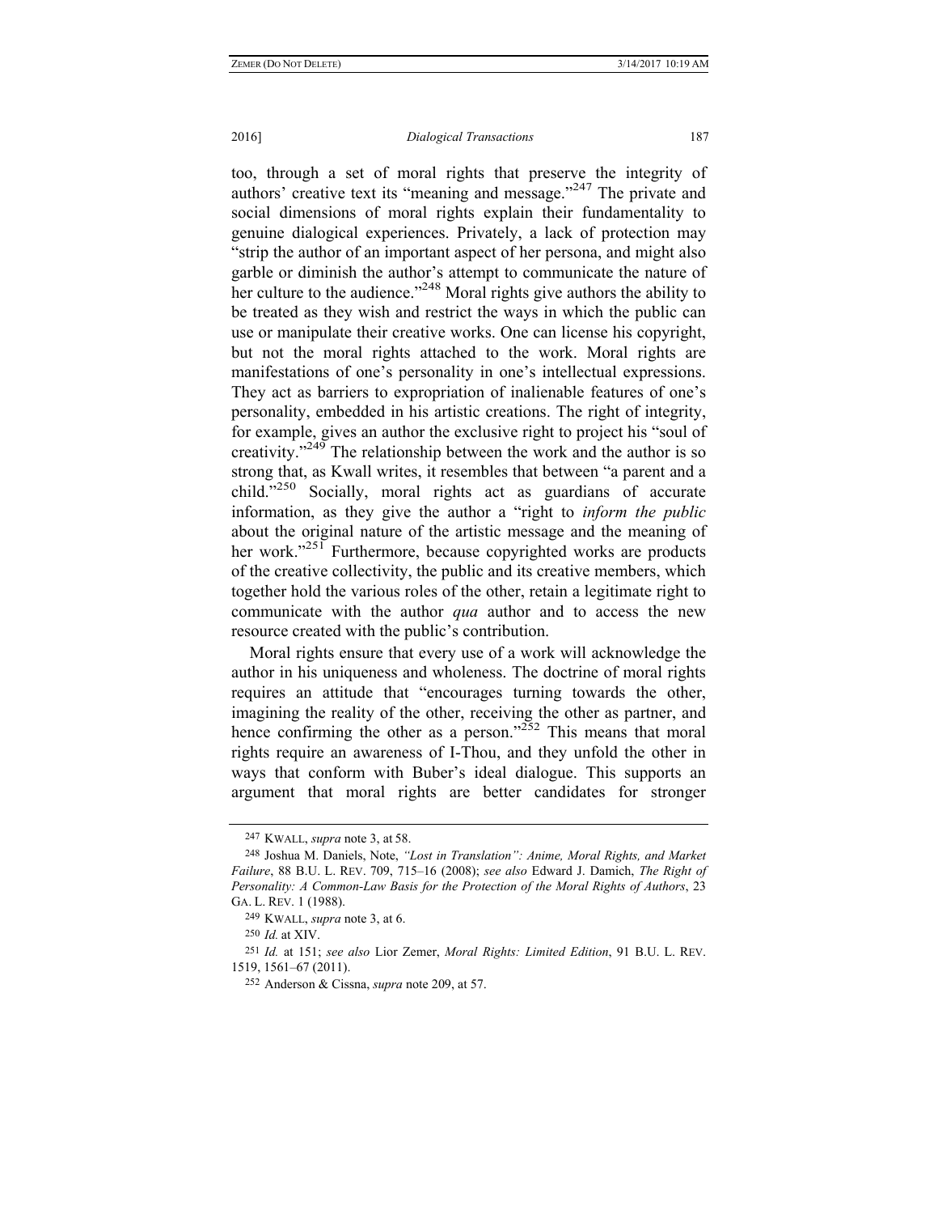too, through a set of moral rights that preserve the integrity of authors' creative text its "meaning and message."[247] The private and social dimensions of moral rights explain their fundamentality to genuine dialogical experiences. Privately, a lack of protection may "strip the author of an important aspect of her persona, and might also garble or diminish the author's attempt to communicate the nature of her culture to the audience."[248] Moral rights give authors the ability to be treated as they wish and restrict the ways in which the public can use or manipulate their creative works. One can license his copyright, but not the moral rights attached to the work. Moral rights are manifestations of one's personality in one's intellectual expressions. They act as barriers to expropriation of inalienable features of one's personality, embedded in his artistic creations. The right of integrity, for example, gives an author the exclusive right to project his "soul of creativity."[249] The relationship between the work and the author is so strong that, as Kwall writes, it resembles that between "a parent and a child."[250] Socially, moral rights act as guardians of accurate information, as they give the author a "right to *inform the public* about the original nature of the artistic message and the meaning of her work."[251] Furthermore, because copyrighted works are products of the creative collectivity, the public and its creative members, which together hold the various roles of the other, retain a legitimate right to communicate with the author *qua* author and to access the new resource created with the public's contribution.

Moral rights ensure that every use of a work will acknowledge the author in his uniqueness and wholeness. The doctrine of moral rights requires an attitude that "encourages turning towards the other, imagining the reality of the other, receiving the other as partner, and hence confirming the other as a person."[252] This means that moral rights require an awareness of I-Thou, and they unfold the other in ways that conform with Buber's ideal dialogue. This supports an argument that moral rights are better candidates for stronger

---

[247] KWALL, *supra* note 3, at 58.

[248] Joshua M. Daniels, Note, *"Lost in Translation": Anime, Moral Rights, and Market Failure*, 88 B.U. L. REV. 709, 715–16 (2008); *see also* Edward J. Damich, *The Right of Personality: A Common-Law Basis for the Protection of the Moral Rights of Authors*, 23 GA. L. REV. 1 (1988).

[249] KWALL, *supra* note 3, at 6.

[250] *Id.* at XIV.

[251] *Id.* at 151; *see also* Lior Zemer, *Moral Rights: Limited Edition*, 91 B.U. L. REV. 1519, 1561–67 (2011).

[252] Anderson & Cissna, *supra* note 209, at 57.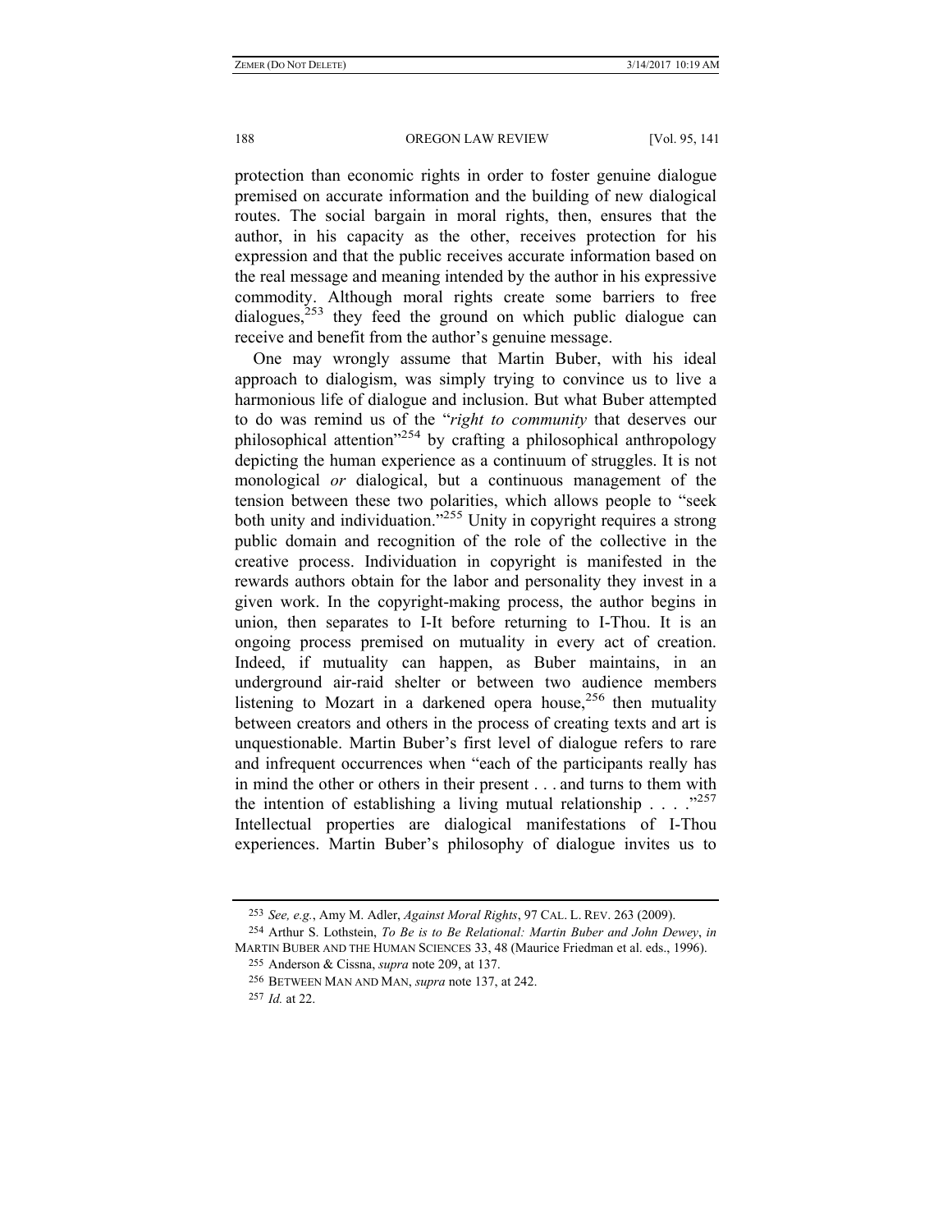protection than economic rights in order to foster genuine dialogue premised on accurate information and the building of new dialogical routes. The social bargain in moral rights, then, ensures that the author, in his capacity as the other, receives protection for his expression and that the public receives accurate information based on the real message and meaning intended by the author in his expressive commodity. Although moral rights create some barriers to free dialogues,[253] they feed the ground on which public dialogue can receive and benefit from the author's genuine message.

One may wrongly assume that Martin Buber, with his ideal approach to dialogism, was simply trying to convince us to live a harmonious life of dialogue and inclusion. But what Buber attempted to do was remind us of the "*right to community* that deserves our philosophical attention"[254] by crafting a philosophical anthropology depicting the human experience as a continuum of struggles. It is not monological *or* dialogical, but a continuous management of the tension between these two polarities, which allows people to "seek both unity and individuation."[255] Unity in copyright requires a strong public domain and recognition of the role of the collective in the creative process. Individuation in copyright is manifested in the rewards authors obtain for the labor and personality they invest in a given work. In the copyright-making process, the author begins in union, then separates to I-It before returning to I-Thou. It is an ongoing process premised on mutuality in every act of creation. Indeed, if mutuality can happen, as Buber maintains, in an underground air-raid shelter or between two audience members listening to Mozart in a darkened opera house,[256] then mutuality between creators and others in the process of creating texts and art is unquestionable. Martin Buber's first level of dialogue refers to rare and infrequent occurrences when "each of the participants really has in mind the other or others in their present . . . and turns to them with the intention of establishing a living mutual relationship . . . ."[257] Intellectual properties are dialogical manifestations of I-Thou experiences. Martin Buber's philosophy of dialogue invites us to

---

253 *See, e.g.*, Amy M. Adler, *Against Moral Rights*, 97 CAL. L. REV. 263 (2009).

254 Arthur S. Lothstein, *To Be is to Be Relational: Martin Buber and John Dewey*, *in* MARTIN BUBER AND THE HUMAN SCIENCES 33, 48 (Maurice Friedman et al. eds., 1996).

255 Anderson & Cissna, *supra* note 209, at 137.

256 BETWEEN MAN AND MAN, *supra* note 137, at 242.

257 *Id.* at 22.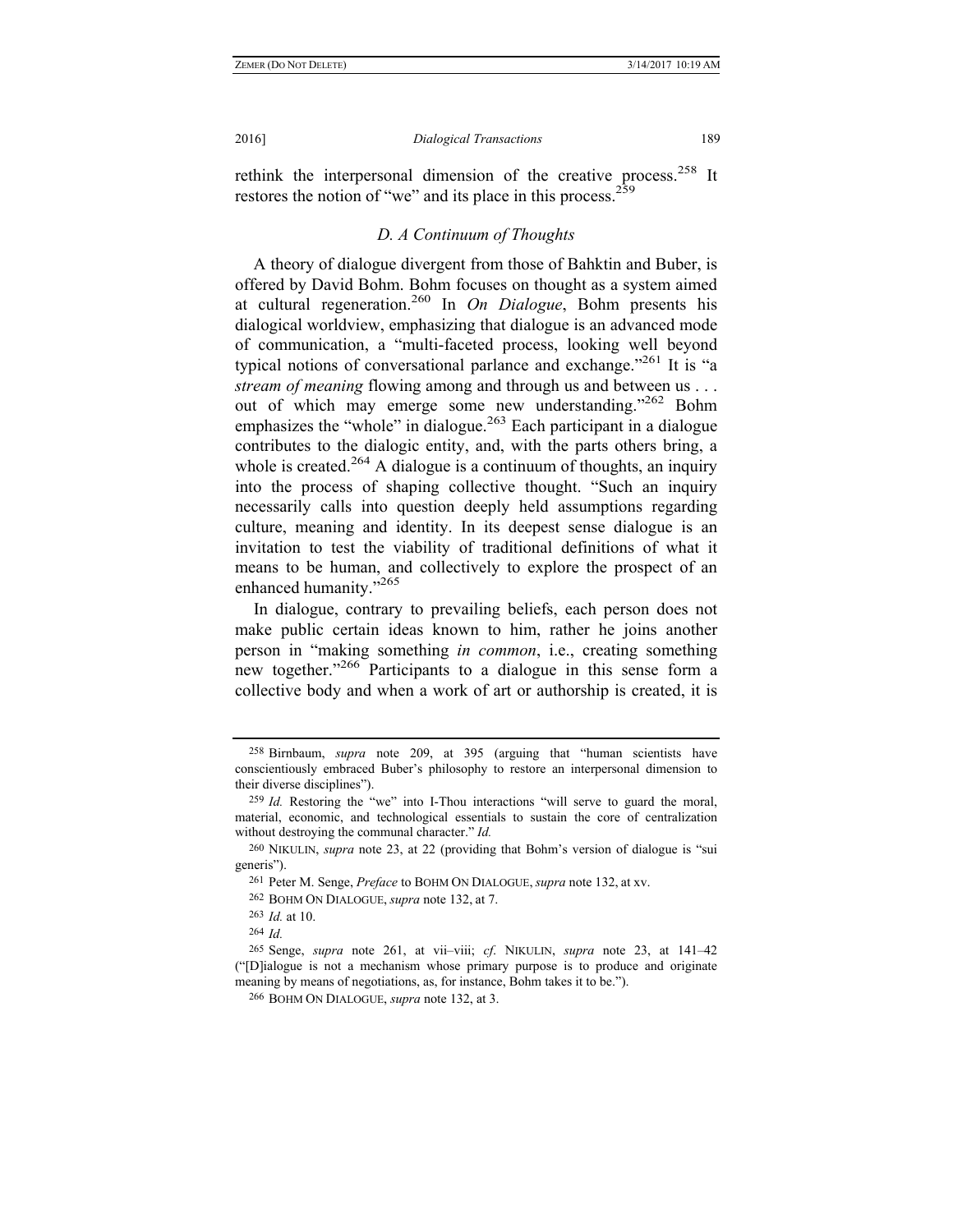rethink the interpersonal dimension of the creative process.[258] It restores the notion of "we" and its place in this process.[259]

### D. A Continuum of Thoughts

A theory of dialogue divergent from those of Bahktin and Buber, is offered by David Bohm. Bohm focuses on thought as a system aimed at cultural regeneration.[260] In *On Dialogue*, Bohm presents his dialogical worldview, emphasizing that dialogue is an advanced mode of communication, a "multi-faceted process, looking well beyond typical notions of conversational parlance and exchange."[261] It is "a *stream of meaning* flowing among and through us and between us . . . out of which may emerge some new understanding."[262] Bohm emphasizes the "whole" in dialogue.[263] Each participant in a dialogue contributes to the dialogic entity, and, with the parts others bring, a whole is created.[264] A dialogue is a continuum of thoughts, an inquiry into the process of shaping collective thought. "Such an inquiry necessarily calls into question deeply held assumptions regarding culture, meaning and identity. In its deepest sense dialogue is an invitation to test the viability of traditional definitions of what it means to be human, and collectively to explore the prospect of an enhanced humanity."[265]

In dialogue, contrary to prevailing beliefs, each person does not make public certain ideas known to him, rather he joins another person in "making something *in common*, i.e., creating something new together."[266] Participants to a dialogue in this sense form a collective body and when a work of art or authorship is created, it is

---

258 Birnbaum, *supra* note 209, at 395 (arguing that "human scientists have conscientiously embraced Buber's philosophy to restore an interpersonal dimension to their diverse disciplines").

259 *Id.* Restoring the "we" into I-Thou interactions "will serve to guard the moral, material, economic, and technological essentials to sustain the core of centralization without destroying the communal character." *Id.*

260 NIKULIN, *supra* note 23, at 22 (providing that Bohm's version of dialogue is "sui generis").

261 Peter M. Senge, *Preface* to BOHM ON DIALOGUE, *supra* note 132, at xv.

262 BOHM ON DIALOGUE, *supra* note 132, at 7.

263 *Id.* at 10.

264 *Id.*

265 Senge, *supra* note 261, at vii–viii; *cf*. NIKULIN, *supra* note 23, at 141–42 ("[D]ialogue is not a mechanism whose primary purpose is to produce and originate meaning by means of negotiations, as, for instance, Bohm takes it to be.").

266 BOHM ON DIALOGUE, *supra* note 132, at 3.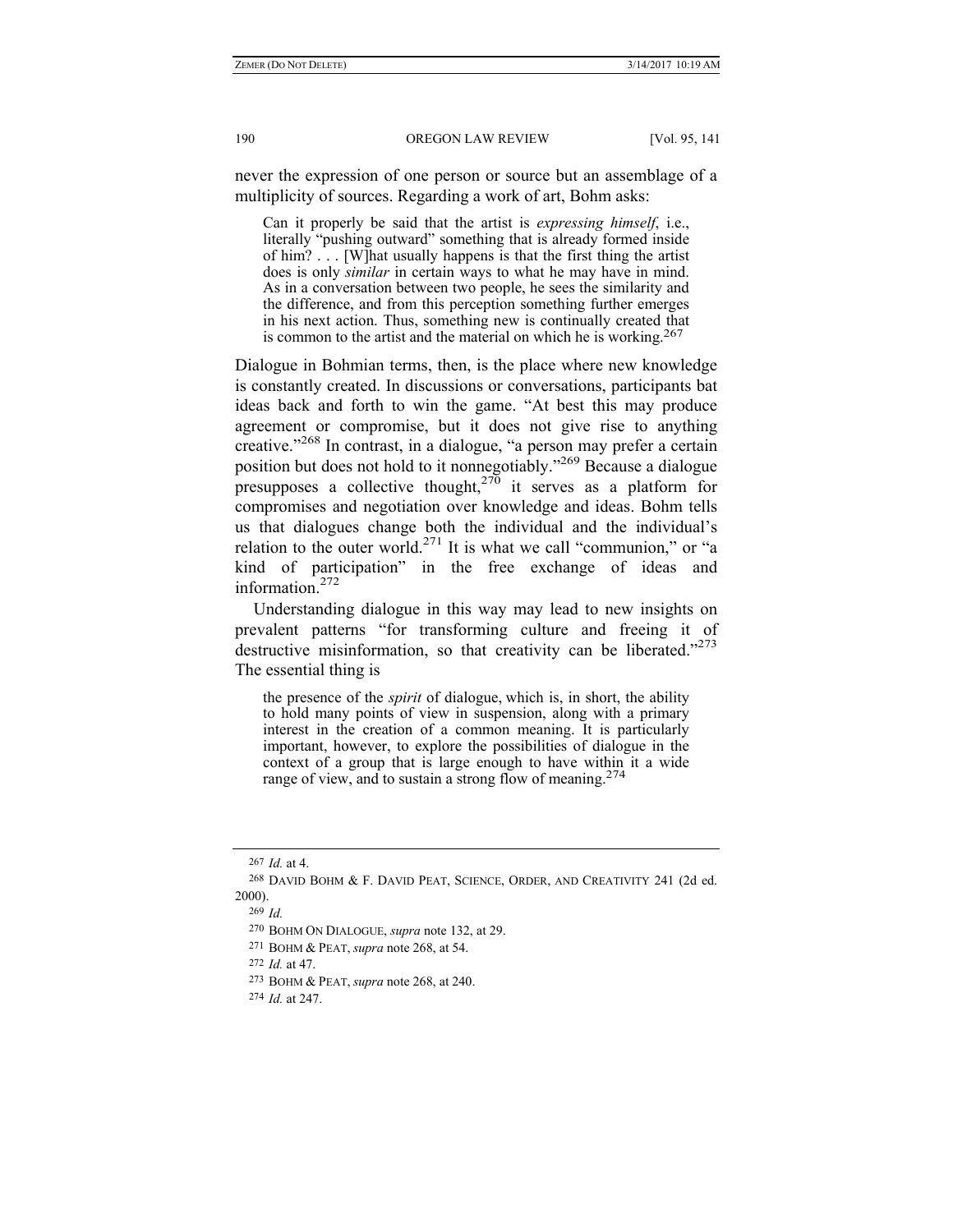never the expression of one person or source but an assemblage of a multiplicity of sources. Regarding a work of art, Bohm asks:

> Can it properly be said that the artist is *expressing himself*, i.e., literally "pushing outward" something that is already formed inside of him? . . . [W]hat usually happens is that the first thing the artist does is only *similar* in certain ways to what he may have in mind. As in a conversation between two people, he sees the similarity and the difference, and from this perception something further emerges in his next action. Thus, something new is continually created that is common to the artist and the material on which he is working.[267]

Dialogue in Bohmian terms, then, is the place where new knowledge is constantly created. In discussions or conversations, participants bat ideas back and forth to win the game. "At best this may produce agreement or compromise, but it does not give rise to anything creative."[268] In contrast, in a dialogue, "a person may prefer a certain position but does not hold to it nonnegotiably."[269] Because a dialogue presupposes a collective thought,[270] it serves as a platform for compromises and negotiation over knowledge and ideas. Bohm tells us that dialogues change both the individual and the individual's relation to the outer world.[271] It is what we call "communion," or "a kind of participation" in the free exchange of ideas and information.[272]

Understanding dialogue in this way may lead to new insights on prevalent patterns "for transforming culture and freeing it of destructive misinformation, so that creativity can be liberated."[273] The essential thing is

> the presence of the *spirit* of dialogue, which is, in short, the ability to hold many points of view in suspension, along with a primary interest in the creation of a common meaning. It is particularly important, however, to explore the possibilities of dialogue in the context of a group that is large enough to have within it a wide range of view, and to sustain a strong flow of meaning.[274]

---

267 *Id.* at 4.

268 DAVID BOHM & F. DAVID PEAT, SCIENCE, ORDER, AND CREATIVITY 241 (2d ed. 2000).

269 *Id.*

270 BOHM ON DIALOGUE, *supra* note 132, at 29.

271 BOHM & PEAT, *supra* note 268, at 54.

272 *Id.* at 47.

273 BOHM & PEAT, *supra* note 268, at 240.

274 *Id.* at 247.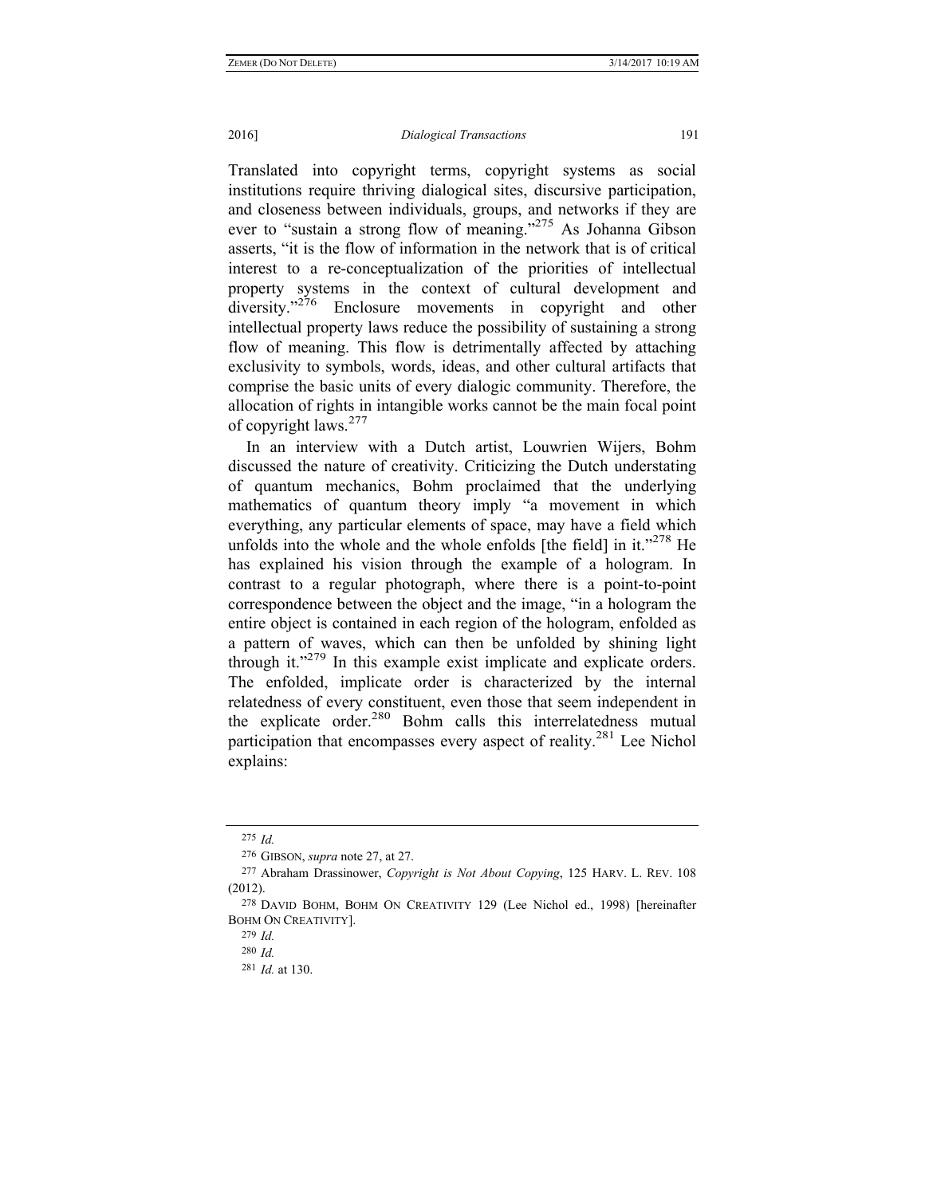Translated into copyright terms, copyright systems as social institutions require thriving dialogical sites, discursive participation, and closeness between individuals, groups, and networks if they are ever to "sustain a strong flow of meaning."[275] As Johanna Gibson asserts, "it is the flow of information in the network that is of critical interest to a re-conceptualization of the priorities of intellectual property systems in the context of cultural development and diversity."[276] Enclosure movements in copyright and other intellectual property laws reduce the possibility of sustaining a strong flow of meaning. This flow is detrimentally affected by attaching exclusivity to symbols, words, ideas, and other cultural artifacts that comprise the basic units of every dialogic community. Therefore, the allocation of rights in intangible works cannot be the main focal point of copyright laws.[277]

In an interview with a Dutch artist, Louwrien Wijers, Bohm discussed the nature of creativity. Criticizing the Dutch understating of quantum mechanics, Bohm proclaimed that the underlying mathematics of quantum theory imply "a movement in which everything, any particular elements of space, may have a field which unfolds into the whole and the whole enfolds [the field] in it."[278] He has explained his vision through the example of a hologram. In contrast to a regular photograph, where there is a point-to-point correspondence between the object and the image, "in a hologram the entire object is contained in each region of the hologram, enfolded as a pattern of waves, which can then be unfolded by shining light through it."[279] In this example exist implicate and explicate orders. The enfolded, implicate order is characterized by the internal relatedness of every constituent, even those that seem independent in the explicate order.[280] Bohm calls this interrelatedness mutual participation that encompasses every aspect of reality.[281] Lee Nichol explains:

---

[275] *Id.*

[276] GIBSON, *supra* note 27, at 27.

[277] Abraham Drassinower, *Copyright is Not About Copying*, 125 HARV. L. REV. 108 (2012).

[278] DAVID BOHM, BOHM ON CREATIVITY 129 (Lee Nichol ed., 1998) [hereinafter BOHM ON CREATIVITY].

[279] *Id.*

[280] *Id.*

[281] *Id.* at 130.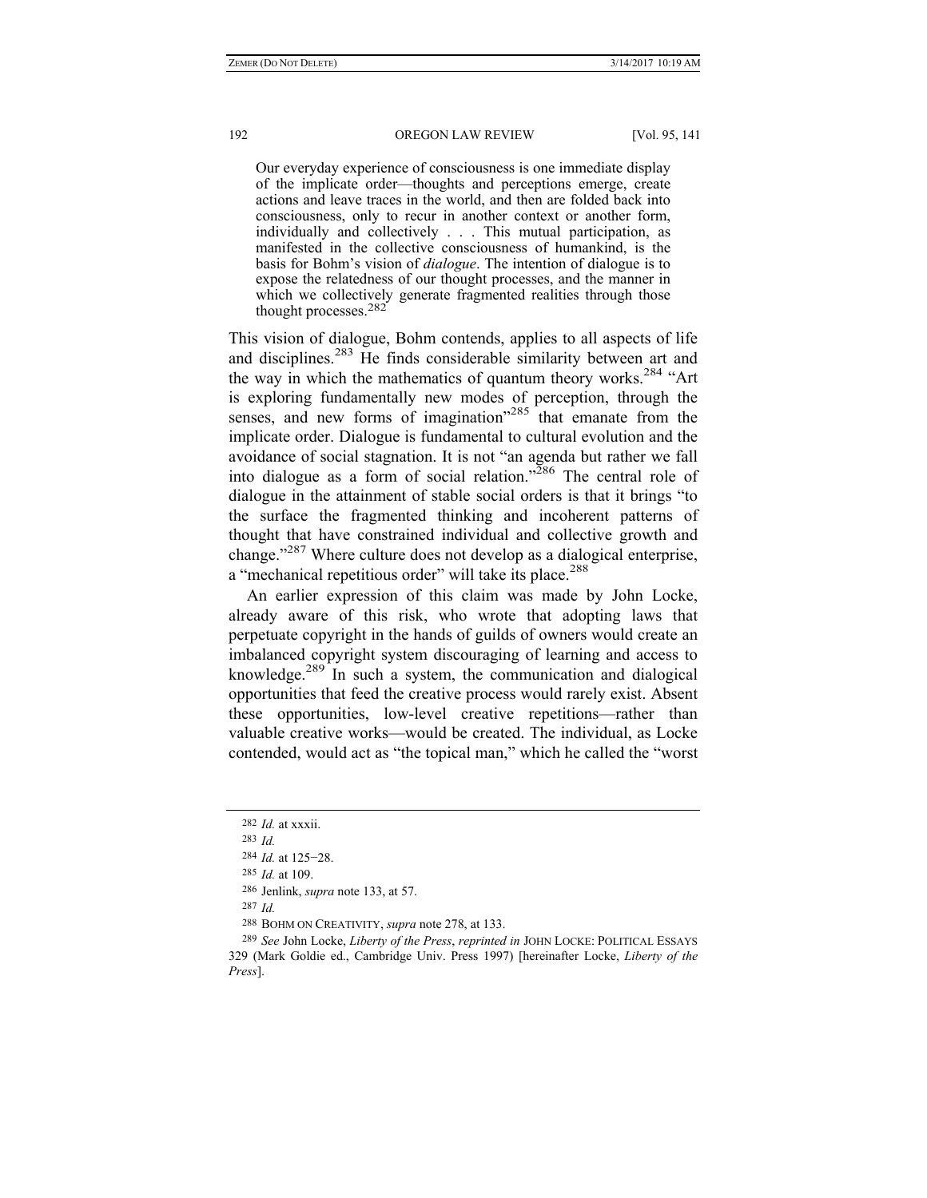> Our everyday experience of consciousness is one immediate display of the implicate order—thoughts and perceptions emerge, create actions and leave traces in the world, and then are folded back into consciousness, only to recur in another context or another form, individually and collectively . . . This mutual participation, as manifested in the collective consciousness of humankind, is the basis for Bohm's vision of *dialogue*. The intention of dialogue is to expose the relatedness of our thought processes, and the manner in which we collectively generate fragmented realities through those thought processes.[282]

This vision of dialogue, Bohm contends, applies to all aspects of life and disciplines.[283] He finds considerable similarity between art and the way in which the mathematics of quantum theory works.[284] "Art is exploring fundamentally new modes of perception, through the senses, and new forms of imagination"[285] that emanate from the implicate order. Dialogue is fundamental to cultural evolution and the avoidance of social stagnation. It is not "an agenda but rather we fall into dialogue as a form of social relation."[286] The central role of dialogue in the attainment of stable social orders is that it brings "to the surface the fragmented thinking and incoherent patterns of thought that have constrained individual and collective growth and change."[287] Where culture does not develop as a dialogical enterprise, a "mechanical repetitious order" will take its place.[288]

An earlier expression of this claim was made by John Locke, already aware of this risk, who wrote that adopting laws that perpetuate copyright in the hands of guilds of owners would create an imbalanced copyright system discouraging of learning and access to knowledge.[289] In such a system, the communication and dialogical opportunities that feed the creative process would rarely exist. Absent these opportunities, low-level creative repetitions—rather than valuable creative works—would be created. The individual, as Locke contended, would act as "the topical man," which he called the "worst

---

282 *Id.* at xxxii.

283 *Id.*

284 *Id.* at 125–28.

285 *Id.* at 109.

286 Jenlink, *supra* note 133, at 57.

287 *Id.*

288 BOHM ON CREATIVITY, *supra* note 278, at 133.

289 *See* John Locke, *Liberty of the Press*, *reprinted in* JOHN LOCKE: POLITICAL ESSAYS 329 (Mark Goldie ed., Cambridge Univ. Press 1997) [hereinafter Locke, *Liberty of the Press*].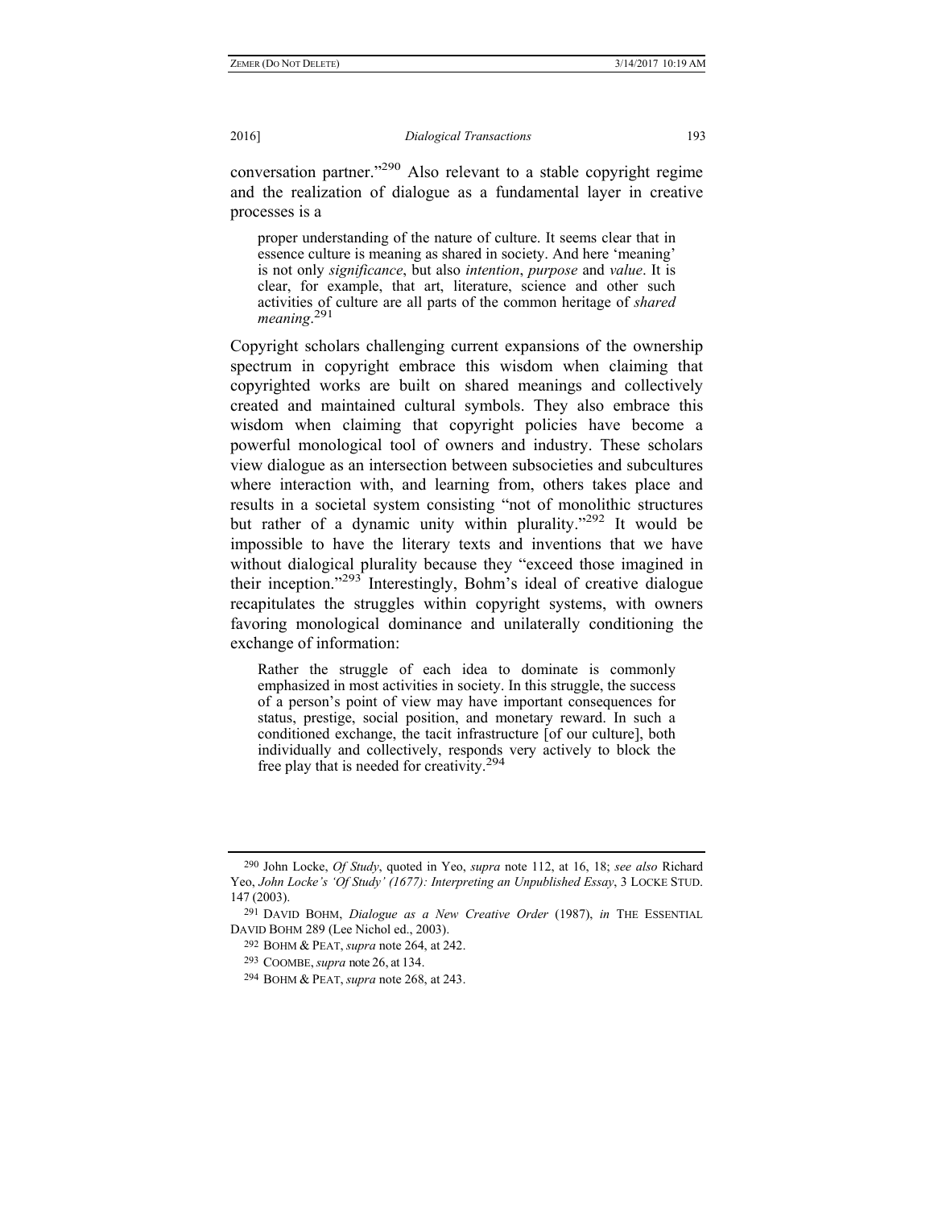conversation partner."[290] Also relevant to a stable copyright regime and the realization of dialogue as a fundamental layer in creative processes is a

> proper understanding of the nature of culture. It seems clear that in essence culture is meaning as shared in society. And here 'meaning' is not only *significance*, but also *intention*, *purpose* and *value*. It is clear, for example, that art, literature, science and other such activities of culture are all parts of the common heritage of *shared meaning*.[291]

Copyright scholars challenging current expansions of the ownership spectrum in copyright embrace this wisdom when claiming that copyrighted works are built on shared meanings and collectively created and maintained cultural symbols. They also embrace this wisdom when claiming that copyright policies have become a powerful monological tool of owners and industry. These scholars view dialogue as an intersection between subsocieties and subcultures where interaction with, and learning from, others takes place and results in a societal system consisting "not of monolithic structures but rather of a dynamic unity within plurality."[292] It would be impossible to have the literary texts and inventions that we have without dialogical plurality because they "exceed those imagined in their inception."[293] Interestingly, Bohm's ideal of creative dialogue recapitulates the struggles within copyright systems, with owners favoring monological dominance and unilaterally conditioning the exchange of information:

> Rather the struggle of each idea to dominate is commonly emphasized in most activities in society. In this struggle, the success of a person's point of view may have important consequences for status, prestige, social position, and monetary reward. In such a conditioned exchange, the tacit infrastructure [of our culture], both individually and collectively, responds very actively to block the free play that is needed for creativity.[294]

---

[290] John Locke, *Of Study*, quoted in Yeo, *supra* note 112, at 16, 18; *see also* Richard Yeo, *John Locke's 'Of Study' (1677): Interpreting an Unpublished Essay*, 3 LOCKE STUD. 147 (2003).

[291] DAVID BOHM, *Dialogue as a New Creative Order* (1987), *in* THE ESSENTIAL DAVID BOHM 289 (Lee Nichol ed., 2003).

[292] BOHM & PEAT, *supra* note 264, at 242.

[293] COOMBE, *supra* note 26, at 134.

[294] BOHM & PEAT, *supra* note 268, at 243.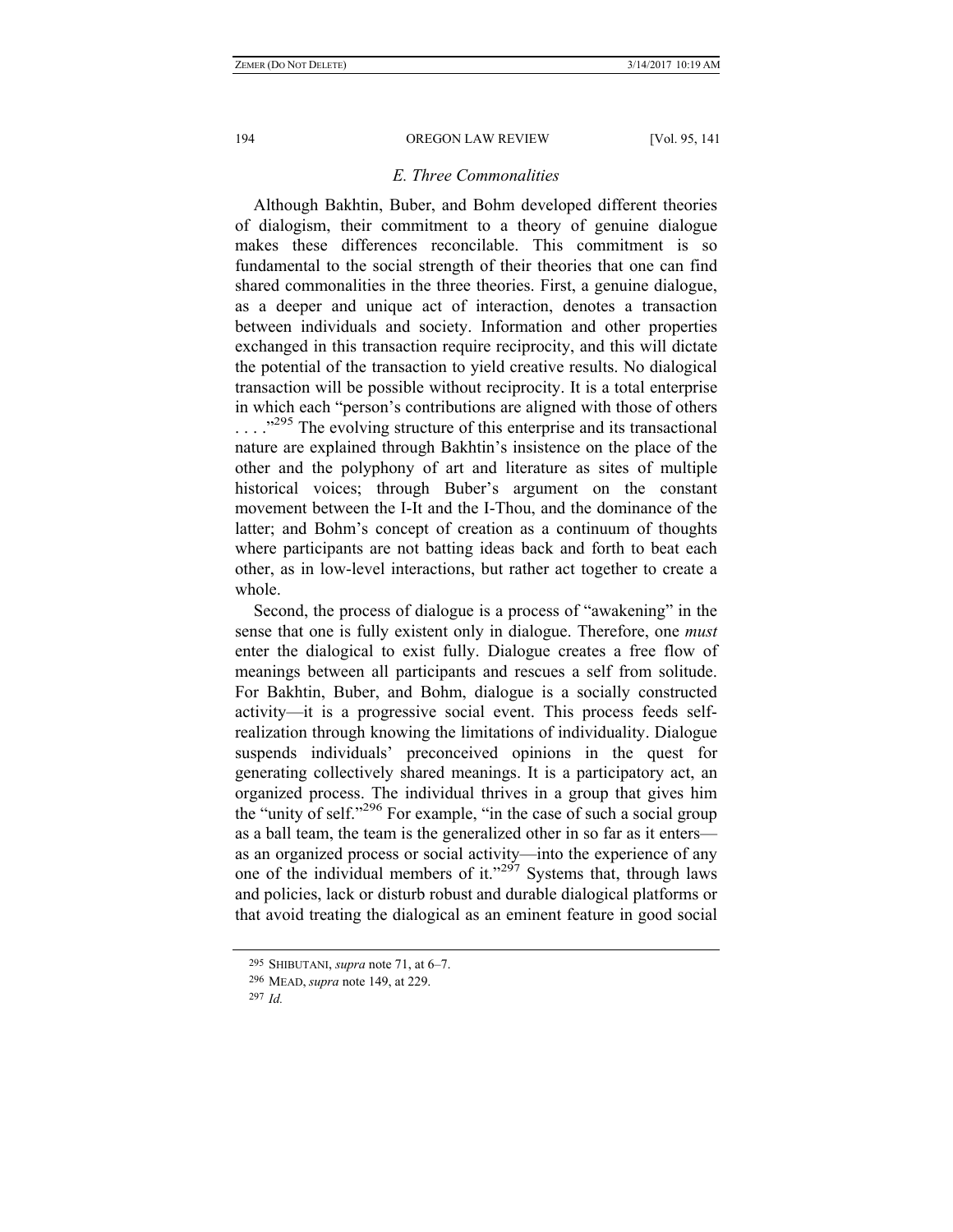### *E. Three Commonalities*

Although Bakhtin, Buber, and Bohm developed different theories of dialogism, their commitment to a theory of genuine dialogue makes these differences reconcilable. This commitment is so fundamental to the social strength of their theories that one can find shared commonalities in the three theories. First, a genuine dialogue, as a deeper and unique act of interaction, denotes a transaction between individuals and society. Information and other properties exchanged in this transaction require reciprocity, and this will dictate the potential of the transaction to yield creative results. No dialogical transaction will be possible without reciprocity. It is a total enterprise in which each "person's contributions are aligned with those of others . . . ."[295] The evolving structure of this enterprise and its transactional nature are explained through Bakhtin's insistence on the place of the other and the polyphony of art and literature as sites of multiple historical voices; through Buber's argument on the constant movement between the I-It and the I-Thou, and the dominance of the latter; and Bohm's concept of creation as a continuum of thoughts where participants are not batting ideas back and forth to beat each other, as in low-level interactions, but rather act together to create a whole.

Second, the process of dialogue is a process of "awakening" in the sense that one is fully existent only in dialogue. Therefore, one *must* enter the dialogical to exist fully. Dialogue creates a free flow of meanings between all participants and rescues a self from solitude. For Bakhtin, Buber, and Bohm, dialogue is a socially constructed activity—it is a progressive social event. This process feeds self-realization through knowing the limitations of individuality. Dialogue suspends individuals' preconceived opinions in the quest for generating collectively shared meanings. It is a participatory act, an organized process. The individual thrives in a group that gives him the "unity of self."[296] For example, "in the case of such a social group as a ball team, the team is the generalized other in so far as it enters—as an organized process or social activity—into the experience of any one of the individual members of it."[297] Systems that, through laws and policies, lack or disturb robust and durable dialogical platforms or that avoid treating the dialogical as an eminent feature in good social

---

295 SHIBUTANI, *supra* note 71, at 6–7.

296 MEAD, *supra* note 149, at 229.

297 *Id.*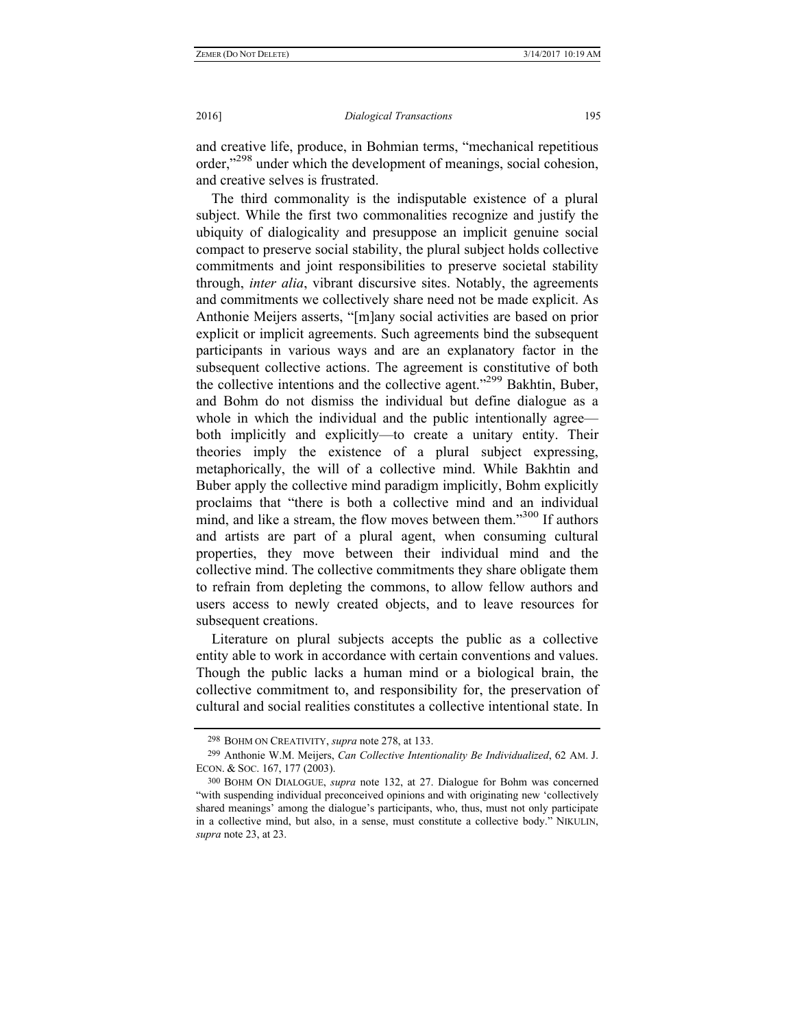and creative life, produce, in Bohmian terms, "mechanical repetitious order,"[298] under which the development of meanings, social cohesion, and creative selves is frustrated.

The third commonality is the indisputable existence of a plural subject. While the first two commonalities recognize and justify the ubiquity of dialogicality and presuppose an implicit genuine social compact to preserve social stability, the plural subject holds collective commitments and joint responsibilities to preserve societal stability through, *inter alia*, vibrant discursive sites. Notably, the agreements and commitments we collectively share need not be made explicit. As Anthonie Meijers asserts, "[m]any social activities are based on prior explicit or implicit agreements. Such agreements bind the subsequent participants in various ways and are an explanatory factor in the subsequent collective actions. The agreement is constitutive of both the collective intentions and the collective agent."[299] Bakhtin, Buber, and Bohm do not dismiss the individual but define dialogue as a whole in which the individual and the public intentionally agree—both implicitly and explicitly—to create a unitary entity. Their theories imply the existence of a plural subject expressing, metaphorically, the will of a collective mind. While Bakhtin and Buber apply the collective mind paradigm implicitly, Bohm explicitly proclaims that "there is both a collective mind and an individual mind, and like a stream, the flow moves between them."[300] If authors and artists are part of a plural agent, when consuming cultural properties, they move between their individual mind and the collective mind. The collective commitments they share obligate them to refrain from depleting the commons, to allow fellow authors and users access to newly created objects, and to leave resources for subsequent creations.

Literature on plural subjects accepts the public as a collective entity able to work in accordance with certain conventions and values. Though the public lacks a human mind or a biological brain, the collective commitment to, and responsibility for, the preservation of cultural and social realities constitutes a collective intentional state. In

---

298 BOHM ON CREATIVITY, *supra* note 278, at 133.

299 Anthonie W.M. Meijers, *Can Collective Intentionality Be Individualized*, 62 AM. J. ECON. & SOC. 167, 177 (2003).

300 BOHM ON DIALOGUE, *supra* note 132, at 27. Dialogue for Bohm was concerned "with suspending individual preconceived opinions and with originating new 'collectively shared meanings' among the dialogue's participants, who, thus, must not only participate in a collective mind, but also, in a sense, must constitute a collective body." NIKULIN, *supra* note 23, at 23.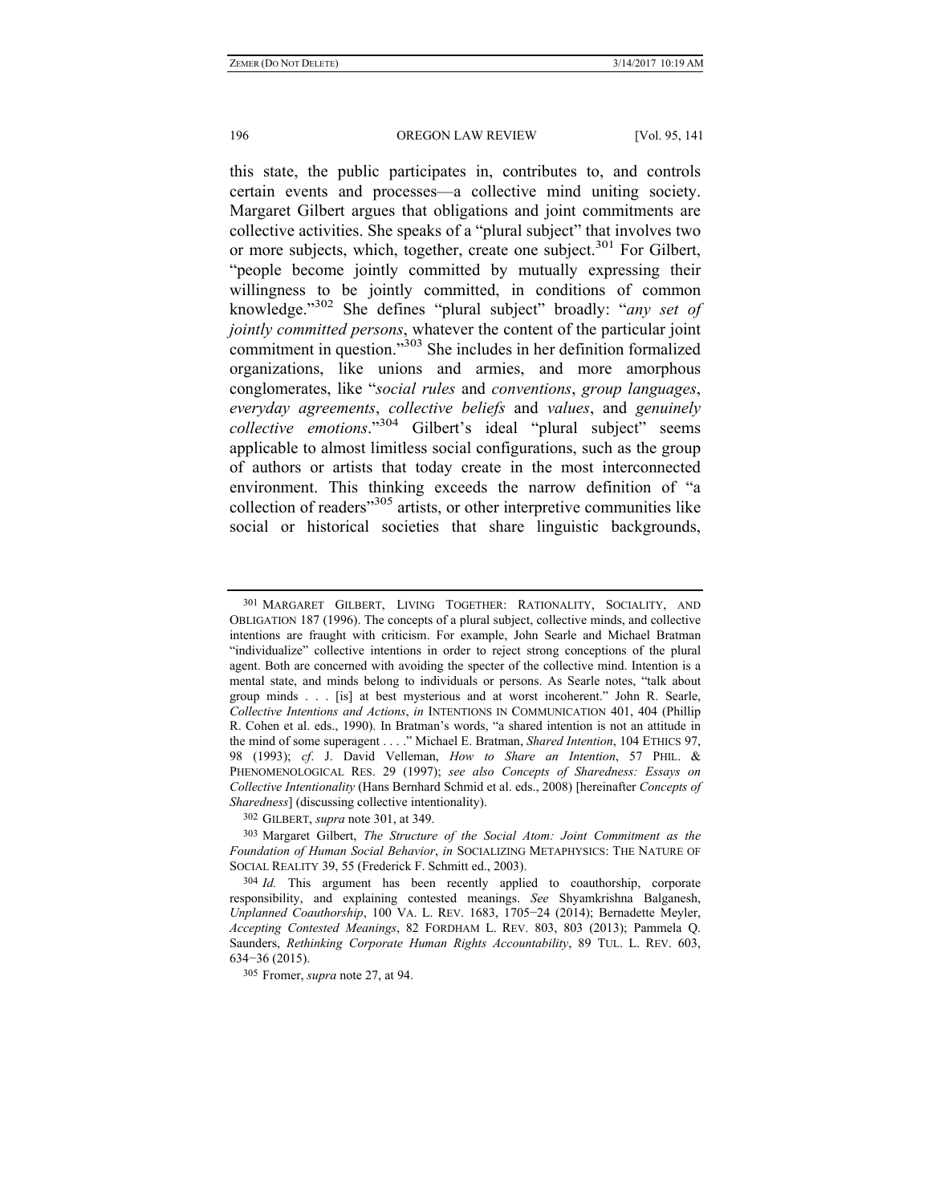this state, the public participates in, contributes to, and controls certain events and processes—a collective mind uniting society. Margaret Gilbert argues that obligations and joint commitments are collective activities. She speaks of a "plural subject" that involves two or more subjects, which, together, create one subject.[301] For Gilbert, "people become jointly committed by mutually expressing their willingness to be jointly committed, in conditions of common knowledge."[302] She defines "plural subject" broadly: "*any set of jointly committed persons*, whatever the content of the particular joint commitment in question."[303] She includes in her definition formalized organizations, like unions and armies, and more amorphous conglomerates, like "*social rules* and *conventions*, *group languages*, *everyday agreements*, *collective beliefs* and *values*, and *genuinely collective emotions*."[304] Gilbert's ideal "plural subject" seems applicable to almost limitless social configurations, such as the group of authors or artists that today create in the most interconnected environment. This thinking exceeds the narrow definition of "a collection of readers"[305] artists, or other interpretive communities like social or historical societies that share linguistic backgrounds,

---

301 MARGARET GILBERT, LIVING TOGETHER: RATIONALITY, SOCIALITY, AND OBLIGATION 187 (1996). The concepts of a plural subject, collective minds, and collective intentions are fraught with criticism. For example, John Searle and Michael Bratman "individualize" collective intentions in order to reject strong conceptions of the plural agent. Both are concerned with avoiding the specter of the collective mind. Intention is a mental state, and minds belong to individuals or persons. As Searle notes, "talk about group minds . . . [is] at best mysterious and at worst incoherent." John R. Searle, *Collective Intentions and Actions*, *in* INTENTIONS IN COMMUNICATION 401, 404 (Phillip R. Cohen et al. eds., 1990). In Bratman's words, "a shared intention is not an attitude in the mind of some superagent . . . ." Michael E. Bratman, *Shared Intention*, 104 ETHICS 97, 98 (1993); *cf*. J. David Velleman, *How to Share an Intention*, 57 PHIL. & PHENOMENOLOGICAL RES. 29 (1997); *see also Concepts of Sharedness: Essays on Collective Intentionality* (Hans Bernhard Schmid et al. eds., 2008) [hereinafter *Concepts of Sharedness*] (discussing collective intentionality).

302 GILBERT, *supra* note 301, at 349.

303 Margaret Gilbert, *The Structure of the Social Atom: Joint Commitment as the Foundation of Human Social Behavior*, *in* SOCIALIZING METAPHYSICS: THE NATURE OF SOCIAL REALITY 39, 55 (Frederick F. Schmitt ed., 2003).

304 *Id.* This argument has been recently applied to coauthorship, corporate responsibility, and explaining contested meanings. *See* Shyamkrishna Balganesh, *Unplanned Coauthorship*, 100 VA. L. REV. 1683, 1705–24 (2014); Bernadette Meyler, *Accepting Contested Meanings*, 82 FORDHAM L. REV. 803, 803 (2013); Pammela Q. Saunders, *Rethinking Corporate Human Rights Accountability*, 89 TUL. L. REV. 603, 634–36 (2015).

305 Fromer, *supra* note 27, at 94.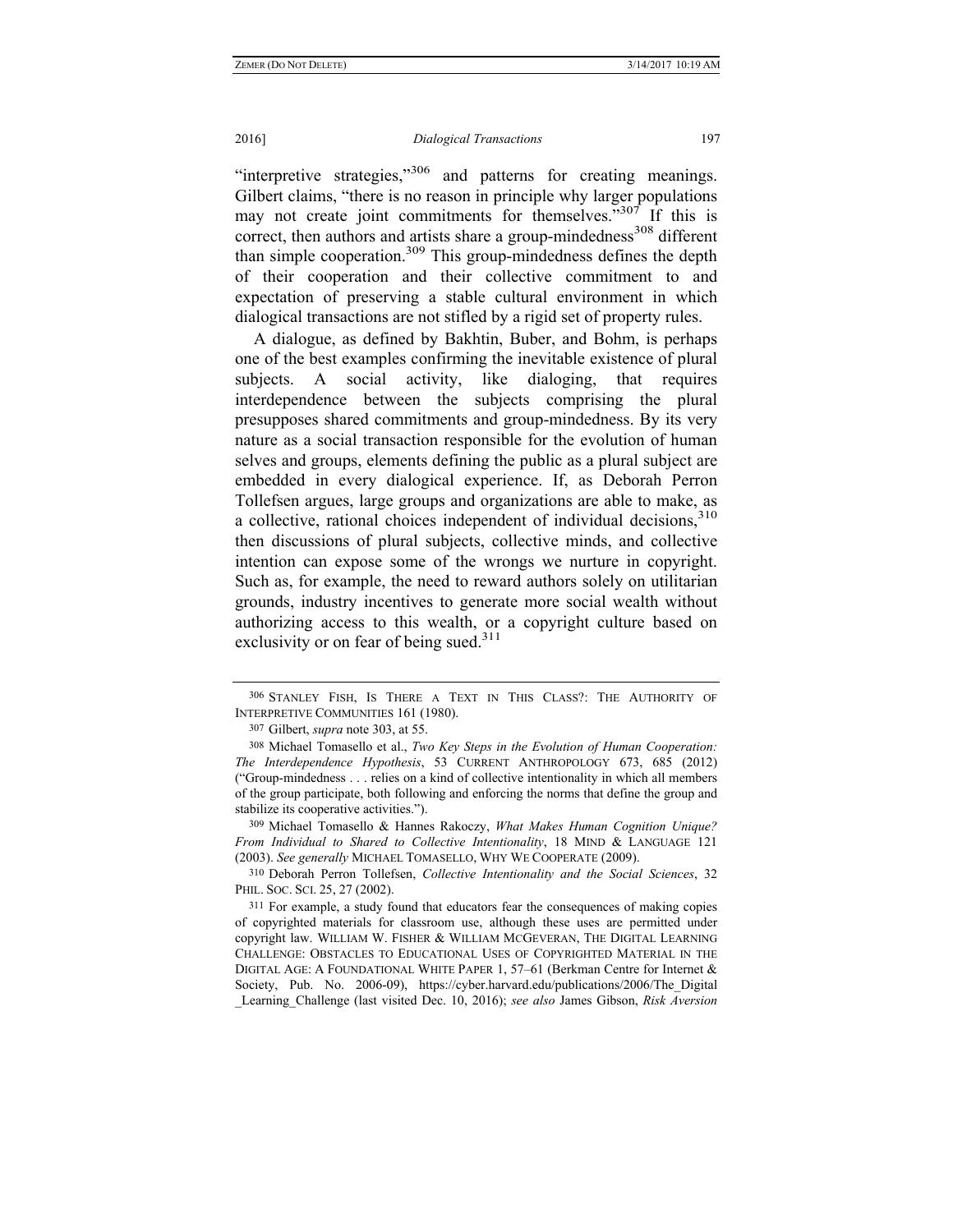"interpretive strategies,"[306] and patterns for creating meanings. Gilbert claims, "there is no reason in principle why larger populations may not create joint commitments for themselves."[307] If this is correct, then authors and artists share a group-mindedness[308] different than simple cooperation.[309] This group-mindedness defines the depth of their cooperation and their collective commitment to and expectation of preserving a stable cultural environment in which dialogical transactions are not stifled by a rigid set of property rules.

A dialogue, as defined by Bakhtin, Buber, and Bohm, is perhaps one of the best examples confirming the inevitable existence of plural subjects. A social activity, like dialoging, that requires interdependence between the subjects comprising the plural presupposes shared commitments and group-mindedness. By its very nature as a social transaction responsible for the evolution of human selves and groups, elements defining the public as a plural subject are embedded in every dialogical experience. If, as Deborah Perron Tollefsen argues, large groups and organizations are able to make, as a collective, rational choices independent of individual decisions,[310] then discussions of plural subjects, collective minds, and collective intention can expose some of the wrongs we nurture in copyright. Such as, for example, the need to reward authors solely on utilitarian grounds, industry incentives to generate more social wealth without authorizing access to this wealth, or a copyright culture based on exclusivity or on fear of being sued.[311]

---

306 STANLEY FISH, IS THERE A TEXT IN THIS CLASS?: THE AUTHORITY OF INTERPRETIVE COMMUNITIES 161 (1980).

307 Gilbert, *supra* note 303, at 55.

308 Michael Tomasello et al., *Two Key Steps in the Evolution of Human Cooperation: The Interdependence Hypothesis*, 53 CURRENT ANTHROPOLOGY 673, 685 (2012) ("Group-mindedness . . . relies on a kind of collective intentionality in which all members of the group participate, both following and enforcing the norms that define the group and stabilize its cooperative activities.").

309 Michael Tomasello & Hannes Rakoczy, *What Makes Human Cognition Unique? From Individual to Shared to Collective Intentionality*, 18 MIND & LANGUAGE 121 (2003). *See generally* MICHAEL TOMASELLO, WHY WE COOPERATE (2009).

310 Deborah Perron Tollefsen, *Collective Intentionality and the Social Sciences*, 32 PHIL. SOC. SCI. 25, 27 (2002).

311 For example, a study found that educators fear the consequences of making copies of copyrighted materials for classroom use, although these uses are permitted under copyright law. WILLIAM W. FISHER & WILLIAM MCGEVERAN, THE DIGITAL LEARNING CHALLENGE: OBSTACLES TO EDUCATIONAL USES OF COPYRIGHTED MATERIAL IN THE DIGITAL AGE: A FOUNDATIONAL WHITE PAPER 1, 57–61 (Berkman Centre for Internet & Society, Pub. No. 2006-09), https://cyber.harvard.edu/publications/2006/The_Digital_Learning_Challenge (last visited Dec. 10, 2016); *see also* James Gibson, *Risk Aversion*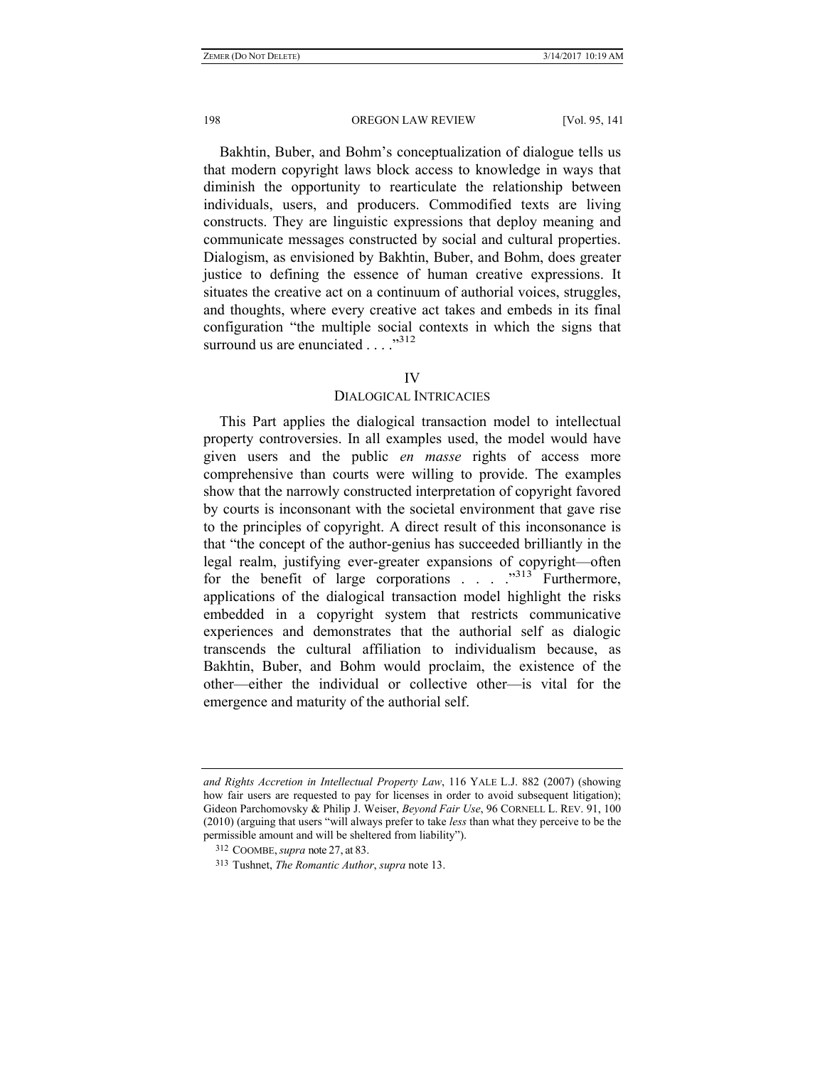Bakhtin, Buber, and Bohm's conceptualization of dialogue tells us that modern copyright laws block access to knowledge in ways that diminish the opportunity to rearticulate the relationship between individuals, users, and producers. Commodified texts are living constructs. They are linguistic expressions that deploy meaning and communicate messages constructed by social and cultural properties. Dialogism, as envisioned by Bakhtin, Buber, and Bohm, does greater justice to defining the essence of human creative expressions. It situates the creative act on a continuum of authorial voices, struggles, and thoughts, where every creative act takes and embeds in its final configuration "the multiple social contexts in which the signs that surround us are enunciated . . . ."[312]

## IV
## DIALOGICAL INTRICACIES

This Part applies the dialogical transaction model to intellectual property controversies. In all examples used, the model would have given users and the public *en masse* rights of access more comprehensive than courts were willing to provide. The examples show that the narrowly constructed interpretation of copyright favored by courts is inconsonant with the societal environment that gave rise to the principles of copyright. A direct result of this inconsonance is that "the concept of the author-genius has succeeded brilliantly in the legal realm, justifying ever-greater expansions of copyright—often for the benefit of large corporations . . . ."[313] Furthermore, applications of the dialogical transaction model highlight the risks embedded in a copyright system that restricts communicative experiences and demonstrates that the authorial self as dialogic transcends the cultural affiliation to individualism because, as Bakhtin, Buber, and Bohm would proclaim, the existence of the other—either the individual or collective other—is vital for the emergence and maturity of the authorial self.

---

*and Rights Accretion in Intellectual Property Law*, 116 YALE L.J. 882 (2007) (showing how fair users are requested to pay for licenses in order to avoid subsequent litigation); Gideon Parchomovsky & Philip J. Weiser, *Beyond Fair Use*, 96 CORNELL L. REV. 91, 100 (2010) (arguing that users "will always prefer to take *less* than what they perceive to be the permissible amount and will be sheltered from liability").

[312] COOMBE, *supra* note 27, at 83.

[313] Tushnet, *The Romantic Author*, *supra* note 13.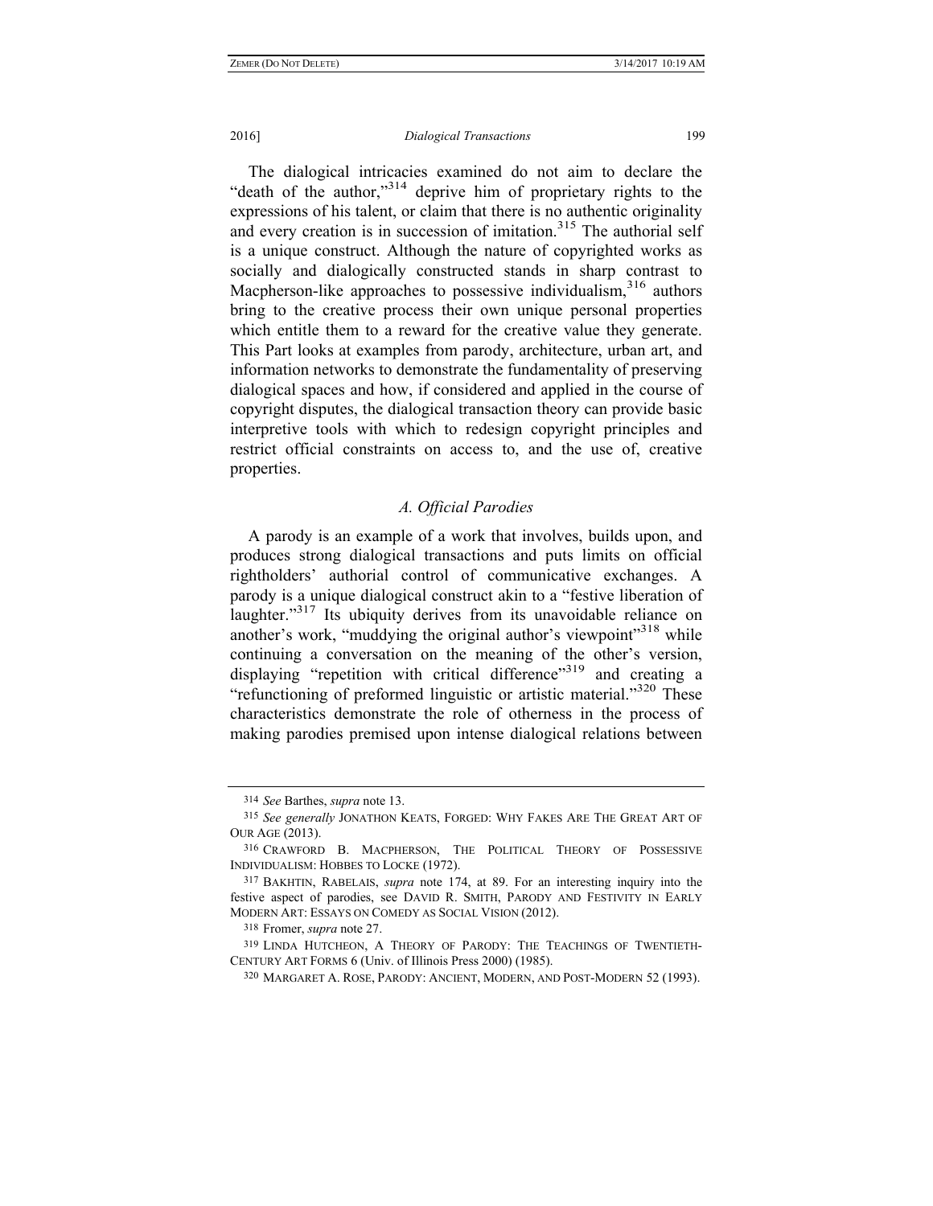The dialogical intricacies examined do not aim to declare the "death of the author,"[314] deprive him of proprietary rights to the expressions of his talent, or claim that there is no authentic originality and every creation is in succession of imitation.[315] The authorial self is a unique construct. Although the nature of copyrighted works as socially and dialogically constructed stands in sharp contrast to Macpherson-like approaches to possessive individualism,[316] authors bring to the creative process their own unique personal properties which entitle them to a reward for the creative value they generate. This Part looks at examples from parody, architecture, urban art, and information networks to demonstrate the fundamentality of preserving dialogical spaces and how, if considered and applied in the course of copyright disputes, the dialogical transaction theory can provide basic interpretive tools with which to redesign copyright principles and restrict official constraints on access to, and the use of, creative properties.

### *A. Official Parodies*

A parody is an example of a work that involves, builds upon, and produces strong dialogical transactions and puts limits on official rightholders' authorial control of communicative exchanges. A parody is a unique dialogical construct akin to a "festive liberation of laughter."[317] Its ubiquity derives from its unavoidable reliance on another's work, "muddying the original author's viewpoint"[318] while continuing a conversation on the meaning of the other's version, displaying "repetition with critical difference"[319] and creating a "refunctioning of preformed linguistic or artistic material."[320] These characteristics demonstrate the role of otherness in the process of making parodies premised upon intense dialogical relations between

---

314 *See* Barthes, *supra* note 13.

315 *See generally* JONATHON KEATS, FORGED: WHY FAKES ARE THE GREAT ART OF OUR AGE (2013).

316 CRAWFORD B. MACPHERSON, THE POLITICAL THEORY OF POSSESSIVE INDIVIDUALISM: HOBBES TO LOCKE (1972).

317 BAKHTIN, RABELAIS, *supra* note 174, at 89. For an interesting inquiry into the festive aspect of parodies, see DAVID R. SMITH, PARODY AND FESTIVITY IN EARLY MODERN ART: ESSAYS ON COMEDY AS SOCIAL VISION (2012).

318 Fromer, *supra* note 27.

319 LINDA HUTCHEON, A THEORY OF PARODY: THE TEACHINGS OF TWENTIETH-CENTURY ART FORMS 6 (Univ. of Illinois Press 2000) (1985).

320 MARGARET A. ROSE, PARODY: ANCIENT, MODERN, AND POST-MODERN 52 (1993).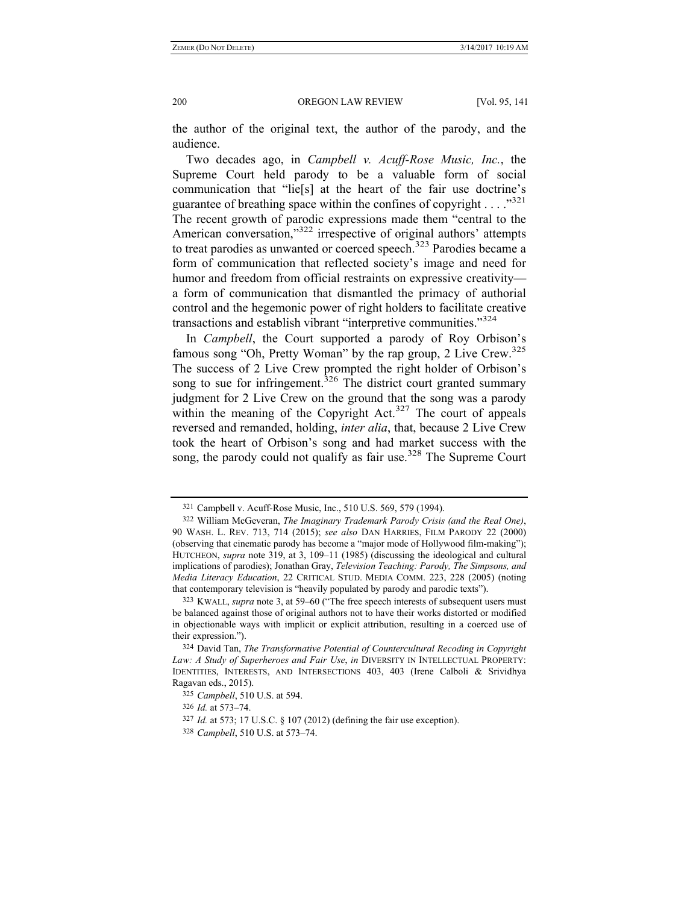the author of the original text, the author of the parody, and the audience.

Two decades ago, in *Campbell v. Acuff-Rose Music, Inc.*, the Supreme Court held parody to be a valuable form of social communication that "lie[s] at the heart of the fair use doctrine's guarantee of breathing space within the confines of copyright . . . ."[321] The recent growth of parodic expressions made them "central to the American conversation,"[322] irrespective of original authors' attempts to treat parodies as unwanted or coerced speech.[323] Parodies became a form of communication that reflected society's image and need for humor and freedom from official restraints on expressive creativity—a form of communication that dismantled the primacy of authorial control and the hegemonic power of right holders to facilitate creative transactions and establish vibrant "interpretive communities."[324]

In *Campbell*, the Court supported a parody of Roy Orbison's famous song "Oh, Pretty Woman" by the rap group, 2 Live Crew.[325] The success of 2 Live Crew prompted the right holder of Orbison's song to sue for infringement.[326] The district court granted summary judgment for 2 Live Crew on the ground that the song was a parody within the meaning of the Copyright Act.[327] The court of appeals reversed and remanded, holding, *inter alia*, that, because 2 Live Crew took the heart of Orbison's song and had market success with the song, the parody could not qualify as fair use.[328] The Supreme Court

---

321 Campbell v. Acuff-Rose Music, Inc., 510 U.S. 569, 579 (1994).

322 William McGeveran, *The Imaginary Trademark Parody Crisis (and the Real One)*, 90 WASH. L. REV. 713, 714 (2015); *see also* DAN HARRIES, FILM PARODY 22 (2000) (observing that cinematic parody has become a "major mode of Hollywood film-making"); HUTCHEON, *supra* note 319, at 3, 109–11 (1985) (discussing the ideological and cultural implications of parodies); Jonathan Gray, *Television Teaching: Parody, The Simpsons, and Media Literacy Education*, 22 CRITICAL STUD. MEDIA COMM. 223, 228 (2005) (noting that contemporary television is "heavily populated by parody and parodic texts").

323 KWALL, *supra* note 3, at 59–60 ("The free speech interests of subsequent users must be balanced against those of original authors not to have their works distorted or modified in objectionable ways with implicit or explicit attribution, resulting in a coerced use of their expression.").

324 David Tan, *The Transformative Potential of Countercultural Recoding in Copyright Law: A Study of Superheroes and Fair Use*, *in* DIVERSITY IN INTELLECTUAL PROPERTY: IDENTITIES, INTERESTS, AND INTERSECTIONS 403, 403 (Irene Calboli & Srividhya Ragavan eds., 2015).

325 *Campbell*, 510 U.S. at 594.

326 *Id.* at 573–74.

327 *Id.* at 573; 17 U.S.C. § 107 (2012) (defining the fair use exception).

328 *Campbell*, 510 U.S. at 573–74.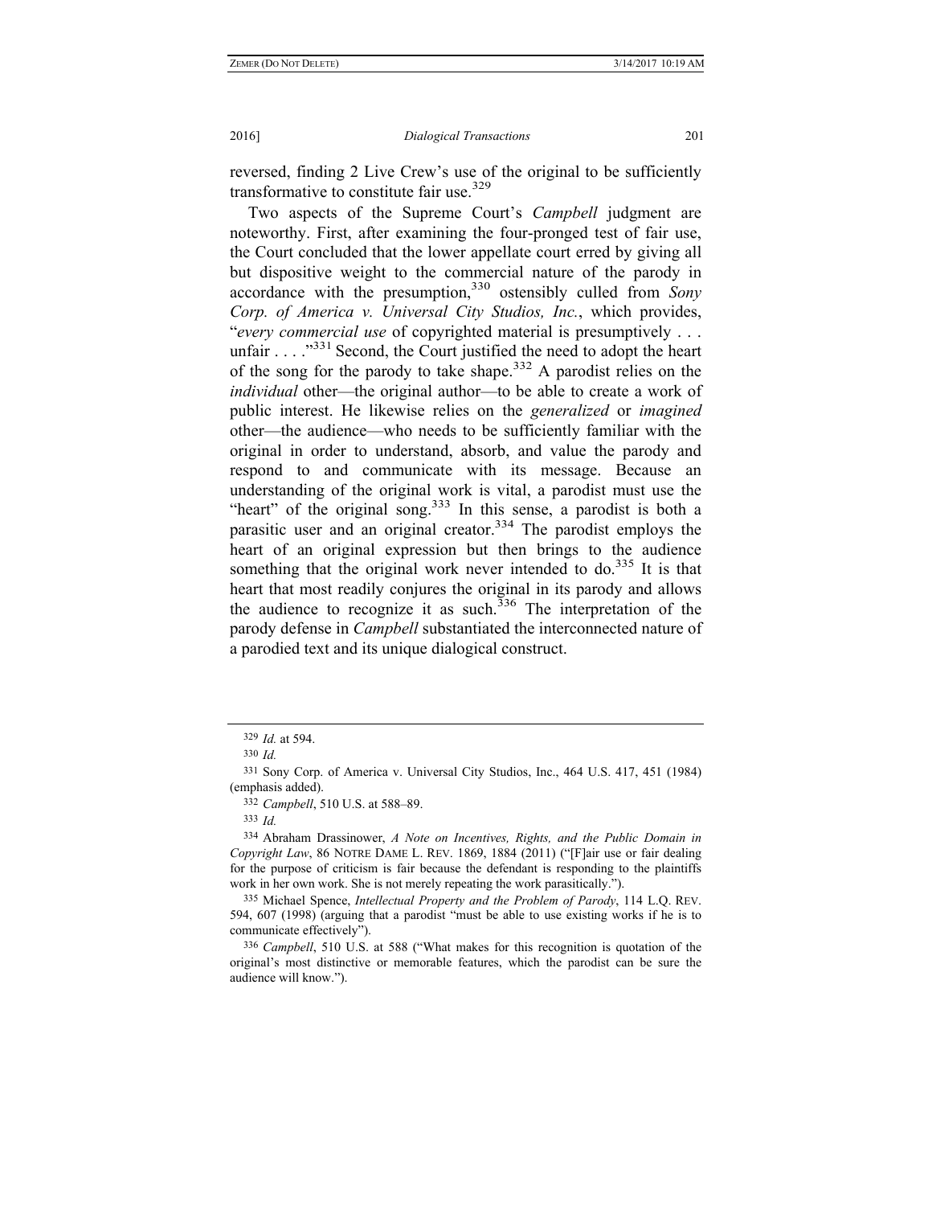reversed, finding 2 Live Crew's use of the original to be sufficiently transformative to constitute fair use.[329]

Two aspects of the Supreme Court's *Campbell* judgment are noteworthy. First, after examining the four-pronged test of fair use, the Court concluded that the lower appellate court erred by giving all but dispositive weight to the commercial nature of the parody in accordance with the presumption,[330] ostensibly culled from *Sony Corp. of America v. Universal City Studios, Inc.*, which provides, "*every commercial use* of copyrighted material is presumptively . . . unfair . . . ."[331] Second, the Court justified the need to adopt the heart of the song for the parody to take shape.[332] A parodist relies on the *individual* other—the original author—to be able to create a work of public interest. He likewise relies on the *generalized* or *imagined* other—the audience—who needs to be sufficiently familiar with the original in order to understand, absorb, and value the parody and respond to and communicate with its message. Because an understanding of the original work is vital, a parodist must use the "heart" of the original song.[333] In this sense, a parodist is both a parasitic user and an original creator.[334] The parodist employs the heart of an original expression but then brings to the audience something that the original work never intended to do.[335] It is that heart that most readily conjures the original in its parody and allows the audience to recognize it as such.[336] The interpretation of the parody defense in *Campbell* substantiated the interconnected nature of a parodied text and its unique dialogical construct.

---

329 *Id.* at 594.

330 *Id.*

331 Sony Corp. of America v. Universal City Studios, Inc., 464 U.S. 417, 451 (1984) (emphasis added).

332 *Campbell*, 510 U.S. at 588–89.

333 *Id.*

334 Abraham Drassinower, *A Note on Incentives, Rights, and the Public Domain in Copyright Law*, 86 NOTRE DAME L. REV. 1869, 1884 (2011) ("[F]air use or fair dealing for the purpose of criticism is fair because the defendant is responding to the plaintiffs work in her own work. She is not merely repeating the work parasitically.").

335 Michael Spence, *Intellectual Property and the Problem of Parody*, 114 L.Q. REV. 594, 607 (1998) (arguing that a parodist "must be able to use existing works if he is to communicate effectively").

336 *Campbell*, 510 U.S. at 588 ("What makes for this recognition is quotation of the original's most distinctive or memorable features, which the parodist can be sure the audience will know.").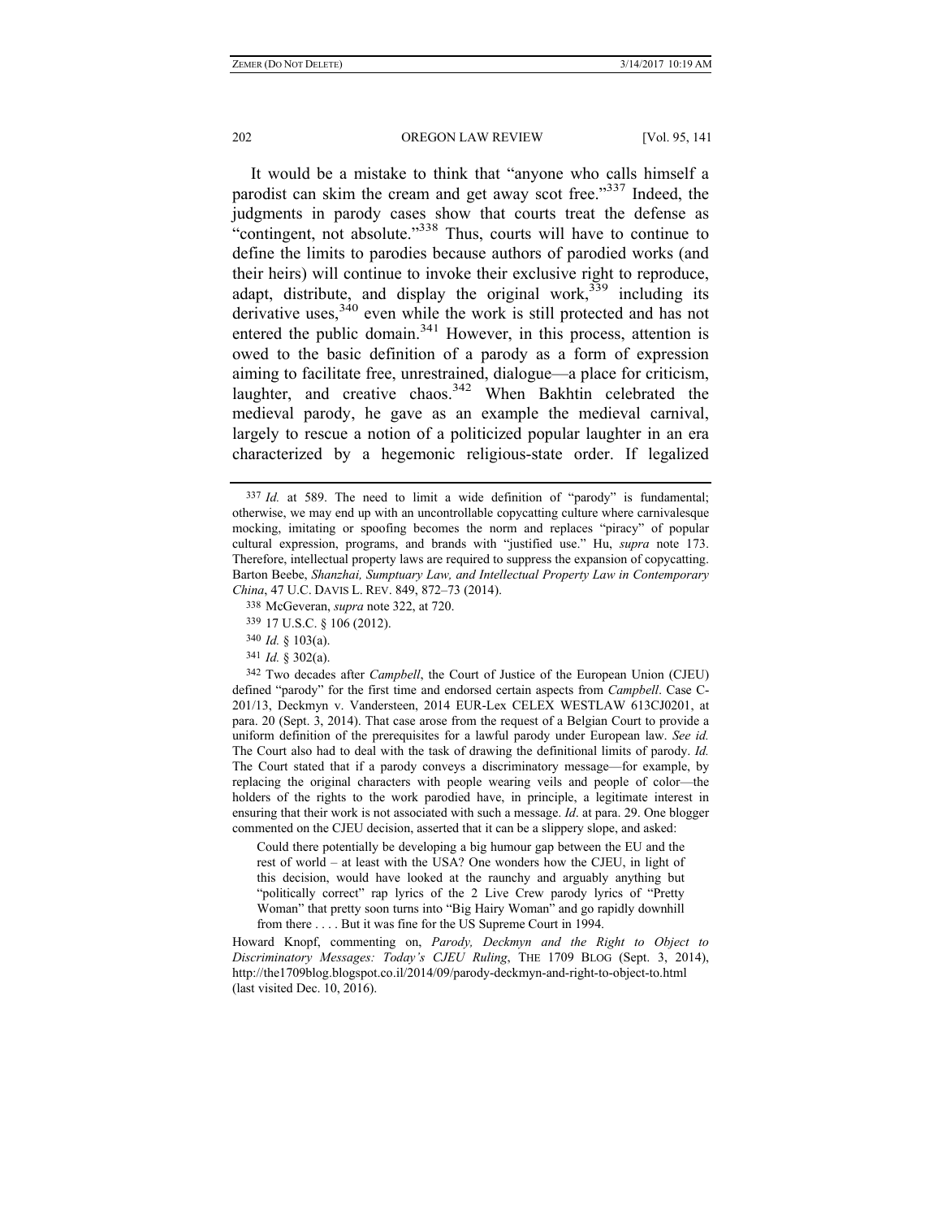It would be a mistake to think that "anyone who calls himself a parodist can skim the cream and get away scot free."[337] Indeed, the judgments in parody cases show that courts treat the defense as "contingent, not absolute."[338] Thus, courts will have to continue to define the limits to parodies because authors of parodied works (and their heirs) will continue to invoke their exclusive right to reproduce, adapt, distribute, and display the original work,[339] including its derivative uses,[340] even while the work is still protected and has not entered the public domain.[341] However, in this process, attention is owed to the basic definition of a parody as a form of expression aiming to facilitate free, unrestrained, dialogue—a place for criticism, laughter, and creative chaos.[342] When Bakhtin celebrated the medieval parody, he gave as an example the medieval carnival, largely to rescue a notion of a politicized popular laughter in an era characterized by a hegemonic religious-state order. If legalized

---

[337] *Id.* at 589. The need to limit a wide definition of "parody" is fundamental; otherwise, we may end up with an uncontrollable copycatting culture where carnivalesque mocking, imitating or spoofing becomes the norm and replaces "piracy" of popular cultural expression, programs, and brands with "justified use." Hu, *supra* note 173. Therefore, intellectual property laws are required to suppress the expansion of copycatting. Barton Beebe, *Shanzhai, Sumptuary Law, and Intellectual Property Law in Contemporary China*, 47 U.C. DAVIS L. REV. 849, 872–73 (2014).

[338] McGeveran, *supra* note 322, at 720.

[339] 17 U.S.C. § 106 (2012).

[340] *Id.* § 103(a).

[341] *Id.* § 302(a).

[342] Two decades after *Campbell*, the Court of Justice of the European Union (CJEU) defined "parody" for the first time and endorsed certain aspects from *Campbell*. Case C-201/13, Deckmyn v. Vandersteen, 2014 EUR-Lex CELEX WESTLAW 613CJ0201, at para. 20 (Sept. 3, 2014). That case arose from the request of a Belgian Court to provide a uniform definition of the prerequisites for a lawful parody under European law. *See id.* The Court also had to deal with the task of drawing the definitional limits of parody. *Id.* The Court stated that if a parody conveys a discriminatory message—for example, by replacing the original characters with people wearing veils and people of color—the holders of the rights to the work parodied have, in principle, a legitimate interest in ensuring that their work is not associated with such a message. *Id*. at para. 29. One blogger commented on the CJEU decision, asserted that it can be a slippery slope, and asked:

> Could there potentially be developing a big humour gap between the EU and the rest of world – at least with the USA? One wonders how the CJEU, in light of this decision, would have looked at the raunchy and arguably anything but "politically correct" rap lyrics of the 2 Live Crew parody lyrics of "Pretty Woman" that pretty soon turns into "Big Hairy Woman" and go rapidly downhill from there . . . . But it was fine for the US Supreme Court in 1994.

Howard Knopf, commenting on, *Parody, Deckmyn and the Right to Object to Discriminatory Messages: Today's CJEU Ruling*, THE 1709 BLOG (Sept. 3, 2014), http://the1709blog.blogspot.co.il/2014/09/parody-deckmyn-and-right-to-object-to.html (last visited Dec. 10, 2016).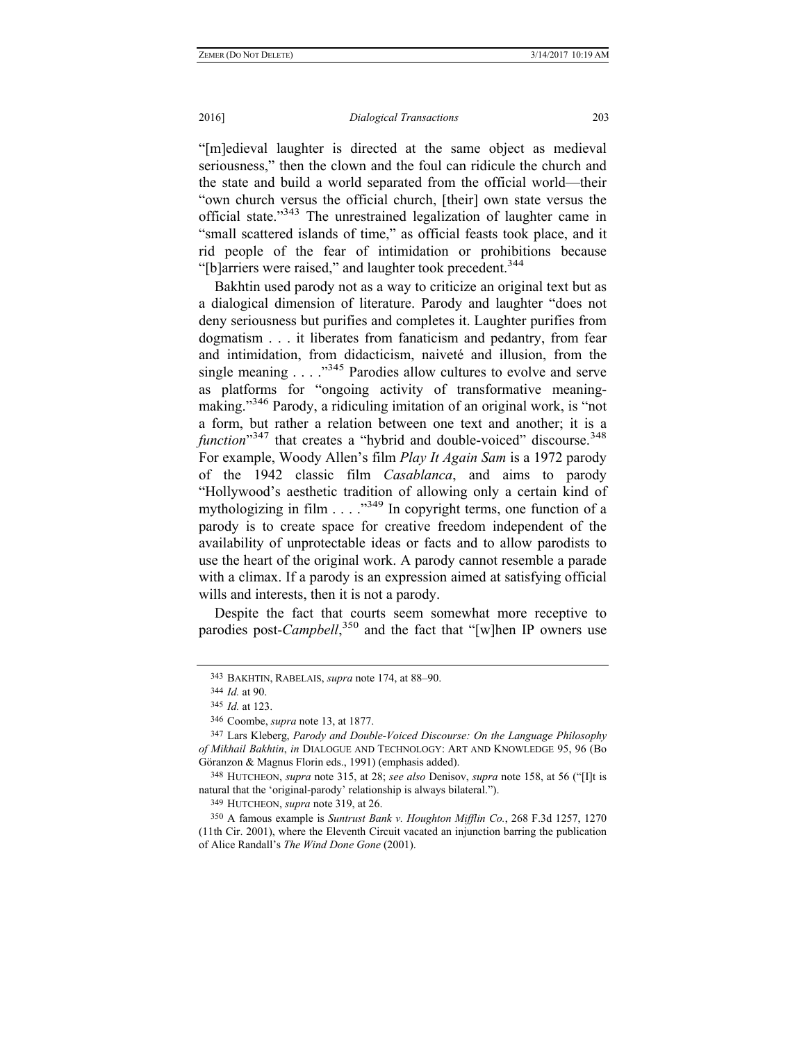"[m]edieval laughter is directed at the same object as medieval seriousness," then the clown and the foul can ridicule the church and the state and build a world separated from the official world—their "own church versus the official church, [their] own state versus the official state."[343] The unrestrained legalization of laughter came in "small scattered islands of time," as official feasts took place, and it rid people of the fear of intimidation or prohibitions because "[b]arriers were raised," and laughter took precedent.[344]

Bakhtin used parody not as a way to criticize an original text but as a dialogical dimension of literature. Parody and laughter "does not deny seriousness but purifies and completes it. Laughter purifies from dogmatism . . . it liberates from fanaticism and pedantry, from fear and intimidation, from didacticism, naiveté and illusion, from the single meaning . . . ."[345] Parodies allow cultures to evolve and serve as platforms for "ongoing activity of transformative meaning-making."[346] Parody, a ridiculing imitation of an original work, is "not a form, but rather a relation between one text and another; it is a *function*"[347] that creates a "hybrid and double-voiced" discourse.[348] For example, Woody Allen's film *Play It Again Sam* is a 1972 parody of the 1942 classic film *Casablanca*, and aims to parody "Hollywood's aesthetic tradition of allowing only a certain kind of mythologizing in film . . . ."[349] In copyright terms, one function of a parody is to create space for creative freedom independent of the availability of unprotectable ideas or facts and to allow parodists to use the heart of the original work. A parody cannot resemble a parade with a climax. If a parody is an expression aimed at satisfying official wills and interests, then it is not a parody.

Despite the fact that courts seem somewhat more receptive to parodies post-*Campbell*,[350] and the fact that "[w]hen IP owners use

---

343 BAKHTIN, RABELAIS, *supra* note 174, at 88–90.

344 *Id.* at 90.

345 *Id.* at 123.

346 Coombe, *supra* note 13, at 1877.

347 Lars Kleberg, *Parody and Double-Voiced Discourse: On the Language Philosophy of Mikhail Bakhtin*, *in* DIALOGUE AND TECHNOLOGY: ART AND KNOWLEDGE 95, 96 (Bo Göranzon & Magnus Florin eds., 1991) (emphasis added).

348 HUTCHEON, *supra* note 315, at 28; *see also* Denisov, *supra* note 158, at 56 ("[I]t is natural that the 'original-parody' relationship is always bilateral.").

349 HUTCHEON, *supra* note 319, at 26.

350 A famous example is *Suntrust Bank v. Houghton Mifflin Co.*, 268 F.3d 1257, 1270 (11th Cir. 2001), where the Eleventh Circuit vacated an injunction barring the publication of Alice Randall's *The Wind Done Gone* (2001).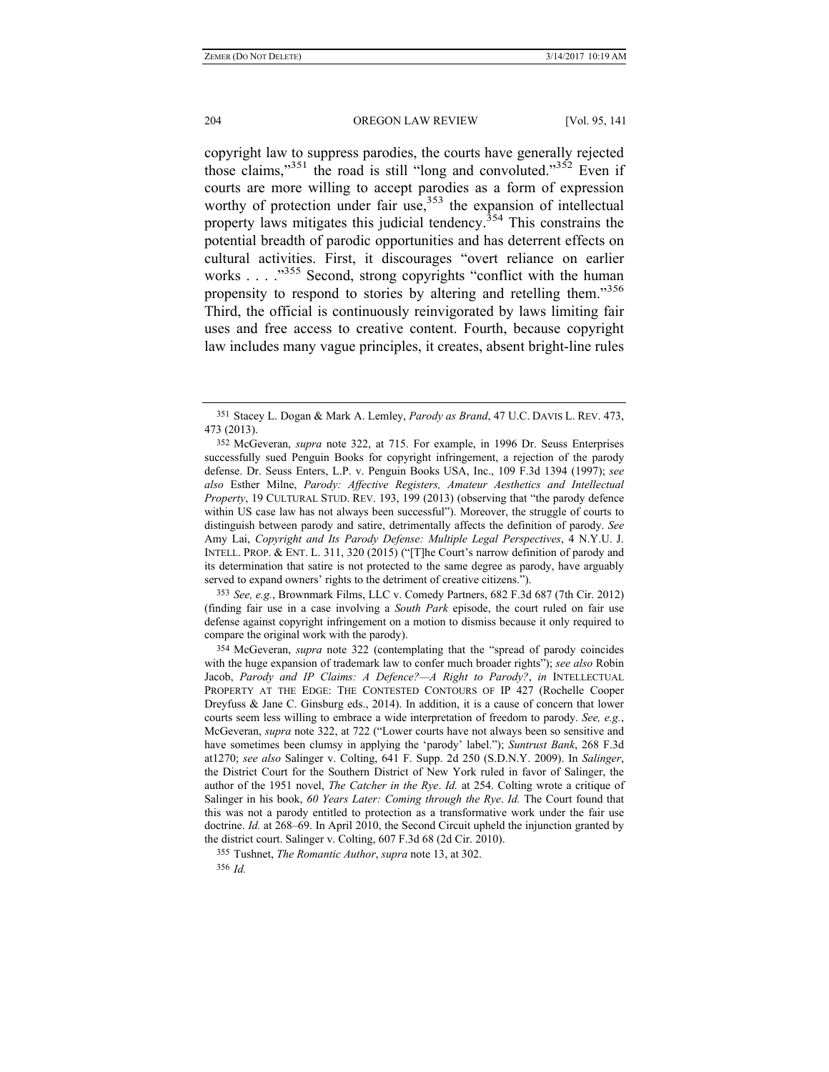copyright law to suppress parodies, the courts have generally rejected those claims,"[351] the road is still "long and convoluted."[352] Even if courts are more willing to accept parodies as a form of expression worthy of protection under fair use,[353] the expansion of intellectual property laws mitigates this judicial tendency.[354] This constrains the potential breadth of parodic opportunities and has deterrent effects on cultural activities. First, it discourages "overt reliance on earlier works . . . ."[355] Second, strong copyrights "conflict with the human propensity to respond to stories by altering and retelling them."[356] Third, the official is continuously reinvigorated by laws limiting fair uses and free access to creative content. Fourth, because copyright law includes many vague principles, it creates, absent bright-line rules

---

351 Stacey L. Dogan & Mark A. Lemley, *Parody as Brand*, 47 U.C. DAVIS L. REV. 473, 473 (2013).

352 McGeveran, *supra* note 322, at 715. For example, in 1996 Dr. Seuss Enterprises successfully sued Penguin Books for copyright infringement, a rejection of the parody defense. Dr. Seuss Enters, L.P. v. Penguin Books USA, Inc., 109 F.3d 1394 (1997); *see also* Esther Milne, *Parody: Affective Registers, Amateur Aesthetics and Intellectual Property*, 19 CULTURAL STUD. REV. 193, 199 (2013) (observing that "the parody defence within US case law has not always been successful"). Moreover, the struggle of courts to distinguish between parody and satire, detrimentally affects the definition of parody. *See* Amy Lai, *Copyright and Its Parody Defense: Multiple Legal Perspectives*, 4 N.Y.U. J. INTELL. PROP. & ENT. L. 311, 320 (2015) ("[T]he Court's narrow definition of parody and its determination that satire is not protected to the same degree as parody, have arguably served to expand owners' rights to the detriment of creative citizens.").

353 *See, e.g.*, Brownmark Films, LLC v. Comedy Partners, 682 F.3d 687 (7th Cir. 2012) (finding fair use in a case involving a *South Park* episode, the court ruled on fair use defense against copyright infringement on a motion to dismiss because it only required to compare the original work with the parody).

354 McGeveran, *supra* note 322 (contemplating that the "spread of parody coincides with the huge expansion of trademark law to confer much broader rights"); *see also* Robin Jacob, *Parody and IP Claims: A Defence?—A Right to Parody?*, *in* INTELLECTUAL PROPERTY AT THE EDGE: THE CONTESTED CONTOURS OF IP 427 (Rochelle Cooper Dreyfuss & Jane C. Ginsburg eds., 2014). In addition, it is a cause of concern that lower courts seem less willing to embrace a wide interpretation of freedom to parody. *See, e.g.*, McGeveran, *supra* note 322, at 722 ("Lower courts have not always been so sensitive and have sometimes been clumsy in applying the 'parody' label."); *Suntrust Bank*, 268 F.3d at1270; *see also* Salinger v. Colting, 641 F. Supp. 2d 250 (S.D.N.Y. 2009). In *Salinger*, the District Court for the Southern District of New York ruled in favor of Salinger, the author of the 1951 novel, *The Catcher in the Rye*. *Id.* at 254. Colting wrote a critique of Salinger in his book, *60 Years Later: Coming through the Rye*. *Id.* The Court found that this was not a parody entitled to protection as a transformative work under the fair use doctrine. *Id.* at 268–69. In April 2010, the Second Circuit upheld the injunction granted by the district court. Salinger v. Colting, 607 F.3d 68 (2d Cir. 2010).

355 Tushnet, *The Romantic Author*, *supra* note 13, at 302.

356 *Id.*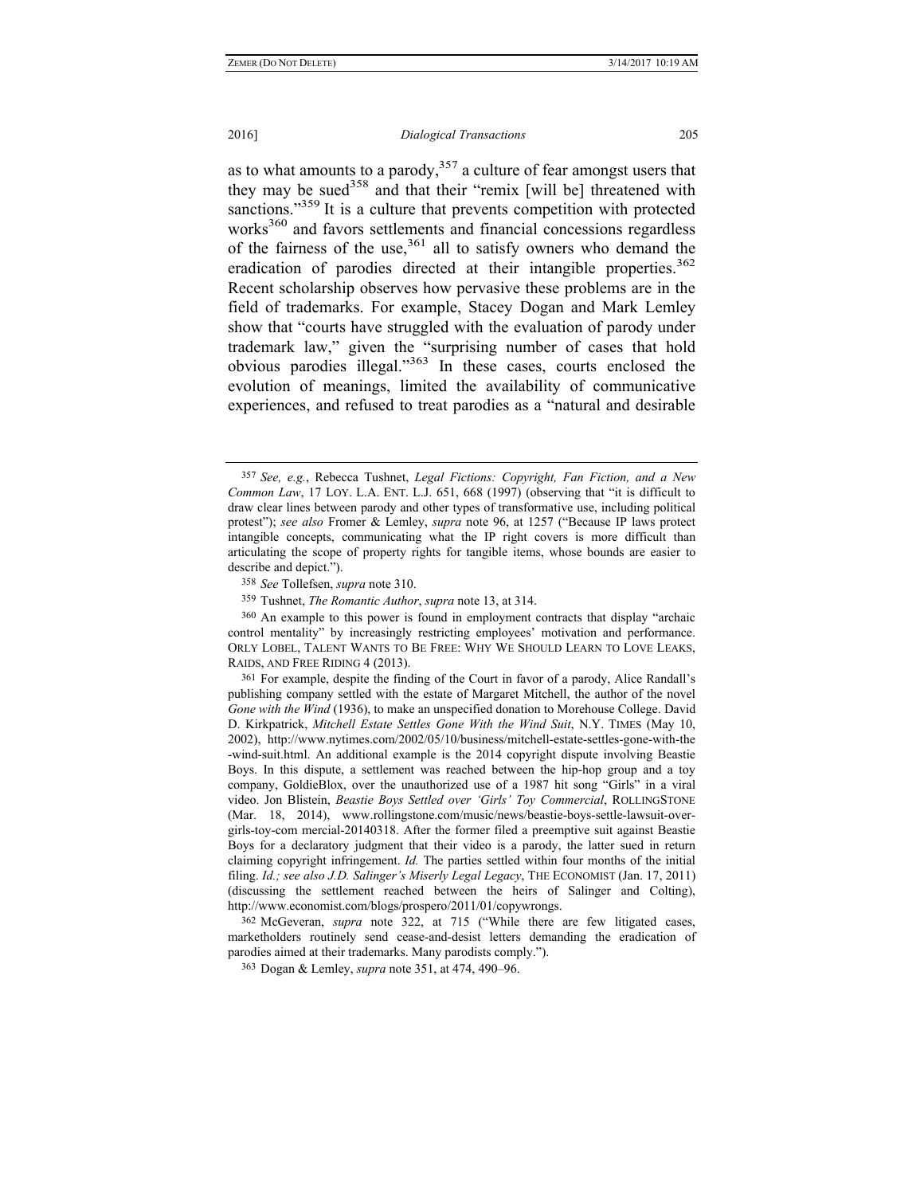as to what amounts to a parody,[357] a culture of fear amongst users that they may be sued[358] and that their "remix [will be] threatened with sanctions."[359] It is a culture that prevents competition with protected works[360] and favors settlements and financial concessions regardless of the fairness of the use,[361] all to satisfy owners who demand the eradication of parodies directed at their intangible properties.[362] Recent scholarship observes how pervasive these problems are in the field of trademarks. For example, Stacey Dogan and Mark Lemley show that "courts have struggled with the evaluation of parody under trademark law," given the "surprising number of cases that hold obvious parodies illegal."[363] In these cases, courts enclosed the evolution of meanings, limited the availability of communicative experiences, and refused to treat parodies as a "natural and desirable

---

[357] *See, e.g.*, Rebecca Tushnet, *Legal Fictions: Copyright, Fan Fiction, and a New Common Law*, 17 LOY. L.A. ENT. L.J. 651, 668 (1997) (observing that "it is difficult to draw clear lines between parody and other types of transformative use, including political protest"); *see also* Fromer & Lemley, *supra* note 96, at 1257 ("Because IP laws protect intangible concepts, communicating what the IP right covers is more difficult than articulating the scope of property rights for tangible items, whose bounds are easier to describe and depict.").

[358] *See* Tollefsen, *supra* note 310.

[359] Tushnet, *The Romantic Author*, *supra* note 13, at 314.

[360] An example to this power is found in employment contracts that display "archaic control mentality" by increasingly restricting employees' motivation and performance. ORLY LOBEL, TALENT WANTS TO BE FREE: WHY WE SHOULD LEARN TO LOVE LEAKS, RAIDS, AND FREE RIDING 4 (2013).

[361] For example, despite the finding of the Court in favor of a parody, Alice Randall's publishing company settled with the estate of Margaret Mitchell, the author of the novel *Gone with the Wind* (1936), to make an unspecified donation to Morehouse College. David D. Kirkpatrick, *Mitchell Estate Settles Gone With the Wind Suit*, N.Y. TIMES (May 10, 2002), http://www.nytimes.com/2002/05/10/business/mitchell-estate-settles-gone-with-the-wind-suit.html. An additional example is the 2014 copyright dispute involving Beastie Boys. In this dispute, a settlement was reached between the hip-hop group and a toy company, GoldieBlox, over the unauthorized use of a 1987 hit song "Girls" in a viral video. Jon Blistein, *Beastie Boys Settled over 'Girls' Toy Commercial*, ROLLINGSTONE (Mar. 18, 2014), www.rollingstone.com/music/news/beastie-boys-settle-lawsuit-over-girls-toy-com mercial-20140318. After the former filed a preemptive suit against Beastie Boys for a declaratory judgment that their video is a parody, the latter sued in return claiming copyright infringement. *Id.* The parties settled within four months of the initial filing. *Id.; see also J.D. Salinger's Miserly Legal Legacy*, THE ECONOMIST (Jan. 17, 2011) (discussing the settlement reached between the heirs of Salinger and Colting), http://www.economist.com/blogs/prospero/2011/01/copywrongs.

[362] McGeveran, *supra* note 322, at 715 ("While there are few litigated cases, marketholders routinely send cease-and-desist letters demanding the eradication of parodies aimed at their trademarks. Many parodists comply.").

[363] Dogan & Lemley, *supra* note 351, at 474, 490–96.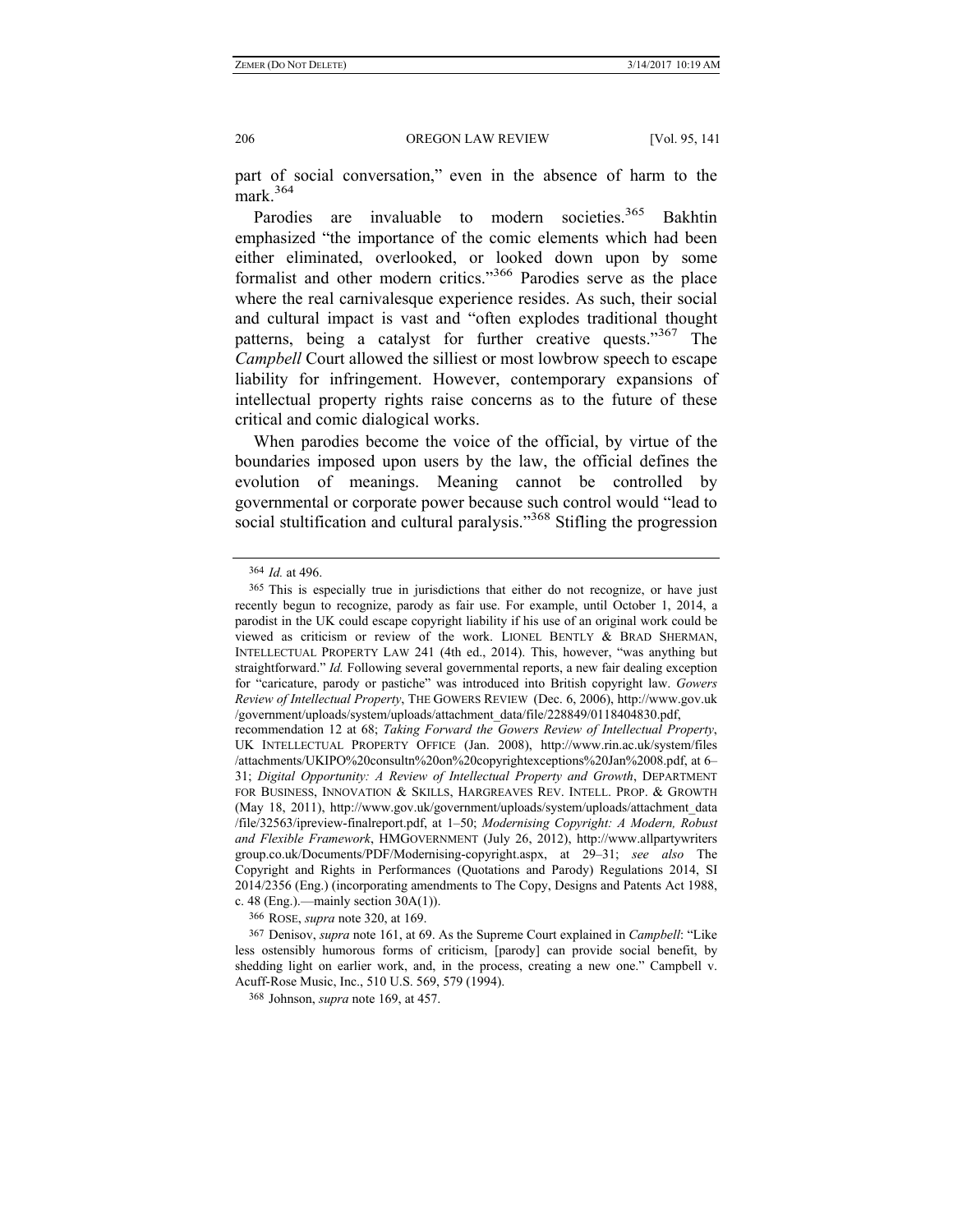part of social conversation," even in the absence of harm to the mark.[364]

Parodies are invaluable to modern societies.[365] Bakhtin emphasized "the importance of the comic elements which had been either eliminated, overlooked, or looked down upon by some formalist and other modern critics."[366] Parodies serve as the place where the real carnivalesque experience resides. As such, their social and cultural impact is vast and "often explodes traditional thought patterns, being a catalyst for further creative quests."[367] The *Campbell* Court allowed the silliest or most lowbrow speech to escape liability for infringement. However, contemporary expansions of intellectual property rights raise concerns as to the future of these critical and comic dialogical works.

When parodies become the voice of the official, by virtue of the boundaries imposed upon users by the law, the official defines the evolution of meanings. Meaning cannot be controlled by governmental or corporate power because such control would "lead to social stultification and cultural paralysis."[368] Stifling the progression

---

364 *Id.* at 496.

365 This is especially true in jurisdictions that either do not recognize, or have just recently begun to recognize, parody as fair use. For example, until October 1, 2014, a parodist in the UK could escape copyright liability if his use of an original work could be viewed as criticism or review of the work. LIONEL BENTLY & BRAD SHERMAN, INTELLECTUAL PROPERTY LAW 241 (4th ed., 2014). This, however, "was anything but straightforward." *Id.* Following several governmental reports, a new fair dealing exception for "caricature, parody or pastiche" was introduced into British copyright law. *Gowers Review of Intellectual Property*, THE GOWERS REVIEW (Dec. 6, 2006), http://www.gov.uk/government/uploads/system/uploads/attachment_data/file/228849/0118404830.pdf, recommendation 12 at 68; *Taking Forward the Gowers Review of Intellectual Property*, UK INTELLECTUAL PROPERTY OFFICE (Jan. 2008), http://www.rin.ac.uk/system/files/attachments/UKIPO%20consultn%20on%20copyrightexceptions%20Jan%2008.pdf, at 6–31; *Digital Opportunity: A Review of Intellectual Property and Growth*, DEPARTMENT FOR BUSINESS, INNOVATION & SKILLS, HARGREAVES REV. INTELL. PROP. & GROWTH (May 18, 2011), http://www.gov.uk/government/uploads/system/uploads/attachment_data/file/32563/ipreview-finalreport.pdf, at 1–50; *Modernising Copyright: A Modern, Robust and Flexible Framework*, HMGOVERNMENT (July 26, 2012), http://www.allpartywritersgroup.co.uk/Documents/PDF/Modernising-copyright.aspx, at 29–31; *see also* The Copyright and Rights in Performances (Quotations and Parody) Regulations 2014, SI 2014/2356 (Eng.) (incorporating amendments to The Copy, Designs and Patents Act 1988, c. 48 (Eng.).—mainly section 30A(1)).

366 ROSE, *supra* note 320, at 169.

367 Denisov, *supra* note 161, at 69. As the Supreme Court explained in *Campbell*: "Like less ostensibly humorous forms of criticism, [parody] can provide social benefit, by shedding light on earlier work, and, in the process, creating a new one." Campbell v. Acuff-Rose Music, Inc., 510 U.S. 569, 579 (1994).

368 Johnson, *supra* note 169, at 457.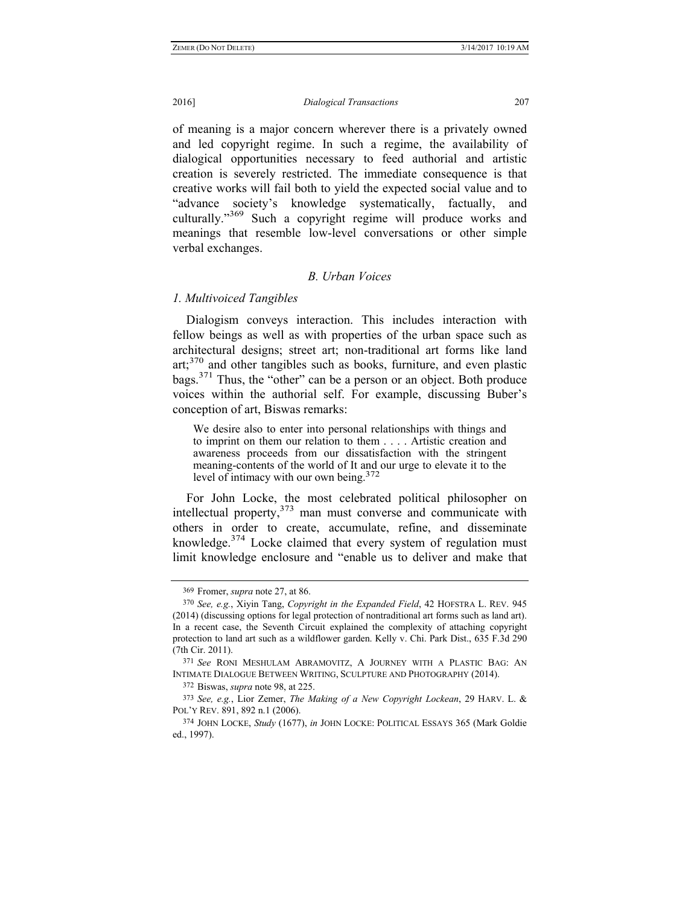of meaning is a major concern wherever there is a privately owned and led copyright regime. In such a regime, the availability of dialogical opportunities necessary to feed authorial and artistic creation is severely restricted. The immediate consequence is that creative works will fail both to yield the expected social value and to "advance society's knowledge systematically, factually, and culturally."[369] Such a copyright regime will produce works and meanings that resemble low-level conversations or other simple verbal exchanges.

### *B. Urban Voices*

#### *1. Multivoiced Tangibles*

Dialogism conveys interaction. This includes interaction with fellow beings as well as with properties of the urban space such as architectural designs; street art; non-traditional art forms like land art;[370] and other tangibles such as books, furniture, and even plastic bags.[371] Thus, the "other" can be a person or an object. Both produce voices within the authorial self. For example, discussing Buber's conception of art, Biswas remarks:

> We desire also to enter into personal relationships with things and to imprint on them our relation to them . . . . Artistic creation and awareness proceeds from our dissatisfaction with the stringent meaning-contents of the world of It and our urge to elevate it to the level of intimacy with our own being.[372]

For John Locke, the most celebrated political philosopher on intellectual property,[373] man must converse and communicate with others in order to create, accumulate, refine, and disseminate knowledge.[374] Locke claimed that every system of regulation must limit knowledge enclosure and "enable us to deliver and make that

---

369 Fromer, *supra* note 27, at 86.

370 *See, e.g.*, Xiyin Tang, *Copyright in the Expanded Field*, 42 HOFSTRA L. REV. 945 (2014) (discussing options for legal protection of nontraditional art forms such as land art). In a recent case, the Seventh Circuit explained the complexity of attaching copyright protection to land art such as a wildflower garden. Kelly v. Chi. Park Dist., 635 F.3d 290 (7th Cir. 2011).

371 *See* RONI MESHULAM ABRAMOVITZ, A JOURNEY WITH A PLASTIC BAG: AN INTIMATE DIALOGUE BETWEEN WRITING, SCULPTURE AND PHOTOGRAPHY (2014).

372 Biswas, *supra* note 98, at 225.

373 *See, e.g.*, Lior Zemer, *The Making of a New Copyright Lockean*, 29 HARV. L. & POL'Y REV. 891, 892 n.1 (2006).

374 JOHN LOCKE, *Study* (1677), *in* JOHN LOCKE: POLITICAL ESSAYS 365 (Mark Goldie ed., 1997).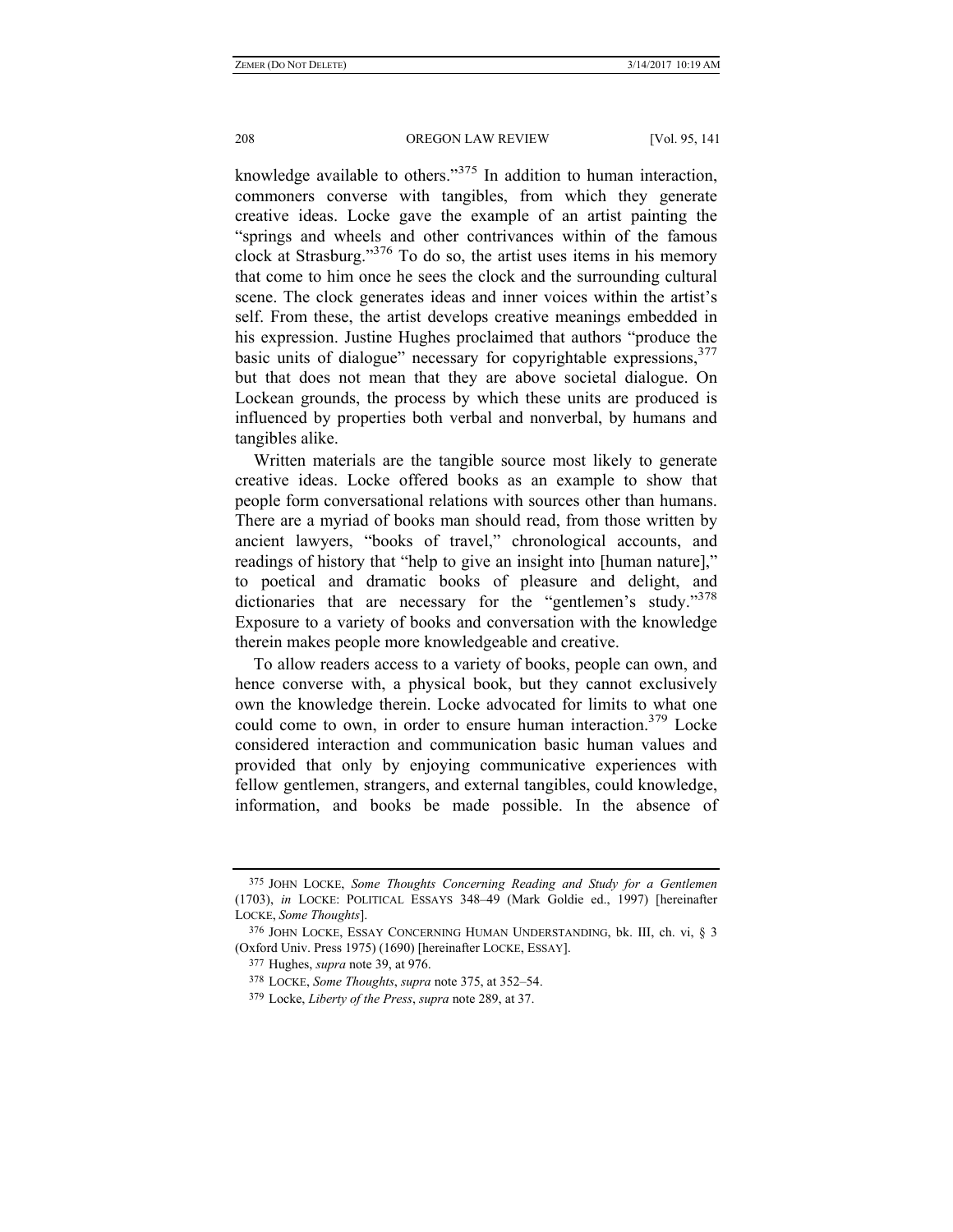knowledge available to others."[375] In addition to human interaction, commoners converse with tangibles, from which they generate creative ideas. Locke gave the example of an artist painting the "springs and wheels and other contrivances within of the famous clock at Strasburg."[376] To do so, the artist uses items in his memory that come to him once he sees the clock and the surrounding cultural scene. The clock generates ideas and inner voices within the artist's self. From these, the artist develops creative meanings embedded in his expression. Justine Hughes proclaimed that authors "produce the basic units of dialogue" necessary for copyrightable expressions,[377] but that does not mean that they are above societal dialogue. On Lockean grounds, the process by which these units are produced is influenced by properties both verbal and nonverbal, by humans and tangibles alike.

Written materials are the tangible source most likely to generate creative ideas. Locke offered books as an example to show that people form conversational relations with sources other than humans. There are a myriad of books man should read, from those written by ancient lawyers, "books of travel," chronological accounts, and readings of history that "help to give an insight into [human nature]," to poetical and dramatic books of pleasure and delight, and dictionaries that are necessary for the "gentlemen's study."[378] Exposure to a variety of books and conversation with the knowledge therein makes people more knowledgeable and creative.

To allow readers access to a variety of books, people can own, and hence converse with, a physical book, but they cannot exclusively own the knowledge therein. Locke advocated for limits to what one could come to own, in order to ensure human interaction.[379] Locke considered interaction and communication basic human values and provided that only by enjoying communicative experiences with fellow gentlemen, strangers, and external tangibles, could knowledge, information, and books be made possible. In the absence of

---

375 JOHN LOCKE, *Some Thoughts Concerning Reading and Study for a Gentlemen* (1703), *in* LOCKE: POLITICAL ESSAYS 348–49 (Mark Goldie ed., 1997) [hereinafter LOCKE, *Some Thoughts*].

376 JOHN LOCKE, ESSAY CONCERNING HUMAN UNDERSTANDING, bk. III, ch. vi, § 3 (Oxford Univ. Press 1975) (1690) [hereinafter LOCKE, ESSAY].

377 Hughes, *supra* note 39, at 976.

378 LOCKE, *Some Thoughts*, *supra* note 375, at 352–54.

379 Locke, *Liberty of the Press*, *supra* note 289, at 37.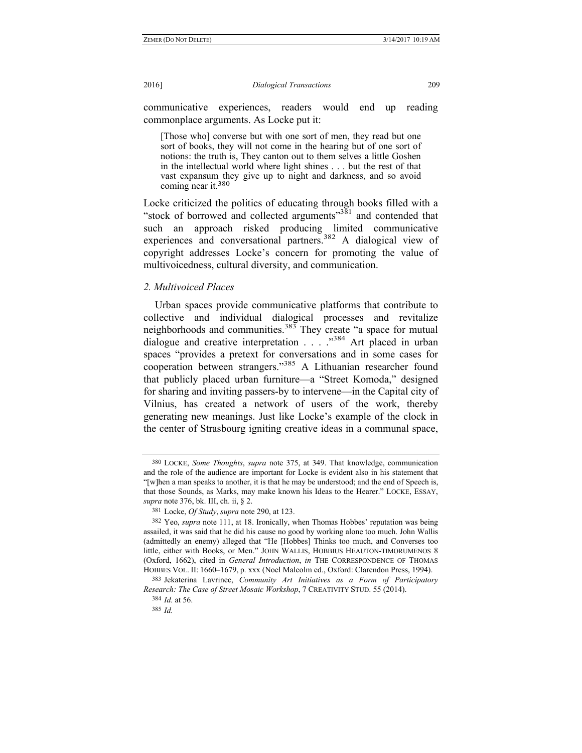communicative experiences, readers would end up reading commonplace arguments. As Locke put it:

> [Those who] converse but with one sort of men, they read but one sort of books, they will not come in the hearing but of one sort of notions: the truth is, They canton out to them selves a little Goshen in the intellectual world where light shines . . . but the rest of that vast expansum they give up to night and darkness, and so avoid coming near it.[380]

Locke criticized the politics of educating through books filled with a "stock of borrowed and collected arguments"[381] and contended that such an approach risked producing limited communicative experiences and conversational partners.[382] A dialogical view of copyright addresses Locke's concern for promoting the value of multivoicedness, cultural diversity, and communication.

### *2. Multivoiced Places*

Urban spaces provide communicative platforms that contribute to collective and individual dialogical processes and revitalize neighborhoods and communities.[383] They create "a space for mutual dialogue and creative interpretation . . . ."[384] Art placed in urban spaces "provides a pretext for conversations and in some cases for cooperation between strangers."[385] A Lithuanian researcher found that publicly placed urban furniture—a "Street Komoda," designed for sharing and inviting passers-by to intervene—in the Capital city of Vilnius, has created a network of users of the work, thereby generating new meanings. Just like Locke's example of the clock in the center of Strasbourg igniting creative ideas in a communal space,

---

380 LOCKE, *Some Thoughts*, *supra* note 375, at 349. That knowledge, communication and the role of the audience are important for Locke is evident also in his statement that "[w]hen a man speaks to another, it is that he may be understood; and the end of Speech is, that those Sounds, as Marks, may make known his Ideas to the Hearer." LOCKE, ESSAY, *supra* note 376, bk. III, ch. ii, § 2.

381 Locke, *Of Study*, *supra* note 290, at 123.

382 Yeo, *supra* note 111, at 18. Ironically, when Thomas Hobbes' reputation was being assailed, it was said that he did his cause no good by working alone too much. John Wallis (admittedly an enemy) alleged that "He [Hobbes] Thinks too much, and Converses too little, either with Books, or Men." JOHN WALLIS, HOBBIUS HEAUTON-TIMORUMENOS 8 (Oxford, 1662), cited in *General Introduction*, *in* THE CORRESPONDENCE OF THOMAS HOBBES VOL. II: 1660–1679, p. xxx (Noel Malcolm ed., Oxford: Clarendon Press, 1994).

383 Jekaterina Lavrinec, *Community Art Initiatives as a Form of Participatory Research: The Case of Street Mosaic Workshop*, 7 CREATIVITY STUD. 55 (2014).

384 *Id.* at 56.

385 *Id.*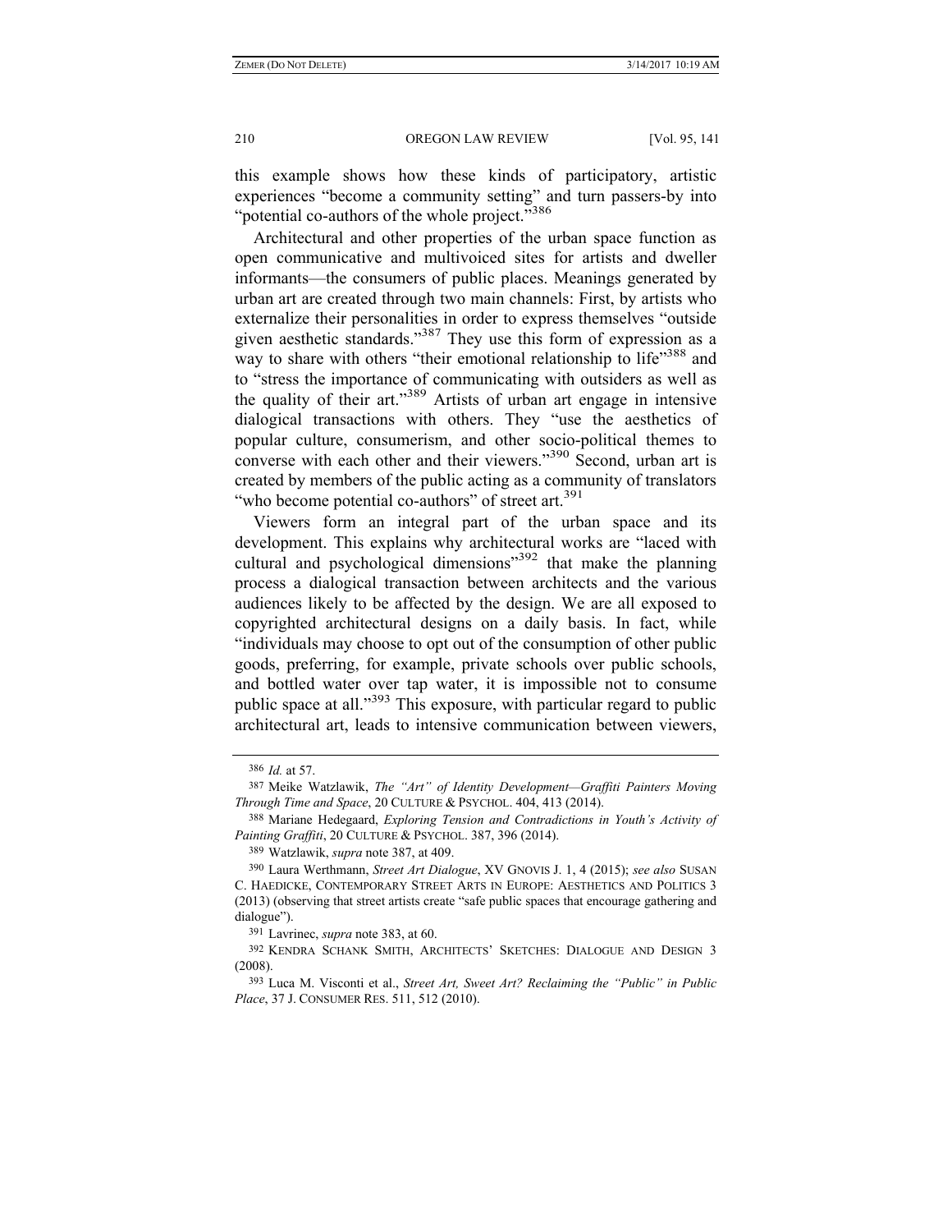this example shows how these kinds of participatory, artistic experiences "become a community setting" and turn passers-by into "potential co-authors of the whole project."[386]

Architectural and other properties of the urban space function as open communicative and multivoiced sites for artists and dweller informants—the consumers of public places. Meanings generated by urban art are created through two main channels: First, by artists who externalize their personalities in order to express themselves "outside given aesthetic standards."[387] They use this form of expression as a way to share with others "their emotional relationship to life"[388] and to "stress the importance of communicating with outsiders as well as the quality of their art."[389] Artists of urban art engage in intensive dialogical transactions with others. They "use the aesthetics of popular culture, consumerism, and other socio-political themes to converse with each other and their viewers."[390] Second, urban art is created by members of the public acting as a community of translators "who become potential co-authors" of street art.[391]

Viewers form an integral part of the urban space and its development. This explains why architectural works are "laced with cultural and psychological dimensions"[392] that make the planning process a dialogical transaction between architects and the various audiences likely to be affected by the design. We are all exposed to copyrighted architectural designs on a daily basis. In fact, while "individuals may choose to opt out of the consumption of other public goods, preferring, for example, private schools over public schools, and bottled water over tap water, it is impossible not to consume public space at all."[393] This exposure, with particular regard to public architectural art, leads to intensive communication between viewers,

---

386 *Id.* at 57.

387 Meike Watzlawik, *The "Art" of Identity Development—Graffiti Painters Moving Through Time and Space*, 20 CULTURE & PSYCHOL. 404, 413 (2014).

388 Mariane Hedegaard, *Exploring Tension and Contradictions in Youth's Activity of Painting Graffiti*, 20 CULTURE & PSYCHOL. 387, 396 (2014).

389 Watzlawik, *supra* note 387, at 409.

390 Laura Werthmann, *Street Art Dialogue*, XV GNOVIS J. 1, 4 (2015); *see also* SUSAN C. HAEDICKE, CONTEMPORARY STREET ARTS IN EUROPE: AESTHETICS AND POLITICS 3 (2013) (observing that street artists create "safe public spaces that encourage gathering and dialogue").

391 Lavrinec, *supra* note 383, at 60.

392 KENDRA SCHANK SMITH, ARCHITECTS' SKETCHES: DIALOGUE AND DESIGN 3 (2008).

393 Luca M. Visconti et al., *Street Art, Sweet Art? Reclaiming the "Public" in Public Place*, 37 J. CONSUMER RES. 511, 512 (2010).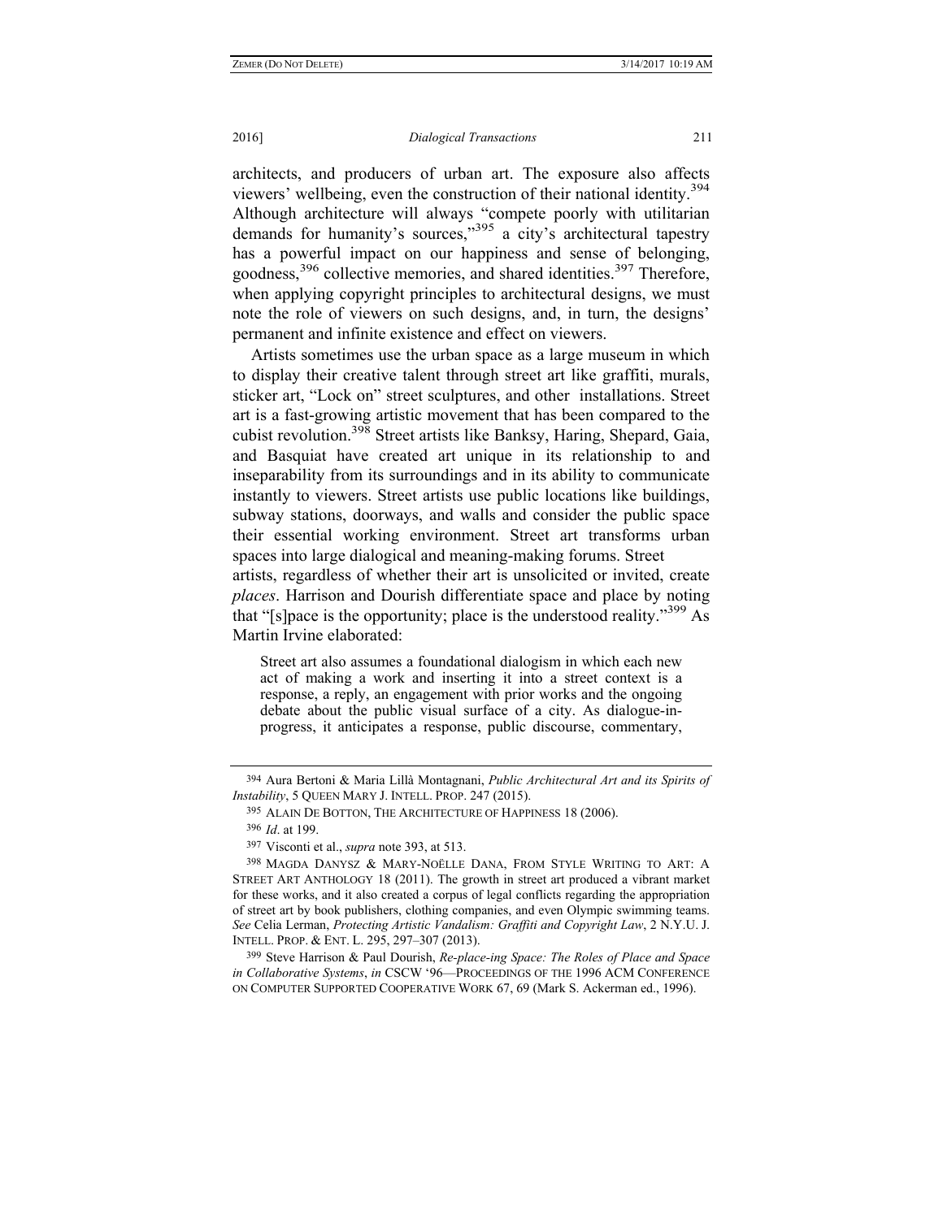architects, and producers of urban art. The exposure also affects viewers' wellbeing, even the construction of their national identity.[394] Although architecture will always "compete poorly with utilitarian demands for humanity's sources,"[395] a city's architectural tapestry has a powerful impact on our happiness and sense of belonging, goodness,[396] collective memories, and shared identities.[397] Therefore, when applying copyright principles to architectural designs, we must note the role of viewers on such designs, and, in turn, the designs' permanent and infinite existence and effect on viewers.

Artists sometimes use the urban space as a large museum in which to display their creative talent through street art like graffiti, murals, sticker art, "Lock on" street sculptures, and other installations. Street art is a fast-growing artistic movement that has been compared to the cubist revolution.[398] Street artists like Banksy, Haring, Shepard, Gaia, and Basquiat have created art unique in its relationship to and inseparability from its surroundings and in its ability to communicate instantly to viewers. Street artists use public locations like buildings, subway stations, doorways, and walls and consider the public space their essential working environment. Street art transforms urban spaces into large dialogical and meaning-making forums. Street artists, regardless of whether their art is unsolicited or invited, create *places*. Harrison and Dourish differentiate space and place by noting that "[s]pace is the opportunity; place is the understood reality."[399] As Martin Irvine elaborated:

> Street art also assumes a foundational dialogism in which each new act of making a work and inserting it into a street context is a response, a reply, an engagement with prior works and the ongoing debate about the public visual surface of a city. As dialogue-in-progress, it anticipates a response, public discourse, commentary,

---

394 Aura Bertoni & Maria Lillà Montagnani, *Public Architectural Art and its Spirits of Instability*, 5 QUEEN MARY J. INTELL. PROP. 247 (2015).

395 ALAIN DE BOTTON, THE ARCHITECTURE OF HAPPINESS 18 (2006).

396 *Id*. at 199.

397 Visconti et al., *supra* note 393, at 513.

398 MAGDA DANYSZ & MARY-NOËLLE DANA, FROM STYLE WRITING TO ART: A STREET ART ANTHOLOGY 18 (2011). The growth in street art produced a vibrant market for these works, and it also created a corpus of legal conflicts regarding the appropriation of street art by book publishers, clothing companies, and even Olympic swimming teams. *See* Celia Lerman, *Protecting Artistic Vandalism: Graffiti and Copyright Law*, 2 N.Y.U. J. INTELL. PROP. & ENT. L. 295, 297–307 (2013).

399 Steve Harrison & Paul Dourish, *Re-place-ing Space: The Roles of Place and Space in Collaborative Systems*, *in* CSCW '96—PROCEEDINGS OF THE 1996 ACM CONFERENCE ON COMPUTER SUPPORTED COOPERATIVE WORK 67, 69 (Mark S. Ackerman ed., 1996).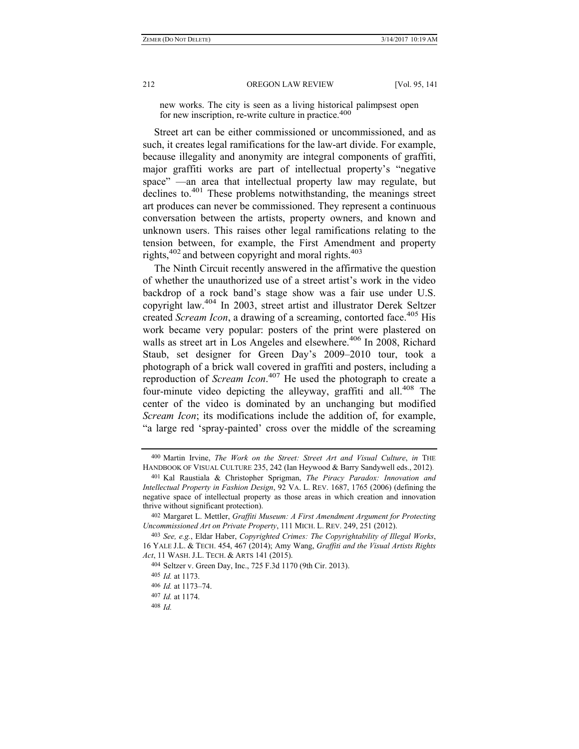new works. The city is seen as a living historical palimpsest open for new inscription, re-write culture in practice.[400]

Street art can be either commissioned or uncommissioned, and as such, it creates legal ramifications for the law-art divide. For example, because illegality and anonymity are integral components of graffiti, major graffiti works are part of intellectual property's "negative space" —an area that intellectual property law may regulate, but declines to.[401] These problems notwithstanding, the meanings street art produces can never be commissioned. They represent a continuous conversation between the artists, property owners, and known and unknown users. This raises other legal ramifications relating to the tension between, for example, the First Amendment and property rights,[402] and between copyright and moral rights.[403]

The Ninth Circuit recently answered in the affirmative the question of whether the unauthorized use of a street artist's work in the video backdrop of a rock band's stage show was a fair use under U.S. copyright law.[404] In 2003, street artist and illustrator Derek Seltzer created *Scream Icon*, a drawing of a screaming, contorted face.[405] His work became very popular: posters of the print were plastered on walls as street art in Los Angeles and elsewhere.[406] In 2008, Richard Staub, set designer for Green Day's 2009–2010 tour, took a photograph of a brick wall covered in graffiti and posters, including a reproduction of *Scream Icon*.[407] He used the photograph to create a four-minute video depicting the alleyway, graffiti and all.[408] The center of the video is dominated by an unchanging but modified *Scream Icon*; its modifications include the addition of, for example, "a large red 'spray-painted' cross over the middle of the screaming

---

400 Martin Irvine, *The Work on the Street: Street Art and Visual Culture*, *in* THE HANDBOOK OF VISUAL CULTURE 235, 242 (Ian Heywood & Barry Sandywell eds., 2012).

401 Kal Raustiala & Christopher Sprigman, *The Piracy Paradox: Innovation and Intellectual Property in Fashion Design*, 92 VA. L. REV. 1687, 1765 (2006) (defining the negative space of intellectual property as those areas in which creation and innovation thrive without significant protection).

402 Margaret L. Mettler, *Graffiti Museum: A First Amendment Argument for Protecting Uncommissioned Art on Private Property*, 111 MICH. L. REV. 249, 251 (2012).

403 *See, e.g.*, Eldar Haber, *Copyrighted Crimes: The Copyrightability of Illegal Works*, 16 YALE J.L. & TECH. 454, 467 (2014); Amy Wang, *Graffiti and the Visual Artists Rights Act*, 11 WASH. J.L. TECH. & ARTS 141 (2015).

404 Seltzer v. Green Day, Inc., 725 F.3d 1170 (9th Cir. 2013).

405 *Id.* at 1173.

406 *Id.* at 1173–74.

407 *Id.* at 1174.

408 *Id.*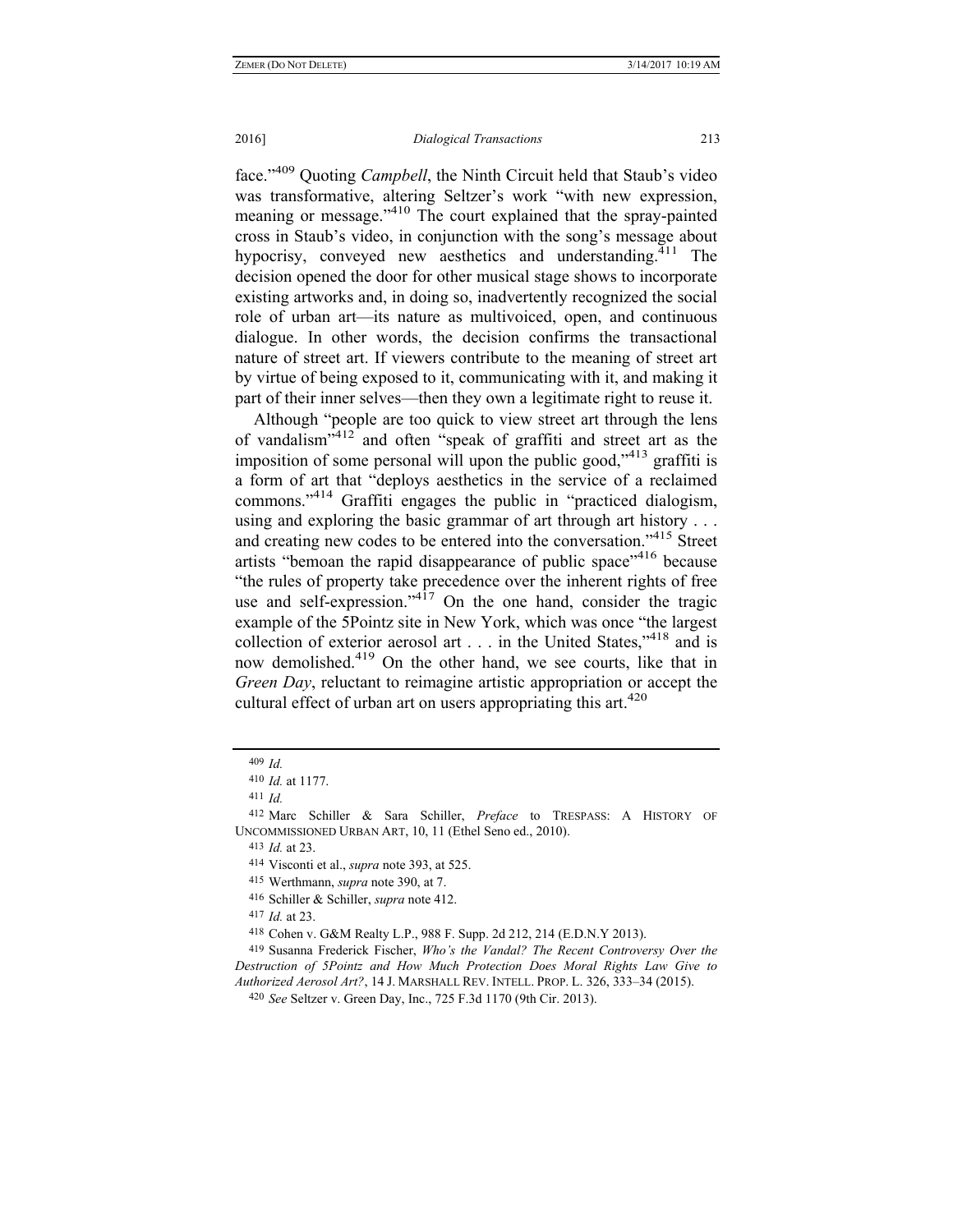face."[409] Quoting *Campbell*, the Ninth Circuit held that Staub's video was transformative, altering Seltzer's work "with new expression, meaning or message."[410] The court explained that the spray-painted cross in Staub's video, in conjunction with the song's message about hypocrisy, conveyed new aesthetics and understanding.[411] The decision opened the door for other musical stage shows to incorporate existing artworks and, in doing so, inadvertently recognized the social role of urban art—its nature as multivoiced, open, and continuous dialogue. In other words, the decision confirms the transactional nature of street art. If viewers contribute to the meaning of street art by virtue of being exposed to it, communicating with it, and making it part of their inner selves—then they own a legitimate right to reuse it.

Although "people are too quick to view street art through the lens of vandalism"[412] and often "speak of graffiti and street art as the imposition of some personal will upon the public good,"[413] graffiti is a form of art that "deploys aesthetics in the service of a reclaimed commons."[414] Graffiti engages the public in "practiced dialogism, using and exploring the basic grammar of art through art history . . . and creating new codes to be entered into the conversation."[415] Street artists "bemoan the rapid disappearance of public space"[416] because "the rules of property take precedence over the inherent rights of free use and self-expression."[417] On the one hand, consider the tragic example of the 5Pointz site in New York, which was once "the largest collection of exterior aerosol art . . . in the United States,"[418] and is now demolished.[419] On the other hand, we see courts, like that in *Green Day*, reluctant to reimagine artistic appropriation or accept the cultural effect of urban art on users appropriating this art.[420]

---

409 *Id.*

410 *Id.* at 1177.

411 *Id.*

412 Marc Schiller & Sara Schiller, *Preface* to TRESPASS: A HISTORY OF UNCOMMISSIONED URBAN ART, 10, 11 (Ethel Seno ed., 2010).

413 *Id.* at 23.

414 Visconti et al., *supra* note 393, at 525.

415 Werthmann, *supra* note 390, at 7.

416 Schiller & Schiller, *supra* note 412.

417 *Id.* at 23.

418 Cohen v. G&M Realty L.P., 988 F. Supp. 2d 212, 214 (E.D.N.Y 2013).

419 Susanna Frederick Fischer, *Who's the Vandal? The Recent Controversy Over the Destruction of 5Pointz and How Much Protection Does Moral Rights Law Give to Authorized Aerosol Art?*, 14 J. MARSHALL REV. INTELL. PROP. L. 326, 333–34 (2015).

420 *See* Seltzer v. Green Day, Inc., 725 F.3d 1170 (9th Cir. 2013).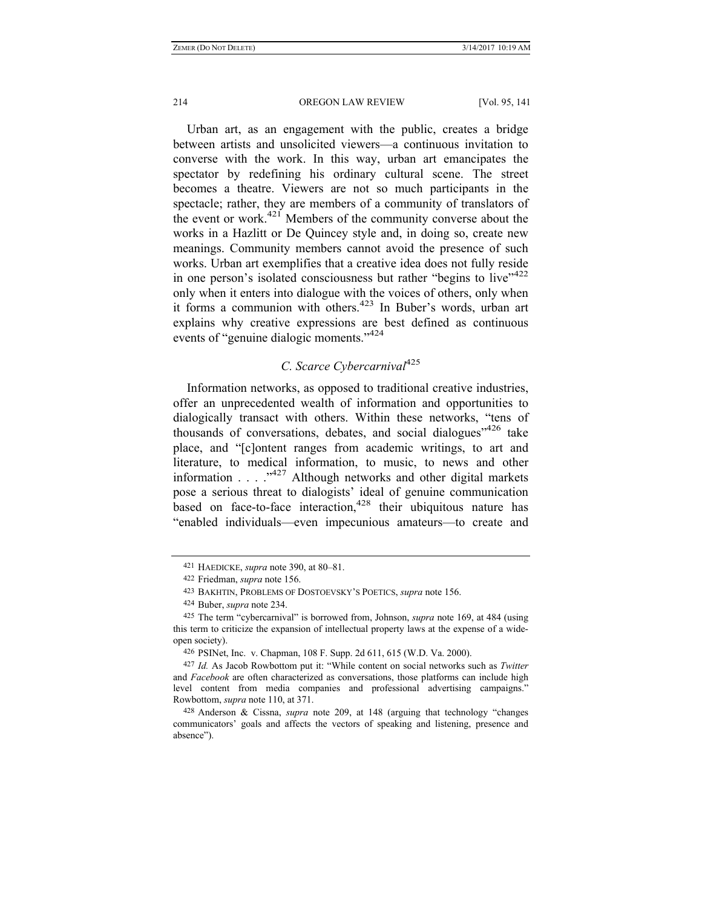Urban art, as an engagement with the public, creates a bridge between artists and unsolicited viewers—a continuous invitation to converse with the work. In this way, urban art emancipates the spectator by redefining his ordinary cultural scene. The street becomes a theatre. Viewers are not so much participants in the spectacle; rather, they are members of a community of translators of the event or work.[421] Members of the community converse about the works in a Hazlitt or De Quincey style and, in doing so, create new meanings. Community members cannot avoid the presence of such works. Urban art exemplifies that a creative idea does not fully reside in one person's isolated consciousness but rather "begins to live"[422] only when it enters into dialogue with the voices of others, only when it forms a communion with others.[423] In Buber's words, urban art explains why creative expressions are best defined as continuous events of "genuine dialogic moments."[424]

### *C. Scarce Cybercarnival*[425]

Information networks, as opposed to traditional creative industries, offer an unprecedented wealth of information and opportunities to dialogically transact with others. Within these networks, "tens of thousands of conversations, debates, and social dialogues"[426] take place, and "[c]ontent ranges from academic writings, to art and literature, to medical information, to music, to news and other information . . . ."[427] Although networks and other digital markets pose a serious threat to dialogists' ideal of genuine communication based on face-to-face interaction,[428] their ubiquitous nature has "enabled individuals—even impecunious amateurs—to create and

---

[421] HAEDICKE, *supra* note 390, at 80–81.

[422] Friedman, *supra* note 156.

[423] BAKHTIN, PROBLEMS OF DOSTOEVSKY'S POETICS, *supra* note 156.

[424] Buber, *supra* note 234.

[425] The term "cybercarnival" is borrowed from, Johnson, *supra* note 169, at 484 (using this term to criticize the expansion of intellectual property laws at the expense of a wide-open society).

[426] PSINet, Inc. v. Chapman, 108 F. Supp. 2d 611, 615 (W.D. Va. 2000).

[427] *Id.* As Jacob Rowbottom put it: "While content on social networks such as *Twitter* and *Facebook* are often characterized as conversations, those platforms can include high level content from media companies and professional advertising campaigns." Rowbottom, *supra* note 110, at 371.

[428] Anderson & Cissna, *supra* note 209, at 148 (arguing that technology "changes communicators' goals and affects the vectors of speaking and listening, presence and absence").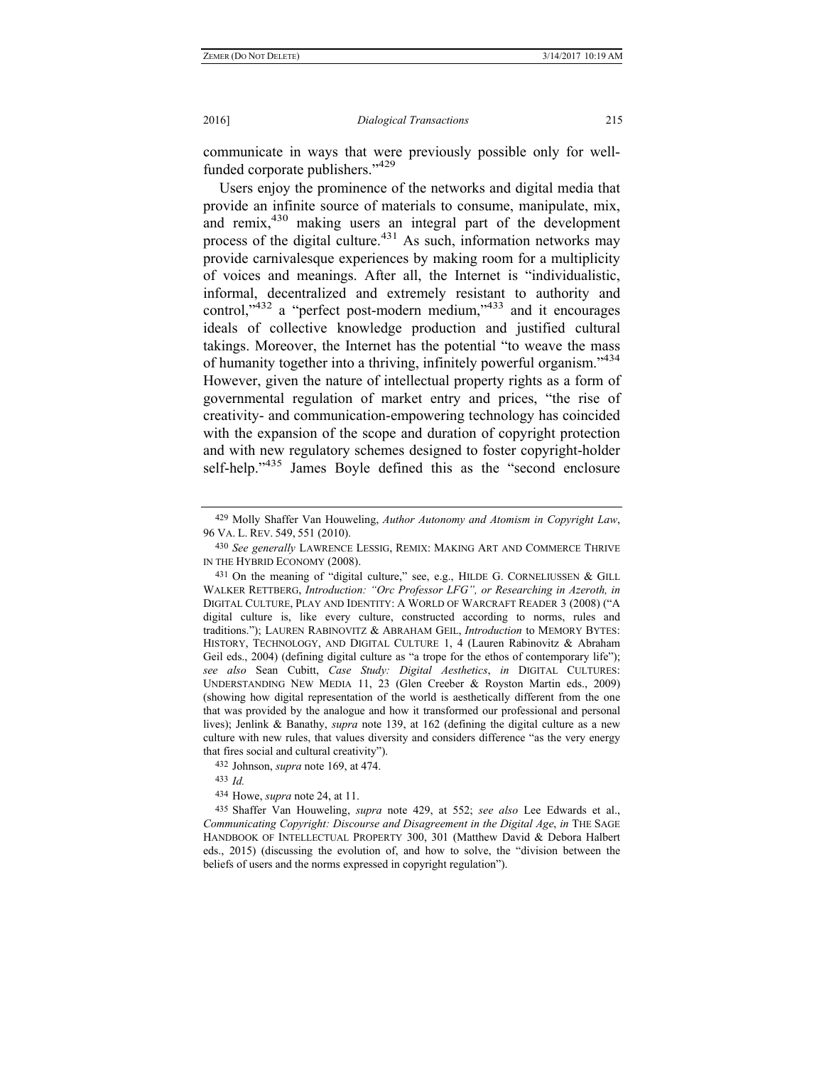communicate in ways that were previously possible only for well-funded corporate publishers."[429]

Users enjoy the prominence of the networks and digital media that provide an infinite source of materials to consume, manipulate, mix, and remix,[430] making users an integral part of the development process of the digital culture.[431] As such, information networks may provide carnivalesque experiences by making room for a multiplicity of voices and meanings. After all, the Internet is "individualistic, informal, decentralized and extremely resistant to authority and control,"[432] a "perfect post-modern medium,"[433] and it encourages ideals of collective knowledge production and justified cultural takings. Moreover, the Internet has the potential "to weave the mass of humanity together into a thriving, infinitely powerful organism."[434] However, given the nature of intellectual property rights as a form of governmental regulation of market entry and prices, "the rise of creativity- and communication-empowering technology has coincided with the expansion of the scope and duration of copyright protection and with new regulatory schemes designed to foster copyright-holder self-help."[435] James Boyle defined this as the "second enclosure

---

[429] Molly Shaffer Van Houweling, *Author Autonomy and Atomism in Copyright Law*, 96 VA. L. REV. 549, 551 (2010).

[430] *See generally* LAWRENCE LESSIG, REMIX: MAKING ART AND COMMERCE THRIVE IN THE HYBRID ECONOMY (2008).

[431] On the meaning of "digital culture," see, e.g., HILDE G. CORNELIUSSEN & GILL WALKER RETTBERG, *Introduction: "Orc Professor LFG", or Researching in Azeroth, in* DIGITAL CULTURE, PLAY AND IDENTITY: A WORLD OF WARCRAFT READER 3 (2008) ("A digital culture is, like every culture, constructed according to norms, rules and traditions."); LAUREN RABINOVITZ & ABRAHAM GEIL, *Introduction* to MEMORY BYTES: HISTORY, TECHNOLOGY, AND DIGITAL CULTURE 1, 4 (Lauren Rabinovitz & Abraham Geil eds., 2004) (defining digital culture as "a trope for the ethos of contemporary life"); *see also* Sean Cubitt, *Case Study: Digital Aesthetics*, *in* DIGITAL CULTURES: UNDERSTANDING NEW MEDIA 11, 23 (Glen Creeber & Royston Martin eds., 2009) (showing how digital representation of the world is aesthetically different from the one that was provided by the analogue and how it transformed our professional and personal lives); Jenlink & Banathy, *supra* note 139, at 162 (defining the digital culture as a new culture with new rules, that values diversity and considers difference "as the very energy that fires social and cultural creativity").

[432] Johnson, *supra* note 169, at 474.

[433] *Id.*

[434] Howe, *supra* note 24, at 11.

[435] Shaffer Van Houweling, *supra* note 429, at 552; *see also* Lee Edwards et al., *Communicating Copyright: Discourse and Disagreement in the Digital Age*, *in* THE SAGE HANDBOOK OF INTELLECTUAL PROPERTY 300, 301 (Matthew David & Debora Halbert eds., 2015) (discussing the evolution of, and how to solve, the "division between the beliefs of users and the norms expressed in copyright regulation").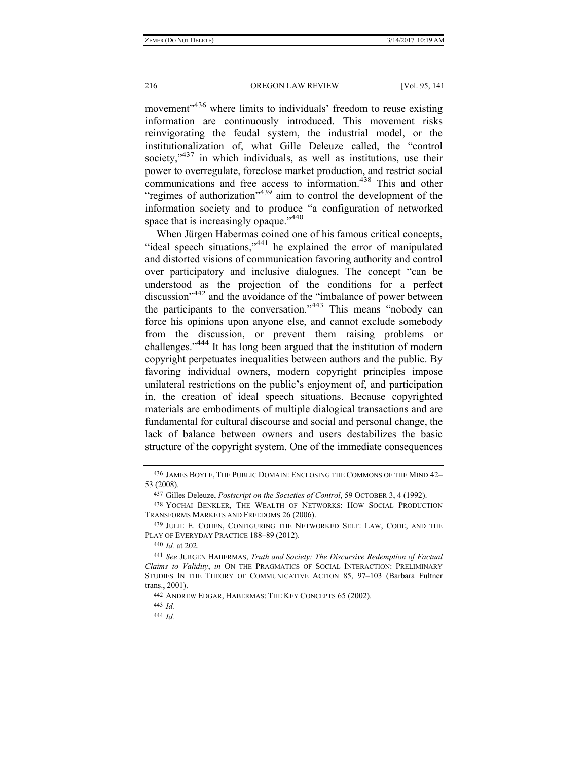movement"[436] where limits to individuals' freedom to reuse existing information are continuously introduced. This movement risks reinvigorating the feudal system, the industrial model, or the institutionalization of, what Gille Deleuze called, the "control society,"[437] in which individuals, as well as institutions, use their power to overregulate, foreclose market production, and restrict social communications and free access to information.[438] This and other "regimes of authorization"[439] aim to control the development of the information society and to produce "a configuration of networked space that is increasingly opaque."[440]

When Jürgen Habermas coined one of his famous critical concepts, "ideal speech situations,"[441] he explained the error of manipulated and distorted visions of communication favoring authority and control over participatory and inclusive dialogues. The concept "can be understood as the projection of the conditions for a perfect discussion"[442] and the avoidance of the "imbalance of power between the participants to the conversation."[443] This means "nobody can force his opinions upon anyone else, and cannot exclude somebody from the discussion, or prevent them raising problems or challenges."[444] It has long been argued that the institution of modern copyright perpetuates inequalities between authors and the public. By favoring individual owners, modern copyright principles impose unilateral restrictions on the public's enjoyment of, and participation in, the creation of ideal speech situations. Because copyrighted materials are embodiments of multiple dialogical transactions and are fundamental for cultural discourse and social and personal change, the lack of balance between owners and users destabilizes the basic structure of the copyright system. One of the immediate consequences

---

436 JAMES BOYLE, THE PUBLIC DOMAIN: ENCLOSING THE COMMONS OF THE MIND 42–53 (2008).

437 Gilles Deleuze, *Postscript on the Societies of Control*, 59 OCTOBER 3, 4 (1992).

438 YOCHAI BENKLER, THE WEALTH OF NETWORKS: HOW SOCIAL PRODUCTION TRANSFORMS MARKETS AND FREEDOMS 26 (2006).

439 JULIE E. COHEN, CONFIGURING THE NETWORKED SELF: LAW, CODE, AND THE PLAY OF EVERYDAY PRACTICE 188–89 (2012).

440 *Id.* at 202.

441 *See* JÜRGEN HABERMAS, *Truth and Society: The Discursive Redemption of Factual Claims to Validity*, *in* ON THE PRAGMATICS OF SOCIAL INTERACTION: PRELIMINARY STUDIES IN THE THEORY OF COMMUNICATIVE ACTION 85, 97–103 (Barbara Fultner trans., 2001).

442 ANDREW EDGAR, HABERMAS: THE KEY CONCEPTS 65 (2002).

443 *Id.*

444 *Id.*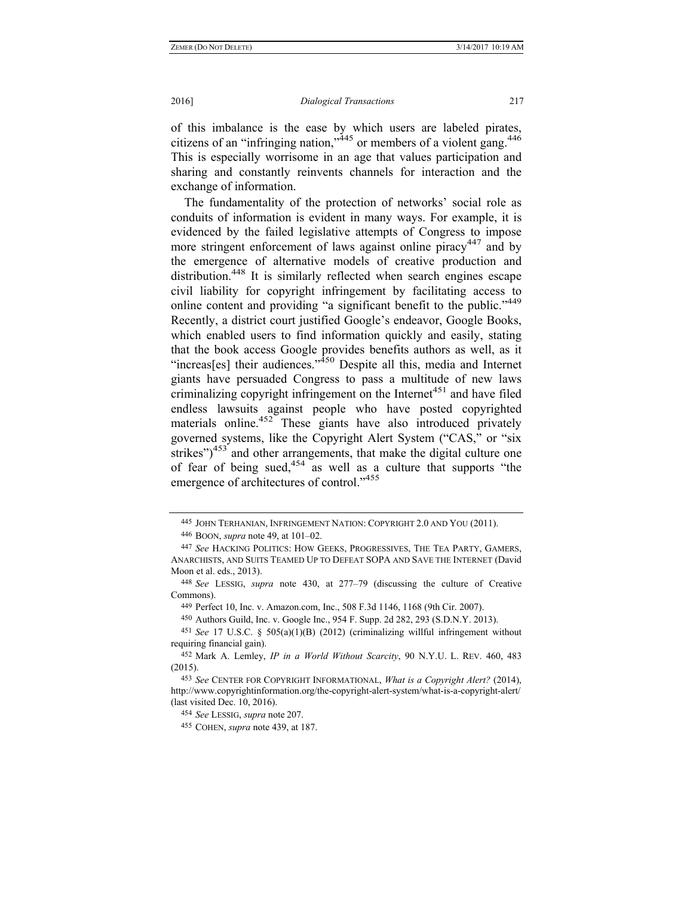of this imbalance is the ease by which users are labeled pirates, citizens of an "infringing nation,"[445] or members of a violent gang.[446] This is especially worrisome in an age that values participation and sharing and constantly reinvents channels for interaction and the exchange of information.

The fundamentality of the protection of networks' social role as conduits of information is evident in many ways. For example, it is evidenced by the failed legislative attempts of Congress to impose more stringent enforcement of laws against online piracy[447] and by the emergence of alternative models of creative production and distribution.[448] It is similarly reflected when search engines escape civil liability for copyright infringement by facilitating access to online content and providing "a significant benefit to the public."[449] Recently, a district court justified Google's endeavor, Google Books, which enabled users to find information quickly and easily, stating that the book access Google provides benefits authors as well, as it "increas[es] their audiences."[450] Despite all this, media and Internet giants have persuaded Congress to pass a multitude of new laws criminalizing copyright infringement on the Internet[451] and have filed endless lawsuits against people who have posted copyrighted materials online.[452] These giants have also introduced privately governed systems, like the Copyright Alert System ("CAS," or "six strikes")[453] and other arrangements, that make the digital culture one of fear of being sued,[454] as well as a culture that supports "the emergence of architectures of control."[455]

---

445 JOHN TERHANIAN, INFRINGEMENT NATION: COPYRIGHT 2.0 AND YOU (2011).

446 BOON, *supra* note 49, at 101–02.

447 *See* HACKING POLITICS: HOW GEEKS, PROGRESSIVES, THE TEA PARTY, GAMERS, ANARCHISTS, AND SUITS TEAMED UP TO DEFEAT SOPA AND SAVE THE INTERNET (David Moon et al. eds., 2013).

448 *See* LESSIG, *supra* note 430, at 277–79 (discussing the culture of Creative Commons).

449 Perfect 10, Inc. v. Amazon.com, Inc., 508 F.3d 1146, 1168 (9th Cir. 2007).

450 Authors Guild, Inc. v. Google Inc., 954 F. Supp. 2d 282, 293 (S.D.N.Y. 2013).

451 *See* 17 U.S.C. § 505(a)(1)(B) (2012) (criminalizing willful infringement without requiring financial gain).

452 Mark A. Lemley, *IP in a World Without Scarcity*, 90 N.Y.U. L. REV. 460, 483 (2015).

453 *See* CENTER FOR COPYRIGHT INFORMATIONAL, *What is a Copyright Alert?* (2014), http://www.copyrightinformation.org/the-copyright-alert-system/what-is-a-copyright-alert/ (last visited Dec. 10, 2016).

454 *See* LESSIG, *supra* note 207.

455 COHEN, *supra* note 439, at 187.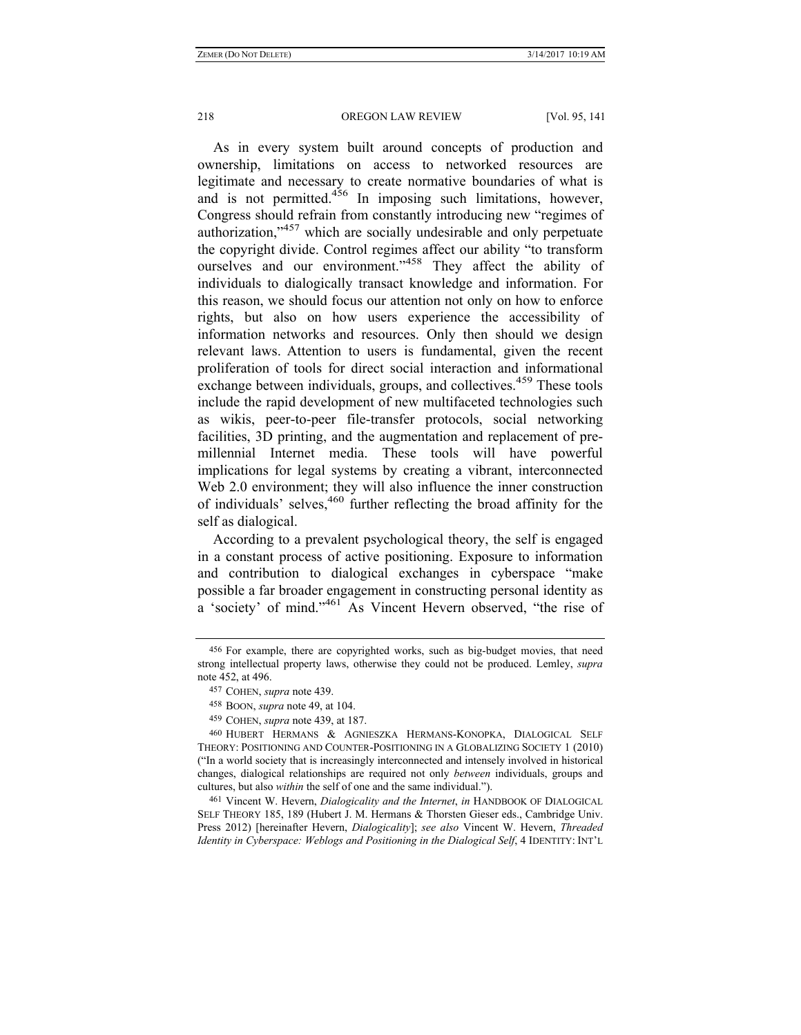As in every system built around concepts of production and ownership, limitations on access to networked resources are legitimate and necessary to create normative boundaries of what is and is not permitted.[456] In imposing such limitations, however, Congress should refrain from constantly introducing new "regimes of authorization,"[457] which are socially undesirable and only perpetuate the copyright divide. Control regimes affect our ability "to transform ourselves and our environment."[458] They affect the ability of individuals to dialogically transact knowledge and information. For this reason, we should focus our attention not only on how to enforce rights, but also on how users experience the accessibility of information networks and resources. Only then should we design relevant laws. Attention to users is fundamental, given the recent proliferation of tools for direct social interaction and informational exchange between individuals, groups, and collectives.[459] These tools include the rapid development of new multifaceted technologies such as wikis, peer-to-peer file-transfer protocols, social networking facilities, 3D printing, and the augmentation and replacement of pre-millennial Internet media. These tools will have powerful implications for legal systems by creating a vibrant, interconnected Web 2.0 environment; they will also influence the inner construction of individuals' selves,[460] further reflecting the broad affinity for the self as dialogical.

According to a prevalent psychological theory, the self is engaged in a constant process of active positioning. Exposure to information and contribution to dialogical exchanges in cyberspace "make possible a far broader engagement in constructing personal identity as a 'society' of mind."[461] As Vincent Hevern observed, "the rise of

---

456 For example, there are copyrighted works, such as big-budget movies, that need strong intellectual property laws, otherwise they could not be produced. Lemley, *supra* note 452, at 496.

457 COHEN, *supra* note 439.

458 BOON, *supra* note 49, at 104.

459 COHEN, *supra* note 439, at 187.

460 HUBERT HERMANS & AGNIESZKA HERMANS-KONOPKA, DIALOGICAL SELF THEORY: POSITIONING AND COUNTER-POSITIONING IN A GLOBALIZING SOCIETY 1 (2010) ("In a world society that is increasingly interconnected and intensely involved in historical changes, dialogical relationships are required not only *between* individuals, groups and cultures, but also *within* the self of one and the same individual.").

461 Vincent W. Hevern, *Dialogicality and the Internet*, *in* HANDBOOK OF DIALOGICAL SELF THEORY 185, 189 (Hubert J. M. Hermans & Thorsten Gieser eds., Cambridge Univ. Press 2012) [hereinafter Hevern, *Dialogicality*]; *see also* Vincent W. Hevern, *Threaded Identity in Cyberspace: Weblogs and Positioning in the Dialogical Self*, 4 IDENTITY: INT'L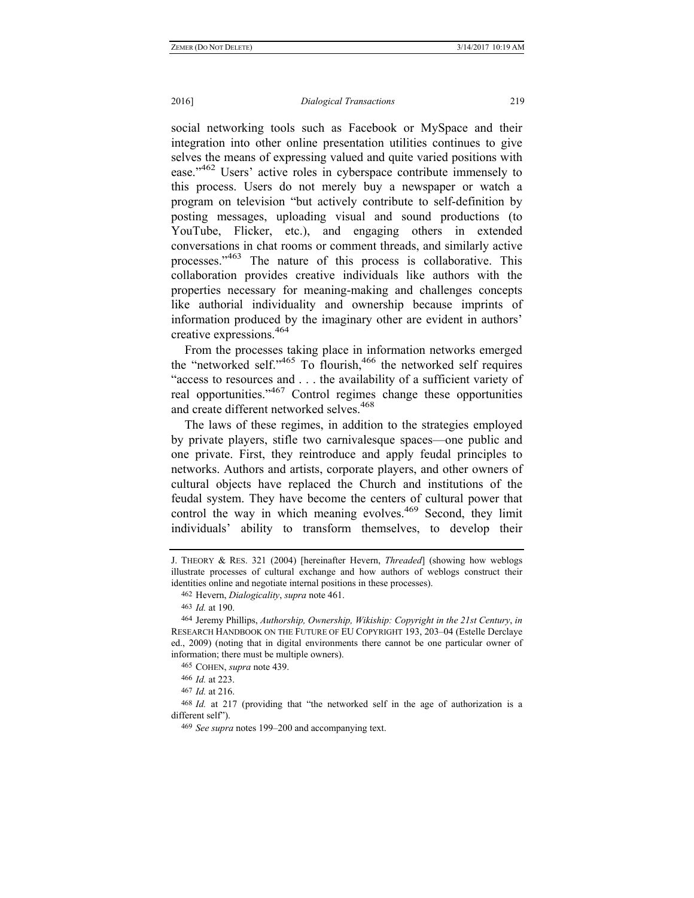social networking tools such as Facebook or MySpace and their integration into other online presentation utilities continues to give selves the means of expressing valued and quite varied positions with ease."[462] Users' active roles in cyberspace contribute immensely to this process. Users do not merely buy a newspaper or watch a program on television "but actively contribute to self-definition by posting messages, uploading visual and sound productions (to YouTube, Flicker, etc.), and engaging others in extended conversations in chat rooms or comment threads, and similarly active processes."[463] The nature of this process is collaborative. This collaboration provides creative individuals like authors with the properties necessary for meaning-making and challenges concepts like authorial individuality and ownership because imprints of information produced by the imaginary other are evident in authors' creative expressions.[464]

From the processes taking place in information networks emerged the "networked self."[465] To flourish,[466] the networked self requires "access to resources and . . . the availability of a sufficient variety of real opportunities."[467] Control regimes change these opportunities and create different networked selves.[468]

The laws of these regimes, in addition to the strategies employed by private players, stifle two carnivalesque spaces—one public and one private. First, they reintroduce and apply feudal principles to networks. Authors and artists, corporate players, and other owners of cultural objects have replaced the Church and institutions of the feudal system. They have become the centers of cultural power that control the way in which meaning evolves.[469] Second, they limit individuals' ability to transform themselves, to develop their

---

J. THEORY & RES. 321 (2004) [hereinafter Hevern, *Threaded*] (showing how weblogs illustrate processes of cultural exchange and how authors of weblogs construct their identities online and negotiate internal positions in these processes).

462 Hevern, *Dialogicality*, *supra* note 461.

463 *Id.* at 190.

464 Jeremy Phillips, *Authorship, Ownership, Wikiship: Copyright in the 21st Century*, *in* RESEARCH HANDBOOK ON THE FUTURE OF EU COPYRIGHT 193, 203–04 (Estelle Derclaye ed., 2009) (noting that in digital environments there cannot be one particular owner of information; there must be multiple owners).

465 COHEN, *supra* note 439.

466 *Id.* at 223.

467 *Id.* at 216.

468 *Id.* at 217 (providing that "the networked self in the age of authorization is a different self").

469 *See supra* notes 199–200 and accompanying text.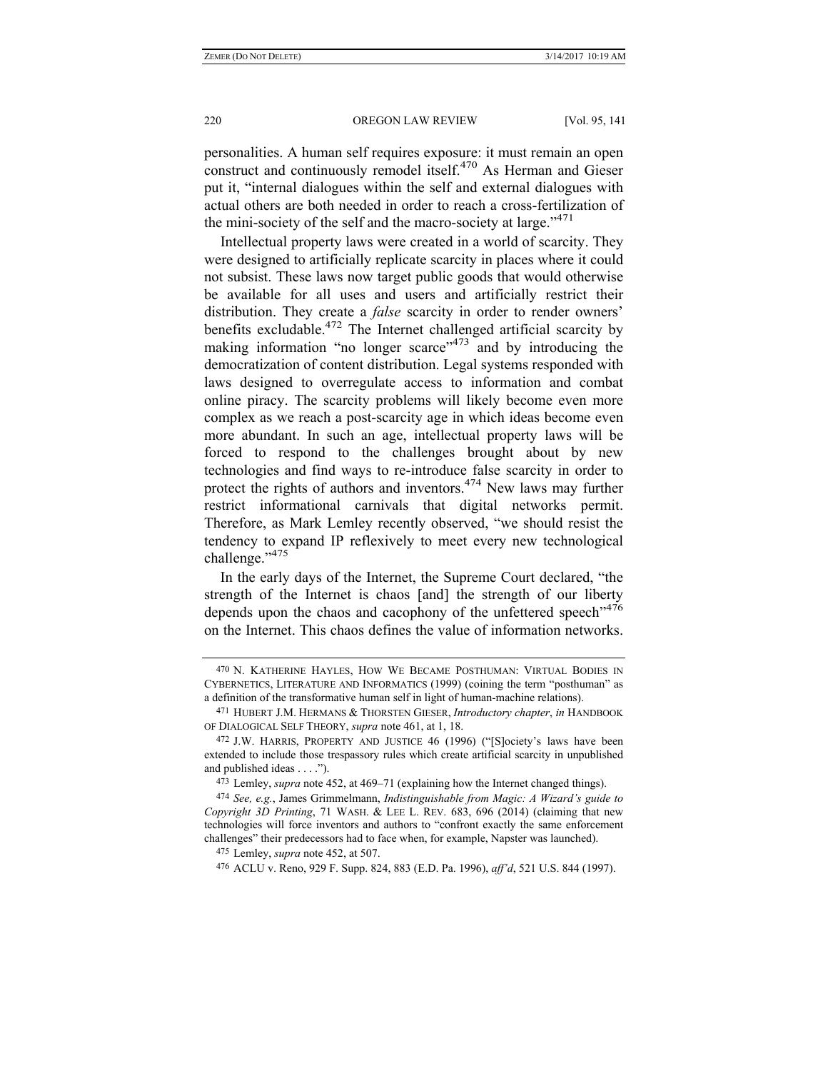personalities. A human self requires exposure: it must remain an open construct and continuously remodel itself.[470] As Herman and Gieser put it, "internal dialogues within the self and external dialogues with actual others are both needed in order to reach a cross-fertilization of the mini-society of the self and the macro-society at large."[471]

Intellectual property laws were created in a world of scarcity. They were designed to artificially replicate scarcity in places where it could not subsist. These laws now target public goods that would otherwise be available for all uses and users and artificially restrict their distribution. They create a *false* scarcity in order to render owners' benefits excludable.[472] The Internet challenged artificial scarcity by making information "no longer scarce"[473] and by introducing the democratization of content distribution. Legal systems responded with laws designed to overregulate access to information and combat online piracy. The scarcity problems will likely become even more complex as we reach a post-scarcity age in which ideas become even more abundant. In such an age, intellectual property laws will be forced to respond to the challenges brought about by new technologies and find ways to re-introduce false scarcity in order to protect the rights of authors and inventors.[474] New laws may further restrict informational carnivals that digital networks permit. Therefore, as Mark Lemley recently observed, "we should resist the tendency to expand IP reflexively to meet every new technological challenge."[475]

In the early days of the Internet, the Supreme Court declared, "the strength of the Internet is chaos [and] the strength of our liberty depends upon the chaos and cacophony of the unfettered speech"[476] on the Internet. This chaos defines the value of information networks.

---

470 N. KATHERINE HAYLES, HOW WE BECAME POSTHUMAN: VIRTUAL BODIES IN CYBERNETICS, LITERATURE AND INFORMATICS (1999) (coining the term "posthuman" as a definition of the transformative human self in light of human-machine relations).

471 HUBERT J.M. HERMANS & THORSTEN GIESER, *Introductory chapter*, *in* HANDBOOK OF DIALOGICAL SELF THEORY, *supra* note 461, at 1, 18.

472 J.W. HARRIS, PROPERTY AND JUSTICE 46 (1996) ("[S]ociety's laws have been extended to include those trespassory rules which create artificial scarcity in unpublished and published ideas . . . .").

473 Lemley, *supra* note 452, at 469–71 (explaining how the Internet changed things).

474 *See, e.g.*, James Grimmelmann, *Indistinguishable from Magic: A Wizard's guide to Copyright 3D Printing*, 71 WASH. & LEE L. REV. 683, 696 (2014) (claiming that new technologies will force inventors and authors to "confront exactly the same enforcement challenges" their predecessors had to face when, for example, Napster was launched).

475 Lemley, *supra* note 452, at 507.

476 ACLU v. Reno, 929 F. Supp. 824, 883 (E.D. Pa. 1996), *aff'd*, 521 U.S. 844 (1997).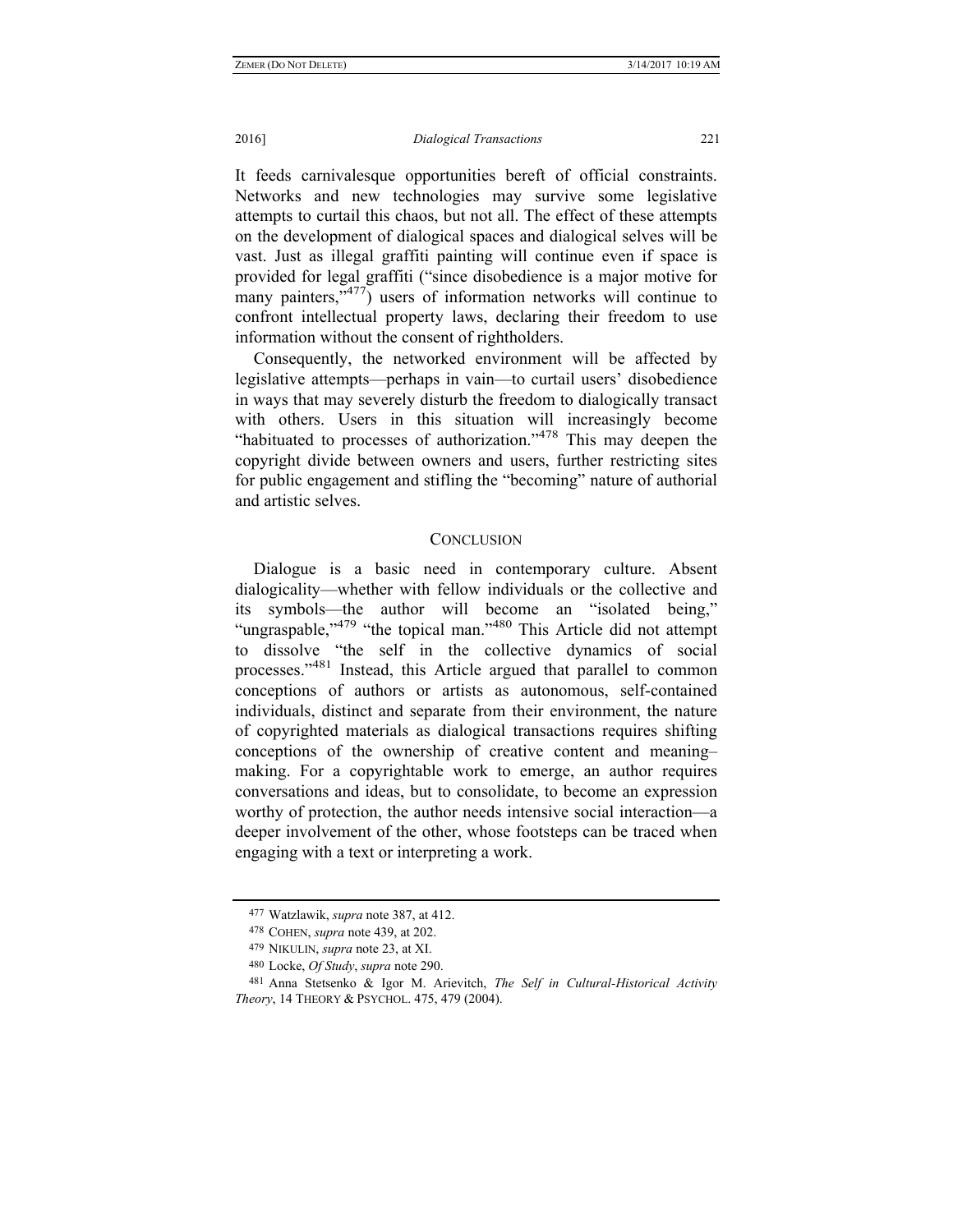It feeds carnivalesque opportunities bereft of official constraints. Networks and new technologies may survive some legislative attempts to curtail this chaos, but not all. The effect of these attempts on the development of dialogical spaces and dialogical selves will be vast. Just as illegal graffiti painting will continue even if space is provided for legal graffiti ("since disobedience is a major motive for many painters,"[477]) users of information networks will continue to confront intellectual property laws, declaring their freedom to use information without the consent of rightholders.

Consequently, the networked environment will be affected by legislative attempts—perhaps in vain—to curtail users' disobedience in ways that may severely disturb the freedom to dialogically transact with others. Users in this situation will increasingly become "habituated to processes of authorization."[478] This may deepen the copyright divide between owners and users, further restricting sites for public engagement and stifling the "becoming" nature of authorial and artistic selves.

## CONCLUSION

Dialogue is a basic need in contemporary culture. Absent dialogicality—whether with fellow individuals or the collective and its symbols—the author will become an "isolated being," "ungraspable,"[479] "the topical man."[480] This Article did not attempt to dissolve "the self in the collective dynamics of social processes."[481] Instead, this Article argued that parallel to common conceptions of authors or artists as autonomous, self-contained individuals, distinct and separate from their environment, the nature of copyrighted materials as dialogical transactions requires shifting conceptions of the ownership of creative content and meaning–making. For a copyrightable work to emerge, an author requires conversations and ideas, but to consolidate, to become an expression worthy of protection, the author needs intensive social interaction—a deeper involvement of the other, whose footsteps can be traced when engaging with a text or interpreting a work.

---

477 Watzlawik, *supra* note 387, at 412.

478 COHEN, *supra* note 439, at 202.

479 NIKULIN, *supra* note 23, at XI.

480 Locke, *Of Study*, *supra* note 290.

481 Anna Stetsenko & Igor M. Arievitch, *The Self in Cultural-Historical Activity Theory*, 14 THEORY & PSYCHOL. 475, 479 (2004).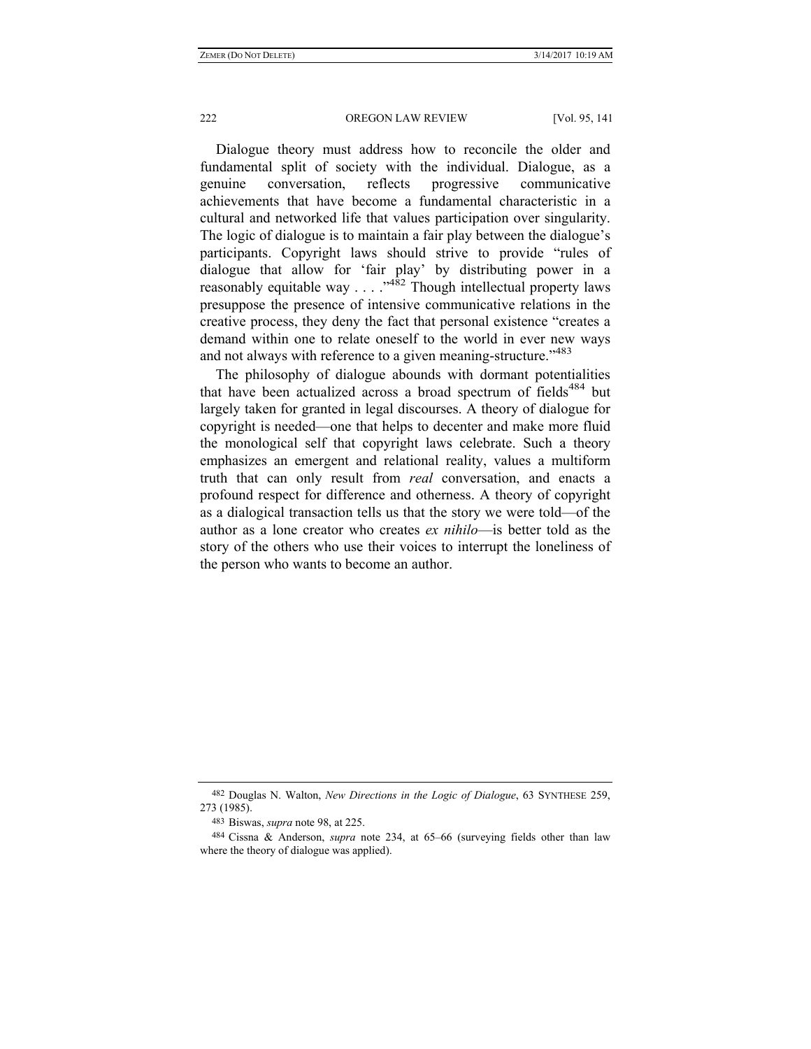Dialogue theory must address how to reconcile the older and fundamental split of society with the individual. Dialogue, as a genuine conversation, reflects progressive communicative achievements that have become a fundamental characteristic in a cultural and networked life that values participation over singularity. The logic of dialogue is to maintain a fair play between the dialogue's participants. Copyright laws should strive to provide "rules of dialogue that allow for 'fair play' by distributing power in a reasonably equitable way . . . ."[482] Though intellectual property laws presuppose the presence of intensive communicative relations in the creative process, they deny the fact that personal existence "creates a demand within one to relate oneself to the world in ever new ways and not always with reference to a given meaning-structure."[483]

The philosophy of dialogue abounds with dormant potentialities that have been actualized across a broad spectrum of fields[484] but largely taken for granted in legal discourses. A theory of dialogue for copyright is needed—one that helps to decenter and make more fluid the monological self that copyright laws celebrate. Such a theory emphasizes an emergent and relational reality, values a multiform truth that can only result from *real* conversation, and enacts a profound respect for difference and otherness. A theory of copyright as a dialogical transaction tells us that the story we were told—of the author as a lone creator who creates *ex nihilo*—is better told as the story of the others who use their voices to interrupt the loneliness of the person who wants to become an author.

---

482 Douglas N. Walton, *New Directions in the Logic of Dialogue*, 63 SYNTHESE 259, 273 (1985).

483 Biswas, *supra* note 98, at 225.

484 Cissna & Anderson, *supra* note 234, at 65–66 (surveying fields other than law where the theory of dialogue was applied).